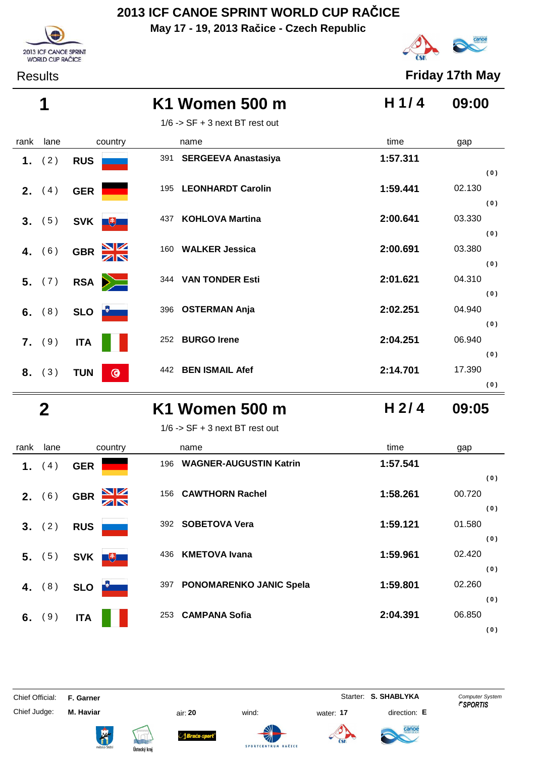# 2013 ICF CANOE SPRINT WORLD CUP RAČICE

**May 17 - 19, 2013 Račice - Czech Republic**

2013 ICF CANOE SPRINT WORLD CUP RAČICE

Results

**Friday 17th May**

## 1 K1 Women 500 m — H 1/ 4 — 09:00

1/6 -> SF + 3 next BT rest out

| rank | lane | country | | name | time | gap |
|---|---|---|---|---|---|---|
| 1. | (2) | RUS | 391 | SERGEEVA Anastasiya | 1:57.311 | (0) |
| 2. | (4) | GER | 195 | LEONHARDT Carolin | 1:59.441 | 02.130 (0) |
| 3. | (5) | SVK | 437 | KOHLOVA Martina | 2:00.641 | 03.330 (0) |
| 4. | (6) | GBR | 160 | WALKER Jessica | 2:00.691 | 03.380 (0) |
| 5. | (7) | RSA | 344 | VAN TONDER Esti | 2:01.621 | 04.310 (0) |
| 6. | (8) | SLO | 396 | OSTERMAN Anja | 2:02.251 | 04.940 (0) |
| 7. | (9) | ITA | 252 | BURGO Irene | 2:04.251 | 06.940 (0) |
| 8. | (3) | TUN | 442 | BEN ISMAIL Afef | 2:14.701 | 17.390 (0) |

## 2 K1 Women 500 m — H 2/ 4 — 09:05

1/6 -> SF + 3 next BT rest out

| rank | lane | country | | name | time | gap |
|---|---|---|---|---|---|---|
| 1. | (4) | GER | 196 | WAGNER-AUGUSTIN Katrin | 1:57.541 | (0) |
| 2. | (6) | GBR | 156 | CAWTHORN Rachel | 1:58.261 | 00.720 (0) |
| 3. | (2) | RUS | 392 | SOBETOVA Vera | 1:59.121 | 01.580 (0) |
| 5. | (5) | SVK | 436 | KMETOVA Ivana | 1:59.961 | 02.420 (0) |
| 4. | (8) | SLO | 397 | PONOMARENKO JANIC Spela | 1:59.801 | 02.260 (0) |
| 6. | (9) | ITA | 253 | CAMPANA Sofia | 2:04.391 | 06.850 (0) |

Chief Official: **F. Garner** Starter: **S. SHABLYKA**

Chief Judge: **M. Haviar** air: **20** wind: water: **17** direction: **E**

Computer System SPORTIS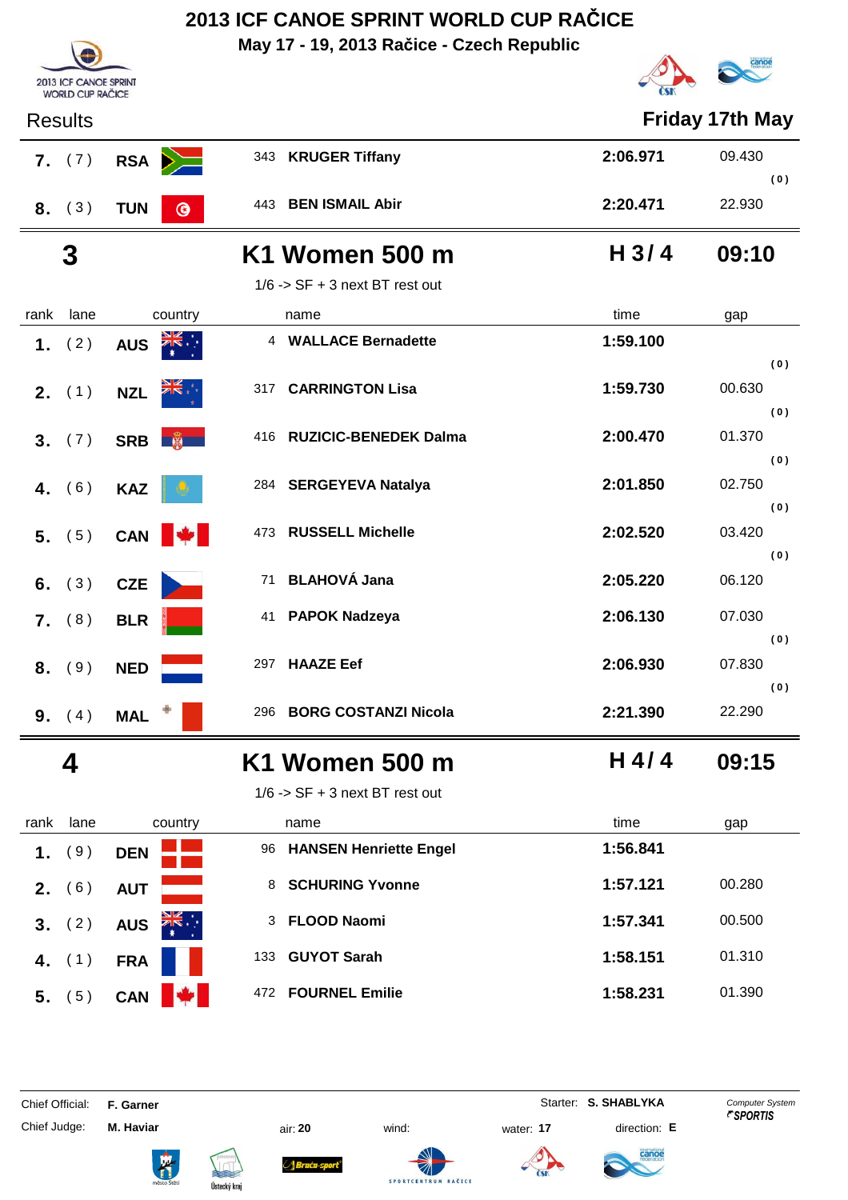# 2013 ICF CANOE SPRINT WORLD CUP RAČICE

**May 17 - 19, 2013 Račice - Czech Republic**

Results — **Friday 17th May**

| rank | lane | country | | name | time | gap |
|---|---|---|---|---|---|---|
| 7. | ( 7 ) | RSA | 343 | KRUGER Tiffany | 2:06.971 | 09.430 ( 0 ) |
| 8. | ( 3 ) | TUN | 443 | BEN ISMAIL Abir | 2:20.471 | 22.930 |

## 3 — K1 Women 500 m — H 3 / 4 — 09:10

1/6 -> SF + 3 next BT rest out

| rank | lane | country | | name | time | gap |
|---|---|---|---|---|---|---|
| 1. | ( 2 ) | AUS | 4 | WALLACE Bernadette | 1:59.100 | ( 0 ) |
| 2. | ( 1 ) | NZL | 317 | CARRINGTON Lisa | 1:59.730 | 00.630 ( 0 ) |
| 3. | ( 7 ) | SRB | 416 | RUZICIC-BENEDEK Dalma | 2:00.470 | 01.370 ( 0 ) |
| 4. | ( 6 ) | KAZ | 284 | SERGEYEVA Natalya | 2:01.850 | 02.750 ( 0 ) |
| 5. | ( 5 ) | CAN | 473 | RUSSELL Michelle | 2:02.520 | 03.420 ( 0 ) |
| 6. | ( 3 ) | CZE | 71 | BLAHOVÁ Jana | 2:05.220 | 06.120 |
| 7. | ( 8 ) | BLR | 41 | PAPOK Nadzeya | 2:06.130 | 07.030 ( 0 ) |
| 8. | ( 9 ) | NED | 297 | HAAZE Eef | 2:06.930 | 07.830 ( 0 ) |
| 9. | ( 4 ) | MAL | 296 | BORG COSTANZI Nicola | 2:21.390 | 22.290 |

## 4 — K1 Women 500 m — H 4 / 4 — 09:15

1/6 -> SF + 3 next BT rest out

| rank | lane | country | | name | time | gap |
|---|---|---|---|---|---|---|
| 1. | ( 9 ) | DEN | 96 | HANSEN Henriette Engel | 1:56.841 | |
| 2. | ( 6 ) | AUT | 8 | SCHURING Yvonne | 1:57.121 | 00.280 |
| 3. | ( 2 ) | AUS | 3 | FLOOD Naomi | 1:57.341 | 00.500 |
| 4. | ( 1 ) | FRA | 133 | GUYOT Sarah | 1:58.151 | 01.310 |
| 5. | ( 5 ) | CAN | 472 | FOURNEL Emilie | 1:58.231 | 01.390 |

Chief Official: **F. Garner** — Starter: **S. SHABLYKA**

Chief Judge: **M. Haviar** — air: **20** — wind: — water: **17** — direction: **E**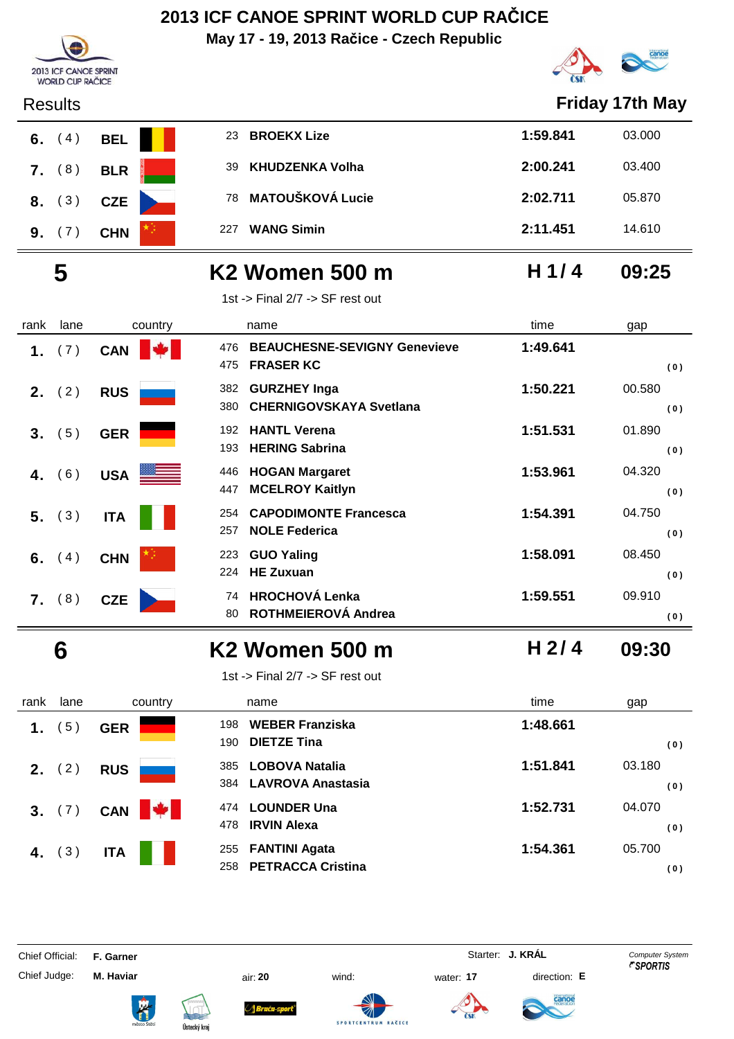# 2013 ICF CANOE SPRINT WORLD CUP RAČICE

**May 17 - 19, 2013 Račice - Czech Republic**

Results — **Friday 17th May**

| rank | lane | country | | name | time | gap |
|---|---|---|---|---|---|---|
| 6. | (4) | BEL | 23 | BROEKX Lize | 1:59.841 | 03.000 |
| 7. | (8) | BLR | 39 | KHUDZENKA Volha | 2:00.241 | 03.400 |
| 8. | (3) | CZE | 78 | MATOUŠKOVÁ Lucie | 2:02.711 | 05.870 |
| 9. | (7) | CHN | 227 | WANG Simin | 2:11.451 | 14.610 |

## 5 — K2 Women 500 m — H 1/4 — 09:25

1st -> Final 2/7 -> SF rest out

| rank | lane | country | | name | time | gap |
|---|---|---|---|---|---|---|
| 1. | (7) | CAN | 476<br>475 | BEAUCHESNE-SEVIGNY Genevieve<br>FRASER KC | 1:49.641 | (0) |
| 2. | (2) | RUS | 382<br>380 | GURZHEY Inga<br>CHERNIGOVSKAYA Svetlana | 1:50.221 | 00.580 (0) |
| 3. | (5) | GER | 192<br>193 | HANTL Verena<br>HERING Sabrina | 1:51.531 | 01.890 (0) |
| 4. | (6) | USA | 446<br>447 | HOGAN Margaret<br>MCELROY Kaitlyn | 1:53.961 | 04.320 (0) |
| 5. | (3) | ITA | 254<br>257 | CAPODIMONTE Francesca<br>NOLE Federica | 1:54.391 | 04.750 (0) |
| 6. | (4) | CHN | 223<br>224 | GUO Yaling<br>HE Zuxuan | 1:58.091 | 08.450 (0) |
| 7. | (8) | CZE | 74<br>80 | HROCHOVÁ Lenka<br>ROTHMEIEROVÁ Andrea | 1:59.551 | 09.910 (0) |

## 6 — K2 Women 500 m — H 2/4 — 09:30

1st -> Final 2/7 -> SF rest out

| rank | lane | country | | name | time | gap |
|---|---|---|---|---|---|---|
| 1. | (5) | GER | 198<br>190 | WEBER Franziska<br>DIETZE Tina | 1:48.661 | (0) |
| 2. | (2) | RUS | 385<br>384 | LOBOVA Natalia<br>LAVROVA Anastasia | 1:51.841 | 03.180 (0) |
| 3. | (7) | CAN | 474<br>478 | LOUNDER Una<br>IRVIN Alexa | 1:52.731 | 04.070 (0) |
| 4. | (3) | ITA | 255<br>258 | FANTINI Agata<br>PETRACCA Cristina | 1:54.361 | 05.700 (0) |

Chief Official: **F. Garner** — Starter: **J. KRÁL** — Computer System SPORTIS

Chief Judge: **M. Haviar** — air: **20** — wind: — water: **17** — direction: **E**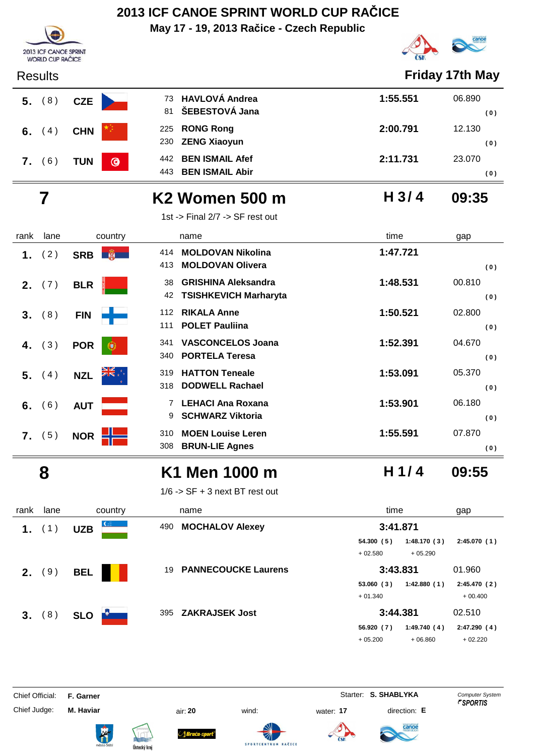# 2013 ICF CANOE SPRINT WORLD CUP RAČICE

**May 17 - 19, 2013 Račice - Czech Republic**

Results — **Friday 17th May**

| rank | lane | country | name | time | gap |
|---|---|---|---|---|---|
| 5. | (8) | CZE | 73 **HAVLOVÁ Andrea**<br>81 **ŠEBESTOVÁ Jana** | 1:55.551 | 06.890 (0) |
| 6. | (4) | CHN | 225 **RONG Rong**<br>230 **ZENG Xiaoyun** | 2:00.791 | 12.130 (0) |
| 7. | (6) | TUN | 442 **BEN ISMAIL Afef**<br>443 **BEN ISMAIL Abir** | 2:11.731 | 23.070 (0) |

## 7 — K2 Women 500 m — H 3/4 — 09:35

1st -> Final 2/7 -> SF rest out

| rank | lane | country | name | time | gap |
|---|---|---|---|---|---|
| 1. | (2) | SRB | 414 **MOLDOVAN Nikolina**<br>413 **MOLDOVAN Olivera** | 1:47.721 | (0) |
| 2. | (7) | BLR | 38 **GRISHINA Aleksandra**<br>42 **TSISHKEVICH Marharyta** | 1:48.531 | 00.810 (0) |
| 3. | (8) | FIN | 112 **RIKALA Anne**<br>111 **POLET Pauliina** | 1:50.521 | 02.800 (0) |
| 4. | (3) | POR | 341 **VASCONCELOS Joana**<br>340 **PORTELA Teresa** | 1:52.391 | 04.670 (0) |
| 5. | (4) | NZL | 319 **HATTON Teneale**<br>318 **DODWELL Rachael** | 1:53.091 | 05.370 (0) |
| 6. | (6) | AUT | 7 **LEHACI Ana Roxana**<br>9 **SCHWARZ Viktoria** | 1:53.901 | 06.180 (0) |
| 7. | (5) | NOR | 310 **MOEN Louise Leren**<br>308 **BRUN-LIE Agnes** | 1:55.591 | 07.870 (0) |

## 8 — K1 Men 1000 m — H 1/4 — 09:55

1/6 -> SF + 3 next BT rest out

| rank | lane | country | name | time | gap |
|---|---|---|---|---|---|
| 1. | (1) | UZB | 490 **MOCHALOV Alexey** | 3:41.871<br>54.300 (5) / 1:48.170 (3) / 2:45.070 (1)<br>+02.580 / +05.290 | |
| 2. | (9) | BEL | 19 **PANNECOUCKE Laurens** | 3:43.831<br>53.060 (3) / 1:42.880 (1) / 2:45.470 (2)<br>+01.340 / / +00.400 | 01.960 |
| 3. | (8) | SLO | 395 **ZAKRAJSEK Jost** | 3:44.381<br>56.920 (7) / 1:49.740 (4) / 2:47.290 (4)<br>+05.200 / +06.860 / +02.220 | 02.510 |

Chief Official: **F. Garner** — Starter: **S. SHABLYKA**

Chief Judge: **M. Haviar** — air: **20** — wind: — water: **17** — direction: **E**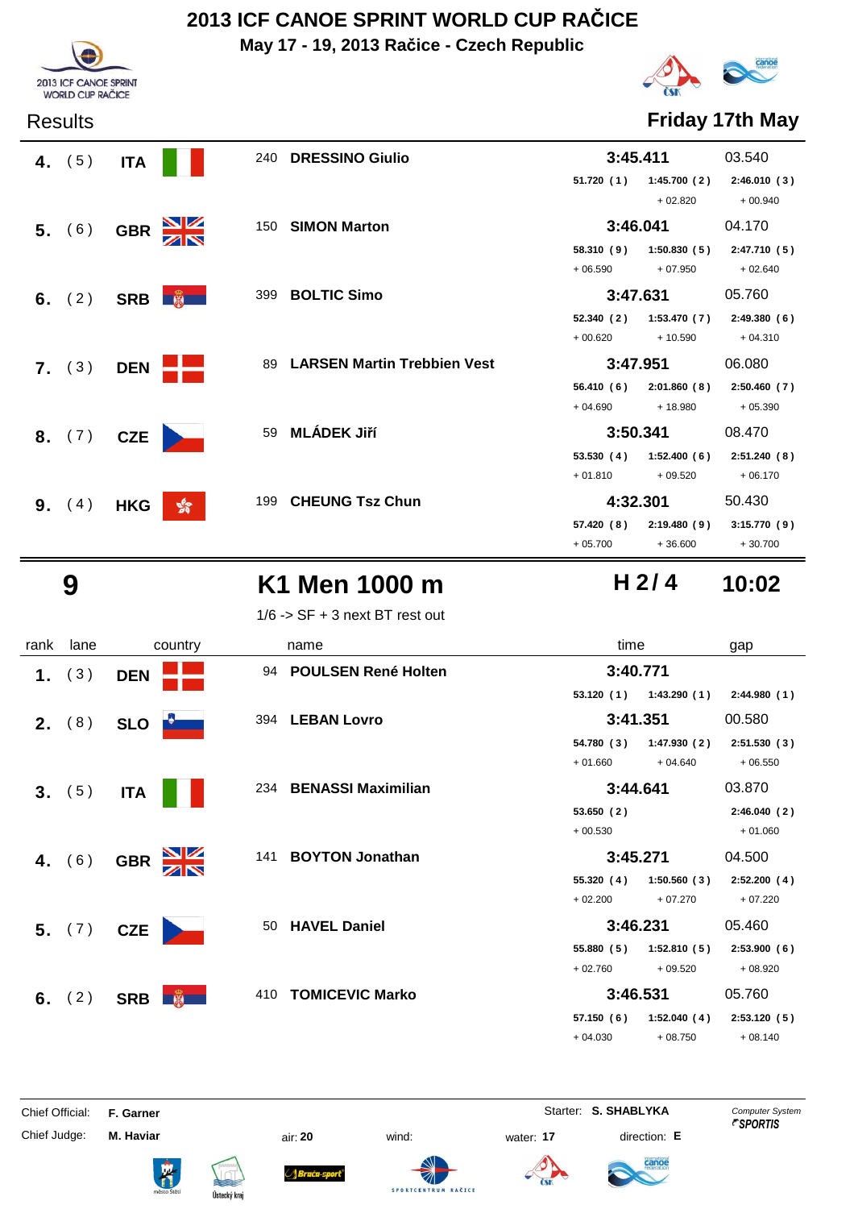# 2013 ICF CANOE SPRINT WORLD CUP RAČICE

**May 17 - 19, 2013 Račice - Czech Republic**

Results — **Friday 17th May**

| rank | lane | country | | name | time | gap |
|---|---|---|---|---|---|---|
| **4.** | ( 5 ) | **ITA** | 240 | **DRESSINO Giulio** | **3:45.411** | 03.540 |
| | | | | | 51.720 ( 1 ) / 1:45.700 ( 2 ) / 2:46.010 ( 3 ) | |
| | | | | | / + 02.820 / + 00.940 | |
| **5.** | ( 6 ) | **GBR** | 150 | **SIMON Marton** | **3:46.041** | 04.170 |
| | | | | | 58.310 ( 9 ) / 1:50.830 ( 5 ) / 2:47.710 ( 5 ) | |
| | | | | | + 06.590 / + 07.950 / + 02.640 | |
| **6.** | ( 2 ) | **SRB** | 399 | **BOLTIC Simo** | **3:47.631** | 05.760 |
| | | | | | 52.340 ( 2 ) / 1:53.470 ( 7 ) / 2:49.380 ( 6 ) | |
| | | | | | + 00.620 / + 10.590 / + 04.310 | |
| **7.** | ( 3 ) | **DEN** | 89 | **LARSEN Martin Trebbien Vest** | **3:47.951** | 06.080 |
| | | | | | 56.410 ( 6 ) / 2:01.860 ( 8 ) / 2:50.460 ( 7 ) | |
| | | | | | + 04.690 / + 18.980 / + 05.390 | |
| **8.** | ( 7 ) | **CZE** | 59 | **MLÁDEK Jiří** | **3:50.341** | 08.470 |
| | | | | | 53.530 ( 4 ) / 1:52.400 ( 6 ) / 2:51.240 ( 8 ) | |
| | | | | | + 01.810 / + 09.520 / + 06.170 | |
| **9.** | ( 4 ) | **HKG** | 199 | **CHEUNG Tsz Chun** | **4:32.301** | 50.430 |
| | | | | | 57.420 ( 8 ) / 2:19.480 ( 9 ) / 3:15.770 ( 9 ) | |
| | | | | | + 05.700 / + 36.600 / + 30.700 | |

## 9 — K1 Men 1000 m — H 2 / 4 — 10:02

1/6 -> SF + 3 next BT rest out

| rank | lane | country | | name | time | gap |
|---|---|---|---|---|---|---|
| **1.** | ( 3 ) | **DEN** | 94 | **POULSEN René Holten** | **3:40.771** | |
| | | | | | 53.120 ( 1 ) / 1:43.290 ( 1 ) / 2:44.980 ( 1 ) | |
| **2.** | ( 8 ) | **SLO** | 394 | **LEBAN Lovro** | **3:41.351** | 00.580 |
| | | | | | 54.780 ( 3 ) / 1:47.930 ( 2 ) / 2:51.530 ( 3 ) | |
| | | | | | + 01.660 / + 04.640 / + 06.550 | |
| **3.** | ( 5 ) | **ITA** | 234 | **BENASSI Maximilian** | **3:44.641** | 03.870 |
| | | | | | 53.650 ( 2 ) / / 2:46.040 ( 2 ) | |
| | | | | | + 00.530 / / + 01.060 | |
| **4.** | ( 6 ) | **GBR** | 141 | **BOYTON Jonathan** | **3:45.271** | 04.500 |
| | | | | | 55.320 ( 4 ) / 1:50.560 ( 3 ) / 2:52.200 ( 4 ) | |
| | | | | | + 02.200 / + 07.270 / + 07.220 | |
| **5.** | ( 7 ) | **CZE** | 50 | **HAVEL Daniel** | **3:46.231** | 05.460 |
| | | | | | 55.880 ( 5 ) / 1:52.810 ( 5 ) / 2:53.900 ( 6 ) | |
| | | | | | + 02.760 / + 09.520 / + 08.920 | |
| **6.** | ( 2 ) | **SRB** | 410 | **TOMICEVIC Marko** | **3:46.531** | 05.760 |
| | | | | | 57.150 ( 6 ) / 1:52.040 ( 4 ) / 2:53.120 ( 5 ) | |
| | | | | | + 04.030 / + 08.750 / + 08.140 | |

Chief Official: **F. Garner** — Starter: **S. SHABLYKA**

Chief Judge: **M. Haviar** — air: **20** — wind: — water: **17** — direction: **E**

Computer System *SPORTIS*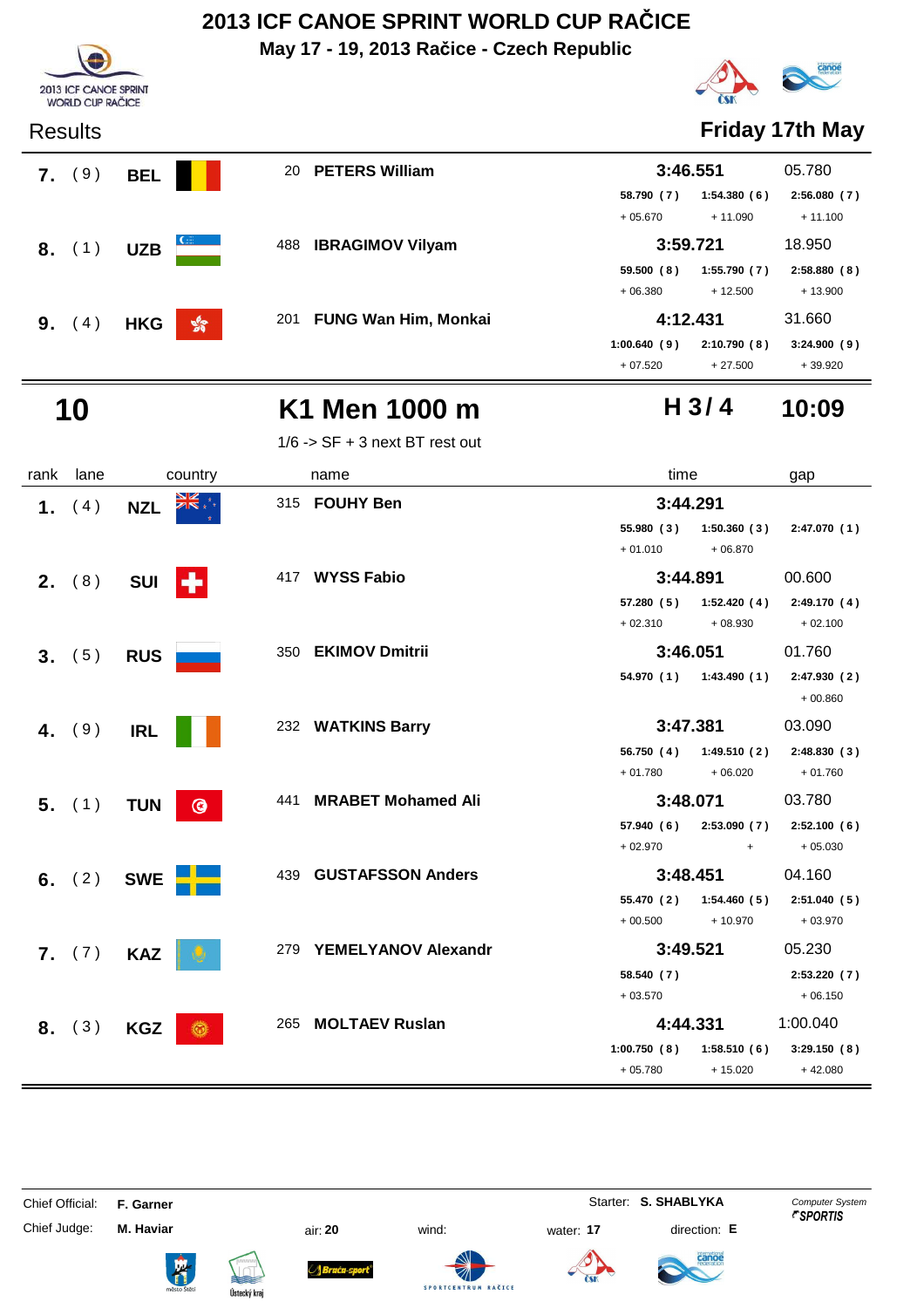# 2013 ICF CANOE SPRINT WORLD CUP RAČICE

**May 17 - 19, 2013 Račice - Czech Republic**

Results **Friday 17th May**

| rank | lane | country | name | time | | | gap |
|---|---|---|---|---|---|---|---|
| **7.** | ( 9 ) | **BEL** | 20 **PETERS William** | **3:46.551** | | | 05.780 |
| | | | | 58.790 ( 7 ) | 1:54.380 ( 6 ) | 2:56.080 ( 7 ) | |
| | | | | + 05.670 | + 11.090 | + 11.100 | |
| **8.** | ( 1 ) | **UZB** | 488 **IBRAGIMOV Vilyam** | **3:59.721** | | | 18.950 |
| | | | | 59.500 ( 8 ) | 1:55.790 ( 7 ) | 2:58.880 ( 8 ) | |
| | | | | + 06.380 | + 12.500 | + 13.900 | |
| **9.** | ( 4 ) | **HKG** | 201 **FUNG Wan Him, Monkai** | **4:12.431** | | | 31.660 |
| | | | | 1:00.640 ( 9 ) | 2:10.790 ( 8 ) | 3:24.900 ( 9 ) | |
| | | | | + 07.520 | + 27.500 | + 39.920 | |

## 10 K1 Men 1000 m H 3 / 4 10:09

1/6 -> SF + 3 next BT rest out

| rank | lane | country | name | time | | | gap |
|---|---|---|---|---|---|---|---|
| **1.** | ( 4 ) | **NZL** | 315 **FOUHY Ben** | **3:44.291** | | | |
| | | | | 55.980 ( 3 ) | 1:50.360 ( 3 ) | 2:47.070 ( 1 ) | |
| | | | | + 01.010 | + 06.870 | | |
| **2.** | ( 8 ) | **SUI** | 417 **WYSS Fabio** | **3:44.891** | | | 00.600 |
| | | | | 57.280 ( 5 ) | 1:52.420 ( 4 ) | 2:49.170 ( 4 ) | |
| | | | | + 02.310 | + 08.930 | + 02.100 | |
| **3.** | ( 5 ) | **RUS** | 350 **EKIMOV Dmitrii** | **3:46.051** | | | 01.760 |
| | | | | 54.970 ( 1 ) | 1:43.490 ( 1 ) | 2:47.930 ( 2 ) | |
| | | | | | | + 00.860 | |
| **4.** | ( 9 ) | **IRL** | 232 **WATKINS Barry** | **3:47.381** | | | 03.090 |
| | | | | 56.750 ( 4 ) | 1:49.510 ( 2 ) | 2:48.830 ( 3 ) | |
| | | | | + 01.780 | + 06.020 | + 01.760 | |
| **5.** | ( 1 ) | **TUN** | 441 **MRABET Mohamed Ali** | **3:48.071** | | | 03.780 |
| | | | | 57.940 ( 6 ) | 2:53.090 ( 7 ) | 2:52.100 ( 6 ) | |
| | | | | + 02.970 | + | + 05.030 | |
| **6.** | ( 2 ) | **SWE** | 439 **GUSTAFSSON Anders** | **3:48.451** | | | 04.160 |
| | | | | 55.470 ( 2 ) | 1:54.460 ( 5 ) | 2:51.040 ( 5 ) | |
| | | | | + 00.500 | + 10.970 | + 03.970 | |
| **7.** | ( 7 ) | **KAZ** | 279 **YEMELYANOV Alexandr** | **3:49.521** | | | 05.230 |
| | | | | 58.540 ( 7 ) | | 2:53.220 ( 7 ) | |
| | | | | + 03.570 | | + 06.150 | |
| **8.** | ( 3 ) | **KGZ** | 265 **MOLTAEV Ruslan** | **4:44.331** | | | 1:00.040 |
| | | | | 1:00.750 ( 8 ) | 1:58.510 ( 6 ) | 3:29.150 ( 8 ) | |
| | | | | + 05.780 | + 15.020 | + 42.080 | |

Chief Official: **F. Garner** Starter: **S. SHABLYKA** *Computer System SPORTIS*

Chief Judge: **M. Haviar** air: **20** wind: water: **17** direction: **E**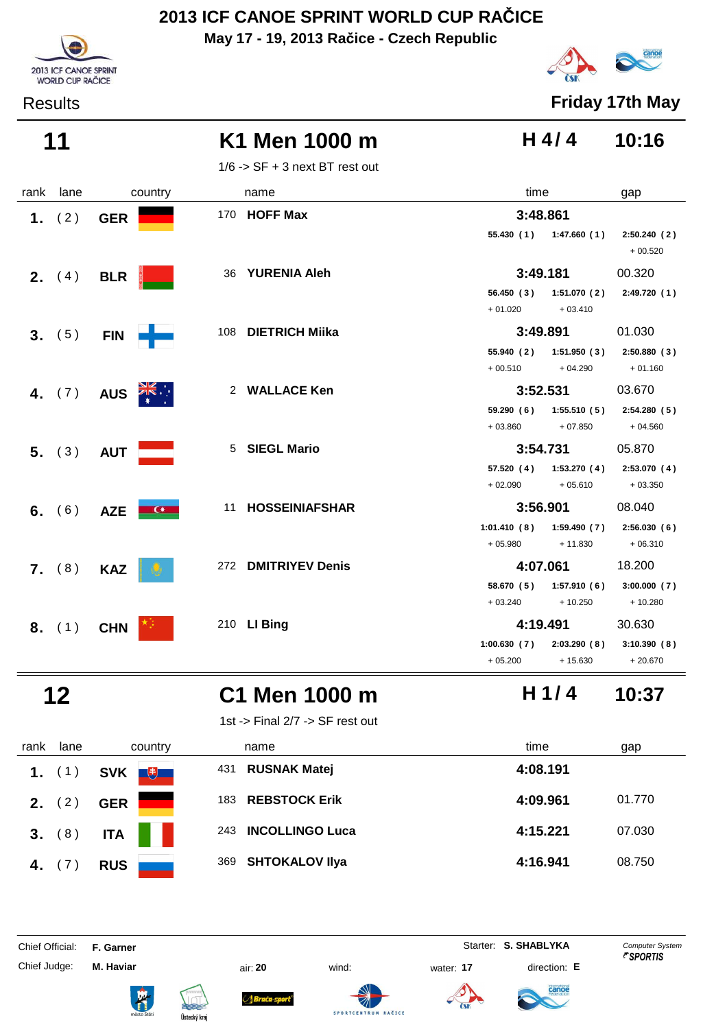# 2013 ICF CANOE SPRINT WORLD CUP RAČICE

**May 17 - 19, 2013 Račice - Czech Republic**

Results

**Friday 17th May**

## 11 — K1 Men 1000 m — H 4 / 4 — 10:16

1/6 -> SF + 3 next BT rest out

| rank | lane | country | name | time | | | gap |
|---|---|---|---|---|---|---|---|
| 1. | (2) | GER | 170 **HOFF Max** | **3:48.861** | | | |
| | | | | 55.430 (1) | 1:47.660 (1) | 2:50.240 (2) | |
| | | | | | | + 00.520 | |
| 2. | (4) | BLR | 36 **YURENIA Aleh** | **3:49.181** | | | 00.320 |
| | | | | 56.450 (3) | 1:51.070 (2) | 2:49.720 (1) | |
| | | | | + 01.020 | + 03.410 | | |
| 3. | (5) | FIN | 108 **DIETRICH Miika** | **3:49.891** | | | 01.030 |
| | | | | 55.940 (2) | 1:51.950 (3) | 2:50.880 (3) | |
| | | | | + 00.510 | + 04.290 | + 01.160 | |
| 4. | (7) | AUS | 2 **WALLACE Ken** | **3:52.531** | | | 03.670 |
| | | | | 59.290 (6) | 1:55.510 (5) | 2:54.280 (5) | |
| | | | | + 03.860 | + 07.850 | + 04.560 | |
| 5. | (3) | AUT | 5 **SIEGL Mario** | **3:54.731** | | | 05.870 |
| | | | | 57.520 (4) | 1:53.270 (4) | 2:53.070 (4) | |
| | | | | + 02.090 | + 05.610 | + 03.350 | |
| 6. | (6) | AZE | 11 **HOSSEINIAFSHAR** | **3:56.901** | | | 08.040 |
| | | | | 1:01.410 (8) | 1:59.490 (7) | 2:56.030 (6) | |
| | | | | + 05.980 | + 11.830 | + 06.310 | |
| 7. | (8) | KAZ | 272 **DMITRIYEV Denis** | **4:07.061** | | | 18.200 |
| | | | | 58.670 (5) | 1:57.910 (6) | 3:00.000 (7) | |
| | | | | + 03.240 | + 10.250 | + 10.280 | |
| 8. | (1) | CHN | 210 **LI Bing** | **4:19.491** | | | 30.630 |
| | | | | 1:00.630 (7) | 2:03.290 (8) | 3:10.390 (8) | |
| | | | | + 05.200 | + 15.630 | + 20.670 | |

## 12 — C1 Men 1000 m — H 1 / 4 — 10:37

1st -> Final 2/7 -> SF rest out

| rank | lane | country | name | time | gap |
|---|---|---|---|---|---|
| 1. | (1) | SVK | 431 **RUSNAK Matej** | **4:08.191** | |
| 2. | (2) | GER | 183 **REBSTOCK Erik** | **4:09.961** | 01.770 |
| 3. | (8) | ITA | 243 **INCOLLINGO Luca** | **4:15.221** | 07.030 |
| 4. | (7) | RUS | 369 **SHTOKALOV Ilya** | **4:16.941** | 08.750 |

Chief Official: **F. Garner** — Starter: **S. SHABLYKA**

Chief Judge: **M. Haviar** — air: **20** — wind: — water: **17** — direction: **E**

*Computer System* SPORTIS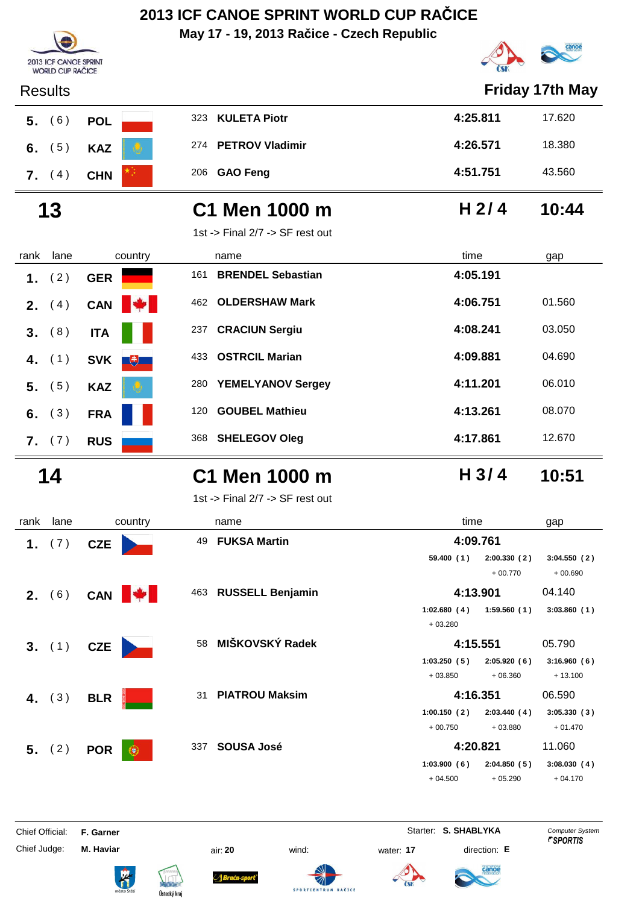# 2013 ICF CANOE SPRINT WORLD CUP RAČICE

**May 17 - 19, 2013 Račice - Czech Republic**

Results **Friday 17th May**

| rank | lane | country | | name | time | gap |
|---|---|---|---|---|---|---|
| 5. | ( 6 ) | POL | 323 | KULETA Piotr | 4:25.811 | 17.620 |
| 6. | ( 5 ) | KAZ | 274 | PETROV Vladimir | 4:26.571 | 18.380 |
| 7. | ( 4 ) | CHN | 206 | GAO Feng | 4:51.751 | 43.560 |

## 13 C1 Men 1000 m H 2 / 4 10:44

1st -> Final 2/7 -> SF rest out

| rank | lane | country | | name | time | gap |
|---|---|---|---|---|---|---|
| 1. | ( 2 ) | GER | 161 | BRENDEL Sebastian | 4:05.191 | |
| 2. | ( 4 ) | CAN | 462 | OLDERSHAW Mark | 4:06.751 | 01.560 |
| 3. | ( 8 ) | ITA | 237 | CRACIUN Sergiu | 4:08.241 | 03.050 |
| 4. | ( 1 ) | SVK | 433 | OSTRCIL Marian | 4:09.881 | 04.690 |
| 5. | ( 5 ) | KAZ | 280 | YEMELYANOV Sergey | 4:11.201 | 06.010 |
| 6. | ( 3 ) | FRA | 120 | GOUBEL Mathieu | 4:13.261 | 08.070 |
| 7. | ( 7 ) | RUS | 368 | SHELEGOV Oleg | 4:17.861 | 12.670 |

## 14 C1 Men 1000 m H 3 / 4 10:51

1st -> Final 2/7 -> SF rest out

| rank | lane | country | | name | time | gap |
|---|---|---|---|---|---|---|
| 1. | ( 7 ) | CZE | 49 | FUKSA Martin | 4:09.761 | |
| | | | | | 59.400 ( 1 ) / 2:00.330 ( 2 ) + 00.770 / 3:04.550 ( 2 ) + 00.690 | |
| 2. | ( 6 ) | CAN | 463 | RUSSELL Benjamin | 4:13.901 | 04.140 |
| | | | | | 1:02.680 ( 4 ) + 03.280 / 1:59.560 ( 1 ) / 3:03.860 ( 1 ) | |
| 3. | ( 1 ) | CZE | 58 | MIŠKOVSKÝ Radek | 4:15.551 | 05.790 |
| | | | | | 1:03.250 ( 5 ) + 03.850 / 2:05.920 ( 6 ) + 06.360 / 3:16.960 ( 6 ) + 13.100 | |
| 4. | ( 3 ) | BLR | 31 | PIATROU Maksim | 4:16.351 | 06.590 |
| | | | | | 1:00.150 ( 2 ) + 00.750 / 2:03.440 ( 4 ) + 03.880 / 3:05.330 ( 3 ) + 01.470 | |
| 5. | ( 2 ) | POR | 337 | SOUSA José | 4:20.821 | 11.060 |
| | | | | | 1:03.900 ( 6 ) + 04.500 / 2:04.850 ( 5 ) + 05.290 / 3:08.030 ( 4 ) + 04.170 | |

Chief Official: **F. Garner** Starter: **S. SHABLYKA** Computer System SPORTIS

Chief Judge: **M. Haviar** air: **20** wind: water: **17** direction: **E**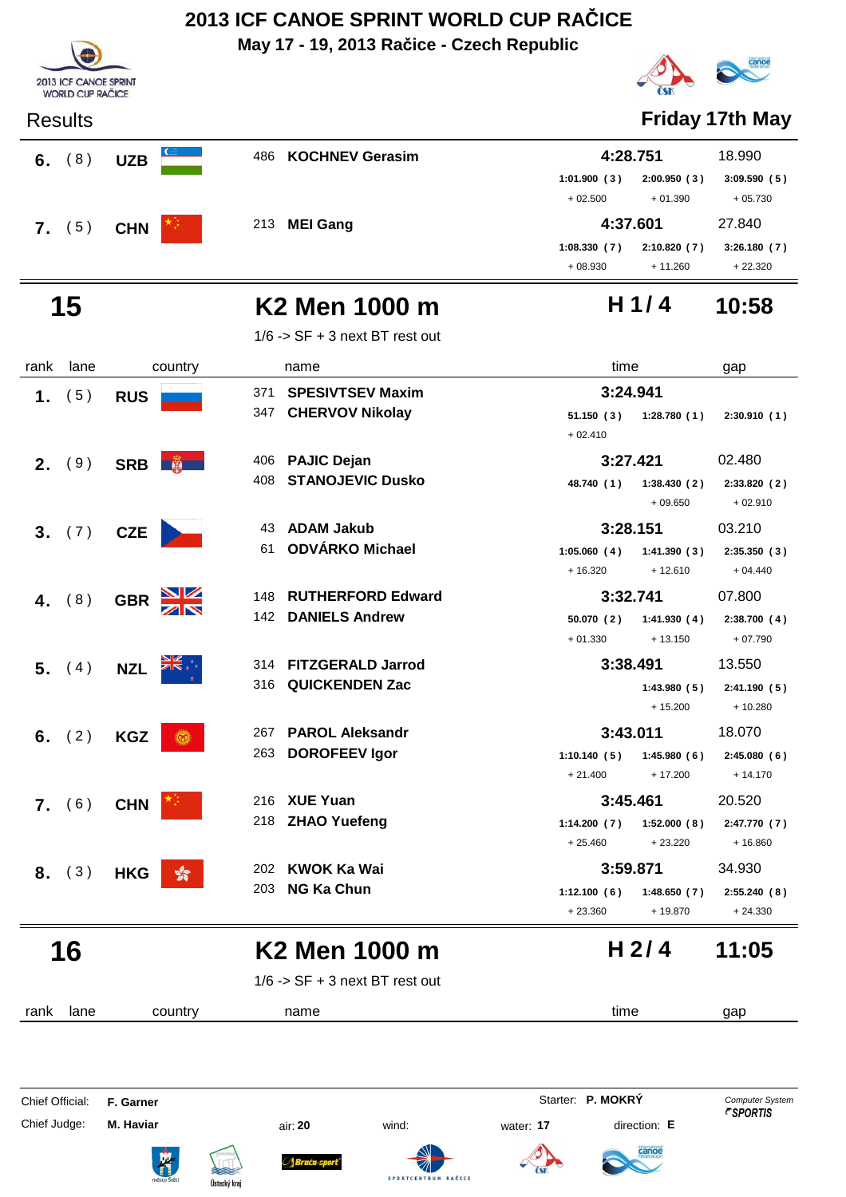# 2013 ICF CANOE SPRINT WORLD CUP RAČICE

**May 17 - 19, 2013 Račice - Czech Republic**

Results — **Friday 17th May**

| rank | lane | country | name | time | | | gap |
|---|---|---|---|---|---|---|---|
| **6.** | (8) | **UZB** | 486 **KOCHNEV Gerasim** | **4:28.751** | | | 18.990 |
| | | | | **1:01.900 (3)** | **2:00.950 (3)** | **3:09.590 (5)** | |
| | | | | + 02.500 | + 01.390 | + 05.730 | |
| **7.** | (5) | **CHN** | 213 **MEI Gang** | **4:37.601** | | | 27.840 |
| | | | | **1:08.330 (7)** | **2:10.820 (7)** | **3:26.180 (7)** | |
| | | | | + 08.930 | + 11.260 | + 22.320 | |

## 15 — K2 Men 1000 m — H 1 / 4 — 10:58

1/6 -> SF + 3 next BT rest out

| rank | lane | country | name | time | | | gap |
|---|---|---|---|---|---|---|---|
| **1.** | (5) | **RUS** | 371 **SPESIVTSEV Maxim**<br>347 **CHERVOV Nikolay** | **3:24.941** | | | |
| | | | | **51.150 (3)** | **1:28.780 (1)** | **2:30.910 (1)** | |
| | | | | + 02.410 | | | |
| **2.** | (9) | **SRB** | 406 **PAJIC Dejan**<br>408 **STANOJEVIC Dusko** | **3:27.421** | | | 02.480 |
| | | | | **48.740 (1)** | **1:38.430 (2)** | **2:33.820 (2)** | |
| | | | | | + 09.650 | + 02.910 | |
| **3.** | (7) | **CZE** | 43 **ADAM Jakub**<br>61 **ODVÁRKO Michael** | **3:28.151** | | | 03.210 |
| | | | | **1:05.060 (4)** | **1:41.390 (3)** | **2:35.350 (3)** | |
| | | | | + 16.320 | + 12.610 | + 04.440 | |
| **4.** | (8) | **GBR** | 148 **RUTHERFORD Edward**<br>142 **DANIELS Andrew** | **3:32.741** | | | 07.800 |
| | | | | **50.070 (2)** | **1:41.930 (4)** | **2:38.700 (4)** | |
| | | | | + 01.330 | + 13.150 | + 07.790 | |
| **5.** | (4) | **NZL** | 314 **FITZGERALD Jarrod**<br>316 **QUICKENDEN Zac** | **3:38.491** | | | 13.550 |
| | | | | | **1:43.980 (5)** | **2:41.190 (5)** | |
| | | | | | + 15.200 | + 10.280 | |
| **6.** | (2) | **KGZ** | 267 **PAROL Aleksandr**<br>263 **DOROFEEV Igor** | **3:43.011** | | | 18.070 |
| | | | | **1:10.140 (5)** | **1:45.980 (6)** | **2:45.080 (6)** | |
| | | | | + 21.400 | + 17.200 | + 14.170 | |
| **7.** | (6) | **CHN** | 216 **XUE Yuan**<br>218 **ZHAO Yuefeng** | **3:45.461** | | | 20.520 |
| | | | | **1:14.200 (7)** | **1:52.000 (8)** | **2:47.770 (7)** | |
| | | | | + 25.460 | + 23.220 | + 16.860 | |
| **8.** | (3) | **HKG** | 202 **KWOK Ka Wai**<br>203 **NG Ka Chun** | **3:59.871** | | | 34.930 |
| | | | | **1:12.100 (6)** | **1:48.650 (7)** | **2:55.240 (8)** | |
| | | | | + 23.360 | + 19.870 | + 24.330 | |

## 16 — K2 Men 1000 m — H 2 / 4 — 11:05

1/6 -> SF + 3 next BT rest out

| rank | lane | country | name | time | gap |
|---|---|---|---|---|---|

Chief Official: **F. Garner** — Starter: **P. MOKRÝ** — Computer System SPORTIS

Chief Judge: **M. Haviar** — air: **20** — wind: — water: **17** — direction: **E**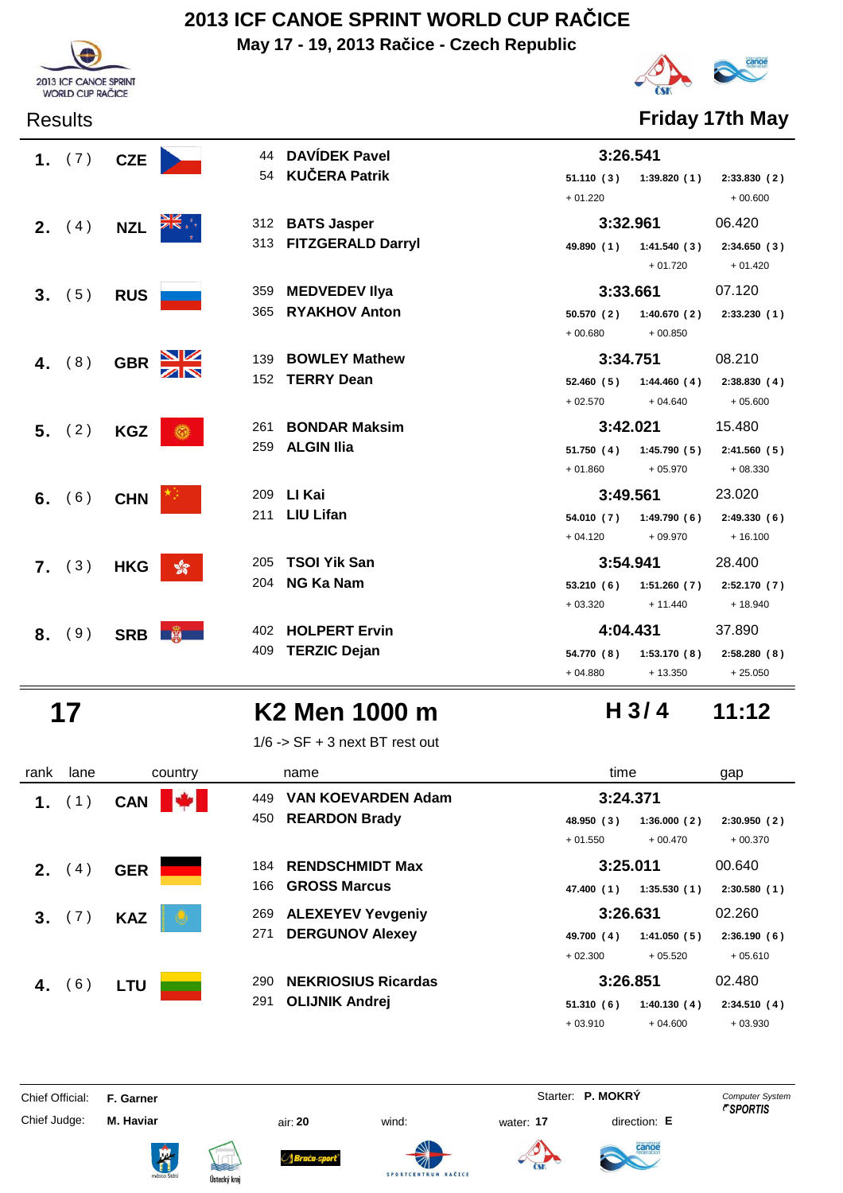# 2013 ICF CANOE SPRINT WORLD CUP RAČICE

**May 17 - 19, 2013 Račice - Czech Republic**

Results | **Friday 17th May**

| rank | lane | country | name | time | | | gap |
|---|---|---|---|---|---|---|---|
| **1.** | ( 7 ) | **CZE** | 44 **DAVÍDEK Pavel** / 54 **KUČERA Patrik** | **3:26.541** | | | |
| | | | | 51.110 ( 3 ) | 1:39.820 ( 1 ) | 2:33.830 ( 2 ) | |
| | | | | + 01.220 | | + 00.600 | |
| **2.** | ( 4 ) | **NZL** | 312 **BATS Jasper** / 313 **FITZGERALD Darryl** | **3:32.961** | | | 06.420 |
| | | | | 49.890 ( 1 ) | 1:41.540 ( 3 ) | 2:34.650 ( 3 ) | |
| | | | | | + 01.720 | + 01.420 | |
| **3.** | ( 5 ) | **RUS** | 359 **MEDVEDEV Ilya** / 365 **RYAKHOV Anton** | **3:33.661** | | | 07.120 |
| | | | | 50.570 ( 2 ) | 1:40.670 ( 2 ) | 2:33.230 ( 1 ) | |
| | | | | + 00.680 | + 00.850 | | |
| **4.** | ( 8 ) | **GBR** | 139 **BOWLEY Mathew** / 152 **TERRY Dean** | **3:34.751** | | | 08.210 |
| | | | | 52.460 ( 5 ) | 1:44.460 ( 4 ) | 2:38.830 ( 4 ) | |
| | | | | + 02.570 | + 04.640 | + 05.600 | |
| **5.** | ( 2 ) | **KGZ** | 261 **BONDAR Maksim** / 259 **ALGIN Ilia** | **3:42.021** | | | 15.480 |
| | | | | 51.750 ( 4 ) | 1:45.790 ( 5 ) | 2:41.560 ( 5 ) | |
| | | | | + 01.860 | + 05.970 | + 08.330 | |
| **6.** | ( 6 ) | **CHN** | 209 **LI Kai** / 211 **LIU Lifan** | **3:49.561** | | | 23.020 |
| | | | | 54.010 ( 7 ) | 1:49.790 ( 6 ) | 2:49.330 ( 6 ) | |
| | | | | + 04.120 | + 09.970 | + 16.100 | |
| **7.** | ( 3 ) | **HKG** | 205 **TSOI Yik San** / 204 **NG Ka Nam** | **3:54.941** | | | 28.400 |
| | | | | 53.210 ( 6 ) | 1:51.260 ( 7 ) | 2:52.170 ( 7 ) | |
| | | | | + 03.320 | + 11.440 | + 18.940 | |
| **8.** | ( 9 ) | **SRB** | 402 **HOLPERT Ervin** / 409 **TERZIC Dejan** | **4:04.431** | | | 37.890 |
| | | | | 54.770 ( 8 ) | 1:53.170 ( 8 ) | 2:58.280 ( 8 ) | |
| | | | | + 04.880 | + 13.350 | + 25.050 | |

## 17 K2 Men 1000 m — H 3 / 4 — 11:12

1/6 -> SF + 3 next BT rest out

| rank | lane | country | name | time | | | gap |
|---|---|---|---|---|---|---|---|
| **1.** | ( 1 ) | **CAN** | 449 **VAN KOEVARDEN Adam** / 450 **REARDON Brady** | **3:24.371** | | | |
| | | | | 48.950 ( 3 ) | 1:36.000 ( 2 ) | 2:30.950 ( 2 ) | |
| | | | | + 01.550 | + 00.470 | + 00.370 | |
| **2.** | ( 4 ) | **GER** | 184 **RENDSCHMIDT Max** / 166 **GROSS Marcus** | **3:25.011** | | | 00.640 |
| | | | | 47.400 ( 1 ) | 1:35.530 ( 1 ) | 2:30.580 ( 1 ) | |
| **3.** | ( 7 ) | **KAZ** | 269 **ALEXEYEV Yevgeniy** / 271 **DERGUNOV Alexey** | **3:26.631** | | | 02.260 |
| | | | | 49.700 ( 4 ) | 1:41.050 ( 5 ) | 2:36.190 ( 6 ) | |
| | | | | + 02.300 | + 05.520 | + 05.610 | |
| **4.** | ( 6 ) | **LTU** | 290 **NEKRIOSIUS Ricardas** / 291 **OLIJNIK Andrej** | **3:26.851** | | | 02.480 |
| | | | | 51.310 ( 6 ) | 1:40.130 ( 4 ) | 2:34.510 ( 4 ) | |
| | | | | + 03.910 | + 04.600 | + 03.930 | |

Chief Official: **F. Garner** — Starter: **P. MOKRÝ** — Computer System SPORTIS

Chief Judge: **M. Haviar** — air: **20** — wind: — water: **17** — direction: **E**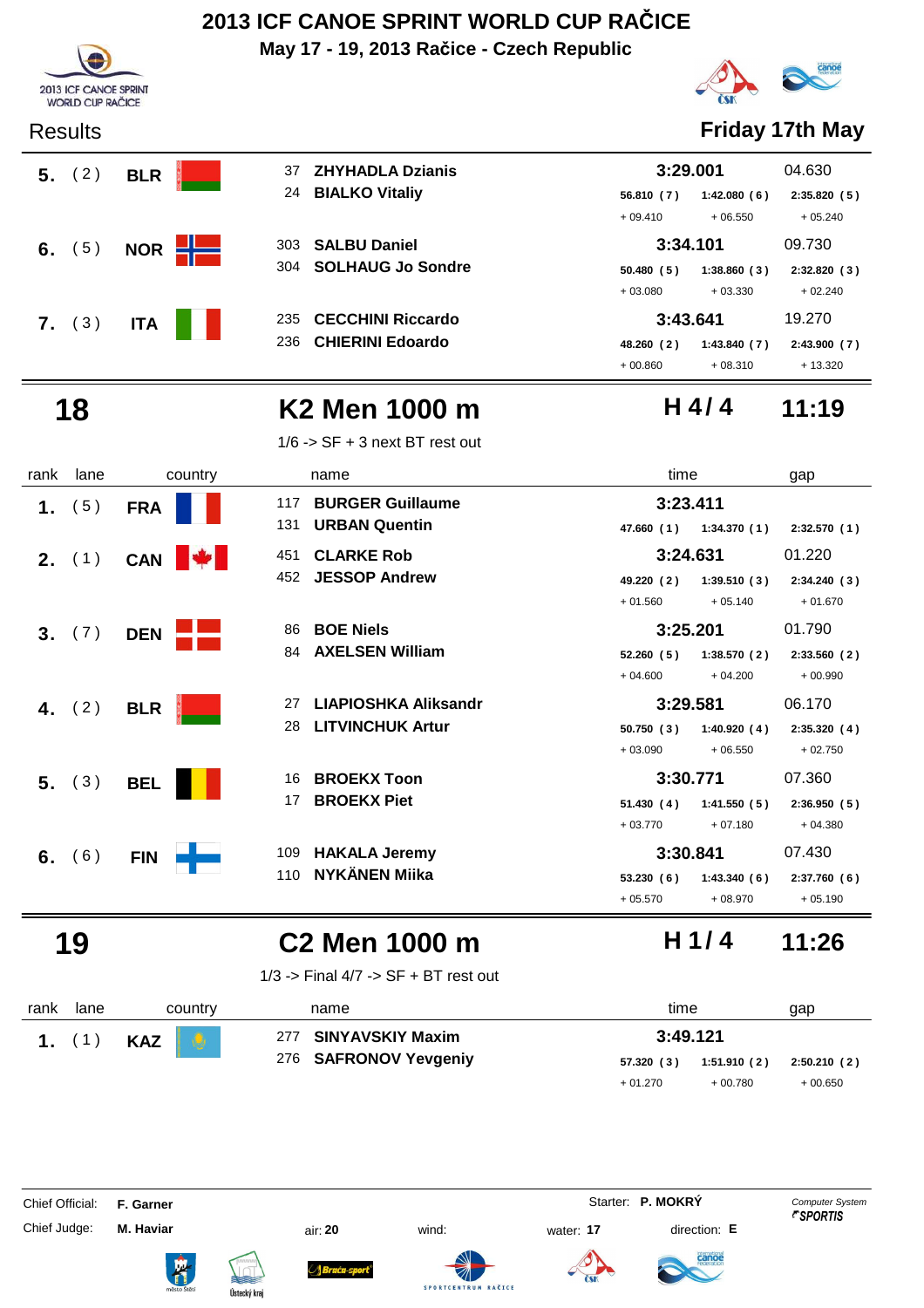# 2013 ICF CANOE SPRINT WORLD CUP RAČICE

**May 17 - 19, 2013 Račice - Czech Republic**

Results — **Friday 17th May**

| rank | lane | country | name | time | | | gap |
|---|---|---|---|---|---|---|---|
| **5.** | (2) | **BLR** | 37 **ZHYHADLA Dzianis** / 24 **BIALKO Vitaliy** | **3:29.001** | | | 04.630 |
| | | | | 56.810 (7) | 1:42.080 (6) | 2:35.820 (5) | |
| | | | | + 09.410 | + 06.550 | + 05.240 | |
| **6.** | (5) | **NOR** | 303 **SALBU Daniel** / 304 **SOLHAUG Jo Sondre** | **3:34.101** | | | 09.730 |
| | | | | 50.480 (5) | 1:38.860 (3) | 2:32.820 (3) | |
| | | | | + 03.080 | + 03.330 | + 02.240 | |
| **7.** | (3) | **ITA** | 235 **CECCHINI Riccardo** / 236 **CHIERINI Edoardo** | **3:43.641** | | | 19.270 |
| | | | | 48.260 (2) | 1:43.840 (7) | 2:43.900 (7) | |
| | | | | + 00.860 | + 08.310 | + 13.320 | |

## 18 — K2 Men 1000 m — H 4 / 4 — 11:19

1/6 -> SF + 3 next BT rest out

| rank | lane | country | name | time | | | gap |
|---|---|---|---|---|---|---|---|
| **1.** | (5) | **FRA** | 117 **BURGER Guillaume** / 131 **URBAN Quentin** | **3:23.411** | | | |
| | | | | 47.660 (1) | 1:34.370 (1) | 2:32.570 (1) | |
| **2.** | (1) | **CAN** | 451 **CLARKE Rob** / 452 **JESSOP Andrew** | **3:24.631** | | | 01.220 |
| | | | | 49.220 (2) | 1:39.510 (3) | 2:34.240 (3) | |
| | | | | + 01.560 | + 05.140 | + 01.670 | |
| **3.** | (7) | **DEN** | 86 **BOE Niels** / 84 **AXELSEN William** | **3:25.201** | | | 01.790 |
| | | | | 52.260 (5) | 1:38.570 (2) | 2:33.560 (2) | |
| | | | | + 04.600 | + 04.200 | + 00.990 | |
| **4.** | (2) | **BLR** | 27 **LIAPIOSHKA Aliksandr** / 28 **LITVINCHUK Artur** | **3:29.581** | | | 06.170 |
| | | | | 50.750 (3) | 1:40.920 (4) | 2:35.320 (4) | |
| | | | | + 03.090 | + 06.550 | + 02.750 | |
| **5.** | (3) | **BEL** | 16 **BROEKX Toon** / 17 **BROEKX Piet** | **3:30.771** | | | 07.360 |
| | | | | 51.430 (4) | 1:41.550 (5) | 2:36.950 (5) | |
| | | | | + 03.770 | + 07.180 | + 04.380 | |
| **6.** | (6) | **FIN** | 109 **HAKALA Jeremy** / 110 **NYKÄNEN Miika** | **3:30.841** | | | 07.430 |
| | | | | 53.230 (6) | 1:43.340 (6) | 2:37.760 (6) | |
| | | | | + 05.570 | + 08.970 | + 05.190 | |

## 19 — C2 Men 1000 m — H 1 / 4 — 11:26

1/3 -> Final 4/7 -> SF + BT rest out

| rank | lane | country | name | time | | | gap |
|---|---|---|---|---|---|---|---|
| **1.** | (1) | **KAZ** | 277 **SINYAVSKIY Maxim** / 276 **SAFRONOV Yevgeniy** | **3:49.121** | | | |
| | | | | 57.320 (3) | 1:51.910 (2) | 2:50.210 (2) | |
| | | | | + 01.270 | + 00.780 | + 00.650 | |

Chief Official: **F. Garner** — Starter: **P. MOKRÝ** — Computer System SPORTIS

Chief Judge: **M. Haviar** — air: **20** — wind: — water: **17** — direction: **E**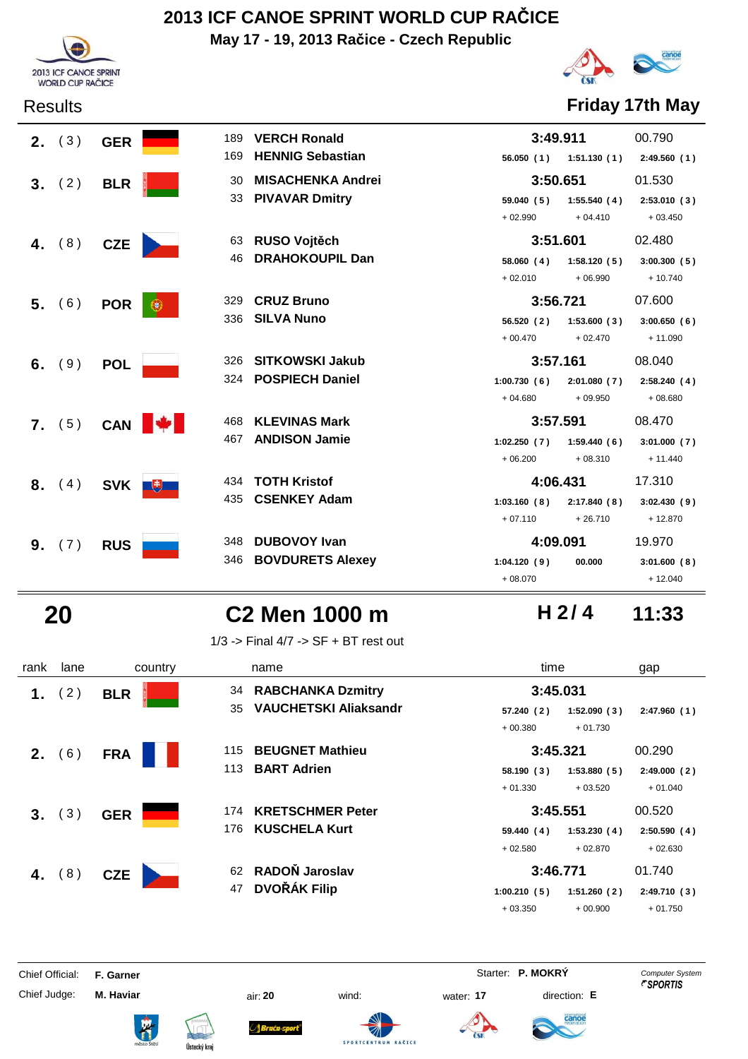# 2013 ICF CANOE SPRINT WORLD CUP RAČICE

**May 17 - 19, 2013 Račice - Czech Republic**

Results — **Friday 17th May**

| rank | lane | country | name | time | | | gap |
|---|---|---|---|---|---|---|---|
| **2.** | ( 3 ) | **GER** | 189 **VERCH Ronald**<br>169 **HENNIG Sebastian** | **3:49.911** | | | 00.790 |
| | | | | **56.050 ( 1 )** | **1:51.130 ( 1 )** | **2:49.560 ( 1 )** | |
| **3.** | ( 2 ) | **BLR** | 30 **MISACHENKA Andrei**<br>33 **PIVAVAR Dmitry** | **3:50.651** | | | 01.530 |
| | | | | **59.040 ( 5 )** | **1:55.540 ( 4 )** | **2:53.010 ( 3 )** | |
| | | | | + 02.990 | + 04.410 | + 03.450 | |
| **4.** | ( 8 ) | **CZE** | 63 **RUSO Vojtěch**<br>46 **DRAHOKOUPIL Dan** | **3:51.601** | | | 02.480 |
| | | | | **58.060 ( 4 )** | **1:58.120 ( 5 )** | **3:00.300 ( 5 )** | |
| | | | | + 02.010 | + 06.990 | + 10.740 | |
| **5.** | ( 6 ) | **POR** | 329 **CRUZ Bruno**<br>336 **SILVA Nuno** | **3:56.721** | | | 07.600 |
| | | | | **56.520 ( 2 )** | **1:53.600 ( 3 )** | **3:00.650 ( 6 )** | |
| | | | | + 00.470 | + 02.470 | + 11.090 | |
| **6.** | ( 9 ) | **POL** | 326 **SITKOWSKI Jakub**<br>324 **POSPIECH Daniel** | **3:57.161** | | | 08.040 |
| | | | | **1:00.730 ( 6 )** | **2:01.080 ( 7 )** | **2:58.240 ( 4 )** | |
| | | | | + 04.680 | + 09.950 | + 08.680 | |
| **7.** | ( 5 ) | **CAN** | 468 **KLEVINAS Mark**<br>467 **ANDISON Jamie** | **3:57.591** | | | 08.470 |
| | | | | **1:02.250 ( 7 )** | **1:59.440 ( 6 )** | **3:01.000 ( 7 )** | |
| | | | | + 06.200 | + 08.310 | + 11.440 | |
| **8.** | ( 4 ) | **SVK** | 434 **TOTH Kristof**<br>435 **CSENKEY Adam** | **4:06.431** | | | 17.310 |
| | | | | **1:03.160 ( 8 )** | **2:17.840 ( 8 )** | **3:02.430 ( 9 )** | |
| | | | | + 07.110 | + 26.710 | + 12.870 | |
| **9.** | ( 7 ) | **RUS** | 348 **DUBOVOY Ivan**<br>346 **BOVDURETS Alexey** | **4:09.091** | | | 19.970 |
| | | | | **1:04.120 ( 9 )** | **00.000** | **3:01.600 ( 8 )** | |
| | | | | + 08.070 | | + 12.040 | |

## 20 — C2 Men 1000 m — H 2 / 4 — 11:33

1/3 -> Final 4/7 -> SF + BT rest out

| rank | lane | country | name | time | | | gap |
|---|---|---|---|---|---|---|---|
| **1.** | ( 2 ) | **BLR** | 34 **RABCHANKA Dzmitry**<br>35 **VAUCHETSKI Aliaksandr** | **3:45.031** | | | |
| | | | | **57.240 ( 2 )** | **1:52.090 ( 3 )** | **2:47.960 ( 1 )** | |
| | | | | + 00.380 | + 01.730 | | |
| **2.** | ( 6 ) | **FRA** | 115 **BEUGNET Mathieu**<br>113 **BART Adrien** | **3:45.321** | | | 00.290 |
| | | | | **58.190 ( 3 )** | **1:53.880 ( 5 )** | **2:49.000 ( 2 )** | |
| | | | | + 01.330 | + 03.520 | + 01.040 | |
| **3.** | ( 3 ) | **GER** | 174 **KRETSCHMER Peter**<br>176 **KUSCHELA Kurt** | **3:45.551** | | | 00.520 |
| | | | | **59.440 ( 4 )** | **1:53.230 ( 4 )** | **2:50.590 ( 4 )** | |
| | | | | + 02.580 | + 02.870 | + 02.630 | |
| **4.** | ( 8 ) | **CZE** | 62 **RADOŇ Jaroslav**<br>47 **DVOŘÁK Filip** | **3:46.771** | | | 01.740 |
| | | | | **1:00.210 ( 5 )** | **1:51.260 ( 2 )** | **2:49.710 ( 3 )** | |
| | | | | + 03.350 | + 00.900 | + 01.750 | |

Chief Official: **F. Garner** — Starter: **P. MOKRÝ** — Computer System SPORTIS

Chief Judge: **M. Haviar** — air: **20** — wind: — water: **17** — direction: **E**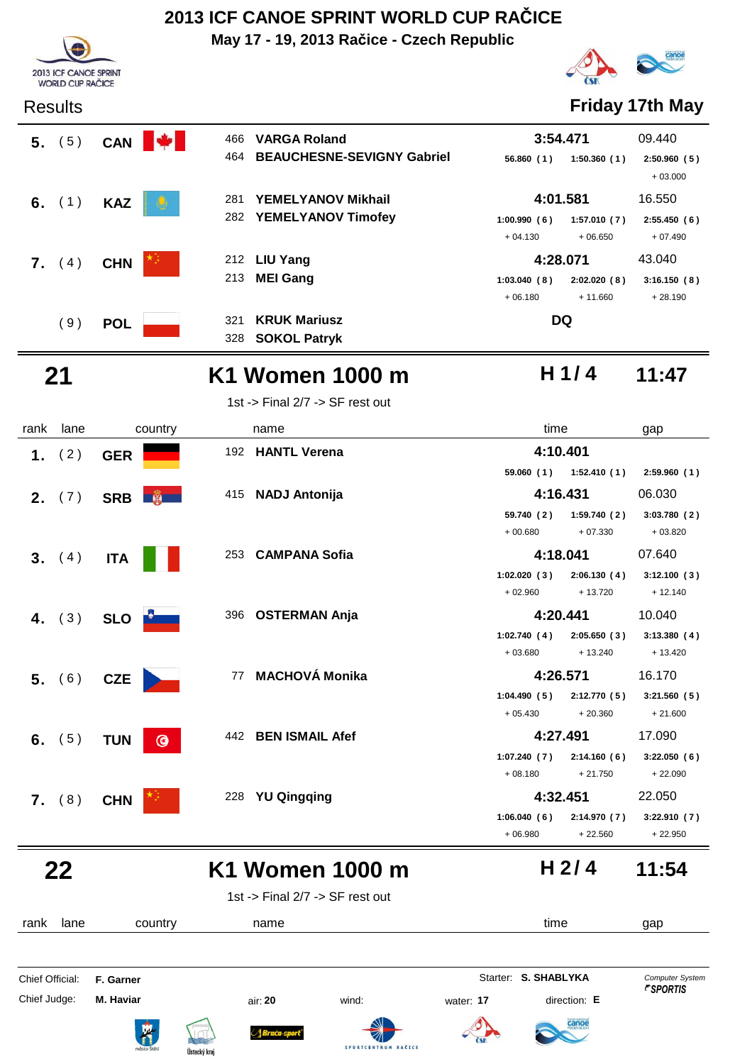# 2013 ICF CANOE SPRINT WORLD CUP RAČICE

**May 17 - 19, 2013 Račice - Czech Republic**

Results — **Friday 17th May**

| rank | lane | country | bib | name | 500m | 1000m | 1500m | time | gap |
|---|---|---|---|---|---|---|---|---|---|
| 5. | (5) | CAN | 466 / 464 | VARGA Roland / BEAUCHESNE-SEVIGNY Gabriel | 56.860 (1) | 1:50.360 (1) | 2:50.960 (5) +03.000 | 3:54.471 | 09.440 |
| 6. | (1) | KAZ | 281 / 282 | YEMELYANOV Mikhail / YEMELYANOV Timofey | 1:00.990 (6) +04.130 | 1:57.010 (7) +06.650 | 2:55.450 (6) +07.490 | 4:01.581 | 16.550 |
| 7. | (4) | CHN | 212 / 213 | LIU Yang / MEI Gang | 1:03.040 (8) +06.180 | 2:02.020 (8) +11.660 | 3:16.150 (8) +28.190 | 4:28.071 | 43.040 |
| | (9) | POL | 321 / 328 | KRUK Mariusz / SOKOL Patryk | | | | DQ | |

## 21 K1 Women 1000 m — H 1/4 — 11:47

1st -> Final 2/7 -> SF rest out

| rank | lane | country | bib | name | 250m | 500m | 750m | time | gap |
|---|---|---|---|---|---|---|---|---|---|
| 1. | (2) | GER | 192 | HANTL Verena | 59.060 (1) | 1:52.410 (1) | 2:59.960 (1) | 4:10.401 | |
| 2. | (7) | SRB | 415 | NADJ Antonija | 59.740 (2) +00.680 | 1:59.740 (2) +07.330 | 3:03.780 (2) +03.820 | 4:16.431 | 06.030 |
| 3. | (4) | ITA | 253 | CAMPANA Sofia | 1:02.020 (3) +02.960 | 2:06.130 (4) +13.720 | 3:12.100 (3) +12.140 | 4:18.041 | 07.640 |
| 4. | (3) | SLO | 396 | OSTERMAN Anja | 1:02.740 (4) +03.680 | 2:05.650 (3) +13.240 | 3:13.380 (4) +13.420 | 4:20.441 | 10.040 |
| 5. | (6) | CZE | 77 | MACHOVÁ Monika | 1:04.490 (5) +05.430 | 2:12.770 (5) +20.360 | 3:21.560 (5) +21.600 | 4:26.571 | 16.170 |
| 6. | (5) | TUN | 442 | BEN ISMAIL Afef | 1:07.240 (7) +08.180 | 2:14.160 (6) +21.750 | 3:22.050 (6) +22.090 | 4:27.491 | 17.090 |
| 7. | (8) | CHN | 228 | YU Qingqing | 1:06.040 (6) +06.980 | 2:14.970 (7) +22.560 | 3:22.910 (7) +22.950 | 4:32.451 | 22.050 |

## 22 K1 Women 1000 m — H 2/4 — 11:54

1st -> Final 2/7 -> SF rest out

| rank | lane | country | name | time | gap |
|---|---|---|---|---|---|

Chief Official: **F. Garner** — Starter: **S. SHABLYKA** — Computer System SPORTIS

Chief Judge: **M. Haviar** — air: **20** — wind: — water: **17** — direction: **E**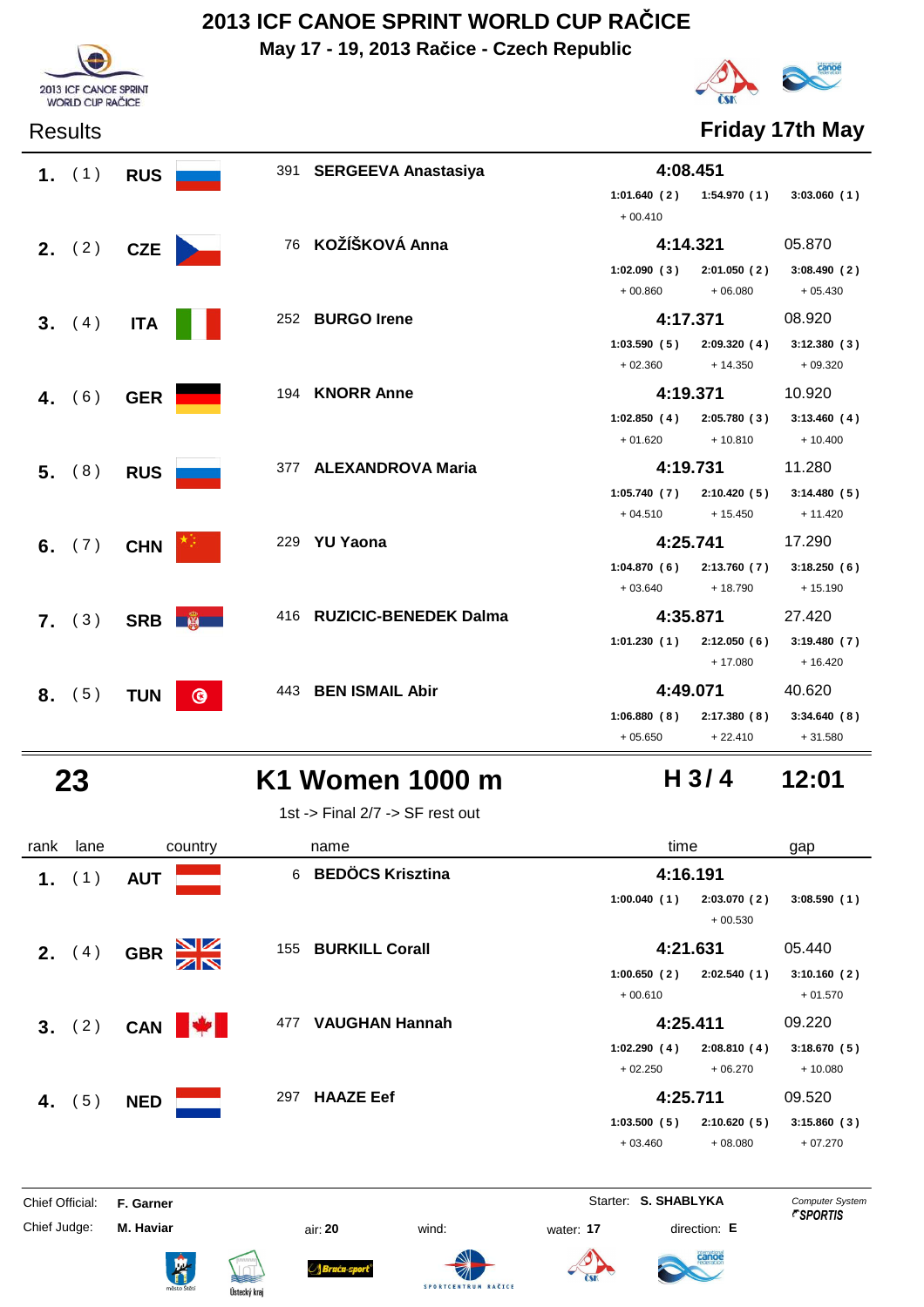# 2013 ICF CANOE SPRINT WORLD CUP RAČICE

**May 17 - 19, 2013 Račice - Czech Republic**

Results **Friday 17th May**

| rank | lane | country | no. | name | time | gap | | |
|---|---|---|---|---|---|---|---|---|
| 1. | (1) | RUS | 391 | SERGEEVA Anastasiya | 4:08.451 | | | |
| | | | | | 1:01.640 (2) | 1:54.970 (1) | 3:03.060 (1) | |
| | | | | | + 00.410 | | | |
| 2. | (2) | CZE | 76 | KOŽÍŠKOVÁ Anna | 4:14.321 | 05.870 | | |
| | | | | | 1:02.090 (3) | 2:01.050 (2) | 3:08.490 (2) | |
| | | | | | + 00.860 | + 06.080 | + 05.430 | |
| 3. | (4) | ITA | 252 | BURGO Irene | 4:17.371 | 08.920 | | |
| | | | | | 1:03.590 (5) | 2:09.320 (4) | 3:12.380 (3) | |
| | | | | | + 02.360 | + 14.350 | + 09.320 | |
| 4. | (6) | GER | 194 | KNORR Anne | 4:19.371 | 10.920 | | |
| | | | | | 1:02.850 (4) | 2:05.780 (3) | 3:13.460 (4) | |
| | | | | | + 01.620 | + 10.810 | + 10.400 | |
| 5. | (8) | RUS | 377 | ALEXANDROVA Maria | 4:19.731 | 11.280 | | |
| | | | | | 1:05.740 (7) | 2:10.420 (5) | 3:14.480 (5) | |
| | | | | | + 04.510 | + 15.450 | + 11.420 | |
| 6. | (7) | CHN | 229 | YU Yaona | 4:25.741 | 17.290 | | |
| | | | | | 1:04.870 (6) | 2:13.760 (7) | 3:18.250 (6) | |
| | | | | | + 03.640 | + 18.790 | + 15.190 | |
| 7. | (3) | SRB | 416 | RUZICIC-BENEDEK Dalma | 4:35.871 | 27.420 | | |
| | | | | | 1:01.230 (1) | 2:12.050 (6) | 3:19.480 (7) | |
| | | | | | | + 17.080 | + 16.420 | |
| 8. | (5) | TUN | 443 | BEN ISMAIL Abir | 4:49.071 | 40.620 | | |
| | | | | | 1:06.880 (8) | 2:17.380 (8) | 3:34.640 (8) | |
| | | | | | + 05.650 | + 22.410 | + 31.580 | |

## 23 K1 Women 1000 m H 3 / 4 12:01

1st -> Final 2/7 -> SF rest out

| rank | lane | country | no. | name | time | gap | | |
|---|---|---|---|---|---|---|---|---|
| 1. | (1) | AUT | 6 | BEDÖCS Krisztina | 4:16.191 | | | |
| | | | | | 1:00.040 (1) | 2:03.070 (2) | 3:08.590 (1) | |
| | | | | | | + 00.530 | | |
| 2. | (4) | GBR | 155 | BURKILL Corall | 4:21.631 | 05.440 | | |
| | | | | | 1:00.650 (2) | 2:02.540 (1) | 3:10.160 (2) | |
| | | | | | + 00.610 | | + 01.570 | |
| 3. | (2) | CAN | 477 | VAUGHAN Hannah | 4:25.411 | 09.220 | | |
| | | | | | 1:02.290 (4) | 2:08.810 (4) | 3:18.670 (5) | |
| | | | | | + 02.250 | + 06.270 | + 10.080 | |
| 4. | (5) | NED | 297 | HAAZE Eef | 4:25.711 | 09.520 | | |
| | | | | | 1:03.500 (5) | 2:10.620 (5) | 3:15.860 (3) | |
| | | | | | + 03.460 | + 08.080 | + 07.270 | |

Chief Official: **F. Garner** Starter: **S. SHABLYKA**

Chief Judge: **M. Haviar** air: **20** wind: water: **17** direction: **E**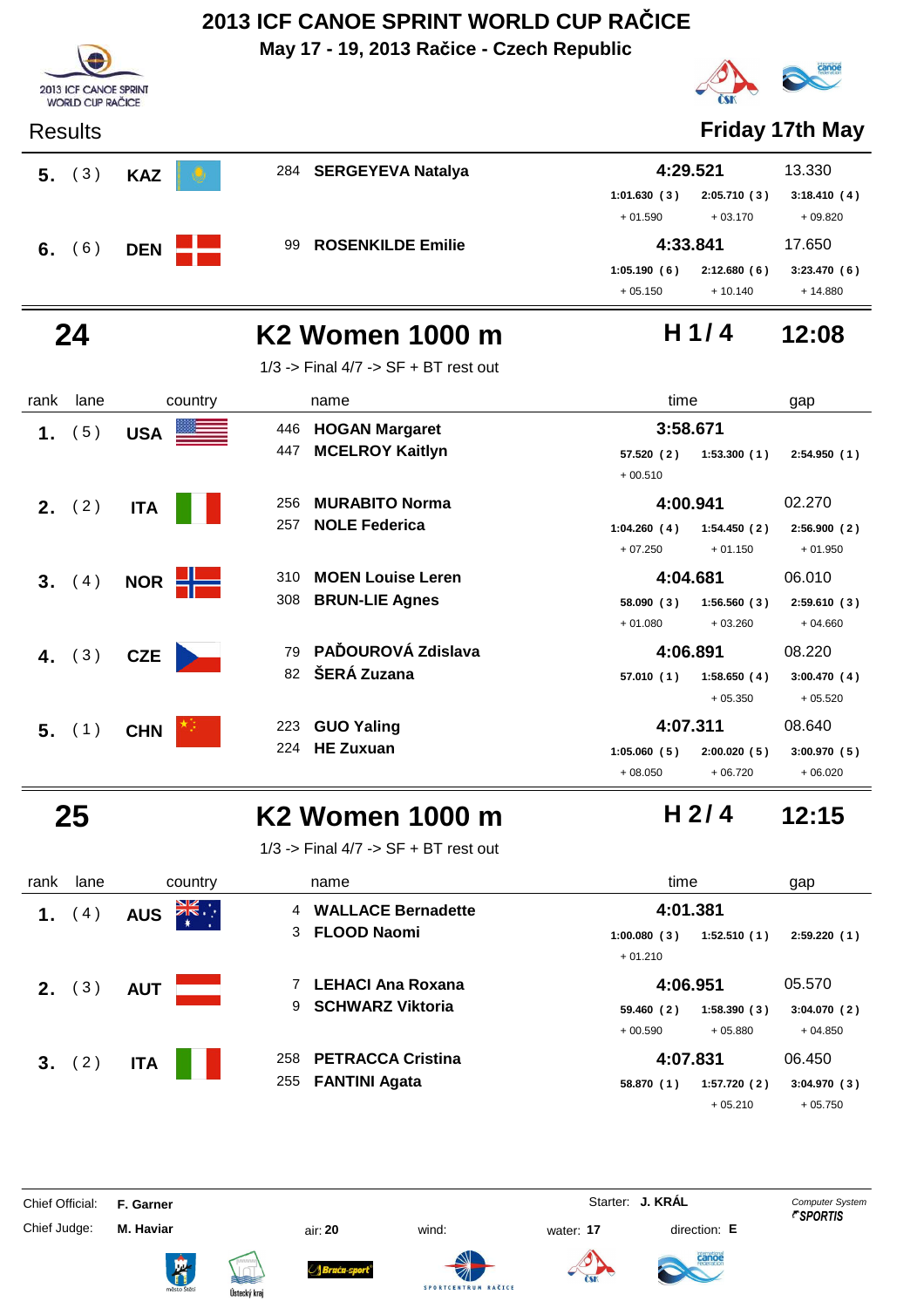# 2013 ICF CANOE SPRINT WORLD CUP RAČICE

**May 17 - 19, 2013 Račice - Czech Republic**

Results — **Friday 17th May**

| rank | lane | country | | name | time | | | gap |
|---|---|---|---|---|---|---|---|---|
| **5.** | (3) | **KAZ** | 284 | **SERGEYEVA Natalya** | **4:29.521** | | | 13.330 |
| | | | | | 1:01.630 (3) | 2:05.710 (3) | 3:18.410 (4) | |
| | | | | | + 01.590 | + 03.170 | + 09.820 | |
| **6.** | (6) | **DEN** | 99 | **ROSENKILDE Emilie** | **4:33.841** | | | 17.650 |
| | | | | | 1:05.190 (6) | 2:12.680 (6) | 3:23.470 (6) | |
| | | | | | + 05.150 | + 10.140 | + 14.880 | |

## 24 — K2 Women 1000 m — H 1 / 4 — 12:08

1/3 -> Final 4/7 -> SF + BT rest out

| rank | lane | country | | name | time | | | gap |
|---|---|---|---|---|---|---|---|---|
| **1.** | (5) | **USA** | 446 | **HOGAN Margaret** | **3:58.671** | | | |
| | | | 447 | **MCELROY Kaitlyn** | 57.520 (2) | 1:53.300 (1) | 2:54.950 (1) | |
| | | | | | + 00.510 | | | |
| **2.** | (2) | **ITA** | 256 | **MURABITO Norma** | **4:00.941** | | | 02.270 |
| | | | 257 | **NOLE Federica** | 1:04.260 (4) | 1:54.450 (2) | 2:56.900 (2) | |
| | | | | | + 07.250 | + 01.150 | + 01.950 | |
| **3.** | (4) | **NOR** | 310 | **MOEN Louise Leren** | **4:04.681** | | | 06.010 |
| | | | 308 | **BRUN-LIE Agnes** | 58.090 (3) | 1:56.560 (3) | 2:59.610 (3) | |
| | | | | | + 01.080 | + 03.260 | + 04.660 | |
| **4.** | (3) | **CZE** | 79 | **PAĎOUROVÁ Zdislava** | **4:06.891** | | | 08.220 |
| | | | 82 | **ŠERÁ Zuzana** | 57.010 (1) | 1:58.650 (4) | 3:00.470 (4) | |
| | | | | | | + 05.350 | + 05.520 | |
| **5.** | (1) | **CHN** | 223 | **GUO Yaling** | **4:07.311** | | | 08.640 |
| | | | 224 | **HE Zuxuan** | 1:05.060 (5) | 2:00.020 (5) | 3:00.970 (5) | |
| | | | | | + 08.050 | + 06.720 | + 06.020 | |

## 25 — K2 Women 1000 m — H 2 / 4 — 12:15

1/3 -> Final 4/7 -> SF + BT rest out

| rank | lane | country | | name | time | | | gap |
|---|---|---|---|---|---|---|---|---|
| **1.** | (4) | **AUS** | 4 | **WALLACE Bernadette** | **4:01.381** | | | |
| | | | 3 | **FLOOD Naomi** | 1:00.080 (3) | 1:52.510 (1) | 2:59.220 (1) | |
| | | | | | + 01.210 | | | |
| **2.** | (3) | **AUT** | 7 | **LEHACI Ana Roxana** | **4:06.951** | | | 05.570 |
| | | | 9 | **SCHWARZ Viktoria** | 59.460 (2) | 1:58.390 (3) | 3:04.070 (2) | |
| | | | | | + 00.590 | + 05.880 | + 04.850 | |
| **3.** | (2) | **ITA** | 258 | **PETRACCA Cristina** | **4:07.831** | | | 06.450 |
| | | | 255 | **FANTINI Agata** | 58.870 (1) | 1:57.720 (2) | 3:04.970 (3) | |
| | | | | | | + 05.210 | + 05.750 | |

Chief Official: **F. Garner** — Starter: **J. KRÁL**

Chief Judge: **M. Haviar** — air: **20** — wind: — water: **17** — direction: **E**

Computer System *SPORTIS*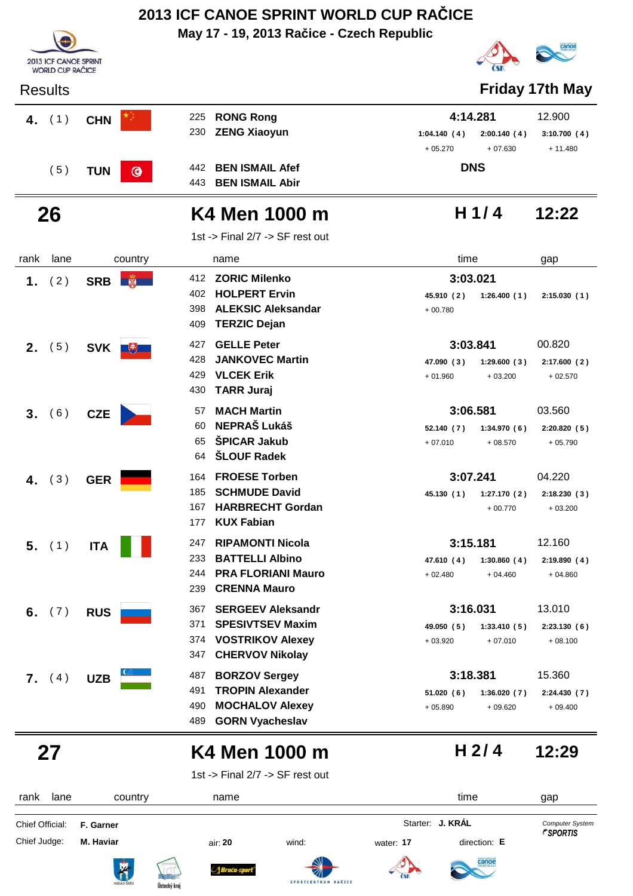# 2013 ICF CANOE SPRINT WORLD CUP RAČICE

**May 17 - 19, 2013 Račice - Czech Republic**

2013 ICF CANOE SPRINT WORLD CUP RAČICE

Results **Friday 17th May**

| rank | lane | country | name | time | | | gap |
|---|---|---|---|---|---|---|---|
| **4.** | (1) | **CHN** | 225 **RONG Rong**<br>230 **ZENG Xiaoyun** | **4:14.281** | | | 12.900 |
| | | | | 1:04.140 (4) | 2:00.140 (4) | 3:10.700 (4) | |
| | | | | + 05.270 | + 07.630 | + 11.480 | |
| | (5) | **TUN** | 442 **BEN ISMAIL Afef**<br>443 **BEN ISMAIL Abir** | **DNS** | | | |

## 26 K4 Men 1000 m H 1 / 4 12:22

1st -> Final 2/7 -> SF rest out

| rank | lane | country | name | time | | | gap |
|---|---|---|---|---|---|---|---|
| **1.** | (2) | **SRB** | 412 **ZORIC Milenko**<br>402 **HOLPERT Ervin**<br>398 **ALEKSIC Aleksandar**<br>409 **TERZIC Dejan** | **3:03.021** | | | |
| | | | | 45.910 (2) | 1:26.400 (1) | 2:15.030 (1) | |
| | | | | + 00.780 | | | |
| **2.** | (5) | **SVK** | 427 **GELLE Peter**<br>428 **JANKOVEC Martin**<br>429 **VLCEK Erik**<br>430 **TARR Juraj** | **3:03.841** | | | 00.820 |
| | | | | 47.090 (3) | 1:29.600 (3) | 2:17.600 (2) | |
| | | | | + 01.960 | + 03.200 | + 02.570 | |
| **3.** | (6) | **CZE** | 57 **MACH Martin**<br>60 **NEPRAŠ Lukáš**<br>65 **ŠPICAR Jakub**<br>64 **ŠLOUF Radek** | **3:06.581** | | | 03.560 |
| | | | | 52.140 (7) | 1:34.970 (6) | 2:20.820 (5) | |
| | | | | + 07.010 | + 08.570 | + 05.790 | |
| **4.** | (3) | **GER** | 164 **FROESE Torben**<br>185 **SCHMUDE David**<br>167 **HARBRECHT Gordan**<br>177 **KUX Fabian** | **3:07.241** | | | 04.220 |
| | | | | 45.130 (1) | 1:27.170 (2) | 2:18.230 (3) | |
| | | | | | + 00.770 | + 03.200 | |
| **5.** | (1) | **ITA** | 247 **RIPAMONTI Nicola**<br>233 **BATTELLI Albino**<br>244 **PRA FLORIANI Mauro**<br>239 **CRENNA Mauro** | **3:15.181** | | | 12.160 |
| | | | | 47.610 (4) | 1:30.860 (4) | 2:19.890 (4) | |
| | | | | + 02.480 | + 04.460 | + 04.860 | |
| **6.** | (7) | **RUS** | 367 **SERGEEV Aleksandr**<br>371 **SPESIVTSEV Maxim**<br>374 **VOSTRIKOV Alexey**<br>347 **CHERVOV Nikolay** | **3:16.031** | | | 13.010 |
| | | | | 49.050 (5) | 1:33.410 (5) | 2:23.130 (6) | |
| | | | | + 03.920 | + 07.010 | + 08.100 | |
| **7.** | (4) | **UZB** | 487 **BORZOV Sergey**<br>491 **TROPIN Alexander**<br>490 **MOCHALOV Alexey**<br>489 **GORN Vyacheslav** | **3:18.381** | | | 15.360 |
| | | | | 51.020 (6) | 1:36.020 (7) | 2:24.430 (7) | |
| | | | | + 05.890 | + 09.620 | + 09.400 | |

## 27 K4 Men 1000 m H 2 / 4 12:29

1st -> Final 2/7 -> SF rest out

| rank | lane | country | name | time | gap |
|---|---|---|---|---|---|

Chief Official: **F. Garner** | Starter: **J. KRÁL** | Computer System SPORTIS

Chief Judge: **M. Haviar** | air: **20** | wind: | water: **17** | direction: **E**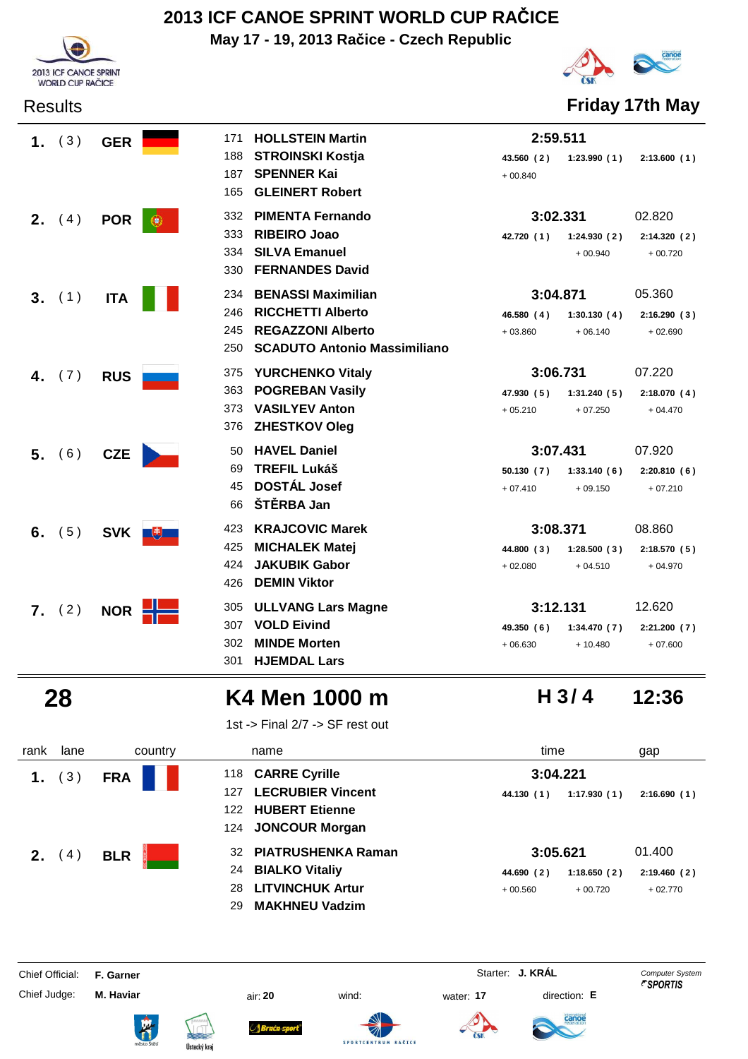# 2013 ICF CANOE SPRINT WORLD CUP RAČICE

**May 17 - 19, 2013 Račice - Czech Republic**

Results **Friday 17th May**

| rank | lane | country | no. | name | time | 250 m | 500 m | 750 m | gap |
|---|---|---|---|---|---|---|---|---|---|
| 1. | (3) | GER | 171 | HOLLSTEIN Martin | 2:59.511 | 43.560 (2) | 1:23.990 (1) | 2:13.600 (1) | |
| | | | 188 | STROINSKI Kostja | | + 00.840 | | | |
| | | | 187 | SPENNER Kai | | | | | |
| | | | 165 | GLEINERT Robert | | | | | |
| 2. | (4) | POR | 332 | PIMENTA Fernando | 3:02.331 | 42.720 (1) | 1:24.930 (2) | 2:14.320 (2) | 02.820 |
| | | | 333 | RIBEIRO Joao | | | + 00.940 | + 00.720 | |
| | | | 334 | SILVA Emanuel | | | | | |
| | | | 330 | FERNANDES David | | | | | |
| 3. | (1) | ITA | 234 | BENASSI Maximilian | 3:04.871 | 46.580 (4) | 1:30.130 (4) | 2:16.290 (3) | 05.360 |
| | | | 246 | RICCHETTI Alberto | | + 03.860 | + 06.140 | + 02.690 | |
| | | | 245 | REGAZZONI Alberto | | | | | |
| | | | 250 | SCADUTO Antonio Massimiliano | | | | | |
| 4. | (7) | RUS | 375 | YURCHENKO Vitaly | 3:06.731 | 47.930 (5) | 1:31.240 (5) | 2:18.070 (4) | 07.220 |
| | | | 363 | POGREBAN Vasily | | + 05.210 | + 07.250 | + 04.470 | |
| | | | 373 | VASILYEV Anton | | | | | |
| | | | 376 | ZHESTKOV Oleg | | | | | |
| 5. | (6) | CZE | 50 | HAVEL Daniel | 3:07.431 | 50.130 (7) | 1:33.140 (6) | 2:20.810 (6) | 07.920 |
| | | | 69 | TREFIL Lukáš | | + 07.410 | + 09.150 | + 07.210 | |
| | | | 45 | DOSTÁL Josef | | | | | |
| | | | 66 | ŠTĚRBA Jan | | | | | |
| 6. | (5) | SVK | 423 | KRAJCOVIC Marek | 3:08.371 | 44.800 (3) | 1:28.500 (3) | 2:18.570 (5) | 08.860 |
| | | | 425 | MICHALEK Matej | | + 02.080 | + 04.510 | + 04.970 | |
| | | | 424 | JAKUBIK Gabor | | | | | |
| | | | 426 | DEMIN Viktor | | | | | |
| 7. | (2) | NOR | 305 | ULLVANG Lars Magne | 3:12.131 | 49.350 (6) | 1:34.470 (7) | 2:21.200 (7) | 12.620 |
| | | | 307 | VOLD Eivind | | + 06.630 | + 10.480 | + 07.600 | |
| | | | 302 | MINDE Morten | | | | | |
| | | | 301 | HJEMDAL Lars | | | | | |

## 28 K4 Men 1000 m H 3 / 4 12:36

1st -> Final 2/7 -> SF rest out

| rank | lane | country | no. | name | time | 250 m | 500 m | 750 m | gap |
|---|---|---|---|---|---|---|---|---|---|
| 1. | (3) | FRA | 118 | CARRE Cyrille | 3:04.221 | 44.130 (1) | 1:17.930 (1) | 2:16.690 (1) | |
| | | | 127 | LECRUBIER Vincent | | | | | |
| | | | 122 | HUBERT Etienne | | | | | |
| | | | 124 | JONCOUR Morgan | | | | | |
| 2. | (4) | BLR | 32 | PIATRUSHENKA Raman | 3:05.621 | 44.690 (2) | 1:18.650 (2) | 2:19.460 (2) | 01.400 |
| | | | 24 | BIALKO Vitaliy | | + 00.560 | + 00.720 | + 02.770 | |
| | | | 28 | LITVINCHUK Artur | | | | | |
| | | | 29 | MAKHNEU Vadzim | | | | | |

Chief Official: **F. Garner** Starter: **J. KRÁL**

Chief Judge: **M. Haviar** air: **20** wind: water: **17** direction: **E**

Computer System SPORTIS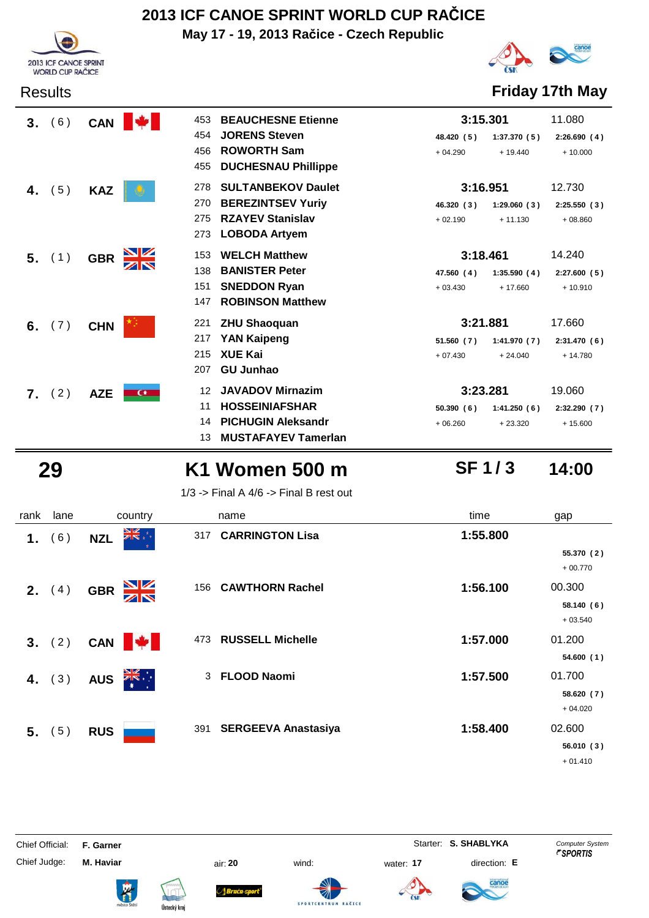# 2013 ICF CANOE SPRINT WORLD CUP RAČICE

**May 17 - 19, 2013 Račice - Czech Republic**

Results — **Friday 17th May**

| rank | lane | country | no. | name | time | gap |
|---|---|---|---|---|---|---|
| **3.** | (6) | **CAN** | 453 | **BEAUCHESNE Etienne** | **3:15.301** | 11.080 |
| | | | 454 | **JORENS Steven** | 48.420 (5) / + 04.290 | 1:37.370 (5) / + 19.440 |
| | | | 456 | **ROWORTH Sam** | 2:26.690 (4) / + 10.000 | |
| | | | 455 | **DUCHESNAU Phillippe** | | |
| **4.** | (5) | **KAZ** | 278 | **SULTANBEKOV Daulet** | **3:16.951** | 12.730 |
| | | | 270 | **BEREZINTSEV Yuriy** | 46.320 (3) / + 02.190 | 1:29.060 (3) / + 11.130 |
| | | | 275 | **RZAYEV Stanislav** | 2:25.550 (3) / + 08.860 | |
| | | | 273 | **LOBODA Artyem** | | |
| **5.** | (1) | **GBR** | 153 | **WELCH Matthew** | **3:18.461** | 14.240 |
| | | | 138 | **BANISTER Peter** | 47.560 (4) / + 03.430 | 1:35.590 (4) / + 17.660 |
| | | | 151 | **SNEDDON Ryan** | 2:27.600 (5) / + 10.910 | |
| | | | 147 | **ROBINSON Matthew** | | |
| **6.** | (7) | **CHN** | 221 | **ZHU Shaoquan** | **3:21.881** | 17.660 |
| | | | 217 | **YAN Kaipeng** | 51.560 (7) / + 07.430 | 1:41.970 (7) / + 24.040 |
| | | | 215 | **XUE Kai** | 2:31.470 (6) / + 14.780 | |
| | | | 207 | **GU Junhao** | | |
| **7.** | (2) | **AZE** | 12 | **JAVADOV Mirnazim** | **3:23.281** | 19.060 |
| | | | 11 | **HOSSEINIAFSHAR** | 50.390 (6) / + 06.260 | 1:41.250 (6) / + 23.320 |
| | | | 14 | **PICHUGIN Aleksandr** | 2:32.290 (7) / + 15.600 | |
| | | | 13 | **MUSTAFAYEV Tamerlan** | | |

## 29 — K1 Women 500 m — SF 1 / 3 — 14:00

1/3 -> Final A 4/6 -> Final B rest out

| rank | lane | country | no. | name | time | gap |
|---|---|---|---|---|---|---|
| **1.** | (6) | **NZL** | 317 | **CARRINGTON Lisa** | **1:55.800** | 55.370 (2) / + 00.770 |
| **2.** | (4) | **GBR** | 156 | **CAWTHORN Rachel** | **1:56.100** | 00.300 / 58.140 (6) / + 03.540 |
| **3.** | (2) | **CAN** | 473 | **RUSSELL Michelle** | **1:57.000** | 01.200 / 54.600 (1) |
| **4.** | (3) | **AUS** | 3 | **FLOOD Naomi** | **1:57.500** | 01.700 / 58.620 (7) / + 04.020 |
| **5.** | (5) | **RUS** | 391 | **SERGEEVA Anastasiya** | **1:58.400** | 02.600 / 56.010 (3) / + 01.410 |

Chief Official: **F. Garner** — Starter: **S. SHABLYKA**

Chief Judge: **M. Haviar** — air: **20** — wind: — water: **17** — direction: **E**

*Computer System SPORTIS*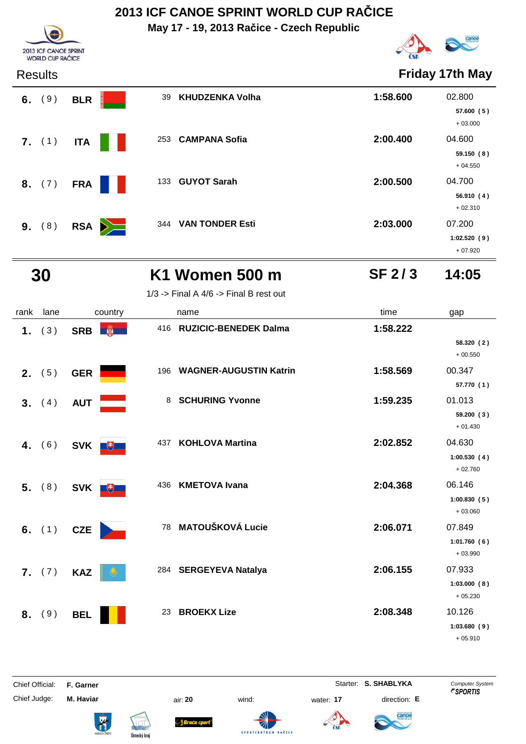# 2013 ICF CANOE SPRINT WORLD CUP RAČICE

**May 17 - 19, 2013 Račice - Czech Republic**

Results — **Friday 17th May**

| rank | lane | country | | name | time | gap |
|---|---|---|---|---|---|---|
| 6. | ( 9 ) | BLR | 39 | KHUDZENKA Volha | 1:58.600 | 02.800<br>57.600 ( 5 )<br>+ 03.000 |
| 7. | ( 1 ) | ITA | 253 | CAMPANA Sofia | 2:00.400 | 04.600<br>59.150 ( 8 )<br>+ 04.550 |
| 8. | ( 7 ) | FRA | 133 | GUYOT Sarah | 2:00.500 | 04.700<br>56.910 ( 4 )<br>+ 02.310 |
| 9. | ( 8 ) | RSA | 344 | VAN TONDER Esti | 2:03.000 | 07.200<br>1:02.520 ( 9 )<br>+ 07.920 |

## 30 — K1 Women 500 m — SF 2 / 3 — 14:05

1/3 -> Final A 4/6 -> Final B rest out

| rank | lane | country | | name | time | gap |
|---|---|---|---|---|---|---|
| 1. | ( 3 ) | SRB | 416 | RUZICIC-BENEDEK Dalma | 1:58.222 | 58.320 ( 2 )<br>+ 00.550 |
| 2. | ( 5 ) | GER | 196 | WAGNER-AUGUSTIN Katrin | 1:58.569 | 00.347<br>57.770 ( 1 ) |
| 3. | ( 4 ) | AUT | 8 | SCHURING Yvonne | 1:59.235 | 01.013<br>59.200 ( 3 )<br>+ 01.430 |
| 4. | ( 6 ) | SVK | 437 | KOHLOVA Martina | 2:02.852 | 04.630<br>1:00.530 ( 4 )<br>+ 02.760 |
| 5. | ( 8 ) | SVK | 436 | KMETOVA Ivana | 2:04.368 | 06.146<br>1:00.830 ( 5 )<br>+ 03.060 |
| 6. | ( 1 ) | CZE | 78 | MATOUŠKOVÁ Lucie | 2:06.071 | 07.849<br>1:01.760 ( 6 )<br>+ 03.990 |
| 7. | ( 7 ) | KAZ | 284 | SERGEYEVA Natalya | 2:06.155 | 07.933<br>1:03.000 ( 8 )<br>+ 05.230 |
| 8. | ( 9 ) | BEL | 23 | BROEKX Lize | 2:08.348 | 10.126<br>1:03.680 ( 9 )<br>+ 05.910 |

Chief Official: **F. Garner** — Starter: **S. SHABLYKA** — Computer System SPORTIS

Chief Judge: **M. Haviar** — air: **20** — wind: — water: **17** — direction: **E**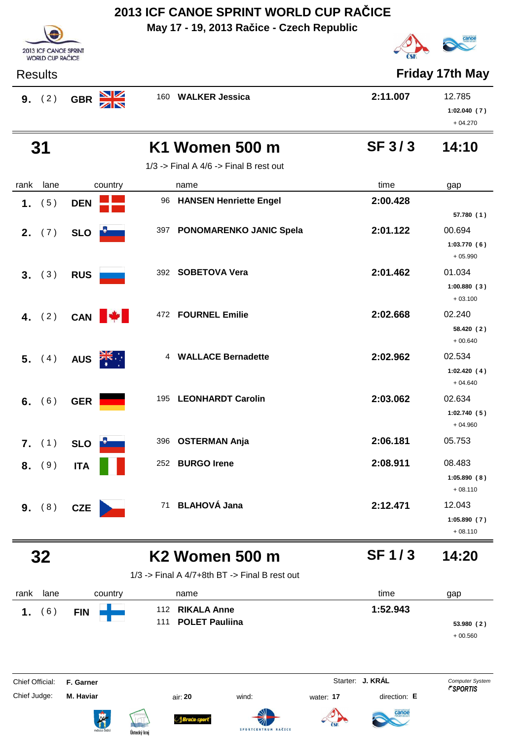# 2013 ICF CANOE SPRINT WORLD CUP RAČICE

**May 17 - 19, 2013 Račice - Czech Republic**

Results — **Friday 17th May**

| rank | lane | country | name | time | gap |
|---|---|---|---|---|---|
| **9.** | ( 2 ) | **GBR** | 160 **WALKER Jessica** | **2:11.007** | 12.785 / **1:02.040 ( 7 )** / + 04.270 |

## 31 — K1 Women 500 m — SF 3 / 3 — 14:10

1/3 -> Final A 4/6 -> Final B rest out

| rank | lane | country | name | time | gap |
|---|---|---|---|---|---|
| **1.** | ( 5 ) | **DEN** | 96 **HANSEN Henriette Engel** | **2:00.428** | **57.780 ( 1 )** |
| **2.** | ( 7 ) | **SLO** | 397 **PONOMARENKO JANIC Spela** | **2:01.122** | 00.694 / **1:03.770 ( 6 )** / + 05.990 |
| **3.** | ( 3 ) | **RUS** | 392 **SOBETOVA Vera** | **2:01.462** | 01.034 / **1:00.880 ( 3 )** / + 03.100 |
| **4.** | ( 2 ) | **CAN** | 472 **FOURNEL Emilie** | **2:02.668** | 02.240 / **58.420 ( 2 )** / + 00.640 |
| **5.** | ( 4 ) | **AUS** | 4 **WALLACE Bernadette** | **2:02.962** | 02.534 / **1:02.420 ( 4 )** / + 04.640 |
| **6.** | ( 6 ) | **GER** | 195 **LEONHARDT Carolin** | **2:03.062** | 02.634 / **1:02.740 ( 5 )** / + 04.960 |
| **7.** | ( 1 ) | **SLO** | 396 **OSTERMAN Anja** | **2:06.181** | 05.753 |
| **8.** | ( 9 ) | **ITA** | 252 **BURGO Irene** | **2:08.911** | 08.483 / **1:05.890 ( 8 )** / + 08.110 |
| **9.** | ( 8 ) | **CZE** | 71 **BLAHOVÁ Jana** | **2:12.471** | 12.043 / **1:05.890 ( 7 )** / + 08.110 |

## 32 — K2 Women 500 m — SF 1 / 3 — 14:20

1/3 -> Final A 4/7+8th BT -> Final B rest out

| rank | lane | country | name | time | gap |
|---|---|---|---|---|---|
| **1.** | ( 6 ) | **FIN** | 112 **RIKALA Anne** / 111 **POLET Pauliina** | **1:52.943** | **53.980 ( 2 )** / + 00.560 |

Chief Official: **F. Garner** — Starter: **J. KRÁL** — Computer System SPORTIS

Chief Judge: **M. Haviar** — air: **20** — wind: — water: **17** — direction: **E**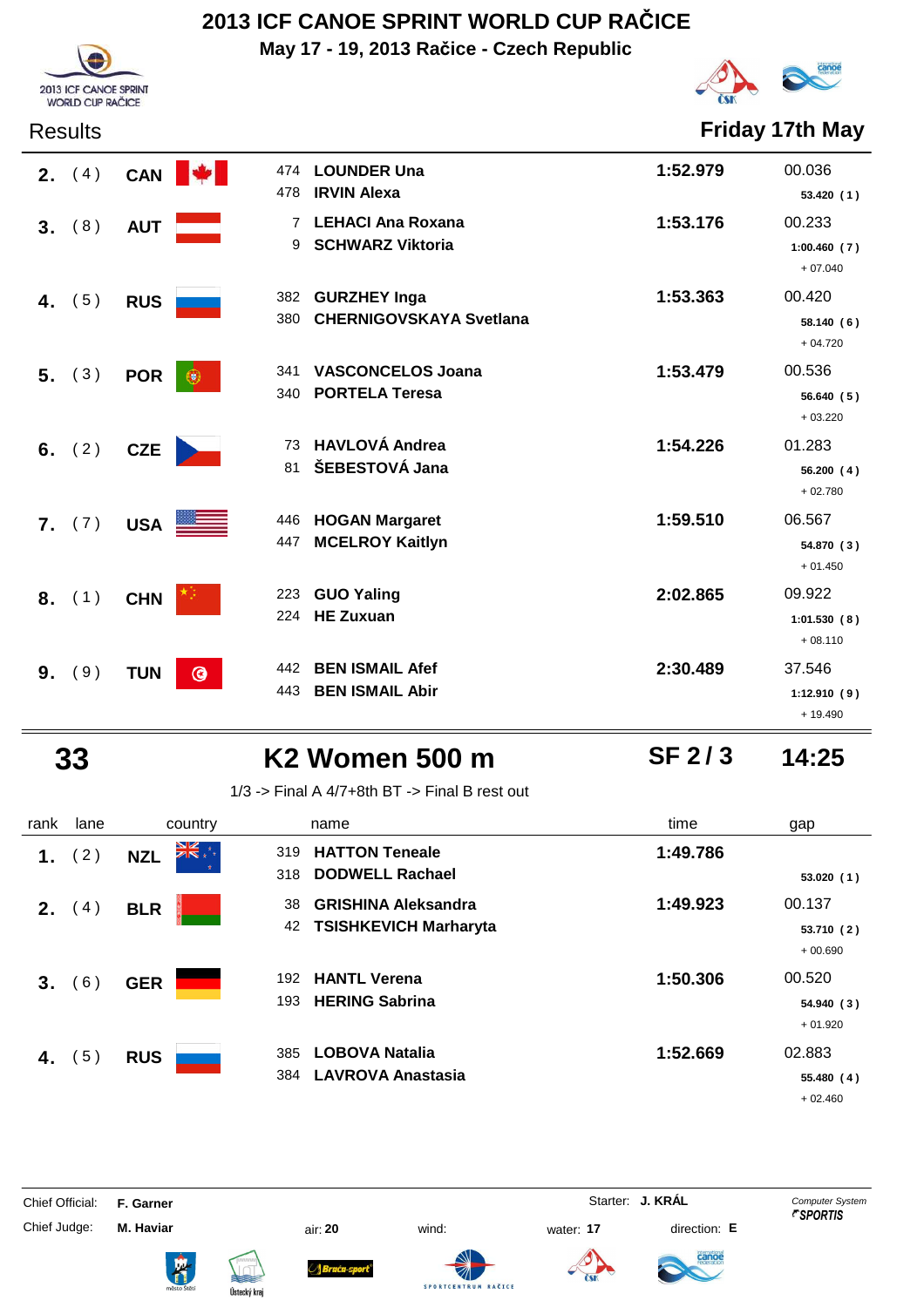# 2013 ICF CANOE SPRINT WORLD CUP RAČICE

**May 17 - 19, 2013 Račice - Czech Republic**

Results — **Friday 17th May**

| rank | lane | country | name | time | gap |
|---|---|---|---|---|---|
| 2. | ( 4 ) | CAN | 474 **LOUNDER Una**<br>478 **IRVIN Alexa** | **1:52.979** | 00.036<br>**53.420 ( 1 )** |
| 3. | ( 8 ) | AUT | 7 **LEHACI Ana Roxana**<br>9 **SCHWARZ Viktoria** | **1:53.176** | 00.233<br>**1:00.460 ( 7 )**<br>+ 07.040 |
| 4. | ( 5 ) | RUS | 382 **GURZHEY Inga**<br>380 **CHERNIGOVSKAYA Svetlana** | **1:53.363** | 00.420<br>**58.140 ( 6 )**<br>+ 04.720 |
| 5. | ( 3 ) | POR | 341 **VASCONCELOS Joana**<br>340 **PORTELA Teresa** | **1:53.479** | 00.536<br>**56.640 ( 5 )**<br>+ 03.220 |
| 6. | ( 2 ) | CZE | 73 **HAVLOVÁ Andrea**<br>81 **ŠEBESTOVÁ Jana** | **1:54.226** | 01.283<br>**56.200 ( 4 )**<br>+ 02.780 |
| 7. | ( 7 ) | USA | 446 **HOGAN Margaret**<br>447 **MCELROY Kaitlyn** | **1:59.510** | 06.567<br>**54.870 ( 3 )**<br>+ 01.450 |
| 8. | ( 1 ) | CHN | 223 **GUO Yaling**<br>224 **HE Zuxuan** | **2:02.865** | 09.922<br>**1:01.530 ( 8 )**<br>+ 08.110 |
| 9. | ( 9 ) | TUN | 442 **BEN ISMAIL Afef**<br>443 **BEN ISMAIL Abir** | **2:30.489** | 37.546<br>**1:12.910 ( 9 )**<br>+ 19.490 |

## 33 — K2 Women 500 m — SF 2 / 3 — 14:25

1/3 -> Final A 4/7+8th BT -> Final B rest out

| rank | lane | country | name | time | gap |
|---|---|---|---|---|---|
| 1. | ( 2 ) | NZL | 319 **HATTON Teneale**<br>318 **DODWELL Rachael** | **1:49.786** | **53.020 ( 1 )** |
| 2. | ( 4 ) | BLR | 38 **GRISHINA Aleksandra**<br>42 **TSISHKEVICH Marharyta** | **1:49.923** | 00.137<br>**53.710 ( 2 )**<br>+ 00.690 |
| 3. | ( 6 ) | GER | 192 **HANTL Verena**<br>193 **HERING Sabrina** | **1:50.306** | 00.520<br>**54.940 ( 3 )**<br>+ 01.920 |
| 4. | ( 5 ) | RUS | 385 **LOBOVA Natalia**<br>384 **LAVROVA Anastasia** | **1:52.669** | 02.883<br>**55.480 ( 4 )**<br>+ 02.460 |

Chief Official: **F. Garner** — Starter: **J. KRÁL** — Computer System SPORTIS

Chief Judge: **M. Haviar** — air: **20** — wind: — water: **17** — direction: **E**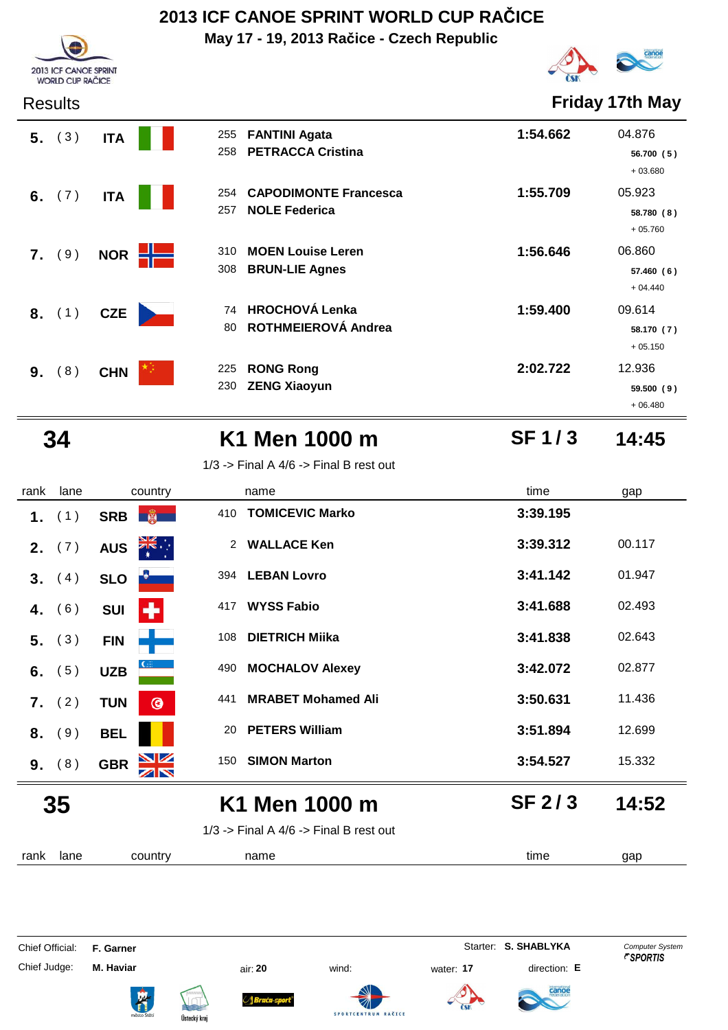# 2013 ICF CANOE SPRINT WORLD CUP RAČICE

May 17 - 19, 2013 Račice - Czech Republic

Results — Friday 17th May

| rank | lane | country | | name | time | gap |
|---|---|---|---|---|---|---|
| 5. | (3) | ITA | 255<br>258 | **FANTINI Agata**<br>**PETRACCA Cristina** | 1:54.662 | 04.876<br>56.700 (5)<br>+ 03.680 |
| 6. | (7) | ITA | 254<br>257 | **CAPODIMONTE Francesca**<br>**NOLE Federica** | 1:55.709 | 05.923<br>58.780 (8)<br>+ 05.760 |
| 7. | (9) | NOR | 310<br>308 | **MOEN Louise Leren**<br>**BRUN-LIE Agnes** | 1:56.646 | 06.860<br>57.460 (6)<br>+ 04.440 |
| 8. | (1) | CZE | 74<br>80 | **HROCHOVÁ Lenka**<br>**ROTHMEIEROVÁ Andrea** | 1:59.400 | 09.614<br>58.170 (7)<br>+ 05.150 |
| 9. | (8) | CHN | 225<br>230 | **RONG Rong**<br>**ZENG Xiaoyun** | 2:02.722 | 12.936<br>59.500 (9)<br>+ 06.480 |

## 34 — K1 Men 1000 m — SF 1 / 3 — 14:45

1/3 -> Final A 4/6 -> Final B rest out

| rank | lane | country | | name | time | gap |
|---|---|---|---|---|---|---|
| 1. | (1) | SRB | 410 | **TOMICEVIC Marko** | 3:39.195 | |
| 2. | (7) | AUS | 2 | **WALLACE Ken** | 3:39.312 | 00.117 |
| 3. | (4) | SLO | 394 | **LEBAN Lovro** | 3:41.142 | 01.947 |
| 4. | (6) | SUI | 417 | **WYSS Fabio** | 3:41.688 | 02.493 |
| 5. | (3) | FIN | 108 | **DIETRICH Miika** | 3:41.838 | 02.643 |
| 6. | (5) | UZB | 490 | **MOCHALOV Alexey** | 3:42.072 | 02.877 |
| 7. | (2) | TUN | 441 | **MRABET Mohamed Ali** | 3:50.631 | 11.436 |
| 8. | (9) | BEL | 20 | **PETERS William** | 3:51.894 | 12.699 |
| 9. | (8) | GBR | 150 | **SIMON Marton** | 3:54.527 | 15.332 |

## 35 — K1 Men 1000 m — SF 2 / 3 — 14:52

1/3 -> Final A 4/6 -> Final B rest out

| rank | lane | country | name | time | gap |
|---|---|---|---|---|---|

Chief Official: F. Garner — Starter: S. SHABLYKA — Computer System SPORTIS

Chief Judge: M. Haviar — air: 20 — wind: — water: 17 — direction: E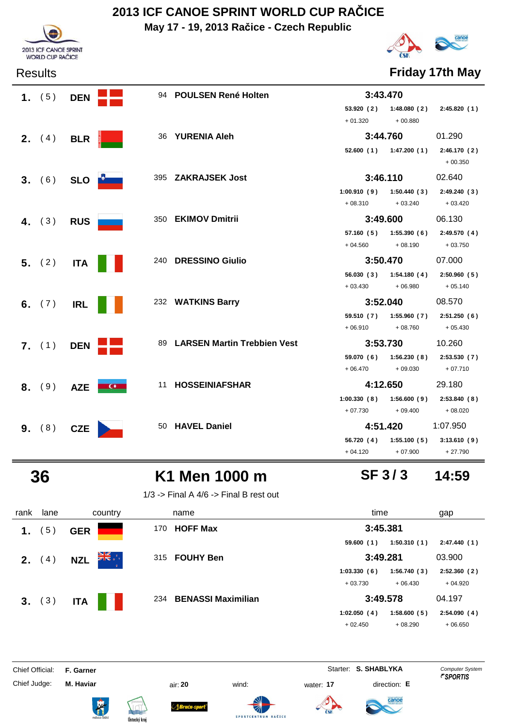# 2013 ICF CANOE SPRINT WORLD CUP RAČICE

**May 17 - 19, 2013 Račice - Czech Republic**

Results **Friday 17th May**

| rank | lane | country | bib | name | time | gap |
|---|---|---|---|---|---|---|
| **1.** | (5) | **DEN** | 94 | **POULSEN René Holten** | **3:43.470** | |
| | | | | | 53.920 (2) / 1:48.080 (2) / 2:45.820 (1) | |
| | | | | | + 01.320 / + 00.880 | |
| **2.** | (4) | **BLR** | 36 | **YURENIA Aleh** | **3:44.760** | 01.290 |
| | | | | | 52.600 (1) / 1:47.200 (1) / 2:46.170 (2) | |
| | | | | | + 00.350 | |
| **3.** | (6) | **SLO** | 395 | **ZAKRAJSEK Jost** | **3:46.110** | 02.640 |
| | | | | | 1:00.910 (9) / 1:50.440 (3) / 2:49.240 (3) | |
| | | | | | + 08.310 / + 03.240 / + 03.420 | |
| **4.** | (3) | **RUS** | 350 | **EKIMOV Dmitrii** | **3:49.600** | 06.130 |
| | | | | | 57.160 (5) / 1:55.390 (6) / 2:49.570 (4) | |
| | | | | | + 04.560 / + 08.190 / + 03.750 | |
| **5.** | (2) | **ITA** | 240 | **DRESSINO Giulio** | **3:50.470** | 07.000 |
| | | | | | 56.030 (3) / 1:54.180 (4) / 2:50.960 (5) | |
| | | | | | + 03.430 / + 06.980 / + 05.140 | |
| **6.** | (7) | **IRL** | 232 | **WATKINS Barry** | **3:52.040** | 08.570 |
| | | | | | 59.510 (7) / 1:55.960 (7) / 2:51.250 (6) | |
| | | | | | + 06.910 / + 08.760 / + 05.430 | |
| **7.** | (1) | **DEN** | 89 | **LARSEN Martin Trebbien Vest** | **3:53.730** | 10.260 |
| | | | | | 59.070 (6) / 1:56.230 (8) / 2:53.530 (7) | |
| | | | | | + 06.470 / + 09.030 / + 07.710 | |
| **8.** | (9) | **AZE** | 11 | **HOSSEINIAFSHAR** | **4:12.650** | 29.180 |
| | | | | | 1:00.330 (8) / 1:56.600 (9) / 2:53.840 (8) | |
| | | | | | + 07.730 / + 09.400 / + 08.020 | |
| **9.** | (8) | **CZE** | 50 | **HAVEL Daniel** | **4:51.420** | 1:07.950 |
| | | | | | 56.720 (4) / 1:55.100 (5) / 3:13.610 (9) | |
| | | | | | + 04.120 / + 07.900 / + 27.790 | |

## 36 K1 Men 1000 m SF 3 / 3 14:59

1/3 -> Final A 4/6 -> Final B rest out

| rank | lane | country | bib | name | time | gap |
|---|---|---|---|---|---|---|
| **1.** | (5) | **GER** | 170 | **HOFF Max** | **3:45.381** | |
| | | | | | 59.600 (1) / 1:50.310 (1) / 2:47.440 (1) | |
| **2.** | (4) | **NZL** | 315 | **FOUHY Ben** | **3:49.281** | 03.900 |
| | | | | | 1:03.330 (6) / 1:56.740 (3) / 2:52.360 (2) | |
| | | | | | + 03.730 / + 06.430 / + 04.920 | |
| **3.** | (3) | **ITA** | 234 | **BENASSI Maximilian** | **3:49.578** | 04.197 |
| | | | | | 1:02.050 (4) / 1:58.600 (5) / 2:54.090 (4) | |
| | | | | | + 02.450 / + 08.290 / + 06.650 | |

Chief Official: **F. Garner** Starter: **S. SHABLYKA** Computer System SPORTIS

Chief Judge: **M. Haviar** air: **20** wind: water: **17** direction: **E**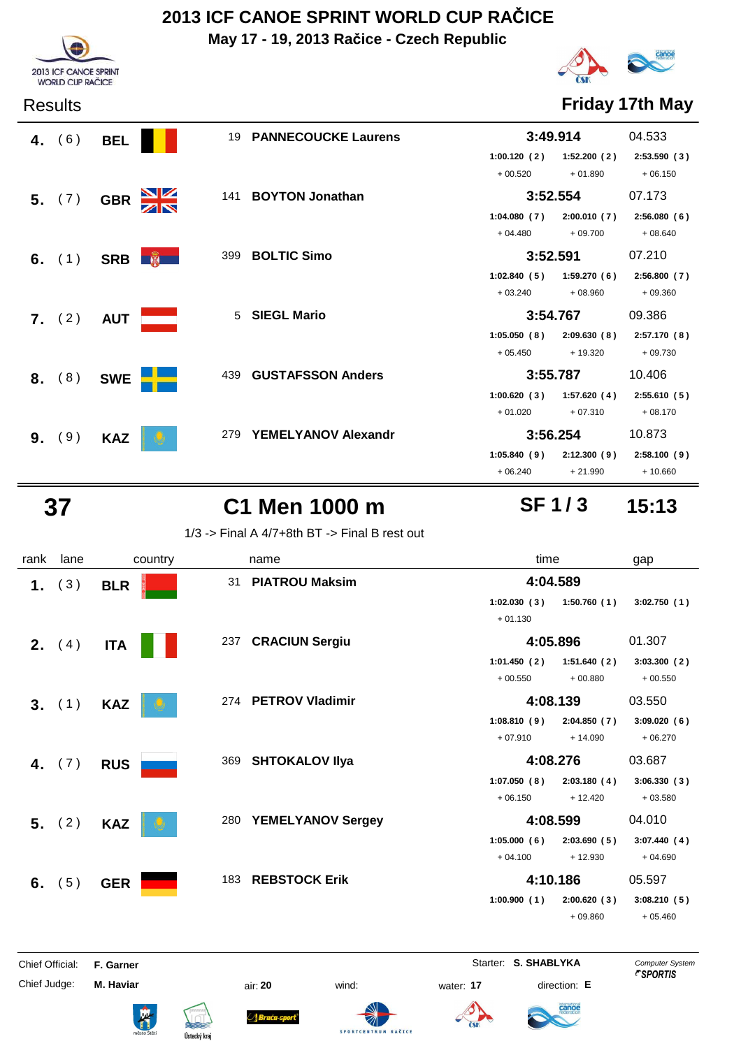# 2013 ICF CANOE SPRINT WORLD CUP RAČICE

**May 17 - 19, 2013 Račice - Czech Republic**

Results — **Friday 17th May**

| rank | lane | country | no. | name | time | gap |
|---|---|---|---|---|---|---|
| **4.** | (6) | **BEL** | 19 | **PANNECOUCKE Laurens** | **3:49.914** | 04.533 |
| | | | | | 1:00.120 (2) / 1:52.200 (2) / 2:53.590 (3) | |
| | | | | | + 00.520 / + 01.890 / + 06.150 | |
| **5.** | (7) | **GBR** | 141 | **BOYTON Jonathan** | **3:52.554** | 07.173 |
| | | | | | 1:04.080 (7) / 2:00.010 (7) / 2:56.080 (6) | |
| | | | | | + 04.480 / + 09.700 / + 08.640 | |
| **6.** | (1) | **SRB** | 399 | **BOLTIC Simo** | **3:52.591** | 07.210 |
| | | | | | 1:02.840 (5) / 1:59.270 (6) / 2:56.800 (7) | |
| | | | | | + 03.240 / + 08.960 / + 09.360 | |
| **7.** | (2) | **AUT** | 5 | **SIEGL Mario** | **3:54.767** | 09.386 |
| | | | | | 1:05.050 (8) / 2:09.630 (8) / 2:57.170 (8) | |
| | | | | | + 05.450 / + 19.320 / + 09.730 | |
| **8.** | (8) | **SWE** | 439 | **GUSTAFSSON Anders** | **3:55.787** | 10.406 |
| | | | | | 1:00.620 (3) / 1:57.620 (4) / 2:55.610 (5) | |
| | | | | | + 01.020 / + 07.310 / + 08.170 | |
| **9.** | (9) | **KAZ** | 279 | **YEMELYANOV Alexandr** | **3:56.254** | 10.873 |
| | | | | | 1:05.840 (9) / 2:12.300 (9) / 2:58.100 (9) | |
| | | | | | + 06.240 / + 21.990 / + 10.660 | |

## 37 — C1 Men 1000 m — SF 1 / 3 — 15:13

1/3 -> Final A 4/7+8th BT -> Final B rest out

| rank | lane | country | no. | name | time | gap |
|---|---|---|---|---|---|---|
| **1.** | (3) | **BLR** | 31 | **PIATROU Maksim** | **4:04.589** | |
| | | | | | 1:02.030 (3) / 1:50.760 (1) / 3:02.750 (1) | |
| | | | | | + 01.130 | |
| **2.** | (4) | **ITA** | 237 | **CRACIUN Sergiu** | **4:05.896** | 01.307 |
| | | | | | 1:01.450 (2) / 1:51.640 (2) / 3:03.300 (2) | |
| | | | | | + 00.550 / + 00.880 / + 00.550 | |
| **3.** | (1) | **KAZ** | 274 | **PETROV Vladimir** | **4:08.139** | 03.550 |
| | | | | | 1:08.810 (9) / 2:04.850 (7) / 3:09.020 (6) | |
| | | | | | + 07.910 / + 14.090 / + 06.270 | |
| **4.** | (7) | **RUS** | 369 | **SHTOKALOV Ilya** | **4:08.276** | 03.687 |
| | | | | | 1:07.050 (8) / 2:03.180 (4) / 3:06.330 (3) | |
| | | | | | + 06.150 / + 12.420 / + 03.580 | |
| **5.** | (2) | **KAZ** | 280 | **YEMELYANOV Sergey** | **4:08.599** | 04.010 |
| | | | | | 1:05.000 (6) / 2:03.690 (5) / 3:07.440 (4) | |
| | | | | | + 04.100 / + 12.930 / + 04.690 | |
| **6.** | (5) | **GER** | 183 | **REBSTOCK Erik** | **4:10.186** | 05.597 |
| | | | | | 1:00.900 (1) / 2:00.620 (3) / 3:08.210 (5) | |
| | | | | | + 09.860 / + 05.460 | |

Chief Official: **F. Garner** — Starter: **S. SHABLYKA** — Computer System SPORTIS

Chief Judge: **M. Haviar** — air: **20** — wind: — water: **17** — direction: **E**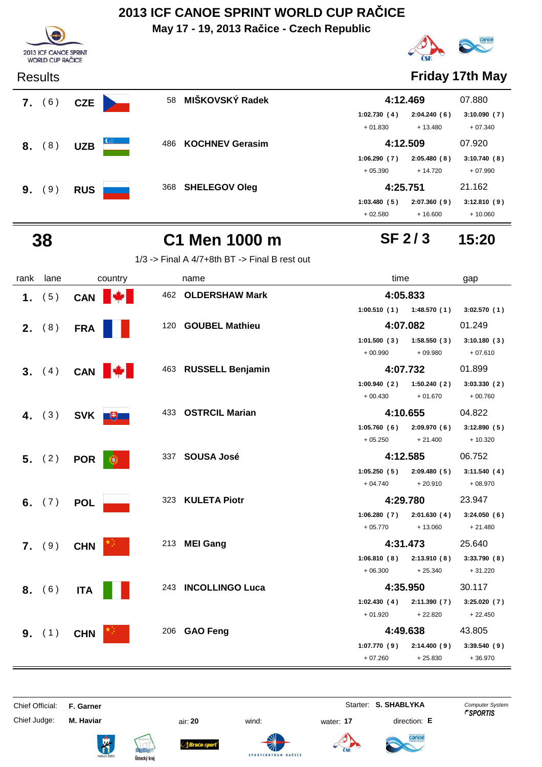# 2013 ICF CANOE SPRINT WORLD CUP RAČICE

**May 17 - 19, 2013 Račice - Czech Republic**

Results — **Friday 17th May**

| rank | lane | country | | name | time | | | gap |
|---|---|---|---|---|---|---|---|---|
| **7.** | ( 6 ) | **CZE** | 58 | **MIŠKOVSKÝ Radek** | **4:12.469** | | | 07.880 |
| | | | | | 1:02.730 ( 4 ) | 2:04.240 ( 6 ) | 3:10.090 ( 7 ) | |
| | | | | | + 01.830 | + 13.480 | + 07.340 | |
| **8.** | ( 8 ) | **UZB** | 486 | **KOCHNEV Gerasim** | **4:12.509** | | | 07.920 |
| | | | | | 1:06.290 ( 7 ) | 2:05.480 ( 8 ) | 3:10.740 ( 8 ) | |
| | | | | | + 05.390 | + 14.720 | + 07.990 | |
| **9.** | ( 9 ) | **RUS** | 368 | **SHELEGOV Oleg** | **4:25.751** | | | 21.162 |
| | | | | | 1:03.480 ( 5 ) | 2:07.360 ( 9 ) | 3:12.810 ( 9 ) | |
| | | | | | + 02.580 | + 16.600 | + 10.060 | |

## 38 — C1 Men 1000 m — SF 2 / 3 — 15:20

1/3 -> Final A 4/7+8th BT -> Final B rest out

| rank | lane | country | | name | time | | | gap |
|---|---|---|---|---|---|---|---|---|
| **1.** | ( 5 ) | **CAN** | 462 | **OLDERSHAW Mark** | **4:05.833** | | | |
| | | | | | 1:00.510 ( 1 ) | 1:48.570 ( 1 ) | 3:02.570 ( 1 ) | |
| **2.** | ( 8 ) | **FRA** | 120 | **GOUBEL Mathieu** | **4:07.082** | | | 01.249 |
| | | | | | 1:01.500 ( 3 ) | 1:58.550 ( 3 ) | 3:10.180 ( 3 ) | |
| | | | | | + 00.990 | + 09.980 | + 07.610 | |
| **3.** | ( 4 ) | **CAN** | 463 | **RUSSELL Benjamin** | **4:07.732** | | | 01.899 |
| | | | | | 1:00.940 ( 2 ) | 1:50.240 ( 2 ) | 3:03.330 ( 2 ) | |
| | | | | | + 00.430 | + 01.670 | + 00.760 | |
| **4.** | ( 3 ) | **SVK** | 433 | **OSTRCIL Marian** | **4:10.655** | | | 04.822 |
| | | | | | 1:05.760 ( 6 ) | 2:09.970 ( 6 ) | 3:12.890 ( 5 ) | |
| | | | | | + 05.250 | + 21.400 | + 10.320 | |
| **5.** | ( 2 ) | **POR** | 337 | **SOUSA José** | **4:12.585** | | | 06.752 |
| | | | | | 1:05.250 ( 5 ) | 2:09.480 ( 5 ) | 3:11.540 ( 4 ) | |
| | | | | | + 04.740 | + 20.910 | + 08.970 | |
| **6.** | ( 7 ) | **POL** | 323 | **KULETA Piotr** | **4:29.780** | | | 23.947 |
| | | | | | 1:06.280 ( 7 ) | 2:01.630 ( 4 ) | 3:24.050 ( 6 ) | |
| | | | | | + 05.770 | + 13.060 | + 21.480 | |
| **7.** | ( 9 ) | **CHN** | 213 | **MEI Gang** | **4:31.473** | | | 25.640 |
| | | | | | 1:06.810 ( 8 ) | 2:13.910 ( 8 ) | 3:33.790 ( 8 ) | |
| | | | | | + 06.300 | + 25.340 | + 31.220 | |
| **8.** | ( 6 ) | **ITA** | 243 | **INCOLLINGO Luca** | **4:35.950** | | | 30.117 |
| | | | | | 1:02.430 ( 4 ) | 2:11.390 ( 7 ) | 3:25.020 ( 7 ) | |
| | | | | | + 01.920 | + 22.820 | + 22.450 | |
| **9.** | ( 1 ) | **CHN** | 206 | **GAO Feng** | **4:49.638** | | | 43.805 |
| | | | | | 1:07.770 ( 9 ) | 2:14.400 ( 9 ) | 3:39.540 ( 9 ) | |
| | | | | | + 07.260 | + 25.830 | + 36.970 | |

Chief Official: **F. Garner** — Starter: **S. SHABLYKA** — Computer System SPORTIS

Chief Judge: **M. Haviar** — air: **20** — wind: — water: **17** — direction: **E**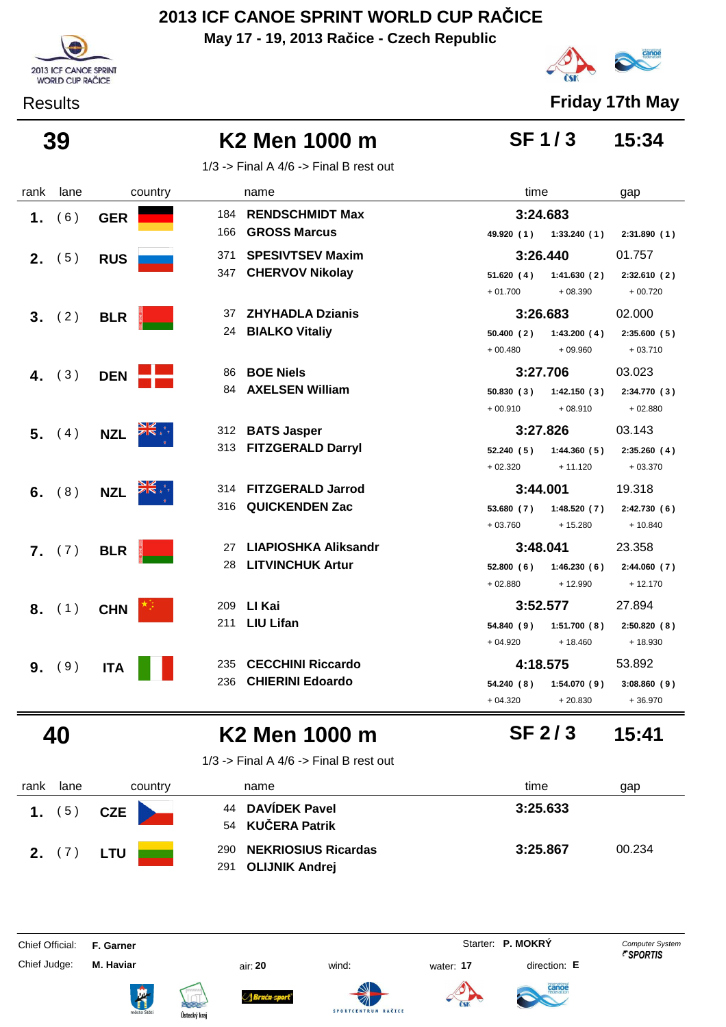# 2013 ICF CANOE SPRINT WORLD CUP RAČICE

**May 17 - 19, 2013 Račice - Czech Republic**

Results

**Friday 17th May**

## 39 K2 Men 1000 m — SF 1 / 3 — 15:34

1/3 -> Final A 4/6 -> Final B rest out

| rank | lane | country | name | time | | | gap |
|---|---|---|---|---|---|---|---|
| **1.** | (6) | **GER** | 184 **RENDSCHMIDT Max** / 166 **GROSS Marcus** | **3:24.683** | | | |
| | | | | 49.920 (1) | 1:33.240 (1) | 2:31.890 (1) | |
| **2.** | (5) | **RUS** | 371 **SPESIVTSEV Maxim** / 347 **CHERVOV Nikolay** | **3:26.440** | | | 01.757 |
| | | | | 51.620 (4) | 1:41.630 (2) | 2:32.610 (2) | |
| | | | | + 01.700 | + 08.390 | + 00.720 | |
| **3.** | (2) | **BLR** | 37 **ZHYHADLA Dzianis** / 24 **BIALKO Vitaliy** | **3:26.683** | | | 02.000 |
| | | | | 50.400 (2) | 1:43.200 (4) | 2:35.600 (5) | |
| | | | | + 00.480 | + 09.960 | + 03.710 | |
| **4.** | (3) | **DEN** | 86 **BOE Niels** / 84 **AXELSEN William** | **3:27.706** | | | 03.023 |
| | | | | 50.830 (3) | 1:42.150 (3) | 2:34.770 (3) | |
| | | | | + 00.910 | + 08.910 | + 02.880 | |
| **5.** | (4) | **NZL** | 312 **BATS Jasper** / 313 **FITZGERALD Darryl** | **3:27.826** | | | 03.143 |
| | | | | 52.240 (5) | 1:44.360 (5) | 2:35.260 (4) | |
| | | | | + 02.320 | + 11.120 | + 03.370 | |
| **6.** | (8) | **NZL** | 314 **FITZGERALD Jarrod** / 316 **QUICKENDEN Zac** | **3:44.001** | | | 19.318 |
| | | | | 53.680 (7) | 1:48.520 (7) | 2:42.730 (6) | |
| | | | | + 03.760 | + 15.280 | + 10.840 | |
| **7.** | (7) | **BLR** | 27 **LIAPIOSHKA Aliksandr** / 28 **LITVINCHUK Artur** | **3:48.041** | | | 23.358 |
| | | | | 52.800 (6) | 1:46.230 (6) | 2:44.060 (7) | |
| | | | | + 02.880 | + 12.990 | + 12.170 | |
| **8.** | (1) | **CHN** | 209 **LI Kai** / 211 **LIU Lifan** | **3:52.577** | | | 27.894 |
| | | | | 54.840 (9) | 1:51.700 (8) | 2:50.820 (8) | |
| | | | | + 04.920 | + 18.460 | + 18.930 | |
| **9.** | (9) | **ITA** | 235 **CECCHINI Riccardo** / 236 **CHIERINI Edoardo** | **4:18.575** | | | 53.892 |
| | | | | 54.240 (8) | 1:54.070 (9) | 3:08.860 (9) | |
| | | | | + 04.320 | + 20.830 | + 36.970 | |

## 40 K2 Men 1000 m — SF 2 / 3 — 15:41

1/3 -> Final A 4/6 -> Final B rest out

| rank | lane | country | name | time | gap |
|---|---|---|---|---|---|
| **1.** | (5) | **CZE** | 44 **DAVÍDEK Pavel** / 54 **KUČERA Patrik** | **3:25.633** | |
| **2.** | (7) | **LTU** | 290 **NEKRIOSIUS Ricardas** / 291 **OLIJNIK Andrej** | **3:25.867** | 00.234 |

Chief Official: **F. Garner** — Starter: **P. MOKRÝ** — Computer System SPORTIS

Chief Judge: **M. Haviar** — air: **20** — wind: — water: **17** — direction: **E**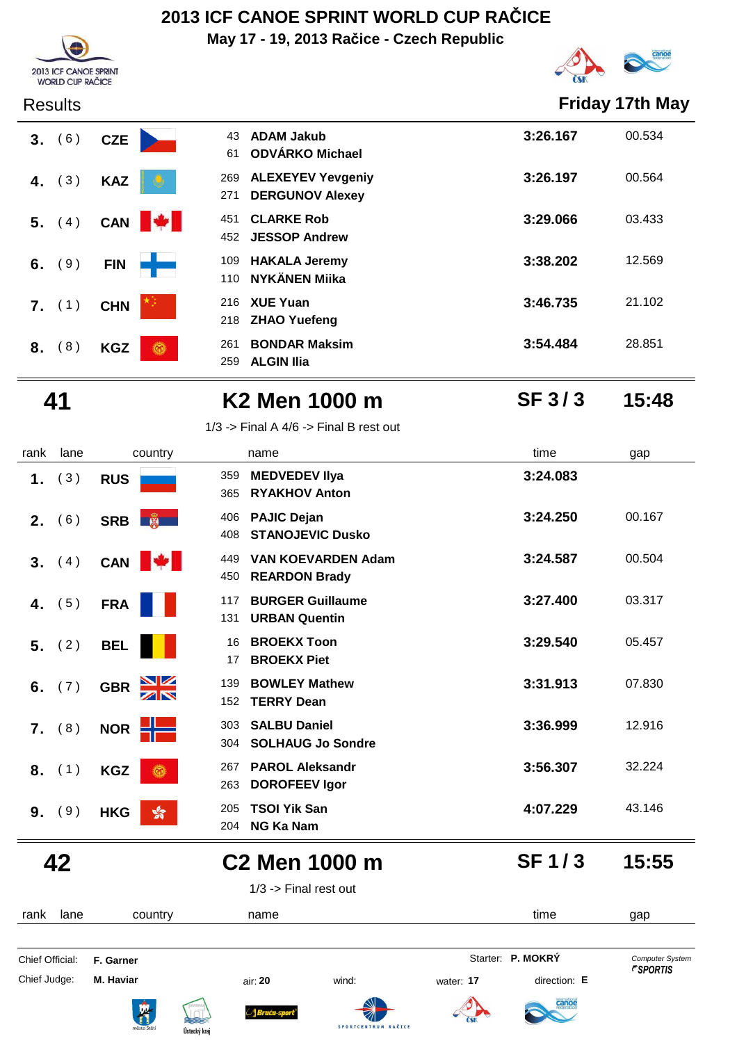# 2013 ICF CANOE SPRINT WORLD CUP RAČICE

**May 17 - 19, 2013 Račice - Czech Republic**

Results — **Friday 17th May**

| rank | lane | country | name | time | gap |
|---|---|---|---|---|---|
| **3.** | (6) | **CZE** | 43 **ADAM Jakub**<br>61 **ODVÁRKO Michael** | **3:26.167** | 00.534 |
| **4.** | (3) | **KAZ** | 269 **ALEXEYEV Yevgeniy**<br>271 **DERGUNOV Alexey** | **3:26.197** | 00.564 |
| **5.** | (4) | **CAN** | 451 **CLARKE Rob**<br>452 **JESSOP Andrew** | **3:29.066** | 03.433 |
| **6.** | (9) | **FIN** | 109 **HAKALA Jeremy**<br>110 **NYKÄNEN Miika** | **3:38.202** | 12.569 |
| **7.** | (1) | **CHN** | 216 **XUE Yuan**<br>218 **ZHAO Yuefeng** | **3:46.735** | 21.102 |
| **8.** | (8) | **KGZ** | 261 **BONDAR Maksim**<br>259 **ALGIN Ilia** | **3:54.484** | 28.851 |

## 41 — K2 Men 1000 m — SF 3 / 3 — 15:48

1/3 -> Final A 4/6 -> Final B rest out

| rank | lane | country | name | time | gap |
|---|---|---|---|---|---|
| **1.** | (3) | **RUS** | 359 **MEDVEDEV Ilya**<br>365 **RYAKHOV Anton** | **3:24.083** | |
| **2.** | (6) | **SRB** | 406 **PAJIC Dejan**<br>408 **STANOJEVIC Dusko** | **3:24.250** | 00.167 |
| **3.** | (4) | **CAN** | 449 **VAN KOEVARDEN Adam**<br>450 **REARDON Brady** | **3:24.587** | 00.504 |
| **4.** | (5) | **FRA** | 117 **BURGER Guillaume**<br>131 **URBAN Quentin** | **3:27.400** | 03.317 |
| **5.** | (2) | **BEL** | 16 **BROEKX Toon**<br>17 **BROEKX Piet** | **3:29.540** | 05.457 |
| **6.** | (7) | **GBR** | 139 **BOWLEY Mathew**<br>152 **TERRY Dean** | **3:31.913** | 07.830 |
| **7.** | (8) | **NOR** | 303 **SALBU Daniel**<br>304 **SOLHAUG Jo Sondre** | **3:36.999** | 12.916 |
| **8.** | (1) | **KGZ** | 267 **PAROL Aleksandr**<br>263 **DOROFEEV Igor** | **3:56.307** | 32.224 |
| **9.** | (9) | **HKG** | 205 **TSOI Yik San**<br>204 **NG Ka Nam** | **4:07.229** | 43.146 |

## 42 — C2 Men 1000 m — SF 1 / 3 — 15:55

1/3 -> Final rest out

| rank | lane | country | name | time | gap |
|---|---|---|---|---|---|

Chief Official: **F. Garner** — Starter: **P. MOKRÝ** — *Computer System SPORTIS*

Chief Judge: **M. Haviar** — air: **20** — wind: — water: **17** — direction: **E**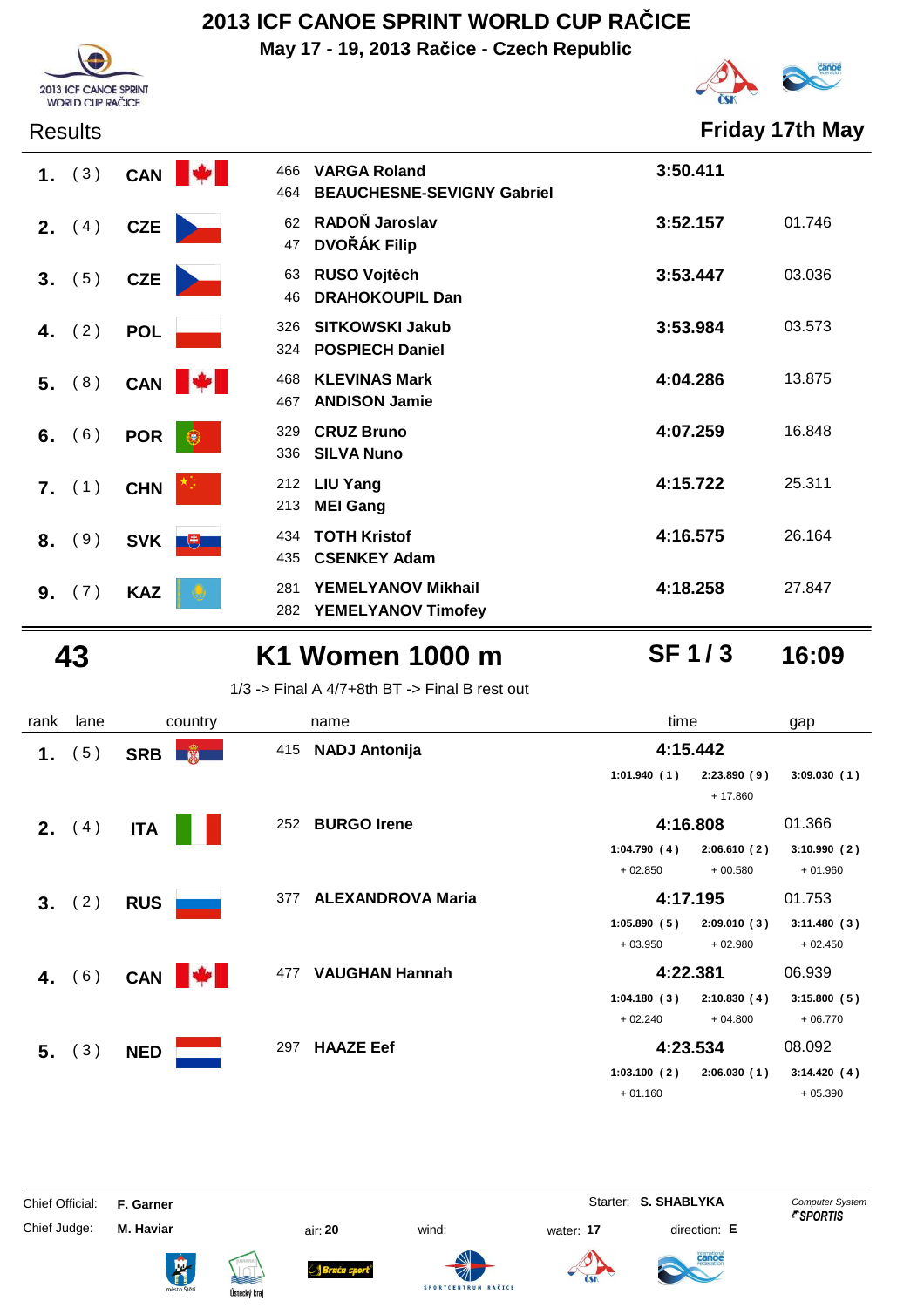# 2013 ICF CANOE SPRINT WORLD CUP RAČICE

**May 17 - 19, 2013 Račice - Czech Republic**

Results **Friday 17th May**

| rank | lane | country | no. | name | time | gap |
|---|---|---|---|---|---|---|
| 1. | (3) | CAN | 466 | VARGA Roland | 3:50.411 | |
| | | | 464 | BEAUCHESNE-SEVIGNY Gabriel | | |
| 2. | (4) | CZE | 62 | RADOŇ Jaroslav | 3:52.157 | 01.746 |
| | | | 47 | DVOŘÁK Filip | | |
| 3. | (5) | CZE | 63 | RUSO Vojtěch | 3:53.447 | 03.036 |
| | | | 46 | DRAHOKOUPIL Dan | | |
| 4. | (2) | POL | 326 | SITKOWSKI Jakub | 3:53.984 | 03.573 |
| | | | 324 | POSPIECH Daniel | | |
| 5. | (8) | CAN | 468 | KLEVINAS Mark | 4:04.286 | 13.875 |
| | | | 467 | ANDISON Jamie | | |
| 6. | (6) | POR | 329 | CRUZ Bruno | 4:07.259 | 16.848 |
| | | | 336 | SILVA Nuno | | |
| 7. | (1) | CHN | 212 | LIU Yang | 4:15.722 | 25.311 |
| | | | 213 | MEI Gang | | |
| 8. | (9) | SVK | 434 | TOTH Kristof | 4:16.575 | 26.164 |
| | | | 435 | CSENKEY Adam | | |
| 9. | (7) | KAZ | 281 | YEMELYANOV Mikhail | 4:18.258 | 27.847 |
| | | | 282 | YEMELYANOV Timofey | | |

## 43 K1 Women 1000 m — SF 1 / 3 — 16:09

1/3 -> Final A 4/7+8th BT -> Final B rest out

| rank | lane | country | no. | name | time | gap |
|---|---|---|---|---|---|---|
| 1. | (5) | SRB | 415 | NADJ Antonija | 4:15.442 | |
| | | | | | 1:01.940 (1) / 2:23.890 (9) + 17.860 / 3:09.030 (1) | |
| 2. | (4) | ITA | 252 | BURGO Irene | 4:16.808 | 01.366 |
| | | | | | 1:04.790 (4) + 02.850 / 2:06.610 (2) + 00.580 / 3:10.990 (2) + 01.960 | |
| 3. | (2) | RUS | 377 | ALEXANDROVA Maria | 4:17.195 | 01.753 |
| | | | | | 1:05.890 (5) + 03.950 / 2:09.010 (3) + 02.980 / 3:11.480 (3) + 02.450 | |
| 4. | (6) | CAN | 477 | VAUGHAN Hannah | 4:22.381 | 06.939 |
| | | | | | 1:04.180 (3) + 02.240 / 2:10.830 (4) + 04.800 / 3:15.800 (5) + 06.770 | |
| 5. | (3) | NED | 297 | HAAZE Eef | 4:23.534 | 08.092 |
| | | | | | 1:03.100 (2) + 01.160 / 2:06.030 (1) / 3:14.420 (4) + 05.390 | |

Chief Official: **F. Garner** Starter: **S. SHABLYKA**

Chief Judge: **M. Haviar** air: **20** wind: water: **17** direction: **E**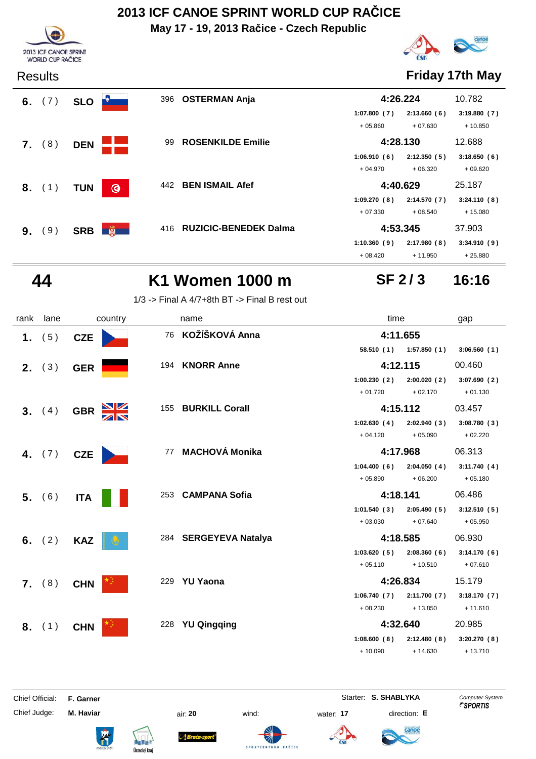# 2013 ICF CANOE SPRINT WORLD CUP RAČICE

**May 17 - 19, 2013 Račice - Czech Republic**

Results **Friday 17th May**

| rank | lane | country | no. | name | 250m | 500m | 750m | time | gap |
|---|---|---|---|---|---|---|---|---|---|
| 6. | (7) | SLO | 396 | **OSTERMAN Anja** | 1:07.800 (7) + 05.860 | 2:13.660 (6) + 07.630 | 3:19.880 (7) + 10.850 | **4:26.224** | 10.782 |
| 7. | (8) | DEN | 99 | **ROSENKILDE Emilie** | 1:06.910 (6) + 04.970 | 2:12.350 (5) + 06.320 | 3:18.650 (6) + 09.620 | **4:28.130** | 12.688 |
| 8. | (1) | TUN | 442 | **BEN ISMAIL Afef** | 1:09.270 (8) + 07.330 | 2:14.570 (7) + 08.540 | 3:24.110 (8) + 15.080 | **4:40.629** | 25.187 |
| 9. | (9) | SRB | 416 | **RUZICIC-BENEDEK Dalma** | 1:10.360 (9) + 08.420 | 2:17.980 (8) + 11.950 | 3:34.910 (9) + 25.880 | **4:53.345** | 37.903 |

## 44 K1 Women 1000 m SF 2 / 3 16:16

1/3 -> Final A 4/7+8th BT -> Final B rest out

| rank | lane | country | no. | name | 250m | 500m | 750m | time | gap |
|---|---|---|---|---|---|---|---|---|---|
| 1. | (5) | CZE | 76 | **KOŽÍŠKOVÁ Anna** | 58.510 (1) | 1:57.850 (1) | 3:06.560 (1) | **4:11.655** | |
| 2. | (3) | GER | 194 | **KNORR Anne** | 1:00.230 (2) + 01.720 | 2:00.020 (2) + 02.170 | 3:07.690 (2) + 01.130 | **4:12.115** | 00.460 |
| 3. | (4) | GBR | 155 | **BURKILL Corall** | 1:02.630 (4) + 04.120 | 2:02.940 (3) + 05.090 | 3:08.780 (3) + 02.220 | **4:15.112** | 03.457 |
| 4. | (7) | CZE | 77 | **MACHOVÁ Monika** | 1:04.400 (6) + 05.890 | 2:04.050 (4) + 06.200 | 3:11.740 (4) + 05.180 | **4:17.968** | 06.313 |
| 5. | (6) | ITA | 253 | **CAMPANA Sofia** | 1:01.540 (3) + 03.030 | 2:05.490 (5) + 07.640 | 3:12.510 (5) + 05.950 | **4:18.141** | 06.486 |
| 6. | (2) | KAZ | 284 | **SERGEYEVA Natalya** | 1:03.620 (5) + 05.110 | 2:08.360 (6) + 10.510 | 3:14.170 (6) + 07.610 | **4:18.585** | 06.930 |
| 7. | (8) | CHN | 229 | **YU Yaona** | 1:06.740 (7) + 08.230 | 2:11.700 (7) + 13.850 | 3:18.170 (7) + 11.610 | **4:26.834** | 15.179 |
| 8. | (1) | CHN | 228 | **YU Qingqing** | 1:08.600 (8) + 10.090 | 2:12.480 (8) + 14.630 | 3:20.270 (8) + 13.710 | **4:32.640** | 20.985 |

Chief Official: **F. Garner** | Starter: **S. SHABLYKA** | Computer System SPORTIS

Chief Judge: **M. Haviar** | air: **20** | wind: | water: **17** | direction: **E**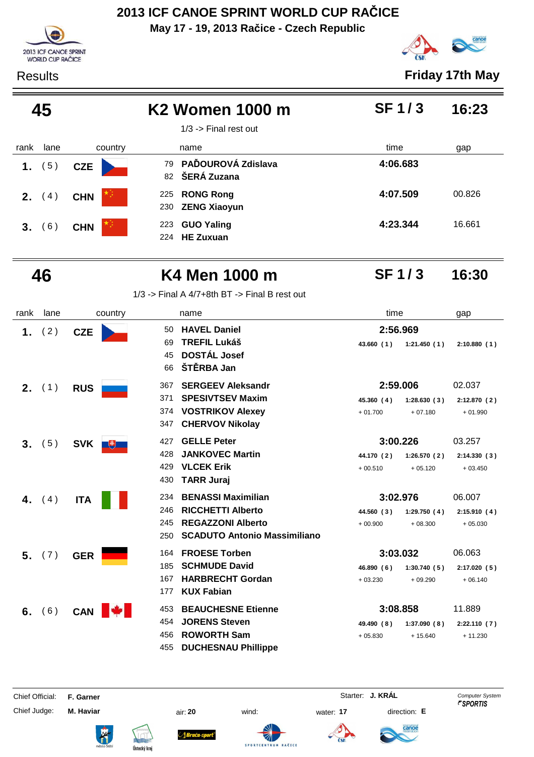# 2013 ICF CANOE SPRINT WORLD CUP RAČICE

**May 17 - 19, 2013 Račice - Czech Republic**

Results — **Friday 17th May**

## 45 — K2 Women 1000 m — SF 1 / 3 — 16:23

1/3 -> Final rest out

| rank | lane | country | name | time | gap |
|---|---|---|---|---|---|
| **1.** | (5) | **CZE** | 79 **PAĎOUROVÁ Zdislava**<br>82 **ŠERÁ Zuzana** | **4:06.683** | |
| **2.** | (4) | **CHN** | 225 **RONG Rong**<br>230 **ZENG Xiaoyun** | **4:07.509** | 00.826 |
| **3.** | (6) | **CHN** | 223 **GUO Yaling**<br>224 **HE Zuxuan** | **4:23.344** | 16.661 |

## 46 — K4 Men 1000 m — SF 1 / 3 — 16:30

1/3 -> Final A 4/7+8th BT -> Final B rest out

| rank | lane | country | name | time | | | gap |
|---|---|---|---|---|---|---|---|
| **1.** | (2) | **CZE** | 50 **HAVEL Daniel**<br>69 **TREFIL Lukáš**<br>45 **DOSTÁL Josef**<br>66 **ŠTĚRBA Jan** | **2:56.969** | | | |
| | | | | 43.660 (1) | 1:21.450 (1) | 2:10.880 (1) | |
| **2.** | (1) | **RUS** | 367 **SERGEEV Aleksandr**<br>371 **SPESIVTSEV Maxim**<br>374 **VOSTRIKOV Alexey**<br>347 **CHERVOV Nikolay** | **2:59.006** | | | 02.037 |
| | | | | 45.360 (4) | 1:28.630 (3) | 2:12.870 (2) | |
| | | | | + 01.700 | + 07.180 | + 01.990 | |
| **3.** | (5) | **SVK** | 427 **GELLE Peter**<br>428 **JANKOVEC Martin**<br>429 **VLCEK Erik**<br>430 **TARR Juraj** | **3:00.226** | | | 03.257 |
| | | | | 44.170 (2) | 1:26.570 (2) | 2:14.330 (3) | |
| | | | | + 00.510 | + 05.120 | + 03.450 | |
| **4.** | (4) | **ITA** | 234 **BENASSI Maximilian**<br>246 **RICCHETTI Alberto**<br>245 **REGAZZONI Alberto**<br>250 **SCADUTO Antonio Massimiliano** | **3:02.976** | | | 06.007 |
| | | | | 44.560 (3) | 1:29.750 (4) | 2:15.910 (4) | |
| | | | | + 00.900 | + 08.300 | + 05.030 | |
| **5.** | (7) | **GER** | 164 **FROESE Torben**<br>185 **SCHMUDE David**<br>167 **HARBRECHT Gordan**<br>177 **KUX Fabian** | **3:03.032** | | | 06.063 |
| | | | | 46.890 (6) | 1:30.740 (5) | 2:17.020 (5) | |
| | | | | + 03.230 | + 09.290 | + 06.140 | |
| **6.** | (6) | **CAN** | 453 **BEAUCHESNE Etienne**<br>454 **JORENS Steven**<br>456 **ROWORTH Sam**<br>455 **DUCHESNAU Phillippe** | **3:08.858** | | | 11.889 |
| | | | | 49.490 (8) | 1:37.090 (8) | 2:22.110 (7) | |
| | | | | + 05.830 | + 15.640 | + 11.230 | |

Chief Official: **F. Garner** — Starter: **J. KRÁL** — Computer System SPORTIS

Chief Judge: **M. Haviar** — air: **20** — wind: — water: **17** — direction: **E**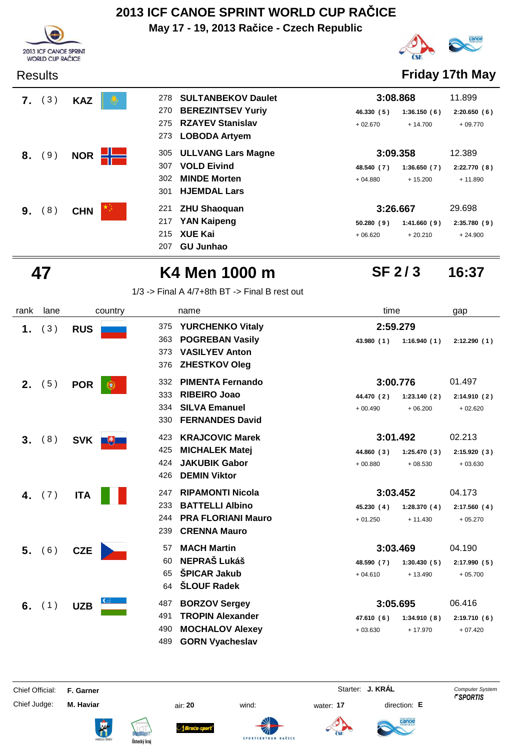# 2013 ICF CANOE SPRINT WORLD CUP RAČICE

**May 17 - 19, 2013 Račice - Czech Republic**

Results — **Friday 17th May**

| rank | lane | country | no. | name | time | | | gap |
|---|---|---|---|---|---|---|---|---|
| **7.** | (3) | **KAZ** | 278 | **SULTANBEKOV Daulet** | **3:08.868** | | | 11.899 |
| | | | 270 | **BEREZINTSEV Yuriy** | 46.330 (5) | 1:36.150 (6) | 2:20.650 (6) | |
| | | | 275 | **RZAYEV Stanislav** | + 02.670 | + 14.700 | + 09.770 | |
| | | | 273 | **LOBODA Artyem** | | | | |
| **8.** | (9) | **NOR** | 305 | **ULLVANG Lars Magne** | **3:09.358** | | | 12.389 |
| | | | 307 | **VOLD Eivind** | 48.540 (7) | 1:36.650 (7) | 2:22.770 (8) | |
| | | | 302 | **MINDE Morten** | + 04.880 | + 15.200 | + 11.890 | |
| | | | 301 | **HJEMDAL Lars** | | | | |
| **9.** | (8) | **CHN** | 221 | **ZHU Shaoquan** | **3:26.667** | | | 29.698 |
| | | | 217 | **YAN Kaipeng** | 50.280 (9) | 1:41.660 (9) | 2:35.780 (9) | |
| | | | 215 | **XUE Kai** | + 06.620 | + 20.210 | + 24.900 | |
| | | | 207 | **GU Junhao** | | | | |

## 47 — K4 Men 1000 m — SF 2 / 3 — 16:37

1/3 -> Final A 4/7+8th BT -> Final B rest out

| rank | lane | country | no. | name | time | | | gap |
|---|---|---|---|---|---|---|---|---|
| **1.** | (3) | **RUS** | 375 | **YURCHENKO Vitaly** | **2:59.279** | | | |
| | | | 363 | **POGREBAN Vasily** | 43.980 (1) | 1:16.940 (1) | 2:12.290 (1) | |
| | | | 373 | **VASILYEV Anton** | | | | |
| | | | 376 | **ZHESTKOV Oleg** | | | | |
| **2.** | (5) | **POR** | 332 | **PIMENTA Fernando** | **3:00.776** | | | 01.497 |
| | | | 333 | **RIBEIRO Joao** | 44.470 (2) | 1:23.140 (2) | 2:14.910 (2) | |
| | | | 334 | **SILVA Emanuel** | + 00.490 | + 06.200 | + 02.620 | |
| | | | 330 | **FERNANDES David** | | | | |
| **3.** | (8) | **SVK** | 423 | **KRAJCOVIC Marek** | **3:01.492** | | | 02.213 |
| | | | 425 | **MICHALEK Matej** | 44.860 (3) | 1:25.470 (3) | 2:15.920 (3) | |
| | | | 424 | **JAKUBIK Gabor** | + 00.880 | + 08.530 | + 03.630 | |
| | | | 426 | **DEMIN Viktor** | | | | |
| **4.** | (7) | **ITA** | 247 | **RIPAMONTI Nicola** | **3:03.452** | | | 04.173 |
| | | | 233 | **BATTELLI Albino** | 45.230 (4) | 1:28.370 (4) | 2:17.560 (4) | |
| | | | 244 | **PRA FLORIANI Mauro** | + 01.250 | + 11.430 | + 05.270 | |
| | | | 239 | **CRENNA Mauro** | | | | |
| **5.** | (6) | **CZE** | 57 | **MACH Martin** | **3:03.469** | | | 04.190 |
| | | | 60 | **NEPRAŠ Lukáš** | 48.590 (7) | 1:30.430 (5) | 2:17.990 (5) | |
| | | | 65 | **ŠPICAR Jakub** | + 04.610 | + 13.490 | + 05.700 | |
| | | | 64 | **ŠLOUF Radek** | | | | |
| **6.** | (1) | **UZB** | 487 | **BORZOV Sergey** | **3:05.695** | | | 06.416 |
| | | | 491 | **TROPIN Alexander** | 47.610 (6) | 1:34.910 (8) | 2:19.710 (6) | |
| | | | 490 | **MOCHALOV Alexey** | + 03.630 | + 17.970 | + 07.420 | |
| | | | 489 | **GORN Vyacheslav** | | | | |

Chief Official: **F. Garner** — Starter: **J. KRÁL**

Chief Judge: **M. Haviar** — air: **20** — wind: — water: **17** — direction: **E**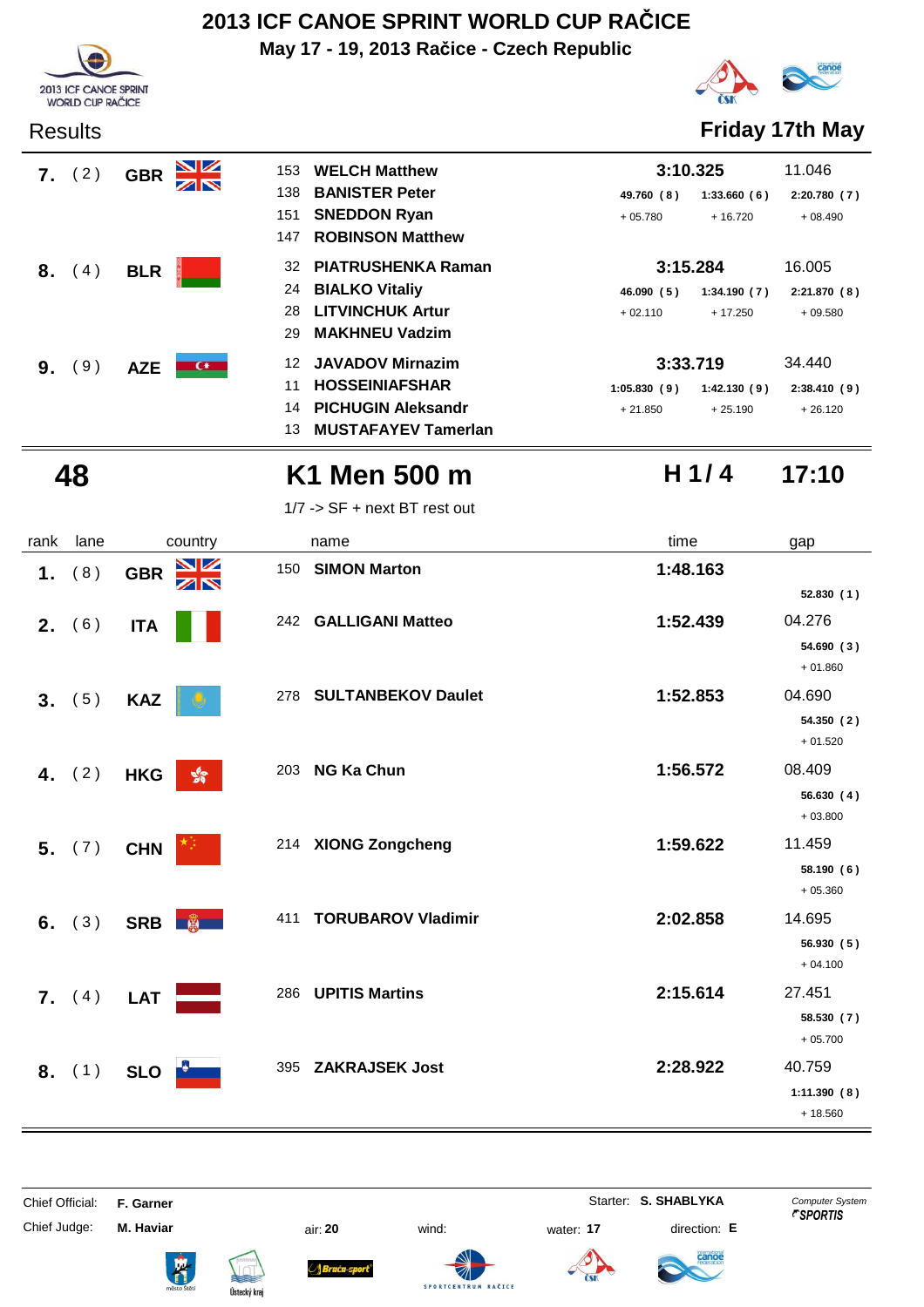# 2013 ICF CANOE SPRINT WORLD CUP RAČICE

**May 17 - 19, 2013 Račice - Czech Republic**

Results

**Friday 17th May**

| rank | lane | country | no. | name | time | gap | | |
|---|---|---|---|---|---|---|---|---|
| 7. | (2) | GBR | 153 | WELCH Matthew | 3:10.325 | 11.046 | | |
| | | | 138 | BANISTER Peter | 49.760 (8) | 1:33.660 (6) | 2:20.780 (7) | |
| | | | 151 | SNEDDON Ryan | + 05.780 | + 16.720 | + 08.490 | |
| | | | 147 | ROBINSON Matthew | | | | |
| 8. | (4) | BLR | 32 | PIATRUSHENKA Raman | 3:15.284 | 16.005 | | |
| | | | 24 | BIALKO Vitaliy | 46.090 (5) | 1:34.190 (7) | 2:21.870 (8) | |
| | | | 28 | LITVINCHUK Artur | + 02.110 | + 17.250 | + 09.580 | |
| | | | 29 | MAKHNEU Vadzim | | | | |
| 9. | (9) | AZE | 12 | JAVADOV Mirnazim | 3:33.719 | 34.440 | | |
| | | | 11 | HOSSEINIAFSHAR | 1:05.830 (9) | 1:42.130 (9) | 2:38.410 (9) | |
| | | | 14 | PICHUGIN Aleksandr | + 21.850 | + 25.190 | + 26.120 | |
| | | | 13 | MUSTAFAYEV Tamerlan | | | | |

## 48 K1 Men 500 m H 1/ 4 17:10

1/7 -> SF + next BT rest out

| rank | lane | country | no. | name | time | gap | split |
|---|---|---|---|---|---|---|---|
| 1. | (8) | GBR | 150 | SIMON Marton | 1:48.163 | | 52.830 (1) |
| 2. | (6) | ITA | 242 | GALLIGANI Matteo | 1:52.439 | 04.276 | 54.690 (3) + 01.860 |
| 3. | (5) | KAZ | 278 | SULTANBEKOV Daulet | 1:52.853 | 04.690 | 54.350 (2) + 01.520 |
| 4. | (2) | HKG | 203 | NG Ka Chun | 1:56.572 | 08.409 | 56.630 (4) + 03.800 |
| 5. | (7) | CHN | 214 | XIONG Zongcheng | 1:59.622 | 11.459 | 58.190 (6) + 05.360 |
| 6. | (3) | SRB | 411 | TORUBAROV Vladimir | 2:02.858 | 14.695 | 56.930 (5) + 04.100 |
| 7. | (4) | LAT | 286 | UPITIS Martins | 2:15.614 | 27.451 | 58.530 (7) + 05.700 |
| 8. | (1) | SLO | 395 | ZAKRAJSEK Jost | 2:28.922 | 40.759 | 1:11.390 (8) + 18.560 |

Chief Official: **F. Garner**
Chief Judge: **M. Haviar**
Starter: **S. SHABLYKA**
air: **20** wind: water: **17** direction: **E**

Computer System SPORTIS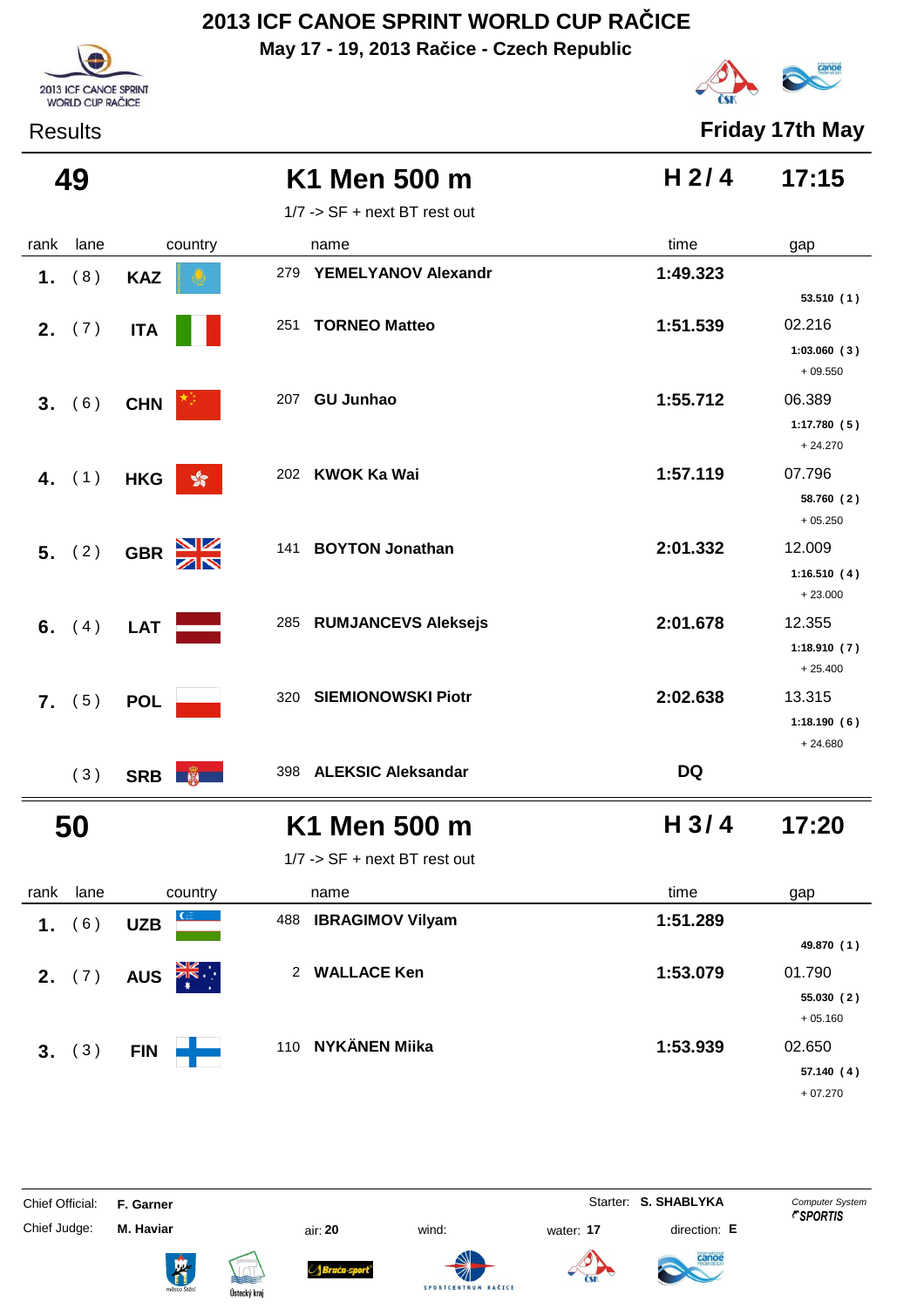# 2013 ICF CANOE SPRINT WORLD CUP RAČICE

**May 17 - 19, 2013 Račice - Czech Republic**

2013 ICF CANOE SPRINT WORLD CUP RAČICE

Results

**Friday 17th May**

## 49 K1 Men 500 m — H 2/4 — 17:15

1/7 -> SF + next BT rest out

| rank | lane | country | name | time | gap |
|---|---|---|---|---|---|
| 1. | (8) | KAZ | 279 YEMELYANOV Alexandr | 1:49.323 | |
| | | | | | 53.510 (1) |
| 2. | (7) | ITA | 251 TORNEO Matteo | 1:51.539 | 02.216 |
| | | | | | 1:03.060 (3) |
| | | | | | + 09.550 |
| 3. | (6) | CHN | 207 GU Junhao | 1:55.712 | 06.389 |
| | | | | | 1:17.780 (5) |
| | | | | | + 24.270 |
| 4. | (1) | HKG | 202 KWOK Ka Wai | 1:57.119 | 07.796 |
| | | | | | 58.760 (2) |
| | | | | | + 05.250 |
| 5. | (2) | GBR | 141 BOYTON Jonathan | 2:01.332 | 12.009 |
| | | | | | 1:16.510 (4) |
| | | | | | + 23.000 |
| 6. | (4) | LAT | 285 RUMJANCEVS Aleksejs | 2:01.678 | 12.355 |
| | | | | | 1:18.910 (7) |
| | | | | | + 25.400 |
| 7. | (5) | POL | 320 SIEMIONOWSKI Piotr | 2:02.638 | 13.315 |
| | | | | | 1:18.190 (6) |
| | | | | | + 24.680 |
| | (3) | SRB | 398 ALEKSIC Aleksandar | DQ | |

## 50 K1 Men 500 m — H 3/4 — 17:20

1/7 -> SF + next BT rest out

| rank | lane | country | name | time | gap |
|---|---|---|---|---|---|
| 1. | (6) | UZB | 488 IBRAGIMOV Vilyam | 1:51.289 | |
| | | | | | 49.870 (1) |
| 2. | (7) | AUS | 2 WALLACE Ken | 1:53.079 | 01.790 |
| | | | | | 55.030 (2) |
| | | | | | + 05.160 |
| 3. | (3) | FIN | 110 NYKÄNEN Miika | 1:53.939 | 02.650 |
| | | | | | 57.140 (4) |
| | | | | | + 07.270 |

Chief Official: **F. Garner** — Starter: **S. SHABLYKA** — Computer System SPORTIS

Chief Judge: **M. Haviar** — air: **20** — wind: — water: **17** — direction: **E**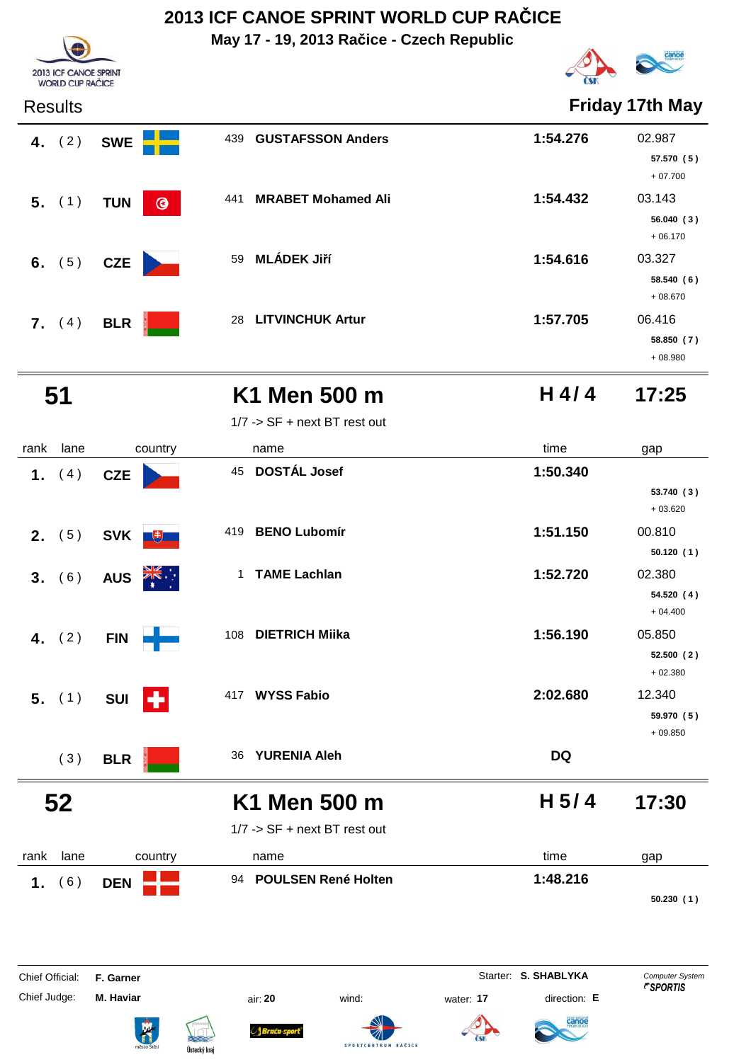# 2013 ICF CANOE SPRINT WORLD CUP RAČICE

**May 17 - 19, 2013 Račice - Czech Republic**

2013 ICF CANOE SPRINT WORLD CUP RAČICE

Results — **Friday 17th May**

| rank | lane | country | name | time | gap |
|---|---|---|---|---|---|
| 4. | ( 2 ) | SWE | 439 GUSTAFSSON Anders | 1:54.276 | 02.987<br>57.570 ( 5 )<br>+ 07.700 |
| 5. | ( 1 ) | TUN | 441 MRABET Mohamed Ali | 1:54.432 | 03.143<br>56.040 ( 3 )<br>+ 06.170 |
| 6. | ( 5 ) | CZE | 59 MLÁDEK Jiří | 1:54.616 | 03.327<br>58.540 ( 6 )<br>+ 08.670 |
| 7. | ( 4 ) | BLR | 28 LITVINCHUK Artur | 1:57.705 | 06.416<br>58.850 ( 7 )<br>+ 08.980 |

## 51 — K1 Men 500 m — H 4 / 4 — 17:25

1/7 -> SF + next BT rest out

| rank | lane | country | name | time | gap |
|---|---|---|---|---|---|
| 1. | ( 4 ) | CZE | 45 DOSTÁL Josef | 1:50.340 | 53.740 ( 3 )<br>+ 03.620 |
| 2. | ( 5 ) | SVK | 419 BENO Lubomír | 1:51.150 | 00.810<br>50.120 ( 1 ) |
| 3. | ( 6 ) | AUS | 1 TAME Lachlan | 1:52.720 | 02.380<br>54.520 ( 4 )<br>+ 04.400 |
| 4. | ( 2 ) | FIN | 108 DIETRICH Miika | 1:56.190 | 05.850<br>52.500 ( 2 )<br>+ 02.380 |
| 5. | ( 1 ) | SUI | 417 WYSS Fabio | 2:02.680 | 12.340<br>59.970 ( 5 )<br>+ 09.850 |
| | ( 3 ) | BLR | 36 YURENIA Aleh | DQ | |

## 52 — K1 Men 500 m — H 5 / 4 — 17:30

1/7 -> SF + next BT rest out

| rank | lane | country | name | time | gap |
|---|---|---|---|---|---|
| 1. | ( 6 ) | DEN | 94 POULSEN René Holten | 1:48.216 | 50.230 ( 1 ) |

Chief Official: **F. Garner** — Starter: **S. SHABLYKA** — Computer System SPORTIS

Chief Judge: **M. Haviar** — air: **20** — wind: — water: **17** — direction: **E**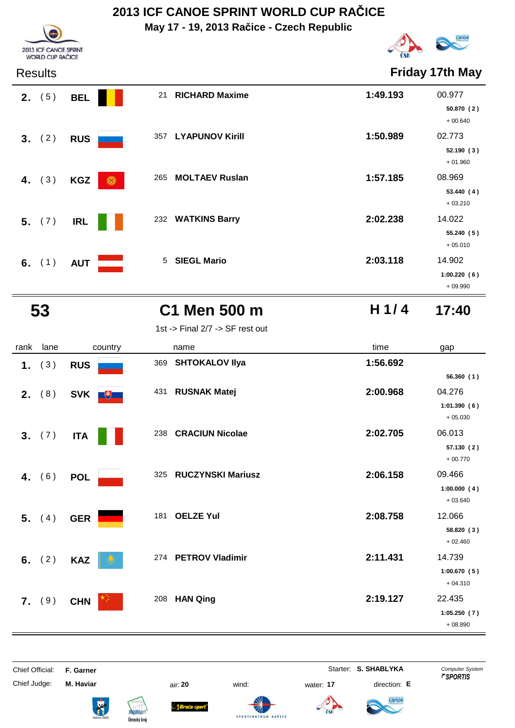# 2013 ICF CANOE SPRINT WORLD CUP RAČICE

**May 17 - 19, 2013 Račice - Czech Republic**

Results — **Friday 17th May**

| rank | lane | country | | name | time | gap |
|---|---|---|---|---|---|---|
| **2.** | (5) | **BEL** | 21 | **RICHARD Maxime** | **1:49.193** | 00.977<br>**50.870 (2)**<br>+ 00.640 |
| **3.** | (2) | **RUS** | 357 | **LYAPUNOV Kirill** | **1:50.989** | 02.773<br>**52.190 (3)**<br>+ 01.960 |
| **4.** | (3) | **KGZ** | 265 | **MOLTAEV Ruslan** | **1:57.185** | 08.969<br>**53.440 (4)**<br>+ 03.210 |
| **5.** | (7) | **IRL** | 232 | **WATKINS Barry** | **2:02.238** | 14.022<br>**55.240 (5)**<br>+ 05.010 |
| **6.** | (1) | **AUT** | 5 | **SIEGL Mario** | **2:03.118** | 14.902<br>**1:00.220 (6)**<br>+ 09.990 |

## 53 — C1 Men 500 m — H 1/4 — 17:40

1st -> Final 2/7 -> SF rest out

| rank | lane | country | | name | time | gap |
|---|---|---|---|---|---|---|
| **1.** | (3) | **RUS** | 369 | **SHTOKALOV Ilya** | **1:56.692** | **56.360 (1)** |
| **2.** | (8) | **SVK** | 431 | **RUSNAK Matej** | **2:00.968** | 04.276<br>**1:01.390 (6)**<br>+ 05.030 |
| **3.** | (7) | **ITA** | 238 | **CRACIUN Nicolae** | **2:02.705** | 06.013<br>**57.130 (2)**<br>+ 00.770 |
| **4.** | (6) | **POL** | 325 | **RUCZYNSKI Mariusz** | **2:06.158** | 09.466<br>**1:00.000 (4)**<br>+ 03.640 |
| **5.** | (4) | **GER** | 181 | **OELZE Yul** | **2:08.758** | 12.066<br>**58.820 (3)**<br>+ 02.460 |
| **6.** | (2) | **KAZ** | 274 | **PETROV Vladimir** | **2:11.431** | 14.739<br>**1:00.670 (5)**<br>+ 04.310 |
| **7.** | (9) | **CHN** | 208 | **HAN Qing** | **2:19.127** | 22.435<br>**1:05.250 (7)**<br>+ 08.890 |

Chief Official: **F. Garner**
Chief Judge: **M. Haviar**
Starter: **S. SHABLYKA**
air: **20** wind: water: **17** direction: **E**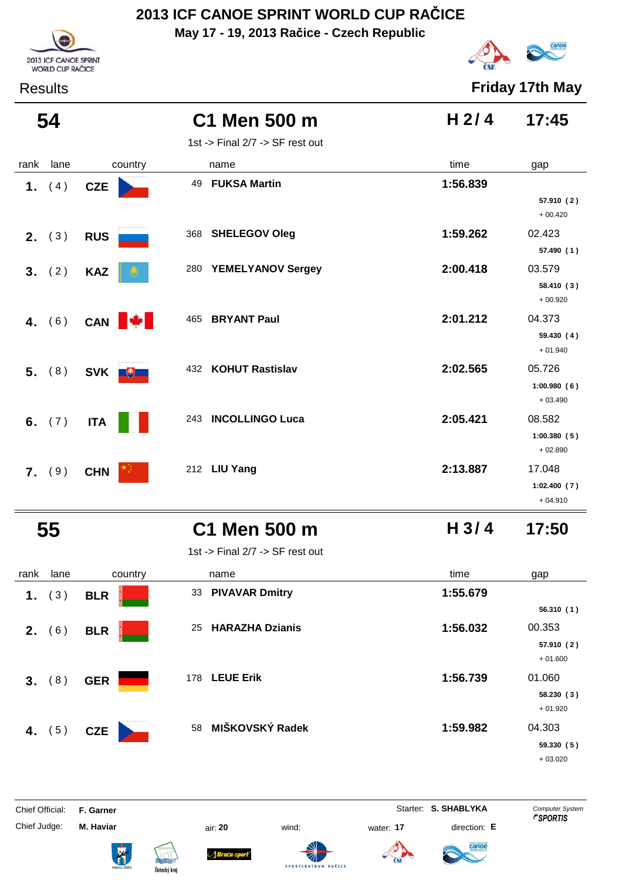# 2013 ICF CANOE SPRINT WORLD CUP RAČICE

**May 17 - 19, 2013 Račice - Czech Republic**

Results — **Friday 17th May**

## 54 — C1 Men 500 m — H 2/ 4 — 17:45

1st -> Final 2/7 -> SF rest out

| rank | lane | country | | name | time | gap |
|---|---|---|---|---|---|---|
| 1. | (4) | CZE | 49 | FUKSA Martin | 1:56.839 | 57.910 (2) + 00.420 |
| 2. | (3) | RUS | 368 | SHELEGOV Oleg | 1:59.262 | 02.423 57.490 (1) |
| 3. | (2) | KAZ | 280 | YEMELYANOV Sergey | 2:00.418 | 03.579 58.410 (3) + 00.920 |
| 4. | (6) | CAN | 465 | BRYANT Paul | 2:01.212 | 04.373 59.430 (4) + 01.940 |
| 5. | (8) | SVK | 432 | KOHUT Rastislav | 2:02.565 | 05.726 1:00.980 (6) + 03.490 |
| 6. | (7) | ITA | 243 | INCOLLINGO Luca | 2:05.421 | 08.582 1:00.380 (5) + 02.890 |
| 7. | (9) | CHN | 212 | LIU Yang | 2:13.887 | 17.048 1:02.400 (7) + 04.910 |

## 55 — C1 Men 500 m — H 3/ 4 — 17:50

1st -> Final 2/7 -> SF rest out

| rank | lane | country | | name | time | gap |
|---|---|---|---|---|---|---|
| 1. | (3) | BLR | 33 | PIVAVAR Dmitry | 1:55.679 | 56.310 (1) |
| 2. | (6) | BLR | 25 | HARAZHA Dzianis | 1:56.032 | 00.353 57.910 (2) + 01.600 |
| 3. | (8) | GER | 178 | LEUE Erik | 1:56.739 | 01.060 58.230 (3) + 01.920 |
| 4. | (5) | CZE | 58 | MIŠKOVSKÝ Radek | 1:59.982 | 04.303 59.330 (5) + 03.020 |

Chief Official: **F. Garner** — Starter: **S. SHABLYKA** — Computer System SPORTIS

Chief Judge: **M. Haviar** — air: **20** — wind: — water: **17** — direction: **E**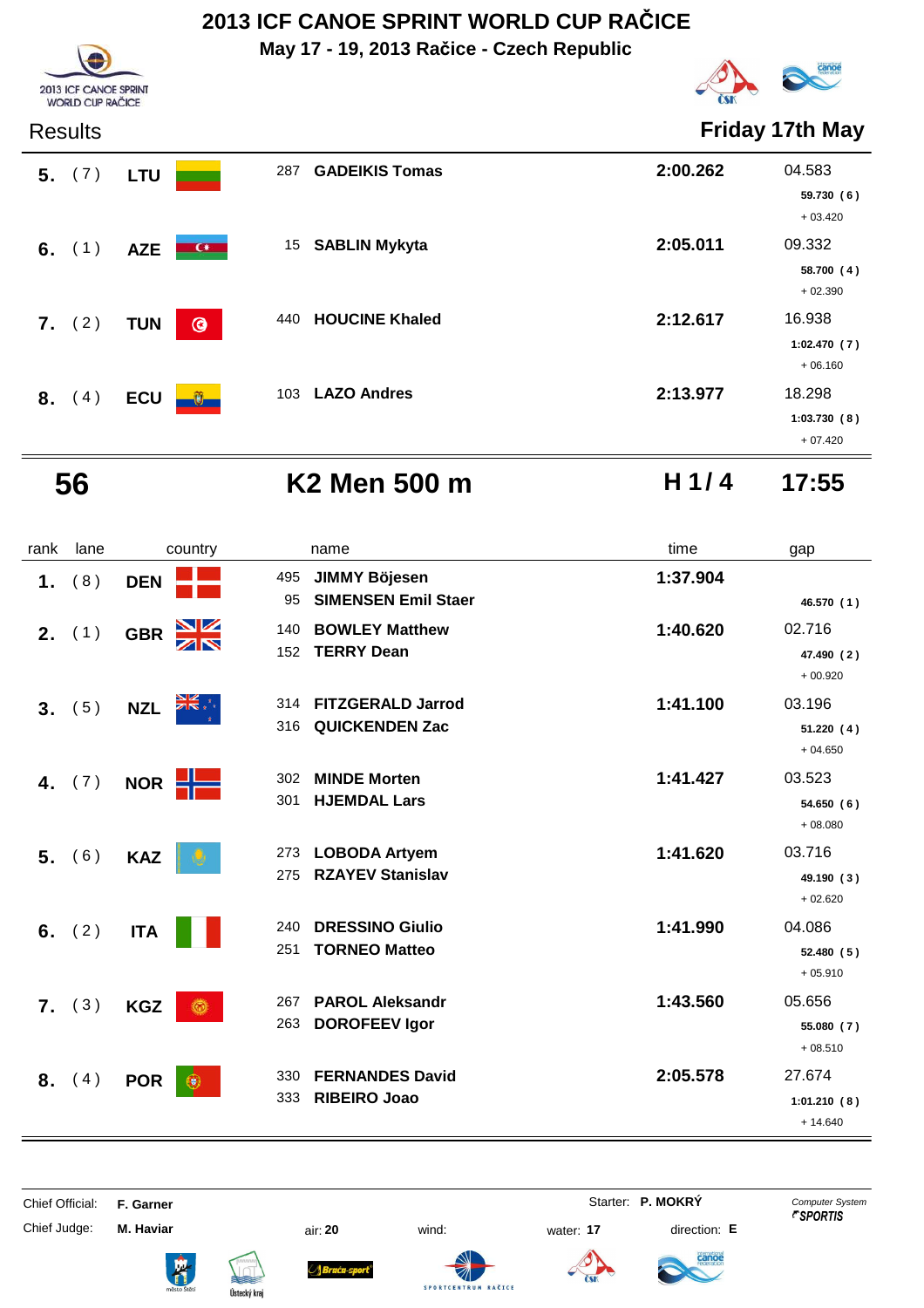# 2013 ICF CANOE SPRINT WORLD CUP RAČICE

**May 17 - 19, 2013 Račice - Czech Republic**

Results — **Friday 17th May**

| rank | lane | country | | name | time | gap |
|---|---|---|---|---|---|---|
| **5.** | ( 7 ) | **LTU** | 287 | **GADEIKIS Tomas** | **2:00.262** | 04.583 / **59.730 ( 6 )** / + 03.420 |
| **6.** | ( 1 ) | **AZE** | 15 | **SABLIN Mykyta** | **2:05.011** | 09.332 / **58.700 ( 4 )** / + 02.390 |
| **7.** | ( 2 ) | **TUN** | 440 | **HOUCINE Khaled** | **2:12.617** | 16.938 / **1:02.470 ( 7 )** / + 06.160 |
| **8.** | ( 4 ) | **ECU** | 103 | **LAZO Andres** | **2:13.977** | 18.298 / **1:03.730 ( 8 )** / + 07.420 |

## 56 — K2 Men 500 m — H 1 / 4 — 17:55

| rank | lane | country | | name | time | gap |
|---|---|---|---|---|---|---|
| **1.** | ( 8 ) | **DEN** | 495 / 95 | **JIMMY Böjesen** / **SIMENSEN Emil Staer** | **1:37.904** | **46.570 ( 1 )** |
| **2.** | ( 1 ) | **GBR** | 140 / 152 | **BOWLEY Matthew** / **TERRY Dean** | **1:40.620** | 02.716 / **47.490 ( 2 )** / + 00.920 |
| **3.** | ( 5 ) | **NZL** | 314 / 316 | **FITZGERALD Jarrod** / **QUICKENDEN Zac** | **1:41.100** | 03.196 / **51.220 ( 4 )** / + 04.650 |
| **4.** | ( 7 ) | **NOR** | 302 / 301 | **MINDE Morten** / **HJEMDAL Lars** | **1:41.427** | 03.523 / **54.650 ( 6 )** / + 08.080 |
| **5.** | ( 6 ) | **KAZ** | 273 / 275 | **LOBODA Artyem** / **RZAYEV Stanislav** | **1:41.620** | 03.716 / **49.190 ( 3 )** / + 02.620 |
| **6.** | ( 2 ) | **ITA** | 240 / 251 | **DRESSINO Giulio** / **TORNEO Matteo** | **1:41.990** | 04.086 / **52.480 ( 5 )** / + 05.910 |
| **7.** | ( 3 ) | **KGZ** | 267 / 263 | **PAROL Aleksandr** / **DOROFEEV Igor** | **1:43.560** | 05.656 / **55.080 ( 7 )** / + 08.510 |
| **8.** | ( 4 ) | **POR** | 330 / 333 | **FERNANDES David** / **RIBEIRO Joao** | **2:05.578** | 27.674 / **1:01.210 ( 8 )** / + 14.640 |

Chief Official: **F. Garner** — Starter: **P. MOKRÝ** — *Computer System SPORTIS*

Chief Judge: **M. Haviar** — air: **20** — wind: — water: **17** — direction: **E**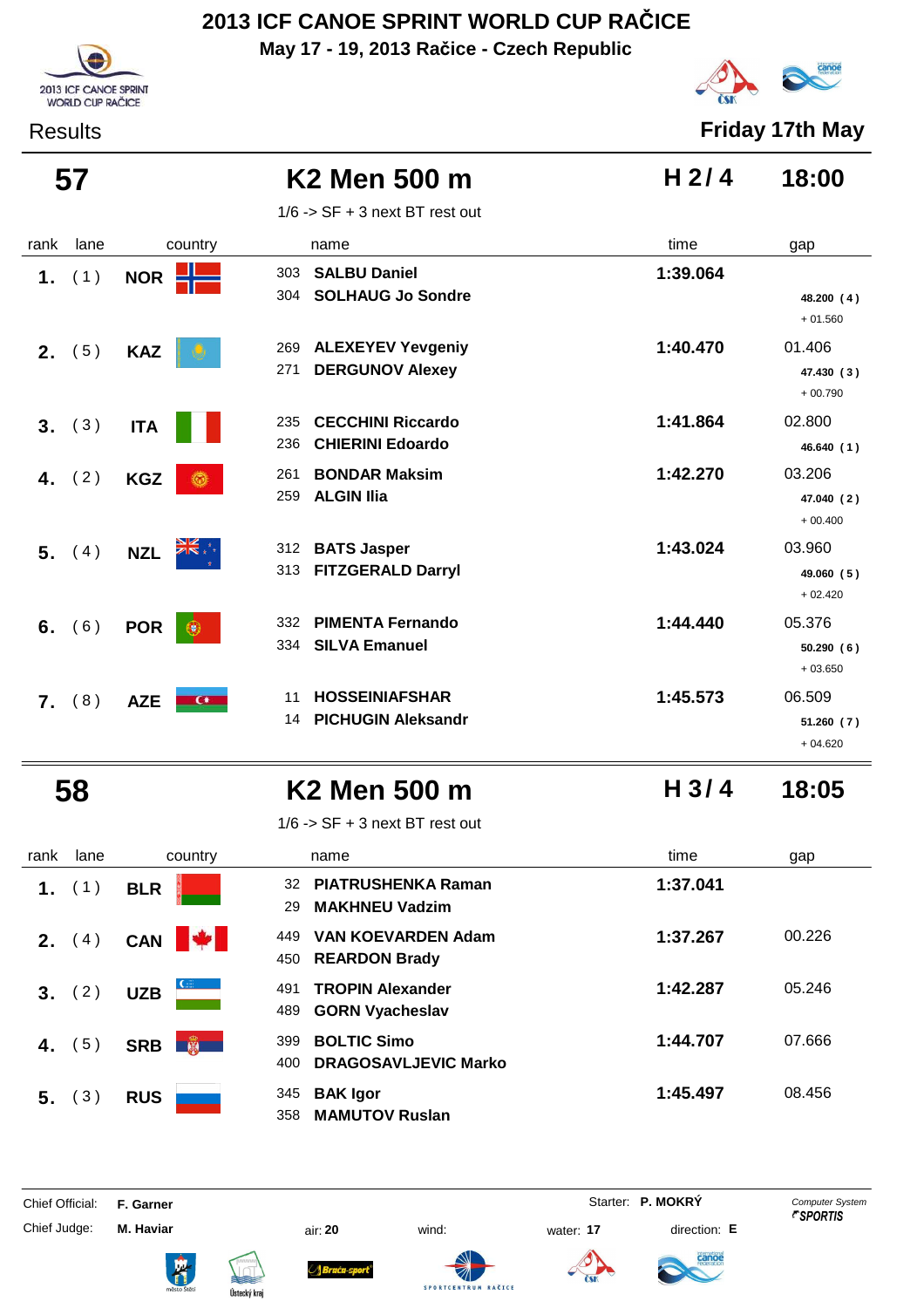# 2013 ICF CANOE SPRINT WORLD CUP RAČICE

**May 17 - 19, 2013 Račice - Czech Republic**

Results — Friday 17th May

## 57 — K2 Men 500 m — H 2/ 4 — 18:00

1/6 -> SF + 3 next BT rest out

| rank | lane | country | name | time | gap |
|---|---|---|---|---|---|
| 1. | (1) | NOR | 303 SALBU Daniel<br>304 SOLHAUG Jo Sondre | 1:39.064 | 48.200 (4)<br>+ 01.560 |
| 2. | (5) | KAZ | 269 ALEXEYEV Yevgeniy<br>271 DERGUNOV Alexey | 1:40.470 | 01.406<br>47.430 (3)<br>+ 00.790 |
| 3. | (3) | ITA | 235 CECCHINI Riccardo<br>236 CHIERINI Edoardo | 1:41.864 | 02.800<br>46.640 (1) |
| 4. | (2) | KGZ | 261 BONDAR Maksim<br>259 ALGIN Ilia | 1:42.270 | 03.206<br>47.040 (2)<br>+ 00.400 |
| 5. | (4) | NZL | 312 BATS Jasper<br>313 FITZGERALD Darryl | 1:43.024 | 03.960<br>49.060 (5)<br>+ 02.420 |
| 6. | (6) | POR | 332 PIMENTA Fernando<br>334 SILVA Emanuel | 1:44.440 | 05.376<br>50.290 (6)<br>+ 03.650 |
| 7. | (8) | AZE | 11 HOSSEINIAFSHAR<br>14 PICHUGIN Aleksandr | 1:45.573 | 06.509<br>51.260 (7)<br>+ 04.620 |

## 58 — K2 Men 500 m — H 3/ 4 — 18:05

1/6 -> SF + 3 next BT rest out

| rank | lane | country | name | time | gap |
|---|---|---|---|---|---|
| 1. | (1) | BLR | 32 PIATRUSHENKA Raman<br>29 MAKHNEU Vadzim | 1:37.041 | |
| 2. | (4) | CAN | 449 VAN KOEVERDEN Adam<br>450 REARDON Brady | 1:37.267 | 00.226 |
| 3. | (2) | UZB | 491 TROPIN Alexander<br>489 GORN Vyacheslav | 1:42.287 | 05.246 |
| 4. | (5) | SRB | 399 BOLTIC Simo<br>400 DRAGOSAVLJEVIC Marko | 1:44.707 | 07.666 |
| 5. | (3) | RUS | 345 BAK Igor<br>358 MAMUTOV Ruslan | 1:45.497 | 08.456 |

Chief Official: **F. Garner** — Starter: **P. MOKRÝ** — Computer System SPORTIS

Chief Judge: **M. Haviar** — air: **20** — wind: — water: **17** — direction: **E**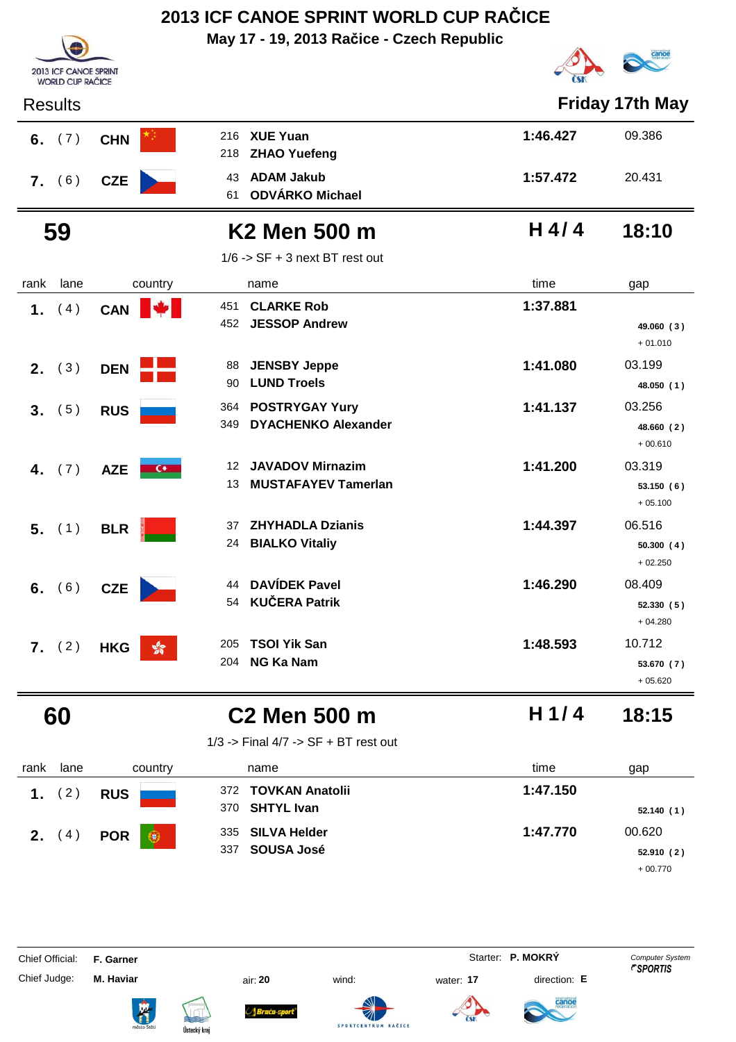# 2013 ICF CANOE SPRINT WORLD CUP RAČICE

**May 17 - 19, 2013 Račice - Czech Republic**

Results **Friday 17th May**

| rank | lane | country | name | time | gap |
|---|---|---|---|---|---|
| 6. | (7) | CHN | 216 XUE Yuan / 218 ZHAO Yuefeng | 1:46.427 | 09.386 |
| 7. | (6) | CZE | 43 ADAM Jakub / 61 ODVÁRKO Michael | 1:57.472 | 20.431 |

## 59 K2 Men 500 m — H 4/ 4 — 18:10

1/6 -> SF + 3 next BT rest out

| rank | lane | country | name | time | gap |
|---|---|---|---|---|---|
| 1. | (4) | CAN | 451 CLARKE Rob / 452 JESSOP Andrew | 1:37.881 | 49.060 (3) + 01.010 |
| 2. | (3) | DEN | 88 JENSBY Jeppe / 90 LUND Troels | 1:41.080 | 03.199 48.050 (1) |
| 3. | (5) | RUS | 364 POSTRYGAY Yury / 349 DYACHENKO Alexander | 1:41.137 | 03.256 48.660 (2) + 00.610 |
| 4. | (7) | AZE | 12 JAVADOV Mirnazim / 13 MUSTAFAYEV Tamerlan | 1:41.200 | 03.319 53.150 (6) + 05.100 |
| 5. | (1) | BLR | 37 ZHYHADLA Dzianis / 24 BIALKO Vitaliy | 1:44.397 | 06.516 50.300 (4) + 02.250 |
| 6. | (6) | CZE | 44 DAVÍDEK Pavel / 54 KUČERA Patrik | 1:46.290 | 08.409 52.330 (5) + 04.280 |
| 7. | (2) | HKG | 205 TSOI Yik San / 204 NG Ka Nam | 1:48.593 | 10.712 53.670 (7) + 05.620 |

## 60 C2 Men 500 m — H 1/ 4 — 18:15

1/3 -> Final 4/7 -> SF + BT rest out

| rank | lane | country | name | time | gap |
|---|---|---|---|---|---|
| 1. | (2) | RUS | 372 TOVKAN Anatolii / 370 SHTYL Ivan | 1:47.150 | 52.140 (1) |
| 2. | (4) | POR | 335 SILVA Helder / 337 SOUSA José | 1:47.770 | 00.620 52.910 (2) + 00.770 |

Chief Official: **F. Garner** Starter: **P. MOKRÝ**

Chief Judge: **M. Haviar** air: **20** wind: water: **17** direction: **E**

Computer System SPORTIS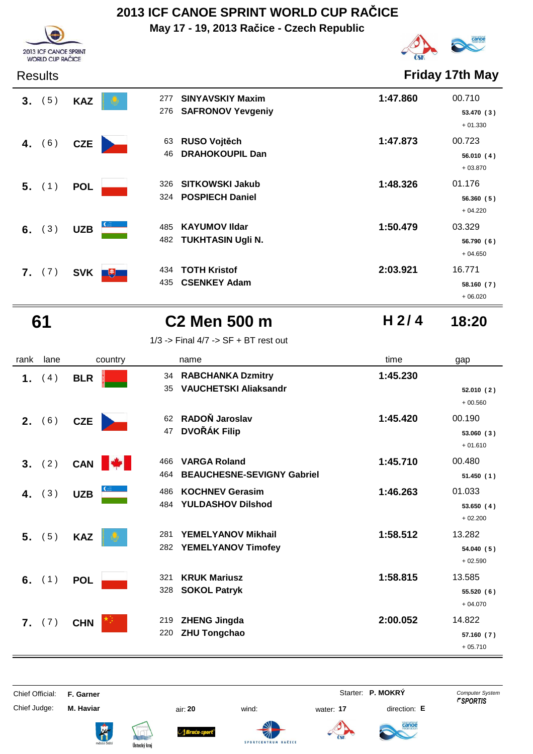# 2013 ICF CANOE SPRINT WORLD CUP RAČICE

**May 17 - 19, 2013 Račice - Czech Republic**

Results — **Friday 17th May**

| rank | lane | country | | name | time | gap |
|---|---|---|---|---|---|---|
| **3.** | ( 5 ) | **KAZ** | 277 | **SINYAVSKIY Maxim** | **1:47.860** | 00.710 |
| | | | 276 | **SAFRONOV Yevgeniy** | | **53.470 ( 3 )** |
| | | | | | | + 01.330 |
| **4.** | ( 6 ) | **CZE** | 63 | **RUSO Vojtěch** | **1:47.873** | 00.723 |
| | | | 46 | **DRAHOKOUPIL Dan** | | **56.010 ( 4 )** |
| | | | | | | + 03.870 |
| **5.** | ( 1 ) | **POL** | 326 | **SITKOWSKI Jakub** | **1:48.326** | 01.176 |
| | | | 324 | **POSPIECH Daniel** | | **56.360 ( 5 )** |
| | | | | | | + 04.220 |
| **6.** | ( 3 ) | **UZB** | 485 | **KAYUMOV Ildar** | **1:50.479** | 03.329 |
| | | | 482 | **TUKHTASIN Ugli N.** | | **56.790 ( 6 )** |
| | | | | | | + 04.650 |
| **7.** | ( 7 ) | **SVK** | 434 | **TOTH Kristof** | **2:03.921** | 16.771 |
| | | | 435 | **CSENKEY Adam** | | **58.160 ( 7 )** |
| | | | | | | + 06.020 |

## 61 — C2 Men 500 m — H 2 / 4 — 18:20

1/3 -> Final 4/7 -> SF + BT rest out

| rank | lane | country | | name | time | gap |
|---|---|---|---|---|---|---|
| **1.** | ( 4 ) | **BLR** | 34 | **RABCHANKA Dzmitry** | **1:45.230** | |
| | | | 35 | **VAUCHETSKI Aliaksandr** | | **52.010 ( 2 )** |
| | | | | | | + 00.560 |
| **2.** | ( 6 ) | **CZE** | 62 | **RADOŇ Jaroslav** | **1:45.420** | 00.190 |
| | | | 47 | **DVOŘÁK Filip** | | **53.060 ( 3 )** |
| | | | | | | + 01.610 |
| **3.** | ( 2 ) | **CAN** | 466 | **VARGA Roland** | **1:45.710** | 00.480 |
| | | | 464 | **BEAUCHESNE-SEVIGNY Gabriel** | | **51.450 ( 1 )** |
| **4.** | ( 3 ) | **UZB** | 486 | **KOCHNEV Gerasim** | **1:46.263** | 01.033 |
| | | | 484 | **YULDASHOV Dilshod** | | **53.650 ( 4 )** |
| | | | | | | + 02.200 |
| **5.** | ( 5 ) | **KAZ** | 281 | **YEMELYANOV Mikhail** | **1:58.512** | 13.282 |
| | | | 282 | **YEMELYANOV Timofey** | | **54.040 ( 5 )** |
| | | | | | | + 02.590 |
| **6.** | ( 1 ) | **POL** | 321 | **KRUK Mariusz** | **1:58.815** | 13.585 |
| | | | 328 | **SOKOL Patryk** | | **55.520 ( 6 )** |
| | | | | | | + 04.070 |
| **7.** | ( 7 ) | **CHN** | 219 | **ZHENG Jingda** | **2:00.052** | 14.822 |
| | | | 220 | **ZHU Tongchao** | | **57.160 ( 7 )** |
| | | | | | | + 05.710 |

Chief Official: **F. Garner** — Starter: **P. MOKRÝ** — *Computer System SPORTIS*

Chief Judge: **M. Haviar** — air: **20** — wind: — water: **17** — direction: **E**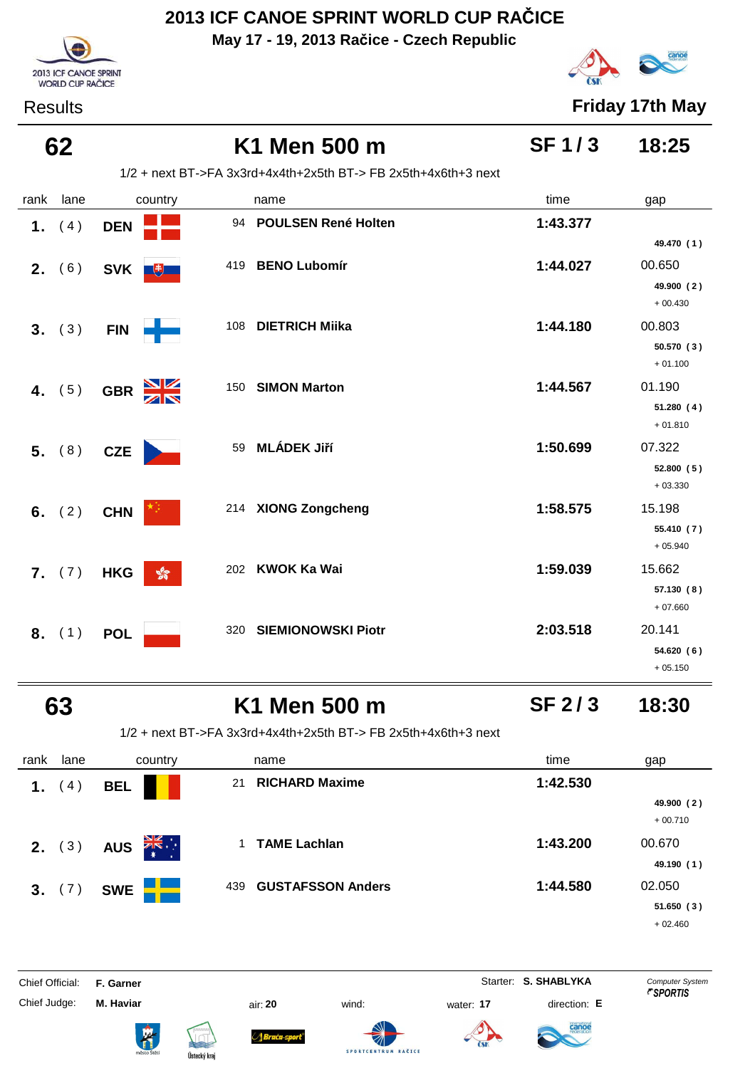# 2013 ICF CANOE SPRINT WORLD CUP RAČICE

**May 17 - 19, 2013 Račice - Czech Republic**

Results

**Friday 17th May**

## 62 K1 Men 500 m SF 1 / 3 18:25

1/2 + next BT->FA 3x3rd+4x4th+2x5th BT-> FB 2x5th+4x6th+3 next

| rank | lane | country | | name | time | gap |
|---|---|---|---|---|---|---|
| 1. | (4) | DEN | 94 | POULSEN René Holten | 1:43.377 | 49.470 (1) |
| 2. | (6) | SVK | 419 | BENO Lubomír | 1:44.027 | 00.650<br>49.900 (2)<br>+ 00.430 |
| 3. | (3) | FIN | 108 | DIETRICH Miika | 1:44.180 | 00.803<br>50.570 (3)<br>+ 01.100 |
| 4. | (5) | GBR | 150 | SIMON Marton | 1:44.567 | 01.190<br>51.280 (4)<br>+ 01.810 |
| 5. | (8) | CZE | 59 | MLÁDEK Jiří | 1:50.699 | 07.322<br>52.800 (5)<br>+ 03.330 |
| 6. | (2) | CHN | 214 | XIONG Zongcheng | 1:58.575 | 15.198<br>55.410 (7)<br>+ 05.940 |
| 7. | (7) | HKG | 202 | KWOK Ka Wai | 1:59.039 | 15.662<br>57.130 (8)<br>+ 07.660 |
| 8. | (1) | POL | 320 | SIEMIONOWSKI Piotr | 2:03.518 | 20.141<br>54.620 (6)<br>+ 05.150 |

## 63 K1 Men 500 m SF 2 / 3 18:30

1/2 + next BT->FA 3x3rd+4x4th+2x5th BT-> FB 2x5th+4x6th+3 next

| rank | lane | country | | name | time | gap |
|---|---|---|---|---|---|---|
| 1. | (4) | BEL | 21 | RICHARD Maxime | 1:42.530 | 49.900 (2)<br>+ 00.710 |
| 2. | (3) | AUS | 1 | TAME Lachlan | 1:43.200 | 00.670<br>49.190 (1) |
| 3. | (7) | SWE | 439 | GUSTAFSSON Anders | 1:44.580 | 02.050<br>51.650 (3)<br>+ 02.460 |

Chief Official: **F. Garner**
Chief Judge: **M. Haviar**
Starter: **S. SHABLYKA**
air: **20**
wind:
water: **17**
direction: **E**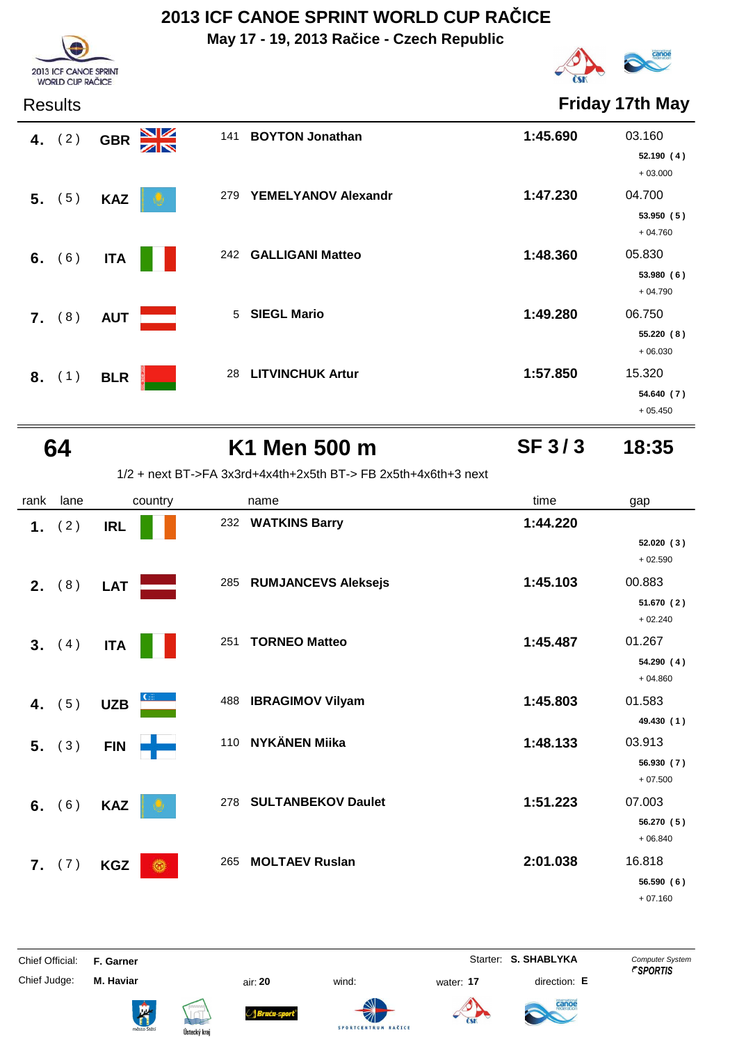# 2013 ICF CANOE SPRINT WORLD CUP RAČICE

**May 17 - 19, 2013 Račice - Czech Republic**

Results — **Friday 17th May**

| rank | lane | country | no. | name | time | gap |
|---|---|---|---|---|---|---|
| **4.** | (2) | GBR | 141 | **BOYTON Jonathan** | **1:45.690** | 03.160<br>**52.190 (4)**<br>+ 03.000 |
| **5.** | (5) | KAZ | 279 | **YEMELYANOV Alexandr** | **1:47.230** | 04.700<br>**53.950 (5)**<br>+ 04.760 |
| **6.** | (6) | ITA | 242 | **GALLIGANI Matteo** | **1:48.360** | 05.830<br>**53.980 (6)**<br>+ 04.790 |
| **7.** | (8) | AUT | 5 | **SIEGL Mario** | **1:49.280** | 06.750<br>**55.220 (8)**<br>+ 06.030 |
| **8.** | (1) | BLR | 28 | **LITVINCHUK Artur** | **1:57.850** | 15.320<br>**54.640 (7)**<br>+ 05.450 |

## 64 — K1 Men 500 m — SF 3 / 3 — 18:35

1/2 + next BT->FA 3x3rd+4x4th+2x5th BT-> FB 2x5th+4x6th+3 next

| rank | lane | country | no. | name | time | gap |
|---|---|---|---|---|---|---|
| **1.** | (2) | IRL | 232 | **WATKINS Barry** | **1:44.220** | **52.020 (3)**<br>+ 02.590 |
| **2.** | (8) | LAT | 285 | **RUMJANCEVS Aleksejs** | **1:45.103** | 00.883<br>**51.670 (2)**<br>+ 02.240 |
| **3.** | (4) | ITA | 251 | **TORNEO Matteo** | **1:45.487** | 01.267<br>**54.290 (4)**<br>+ 04.860 |
| **4.** | (5) | UZB | 488 | **IBRAGIMOV Vilyam** | **1:45.803** | 01.583<br>**49.430 (1)** |
| **5.** | (3) | FIN | 110 | **NYKÄNEN Miika** | **1:48.133** | 03.913<br>**56.930 (7)**<br>+ 07.500 |
| **6.** | (6) | KAZ | 278 | **SULTANBEKOV Daulet** | **1:51.223** | 07.003<br>**56.270 (5)**<br>+ 06.840 |
| **7.** | (7) | KGZ | 265 | **MOLTAEV Ruslan** | **2:01.038** | 16.818<br>**56.590 (6)**<br>+ 07.160 |

Chief Official: **F. Garner** — Starter: **S. SHABLYKA**

Chief Judge: **M. Haviar** — air: **20** — wind: — water: **17** — direction: **E**

Computer System SPORTIS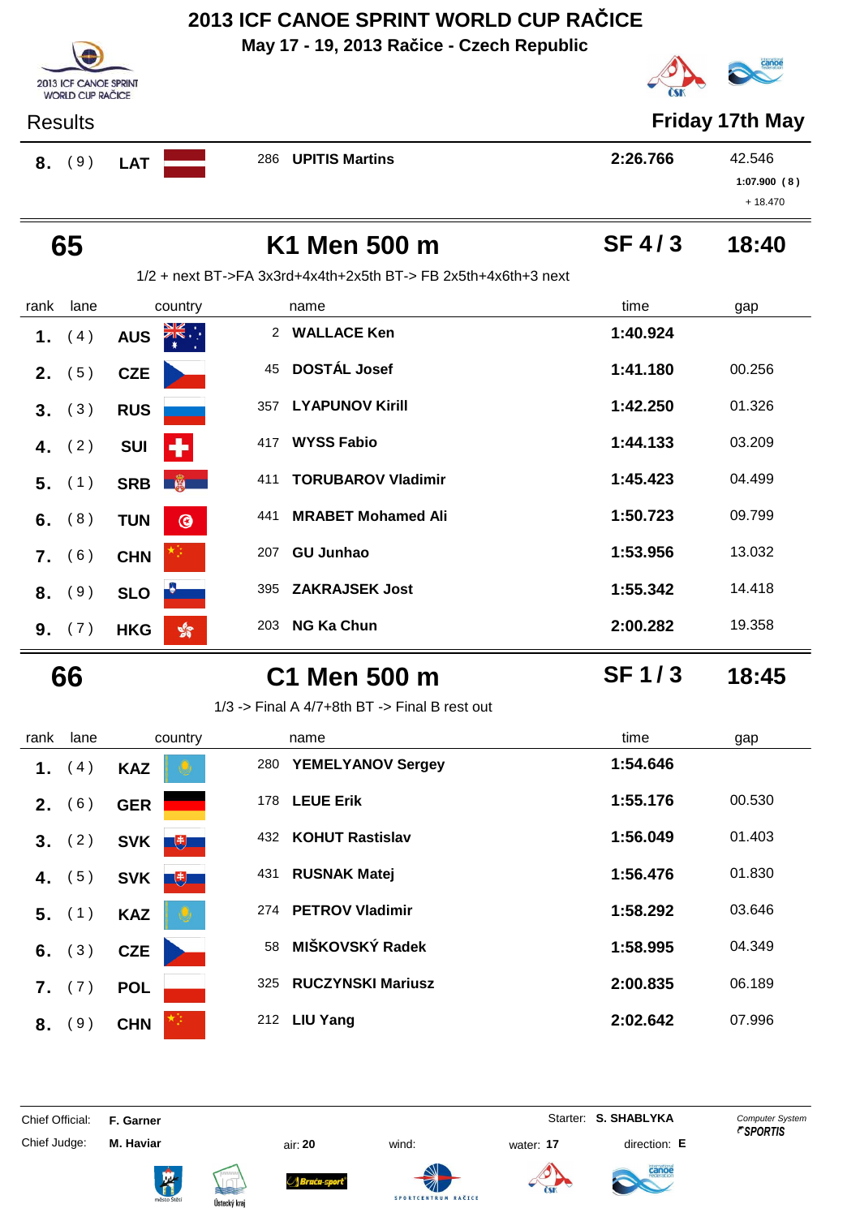# 2013 ICF CANOE SPRINT WORLD CUP RAČICE

**May 17 - 19, 2013 Račice - Czech Republic**

Results **Friday 17th May**

| | | | | | |
|---|---|---|---|---|---|
| **8.** | ( 9 ) | **LAT** | 286 **UPITIS Martins** | **2:26.766** | 42.546 <br> **1:07.900 ( 8 )** <br> + 18.470 |

## 65 K1 Men 500 m SF 4 / 3 18:40

1/2 + next BT->FA 3x3rd+4x4th+2x5th BT-> FB 2x5th+4x6th+3 next

| rank | lane | country | | name | time | gap |
|---|---|---|---|---|---|---|
| **1.** | ( 4 ) | **AUS** | 2 | **WALLACE Ken** | **1:40.924** | |
| **2.** | ( 5 ) | **CZE** | 45 | **DOSTÁL Josef** | **1:41.180** | 00.256 |
| **3.** | ( 3 ) | **RUS** | 357 | **LYAPUNOV Kirill** | **1:42.250** | 01.326 |
| **4.** | ( 2 ) | **SUI** | 417 | **WYSS Fabio** | **1:44.133** | 03.209 |
| **5.** | ( 1 ) | **SRB** | 411 | **TORUBAROV Vladimir** | **1:45.423** | 04.499 |
| **6.** | ( 8 ) | **TUN** | 441 | **MRABET Mohamed Ali** | **1:50.723** | 09.799 |
| **7.** | ( 6 ) | **CHN** | 207 | **GU Junhao** | **1:53.956** | 13.032 |
| **8.** | ( 9 ) | **SLO** | 395 | **ZAKRAJSEK Jost** | **1:55.342** | 14.418 |
| **9.** | ( 7 ) | **HKG** | 203 | **NG Ka Chun** | **2:00.282** | 19.358 |

## 66 C1 Men 500 m SF 1 / 3 18:45

1/3 -> Final A 4/7+8th BT -> Final B rest out

| rank | lane | country | | name | time | gap |
|---|---|---|---|---|---|---|
| **1.** | ( 4 ) | **KAZ** | 280 | **YEMELYANOV Sergey** | **1:54.646** | |
| **2.** | ( 6 ) | **GER** | 178 | **LEUE Erik** | **1:55.176** | 00.530 |
| **3.** | ( 2 ) | **SVK** | 432 | **KOHUT Rastislav** | **1:56.049** | 01.403 |
| **4.** | ( 5 ) | **SVK** | 431 | **RUSNAK Matej** | **1:56.476** | 01.830 |
| **5.** | ( 1 ) | **KAZ** | 274 | **PETROV Vladimir** | **1:58.292** | 03.646 |
| **6.** | ( 3 ) | **CZE** | 58 | **MIŠKOVSKÝ Radek** | **1:58.995** | 04.349 |
| **7.** | ( 7 ) | **POL** | 325 | **RUCZYNSKI Mariusz** | **2:00.835** | 06.189 |
| **8.** | ( 9 ) | **CHN** | 212 | **LIU Yang** | **2:02.642** | 07.996 |

Chief Official: **F. Garner** Starter: **S. SHABLYKA**

Chief Judge: **M. Haviar** air: **20** wind: water: **17** direction: **E**

*Computer System SPORTIS*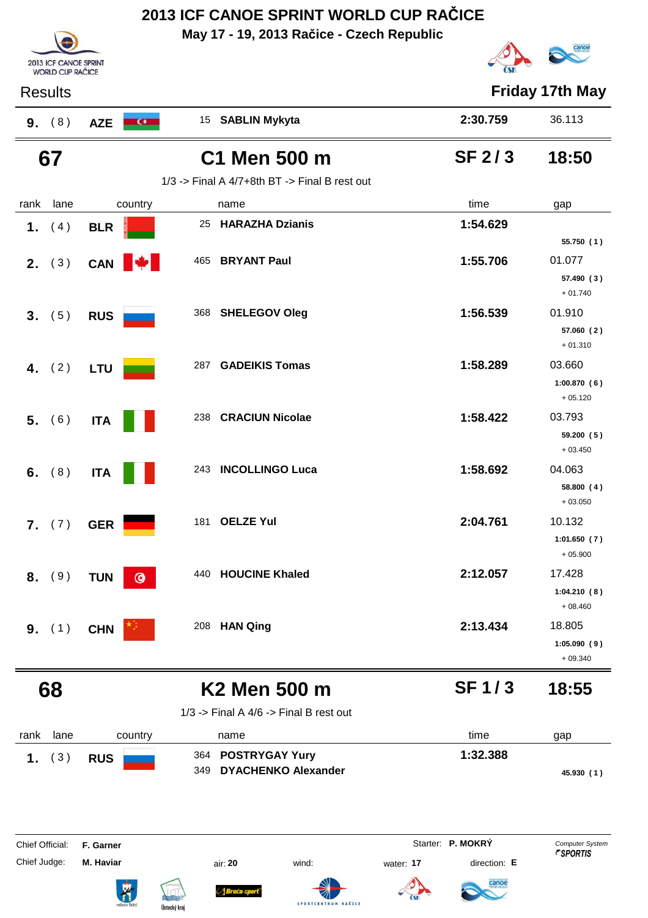# 2013 ICF CANOE SPRINT WORLD CUP RAČICE

**May 17 - 19, 2013 Račice - Czech Republic**

Results — **Friday 17th May**

| rank | lane | country | | name | time | gap |
|---|---|---|---|---|---|---|
| **9.** | (8) | **AZE** | 15 | **SABLIN Mykyta** | **2:30.759** | 36.113 |

## 67 — C1 Men 500 m — SF 2 / 3 — 18:50

1/3 -> Final A 4/7+8th BT -> Final B rest out

| rank | lane | country | | name | time | gap |
|---|---|---|---|---|---|---|
| **1.** | (4) | **BLR** | 25 | **HARAZHA Dzianis** | **1:54.629** | |
| | | | | | | **55.750 (1)** |
| **2.** | (3) | **CAN** | 465 | **BRYANT Paul** | **1:55.706** | 01.077 |
| | | | | | | **57.490 (3)** + 01.740 |
| **3.** | (5) | **RUS** | 368 | **SHELEGOV Oleg** | **1:56.539** | 01.910 |
| | | | | | | **57.060 (2)** + 01.310 |
| **4.** | (2) | **LTU** | 287 | **GADEIKIS Tomas** | **1:58.289** | 03.660 |
| | | | | | | **1:00.870 (6)** + 05.120 |
| **5.** | (6) | **ITA** | 238 | **CRACIUN Nicolae** | **1:58.422** | 03.793 |
| | | | | | | **59.200 (5)** + 03.450 |
| **6.** | (8) | **ITA** | 243 | **INCOLLINGO Luca** | **1:58.692** | 04.063 |
| | | | | | | **58.800 (4)** + 03.050 |
| **7.** | (7) | **GER** | 181 | **OELZE Yul** | **2:04.761** | 10.132 |
| | | | | | | **1:01.650 (7)** + 05.900 |
| **8.** | (9) | **TUN** | 440 | **HOUCINE Khaled** | **2:12.057** | 17.428 |
| | | | | | | **1:04.210 (8)** + 08.460 |
| **9.** | (1) | **CHN** | 208 | **HAN Qing** | **2:13.434** | 18.805 |
| | | | | | | **1:05.090 (9)** + 09.340 |

## 68 — K2 Men 500 m — SF 1 / 3 — 18:55

1/3 -> Final A 4/6 -> Final B rest out

| rank | lane | country | | name | time | gap |
|---|---|---|---|---|---|---|
| **1.** | (3) | **RUS** | 364 | **POSTRYGAY Yury** | **1:32.388** | |
| | | | 349 | **DYACHENKO Alexander** | | **45.930 (1)** |

Chief Official: **F. Garner** — Starter: **P. MOKRÝ** — *Computer System SPORTIS*

Chief Judge: **M. Haviar** — air: **20** — wind: — water: **17** — direction: **E**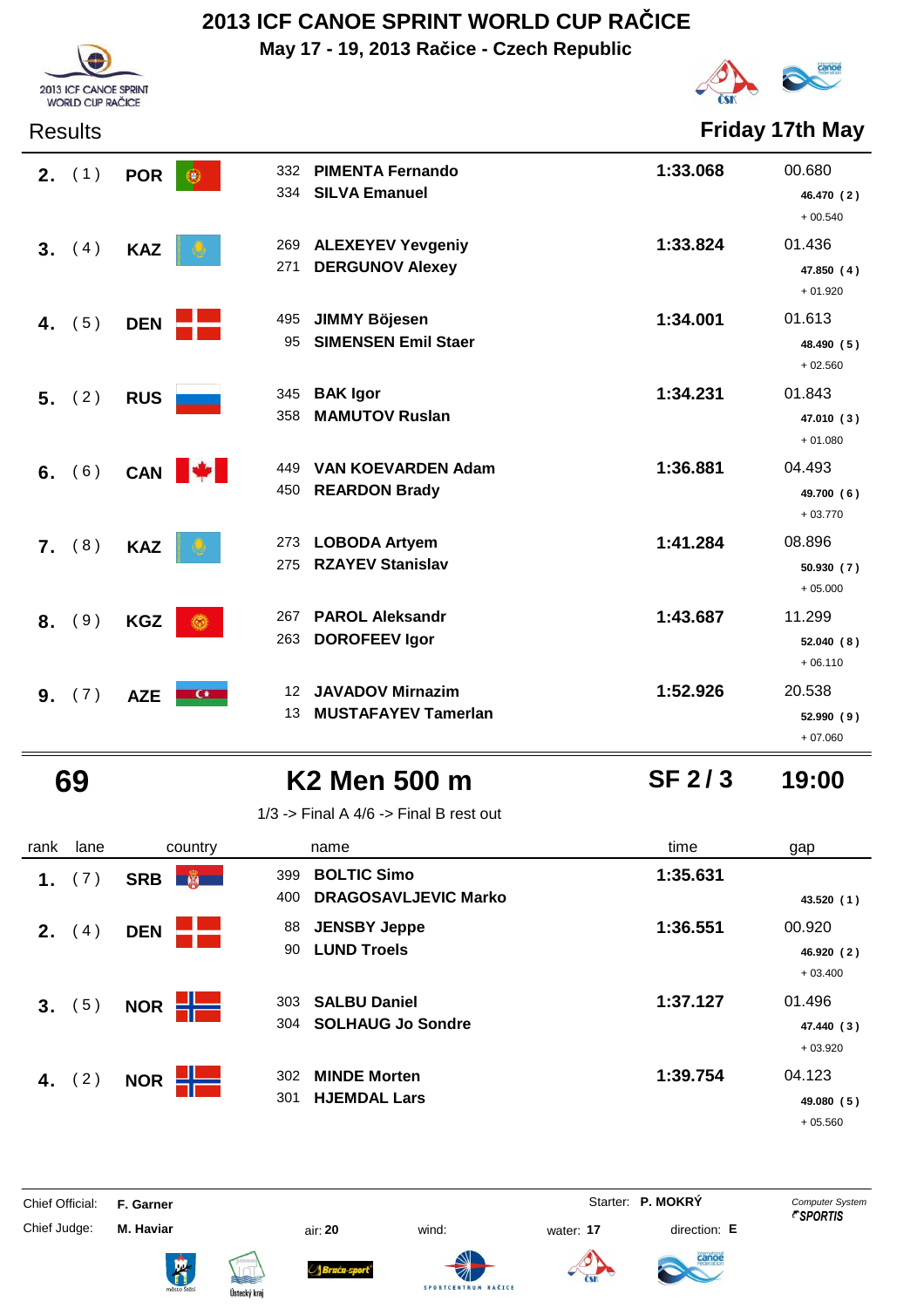# 2013 ICF CANOE SPRINT WORLD CUP RAČICE

**May 17 - 19, 2013 Račice - Czech Republic**

Results **Friday 17th May**

| rank | lane | country | | name | time | gap |
|---|---|---|---|---|---|---|
| **2.** | (1) | **POR** | 332 | **PIMENTA Fernando** | **1:33.068** | 00.680 |
| | | | 334 | **SILVA Emanuel** | | **46.470 (2)** +00.540 |
| **3.** | (4) | **KAZ** | 269 | **ALEXEYEV Yevgeniy** | **1:33.824** | 01.436 |
| | | | 271 | **DERGUNOV Alexey** | | **47.850 (4)** +01.920 |
| **4.** | (5) | **DEN** | 495 | **JIMMY Böjesen** | **1:34.001** | 01.613 |
| | | | 95 | **SIMENSEN Emil Staer** | | **48.490 (5)** +02.560 |
| **5.** | (2) | **RUS** | 345 | **BAK Igor** | **1:34.231** | 01.843 |
| | | | 358 | **MAMUTOV Ruslan** | | **47.010 (3)** +01.080 |
| **6.** | (6) | **CAN** | 449 | **VAN KOEVARDEN Adam** | **1:36.881** | 04.493 |
| | | | 450 | **REARDON Brady** | | **49.700 (6)** +03.770 |
| **7.** | (8) | **KAZ** | 273 | **LOBODA Artyem** | **1:41.284** | 08.896 |
| | | | 275 | **RZAYEV Stanislav** | | **50.930 (7)** +05.000 |
| **8.** | (9) | **KGZ** | 267 | **PAROL Aleksandr** | **1:43.687** | 11.299 |
| | | | 263 | **DOROFEEV Igor** | | **52.040 (8)** +06.110 |
| **9.** | (7) | **AZE** | 12 | **JAVADOV Mirnazim** | **1:52.926** | 20.538 |
| | | | 13 | **MUSTAFAYEV Tamerlan** | | **52.990 (9)** +07.060 |

## 69 — K2 Men 500 m — SF 2 / 3 — 19:00

1/3 -> Final A 4/6 -> Final B rest out

| rank | lane | country | | name | time | gap |
|---|---|---|---|---|---|---|
| **1.** | (7) | **SRB** | 399 | **BOLTIC Simo** | **1:35.631** | |
| | | | 400 | **DRAGOSAVLJEVIC Marko** | | **43.520 (1)** |
| **2.** | (4) | **DEN** | 88 | **JENSBY Jeppe** | **1:36.551** | 00.920 |
| | | | 90 | **LUND Troels** | | **46.920 (2)** +03.400 |
| **3.** | (5) | **NOR** | 303 | **SALBU Daniel** | **1:37.127** | 01.496 |
| | | | 304 | **SOLHAUG Jo Sondre** | | **47.440 (3)** +03.920 |
| **4.** | (2) | **NOR** | 302 | **MINDE Morten** | **1:39.754** | 04.123 |
| | | | 301 | **HJEMDAL Lars** | | **49.080 (5)** +05.560 |

Chief Official: **F. Garner** Starter: **P. MOKRÝ**
Chief Judge: **M. Haviar** air: **20** wind: water: **17** direction: **E**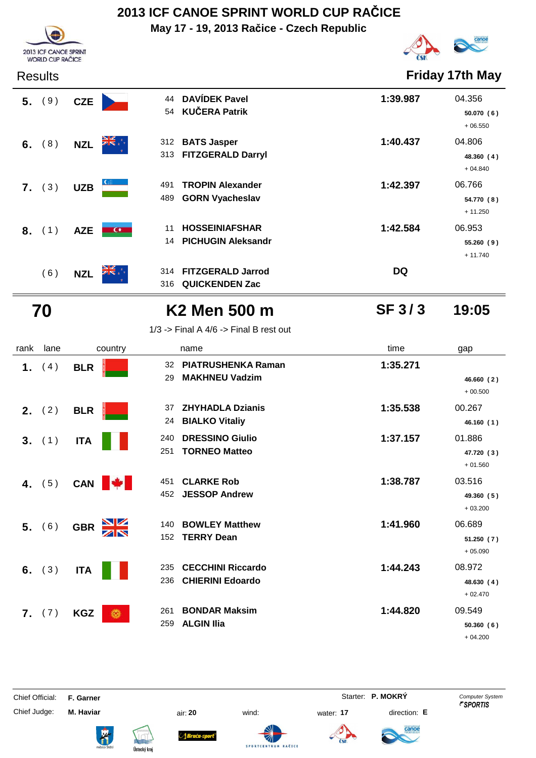# 2013 ICF CANOE SPRINT WORLD CUP RAČICE

**May 17 - 19, 2013 Račice - Czech Republic**

## Results

**Friday 17th May**

| rank | lane | country | name | time | gap |
|---|---|---|---|---|---|
| 5. | (9) | CZE | 44 DAVÍDEK Pavel<br>54 KUČERA Patrik | 1:39.987 | 04.356<br>**50.070 (6)**<br>+ 06.550 |
| 6. | (8) | NZL | 312 BATS Jasper<br>313 FITZGERALD Darryl | 1:40.437 | 04.806<br>**48.360 (4)**<br>+ 04.840 |
| 7. | (3) | UZB | 491 TROPIN Alexander<br>489 GORN Vyacheslav | 1:42.397 | 06.766<br>**54.770 (8)**<br>+ 11.250 |
| 8. | (1) | AZE | 11 HOSSEINIAFSHAR<br>14 PICHUGIN Aleksandr | 1:42.584 | 06.953<br>**55.260 (9)**<br>+ 11.740 |
| | (6) | NZL | 314 FITZGERALD Jarrod<br>316 QUICKENDEN Zac | DQ | |

## 70 — K2 Men 500 m — SF 3 / 3 — 19:05

1/3 -> Final A 4/6 -> Final B rest out

| rank | lane | country | name | time | gap |
|---|---|---|---|---|---|
| 1. | (4) | BLR | 32 PIATRUSHENKA Raman<br>29 MAKHNEU Vadzim | 1:35.271 | **46.660 (2)**<br>+ 00.500 |
| 2. | (2) | BLR | 37 ZHYHADLA Dzianis<br>24 BIALKO Vitaliy | 1:35.538 | 00.267<br>**46.160 (1)** |
| 3. | (1) | ITA | 240 DRESSINO Giulio<br>251 TORNEO Matteo | 1:37.157 | 01.886<br>**47.720 (3)**<br>+ 01.560 |
| 4. | (5) | CAN | 451 CLARKE Rob<br>452 JESSOP Andrew | 1:38.787 | 03.516<br>**49.360 (5)**<br>+ 03.200 |
| 5. | (6) | GBR | 140 BOWLEY Matthew<br>152 TERRY Dean | 1:41.960 | 06.689<br>**51.250 (7)**<br>+ 05.090 |
| 6. | (3) | ITA | 235 CECCHINI Riccardo<br>236 CHIERINI Edoardo | 1:44.243 | 08.972<br>**48.630 (4)**<br>+ 02.470 |
| 7. | (7) | KGZ | 261 BONDAR Maksim<br>259 ALGIN Ilia | 1:44.820 | 09.549<br>**50.360 (6)**<br>+ 04.200 |

Chief Official: **F. Garner** — Starter: **P. MOKRÝ**

Chief Judge: **M. Haviar** — air: **20** — wind: — water: **17** — direction: **E**

Computer System SPORTIS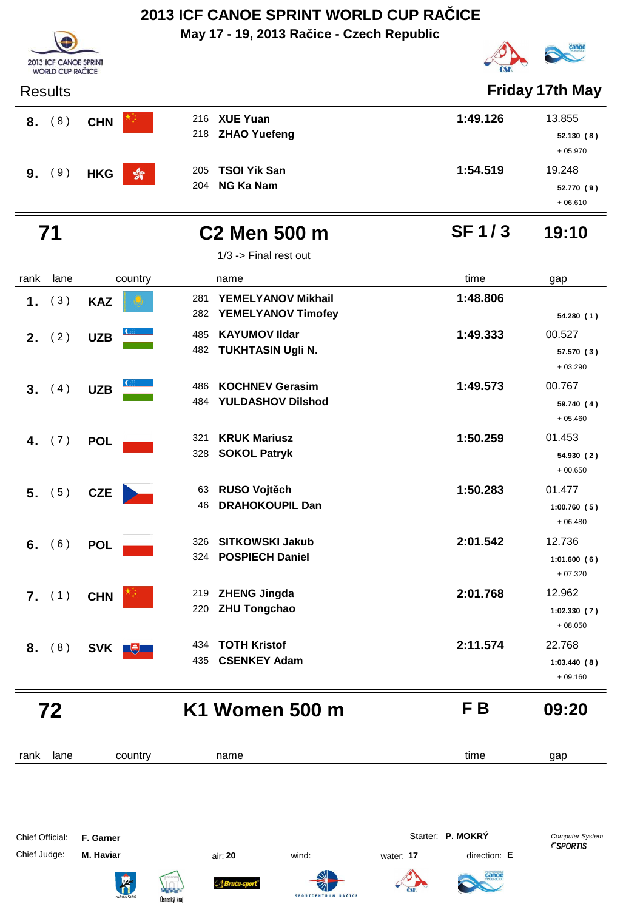# 2013 ICF CANOE SPRINT WORLD CUP RAČICE

**May 17 - 19, 2013 Račice - Czech Republic**

2013 ICF CANOE SPRINT WORLD CUP RAČICE

## Results

**Friday 17th May**

| rank | lane | country | name | time | gap |
|---|---|---|---|---|---|
| **8.** | ( 8 ) | **CHN** | 216 **XUE Yuan**<br>218 **ZHAO Yuefeng** | **1:49.126** | 13.855<br>**52.130 ( 8 )**<br>+ 05.970 |
| **9.** | ( 9 ) | **HKG** | 205 **TSOI Yik San**<br>204 **NG Ka Nam** | **1:54.519** | 19.248<br>**52.770 ( 9 )**<br>+ 06.610 |

## 71 — C2 Men 500 m — SF 1 / 3 — 19:10

1/3 -> Final rest out

| rank | lane | country | name | time | gap |
|---|---|---|---|---|---|
| **1.** | ( 3 ) | **KAZ** | 281 **YEMELYANOV Mikhail**<br>282 **YEMELYANOV Timofey** | **1:48.806** | **54.280 ( 1 )** |
| **2.** | ( 2 ) | **UZB** | 485 **KAYUMOV Ildar**<br>482 **TUKHTASIN Ugli N.** | **1:49.333** | 00.527<br>**57.570 ( 3 )**<br>+ 03.290 |
| **3.** | ( 4 ) | **UZB** | 486 **KOCHNEV Gerasim**<br>484 **YULDASHOV Dilshod** | **1:49.573** | 00.767<br>**59.740 ( 4 )**<br>+ 05.460 |
| **4.** | ( 7 ) | **POL** | 321 **KRUK Mariusz**<br>328 **SOKOL Patryk** | **1:50.259** | 01.453<br>**54.930 ( 2 )**<br>+ 00.650 |
| **5.** | ( 5 ) | **CZE** | 63 **RUSO Vojtěch**<br>46 **DRAHOKOUPIL Dan** | **1:50.283** | 01.477<br>**1:00.760 ( 5 )**<br>+ 06.480 |
| **6.** | ( 6 ) | **POL** | 326 **SITKOWSKI Jakub**<br>324 **POSPIECH Daniel** | **2:01.542** | 12.736<br>**1:01.600 ( 6 )**<br>+ 07.320 |
| **7.** | ( 1 ) | **CHN** | 219 **ZHENG Jingda**<br>220 **ZHU Tongchao** | **2:01.768** | 12.962<br>**1:02.330 ( 7 )**<br>+ 08.050 |
| **8.** | ( 8 ) | **SVK** | 434 **TOTH Kristof**<br>435 **CSENKEY Adam** | **2:11.574** | 22.768<br>**1:03.440 ( 8 )**<br>+ 09.160 |

## 72 — K1 Women 500 m — F B — 09:20

| rank | lane | country | name | time | gap |
|---|---|---|---|---|---|

Chief Official: **F. Garner** — Starter: **P. MOKRÝ** — *Computer System SPORTIS*

Chief Judge: **M. Haviar** — air: **20** — wind: — water: **17** — direction: **E**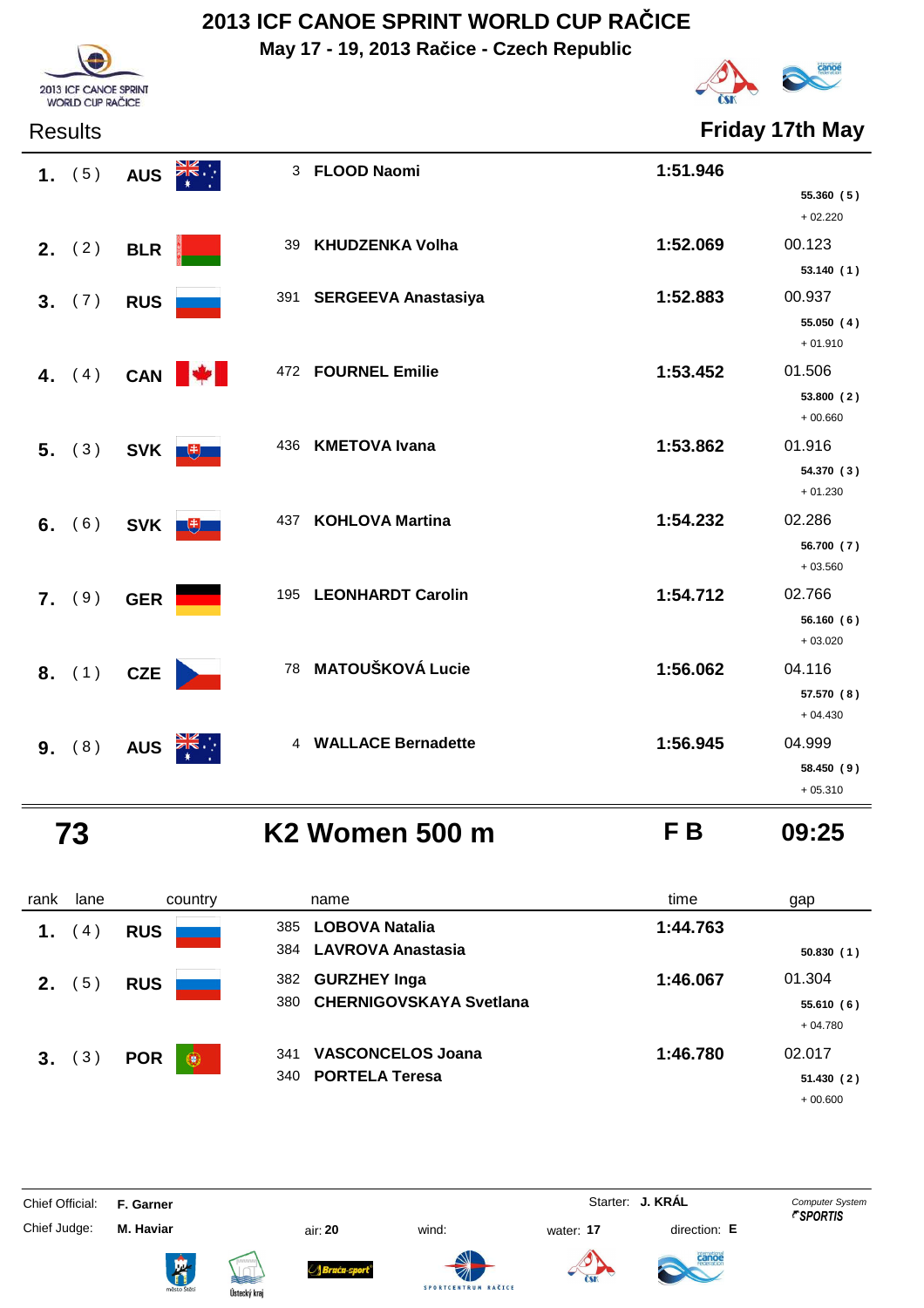# 2013 ICF CANOE SPRINT WORLD CUP RAČICE

**May 17 - 19, 2013 Račice - Czech Republic**

Results **Friday 17th May**

| rank | lane | country | name | time | gap |
|---|---|---|---|---|---|
| 1. | ( 5 ) | AUS | 3 **FLOOD Naomi** | **1:51.946** | **55.360 ( 5 )** + 02.220 |
| 2. | ( 2 ) | BLR | 39 **KHUDZENKA Volha** | **1:52.069** | 00.123 **53.140 ( 1 )** |
| 3. | ( 7 ) | RUS | 391 **SERGEEVA Anastasiya** | **1:52.883** | 00.937 **55.050 ( 4 )** + 01.910 |
| 4. | ( 4 ) | CAN | 472 **FOURNEL Emilie** | **1:53.452** | 01.506 **53.800 ( 2 )** + 00.660 |
| 5. | ( 3 ) | SVK | 436 **KMETOVA Ivana** | **1:53.862** | 01.916 **54.370 ( 3 )** + 01.230 |
| 6. | ( 6 ) | SVK | 437 **KOHLOVA Martina** | **1:54.232** | 02.286 **56.700 ( 7 )** + 03.560 |
| 7. | ( 9 ) | GER | 195 **LEONHARDT Carolin** | **1:54.712** | 02.766 **56.160 ( 6 )** + 03.020 |
| 8. | ( 1 ) | CZE | 78 **MATOUŠKOVÁ Lucie** | **1:56.062** | 04.116 **57.570 ( 8 )** + 04.430 |
| 9. | ( 8 ) | AUS | 4 **WALLACE Bernadette** | **1:56.945** | 04.999 **58.450 ( 9 )** + 05.310 |

## 73 K2 Women 500 m F B 09:25

| rank | lane | country | name | time | gap |
|---|---|---|---|---|---|
| 1. | ( 4 ) | RUS | 385 **LOBOVA Natalia** / 384 **LAVROVA Anastasia** | **1:44.763** | **50.830 ( 1 )** |
| 2. | ( 5 ) | RUS | 382 **GURZHEY Inga** / 380 **CHERNIGOVSKAYA Svetlana** | **1:46.067** | 01.304 **55.610 ( 6 )** + 04.780 |
| 3. | ( 3 ) | POR | 341 **VASCONCELOS Joana** / 340 **PORTELA Teresa** | **1:46.780** | 02.017 **51.430 ( 2 )** + 00.600 |

Chief Official: **F. Garner** Starter: **J. KRÁL** Computer System SPORTIS

Chief Judge: **M. Haviar** air: **20** wind: water: **17** direction: **E**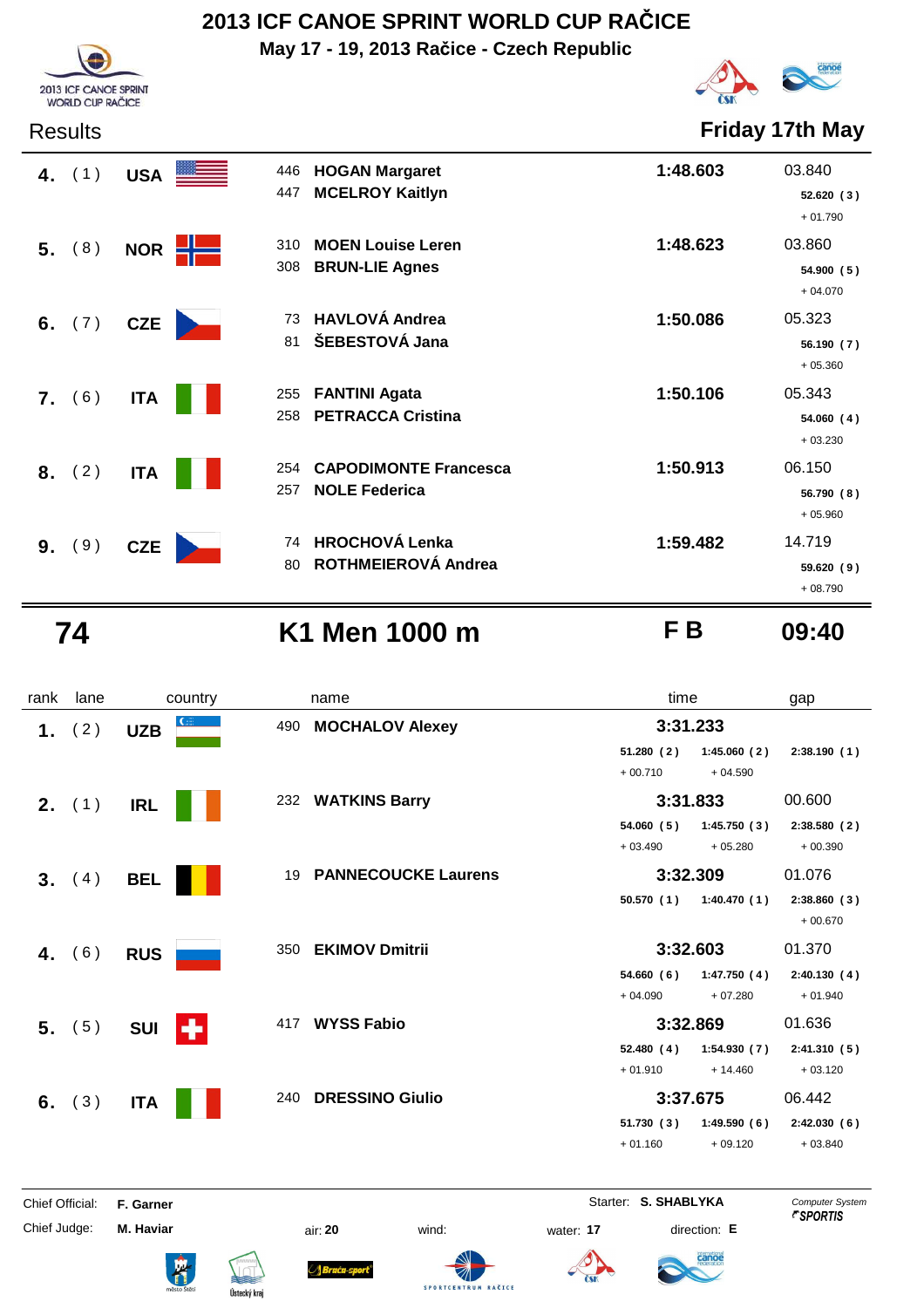# 2013 ICF CANOE SPRINT WORLD CUP RAČICE

**May 17 - 19, 2013 Račice - Czech Republic**

## Results

**Friday 17th May**

| rank | lane | country | no. | name | time | gap |
|---|---|---|---|---|---|---|
| **4.** | (1) | **USA** | 446 / 447 | **HOGAN Margaret** / **MCELROY Kaitlyn** | **1:48.603** | 03.840 — **52.620 (3)** + 01.790 |
| **5.** | (8) | **NOR** | 310 / 308 | **MOEN Louise Leren** / **BRUN-LIE Agnes** | **1:48.623** | 03.860 — **54.900 (5)** + 04.070 |
| **6.** | (7) | **CZE** | 73 / 81 | **HAVLOVÁ Andrea** / **ŠEBESTOVÁ Jana** | **1:50.086** | 05.323 — **56.190 (7)** + 05.360 |
| **7.** | (6) | **ITA** | 255 / 258 | **FANTINI Agata** / **PETRACCA Cristina** | **1:50.106** | 05.343 — **54.060 (4)** + 03.230 |
| **8.** | (2) | **ITA** | 254 / 257 | **CAPODIMONTE Francesca** / **NOLE Federica** | **1:50.913** | 06.150 — **56.790 (8)** + 05.960 |
| **9.** | (9) | **CZE** | 74 / 80 | **HROCHOVÁ Lenka** / **ROTHMEIEROVÁ Andrea** | **1:59.482** | 14.719 — **59.620 (9)** + 08.790 |

## 74 K1 Men 1000 m — F B — 09:40

| rank | lane | country | no. | name | time | 250 m | 500 m | 750 m | gap |
|---|---|---|---|---|---|---|---|---|---|
| **1.** | (2) | **UZB** | 490 | **MOCHALOV Alexey** | **3:31.233** | **51.280 (2)** + 00.710 | **1:45.060 (2)** + 04.590 | **2:38.190 (1)** | |
| **2.** | (1) | **IRL** | 232 | **WATKINS Barry** | **3:31.833** | **54.060 (5)** + 03.490 | **1:45.750 (3)** + 05.280 | **2:38.580 (2)** + 00.390 | 00.600 |
| **3.** | (4) | **BEL** | 19 | **PANNECOUCKE Laurens** | **3:32.309** | **50.570 (1)** | **1:40.470 (1)** | **2:38.860 (3)** + 00.670 | 01.076 |
| **4.** | (6) | **RUS** | 350 | **EKIMOV Dmitrii** | **3:32.603** | **54.660 (6)** + 04.090 | **1:47.750 (4)** + 07.280 | **2:40.130 (4)** + 01.940 | 01.370 |
| **5.** | (5) | **SUI** | 417 | **WYSS Fabio** | **3:32.869** | **52.480 (4)** + 01.910 | **1:54.930 (7)** + 14.460 | **2:41.310 (5)** + 03.120 | 01.636 |
| **6.** | (3) | **ITA** | 240 | **DRESSINO Giulio** | **3:37.675** | **51.730 (3)** + 01.160 | **1:49.590 (6)** + 09.120 | **2:42.030 (6)** + 03.840 | 06.442 |

Chief Official: **F. Garner**  
Chief Judge: **M. Haviar**  
Starter: **S. SHABLYKA**  
air: **20** wind: water: **17** direction: **E**

Computer System SPORTIS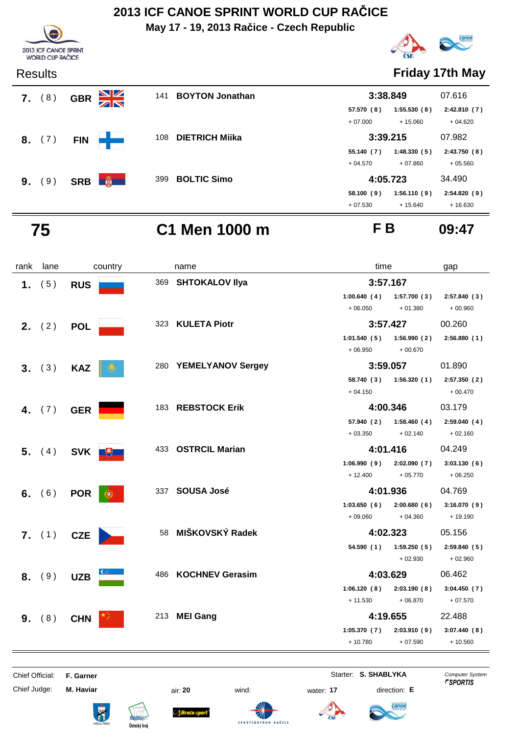# 2013 ICF CANOE SPRINT WORLD CUP RAČICE

**May 17 - 19, 2013 Račice - Czech Republic**

2013 ICF CANOE SPRINT WORLD CUP RAČICE

Results **Friday 17th May**

| rank | lane | country | | name | time | gap |
|---|---|---|---|---|---|---|
| 7. | (8) | GBR | 141 | BOYTON Jonathan | 3:38.849 | 07.616 |
| | | | | | 57.570 (8) / 1:55.530 (8) / 2:42.810 (7) | |
| | | | | | + 07.000 / + 15.060 / + 04.620 | |
| 8. | (7) | FIN | 108 | DIETRICH Miika | 3:39.215 | 07.982 |
| | | | | | 55.140 (7) / 1:48.330 (5) / 2:43.750 (8) | |
| | | | | | + 04.570 / + 07.860 / + 05.560 | |
| 9. | (9) | SRB | 399 | BOLTIC Simo | 4:05.723 | 34.490 |
| | | | | | 58.100 (9) / 1:56.110 (9) / 2:54.820 (9) | |
| | | | | | + 07.530 / + 15.640 / + 16.630 | |

## 75 C1 Men 1000 m F B 09:47

| rank | lane | country | | name | time | gap |
|---|---|---|---|---|---|---|
| 1. | (5) | RUS | 369 | SHTOKALOV Ilya | 3:57.167 | |
| | | | | | 1:00.640 (4) / 1:57.700 (3) / 2:57.840 (3) | |
| | | | | | + 06.050 / + 01.380 / + 00.960 | |
| 2. | (2) | POL | 323 | KULETA Piotr | 3:57.427 | 00.260 |
| | | | | | 1:01.540 (5) / 1:56.990 (2) / 2:56.880 (1) | |
| | | | | | + 06.950 / + 00.670 | |
| 3. | (3) | KAZ | 280 | YEMELYANOV Sergey | 3:59.057 | 01.890 |
| | | | | | 58.740 (3) / 1:56.320 (1) / 2:57.350 (2) | |
| | | | | | + 04.150 / + 00.470 | |
| 4. | (7) | GER | 183 | REBSTOCK Erik | 4:00.346 | 03.179 |
| | | | | | 57.940 (2) / 1:58.460 (4) / 2:59.040 (4) | |
| | | | | | + 03.350 / + 02.140 / + 02.160 | |
| 5. | (4) | SVK | 433 | OSTRCIL Marian | 4:01.416 | 04.249 |
| | | | | | 1:06.990 (9) / 2:02.090 (7) / 3:03.130 (6) | |
| | | | | | + 12.400 / + 05.770 / + 06.250 | |
| 6. | (6) | POR | 337 | SOUSA José | 4:01.936 | 04.769 |
| | | | | | 1:03.650 (6) / 2:00.680 (6) / 3:16.070 (9) | |
| | | | | | + 09.060 / + 04.360 / + 19.190 | |
| 7. | (1) | CZE | 58 | MIŠKOVSKÝ Radek | 4:02.323 | 05.156 |
| | | | | | 54.590 (1) / 1:59.250 (5) / 2:59.840 (5) | |
| | | | | | + 02.930 / + 02.960 | |
| 8. | (9) | UZB | 486 | KOCHNEV Gerasim | 4:03.629 | 06.462 |
| | | | | | 1:06.120 (8) / 2:03.190 (8) / 3:04.450 (7) | |
| | | | | | + 11.530 / + 06.870 / + 07.570 | |
| 9. | (8) | CHN | 213 | MEI Gang | 4:19.655 | 22.488 |
| | | | | | 1:05.370 (7) / 2:03.910 (9) / 3:07.440 (8) | |
| | | | | | + 10.780 / + 07.590 / + 10.560 | |

Chief Official: **F. Garner** Starter: **S. SHABLYKA**

Chief Judge: **M. Haviar** air: **20** wind: water: **17** direction: **E**

*Computer System* SPORTIS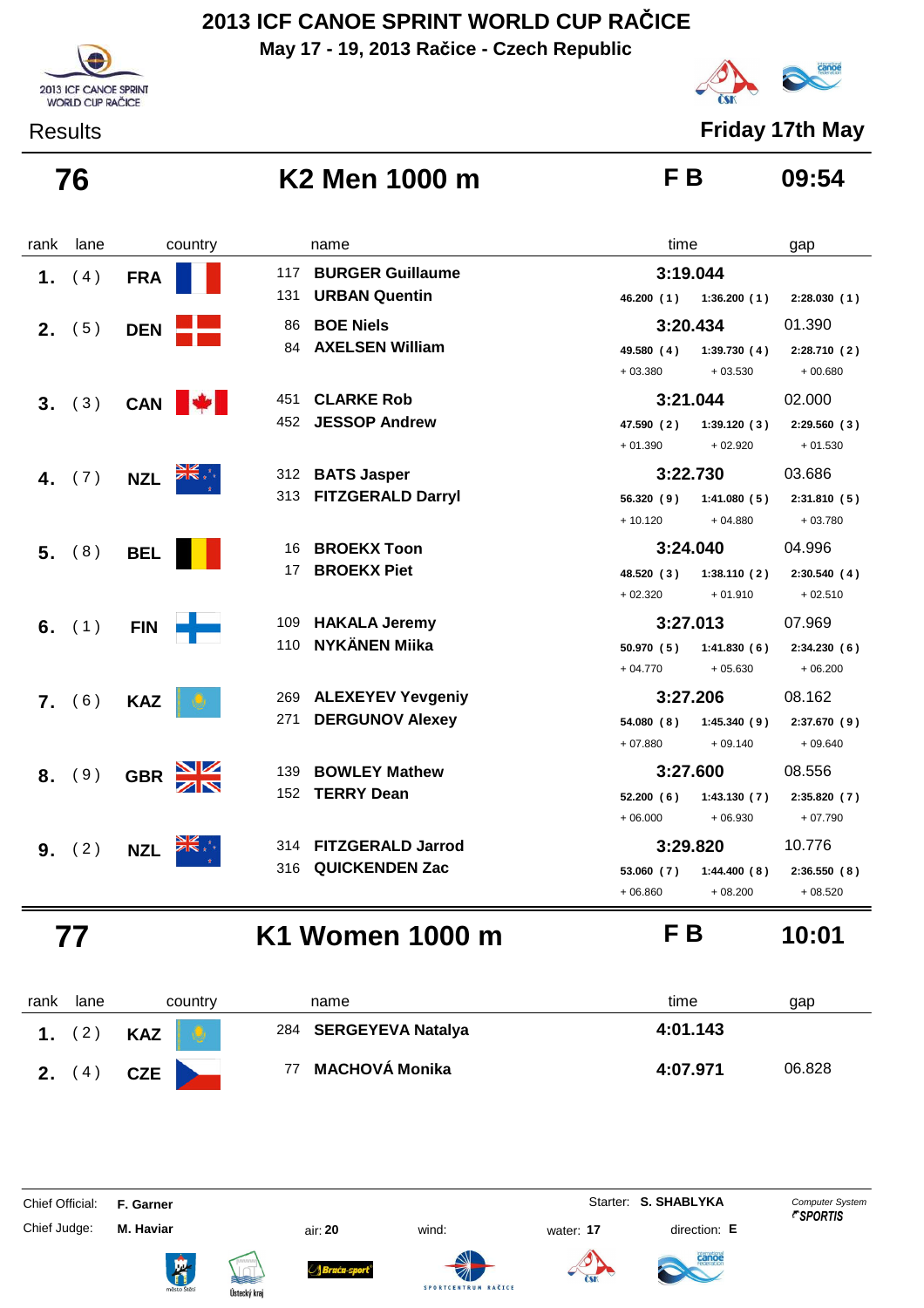# 2013 ICF CANOE SPRINT WORLD CUP RAČICE

**May 17 - 19, 2013 Račice - Czech Republic**

Results — **Friday 17th May**

## 76 — K2 Men 1000 m — F B — 09:54

| rank | lane | country | name | time | | | gap |
|---|---|---|---|---|---|---|---|
| 1. | (4) | FRA | 117 BURGER Guillaume / 131 URBAN Quentin | 3:19.044 | | | |
| | | | | 46.200 (1) | 1:36.200 (1) | 2:28.030 (1) | |
| 2. | (5) | DEN | 86 BOE Niels / 84 AXELSEN William | 3:20.434 | | | 01.390 |
| | | | | 49.580 (4) | 1:39.730 (4) | 2:28.710 (2) | |
| | | | | + 03.380 | + 03.530 | + 00.680 | |
| 3. | (3) | CAN | 451 CLARKE Rob / 452 JESSOP Andrew | 3:21.044 | | | 02.000 |
| | | | | 47.590 (2) | 1:39.120 (3) | 2:29.560 (3) | |
| | | | | + 01.390 | + 02.920 | + 01.530 | |
| 4. | (7) | NZL | 312 BATS Jasper / 313 FITZGERALD Darryl | 3:22.730 | | | 03.686 |
| | | | | 56.320 (9) | 1:41.080 (5) | 2:31.810 (5) | |
| | | | | + 10.120 | + 04.880 | + 03.780 | |
| 5. | (8) | BEL | 16 BROEKX Toon / 17 BROEKX Piet | 3:24.040 | | | 04.996 |
| | | | | 48.520 (3) | 1:38.110 (2) | 2:30.540 (4) | |
| | | | | + 02.320 | + 01.910 | + 02.510 | |
| 6. | (1) | FIN | 109 HAKALA Jeremy / 110 NYKÄNEN Miika | 3:27.013 | | | 07.969 |
| | | | | 50.970 (5) | 1:41.830 (6) | 2:34.230 (6) | |
| | | | | + 04.770 | + 05.630 | + 06.200 | |
| 7. | (6) | KAZ | 269 ALEXEYEV Yevgeniy / 271 DERGUNOV Alexey | 3:27.206 | | | 08.162 |
| | | | | 54.080 (8) | 1:45.340 (9) | 2:37.670 (9) | |
| | | | | + 07.880 | + 09.140 | + 09.640 | |
| 8. | (9) | GBR | 139 BOWLEY Mathew / 152 TERRY Dean | 3:27.600 | | | 08.556 |
| | | | | 52.200 (6) | 1:43.130 (7) | 2:35.820 (7) | |
| | | | | + 06.000 | + 06.930 | + 07.790 | |
| 9. | (2) | NZL | 314 FITZGERALD Jarrod / 316 QUICKENDEN Zac | 3:29.820 | | | 10.776 |
| | | | | 53.060 (7) | 1:44.400 (8) | 2:36.550 (8) | |
| | | | | + 06.860 | + 08.200 | + 08.520 | |

## 77 — K1 Women 1000 m — F B — 10:01

| rank | lane | country | name | time | gap |
|---|---|---|---|---|---|
| 1. | (2) | KAZ | 284 SERGEYEVA Natalya | 4:01.143 | |
| 2. | (4) | CZE | 77 MACHOVÁ Monika | 4:07.971 | 06.828 |

Chief Official: **F. Garner** — Starter: **S. SHABLYKA**

Chief Judge: **M. Haviar** — air: **20** — wind: — water: **17** — direction: **E**

Computer System SPORTIS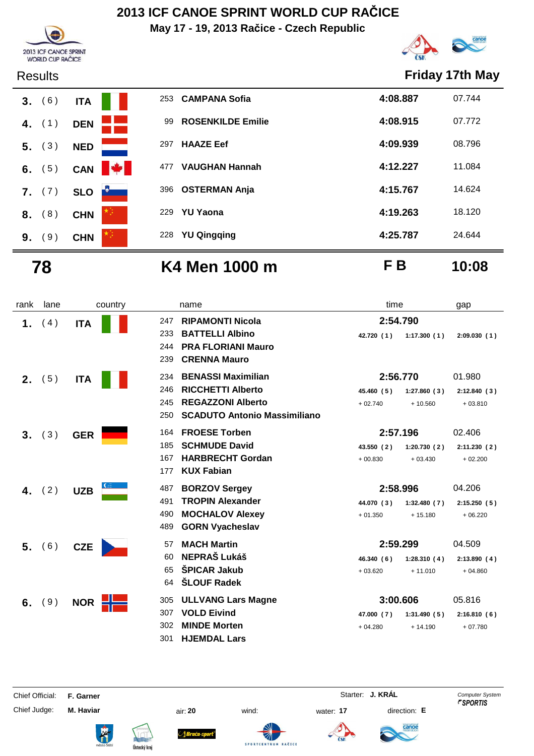# 2013 ICF CANOE SPRINT WORLD CUP RAČICE

**May 17 - 19, 2013 Račice - Czech Republic**

2013 ICF CANOE SPRINT WORLD CUP RAČICE

Results | **Friday 17th May**

| rank | lane | country | no. | name | time | gap |
|---|---|---|---|---|---|---|
| **3.** | ( 6 ) | **ITA** | 253 | **CAMPANA Sofia** | **4:08.887** | 07.744 |
| **4.** | ( 1 ) | **DEN** | 99 | **ROSENKILDE Emilie** | **4:08.915** | 07.772 |
| **5.** | ( 3 ) | **NED** | 297 | **HAAZE Eef** | **4:09.939** | 08.796 |
| **6.** | ( 5 ) | **CAN** | 477 | **VAUGHAN Hannah** | **4:12.227** | 11.084 |
| **7.** | ( 7 ) | **SLO** | 396 | **OSTERMAN Anja** | **4:15.767** | 14.624 |
| **8.** | ( 8 ) | **CHN** | 229 | **YU Yaona** | **4:19.263** | 18.120 |
| **9.** | ( 9 ) | **CHN** | 228 | **YU Qingqing** | **4:25.787** | 24.644 |

## 78 — K4 Men 1000 m — F B — 10:08

| rank | lane | country | no. | name | time | 250 m | 500 m | 750 m | gap |
|---|---|---|---|---|---|---|---|---|---|
| **1.** | ( 4 ) | **ITA** | 247 | **RIPAMONTI Nicola** | **2:54.790** | 42.720 ( 1 ) | 1:17.300 ( 1 ) | 2:09.030 ( 1 ) | |
| | | | 233 | **BATTELLI Albino** | | | | | |
| | | | 244 | **PRA FLORIANI Mauro** | | | | | |
| | | | 239 | **CRENNA Mauro** | | | | | |
| **2.** | ( 5 ) | **ITA** | 234 | **BENASSI Maximilian** | **2:56.770** | 45.460 ( 5 ) | 1:27.860 ( 3 ) | 2:12.840 ( 3 ) | 01.980 |
| | | | 246 | **RICCHETTI Alberto** | | + 02.740 | + 10.560 | + 03.810 | |
| | | | 245 | **REGAZZONI Alberto** | | | | | |
| | | | 250 | **SCADUTO Antonio Massimiliano** | | | | | |
| **3.** | ( 3 ) | **GER** | 164 | **FROESE Torben** | **2:57.196** | 43.550 ( 2 ) | 1:20.730 ( 2 ) | 2:11.230 ( 2 ) | 02.406 |
| | | | 185 | **SCHMUDE David** | | + 00.830 | + 03.430 | + 02.200 | |
| | | | 167 | **HARBRECHT Gordan** | | | | | |
| | | | 177 | **KUX Fabian** | | | | | |
| **4.** | ( 2 ) | **UZB** | 487 | **BORZOV Sergey** | **2:58.996** | 44.070 ( 3 ) | 1:32.480 ( 7 ) | 2:15.250 ( 5 ) | 04.206 |
| | | | 491 | **TROPIN Alexander** | | + 01.350 | + 15.180 | + 06.220 | |
| | | | 490 | **MOCHALOV Alexey** | | | | | |
| | | | 489 | **GORN Vyacheslav** | | | | | |
| **5.** | ( 6 ) | **CZE** | 57 | **MACH Martin** | **2:59.299** | 46.340 ( 6 ) | 1:28.310 ( 4 ) | 2:13.890 ( 4 ) | 04.509 |
| | | | 60 | **NEPRAŠ Lukáš** | | + 03.620 | + 11.010 | + 04.860 | |
| | | | 65 | **ŠPICAR Jakub** | | | | | |
| | | | 64 | **ŠLOUF Radek** | | | | | |
| **6.** | ( 9 ) | **NOR** | 305 | **ULLVANG Lars Magne** | **3:00.606** | 47.000 ( 7 ) | 1:31.490 ( 5 ) | 2:16.810 ( 6 ) | 05.816 |
| | | | 307 | **VOLD Eivind** | | + 04.280 | + 14.190 | + 07.780 | |
| | | | 302 | **MINDE Morten** | | | | | |
| | | | 301 | **HJEMDAL Lars** | | | | | |

Chief Official: **F. Garner** — Starter: **J. KRÁL** — Computer System SPORTIS

Chief Judge: **M. Haviar** — air: **20** — wind: — water: **17** — direction: **E**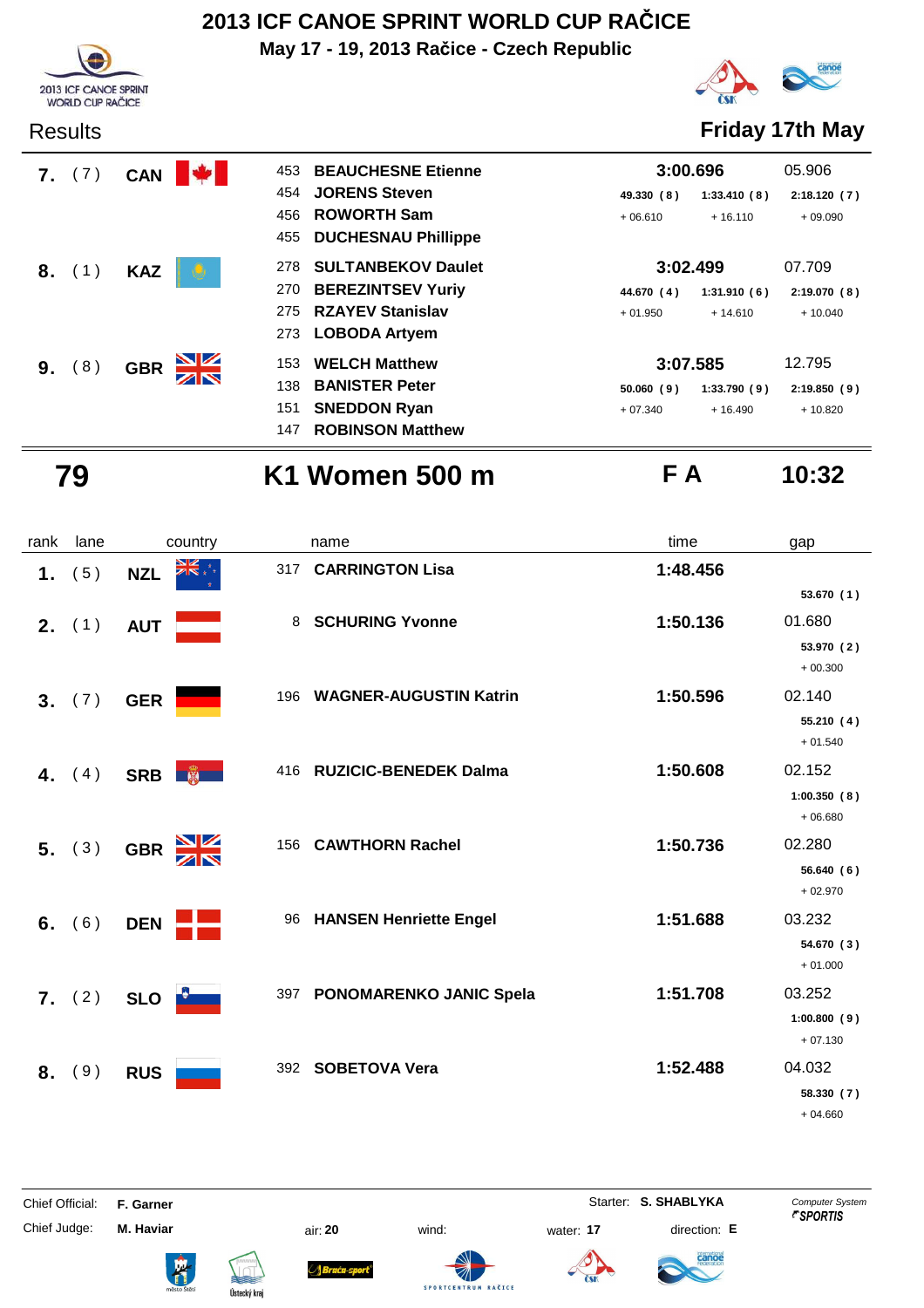# 2013 ICF CANOE SPRINT WORLD CUP RAČICE

**May 17 - 19, 2013 Račice - Czech Republic**

Results **Friday 17th May**

| rank | lane | country | no. | name | time | | | gap |
|---|---|---|---|---|---|---|---|---|
| **7.** | (7) | **CAN** | 453 | **BEAUCHESNE Etienne** | **3:00.696** | | | 05.906 |
| | | | 454 | **JORENS Steven** | **49.330 (8)** | **1:33.410 (8)** | **2:18.120 (7)** | |
| | | | 456 | **ROWORTH Sam** | + 06.610 | + 16.110 | + 09.090 | |
| | | | 455 | **DUCHESNAU Phillippe** | | | | |
| **8.** | (1) | **KAZ** | 278 | **SULTANBEKOV Daulet** | **3:02.499** | | | 07.709 |
| | | | 270 | **BEREZINTSEV Yuriy** | **44.670 (4)** | **1:31.910 (6)** | **2:19.070 (8)** | |
| | | | 275 | **RZAYEV Stanislav** | + 01.950 | + 14.610 | + 10.040 | |
| | | | 273 | **LOBODA Artyem** | | | | |
| **9.** | (8) | **GBR** | 153 | **WELCH Matthew** | **3:07.585** | | | 12.795 |
| | | | 138 | **BANISTER Peter** | **50.060 (9)** | **1:33.790 (9)** | **2:19.850 (9)** | |
| | | | 151 | **SNEDDON Ryan** | + 07.340 | + 16.490 | + 10.820 | |
| | | | 147 | **ROBINSON Matthew** | | | | |

## 79 K1 Women 500 m — F A — 10:32

| rank | lane | country | no. | name | time | gap | split |
|---|---|---|---|---|---|---|---|
| **1.** | (5) | **NZL** | 317 | **CARRINGTON Lisa** | **1:48.456** | | **53.670 (1)** |
| **2.** | (1) | **AUT** | 8 | **SCHURING Yvonne** | **1:50.136** | 01.680 | **53.970 (2)** + 00.300 |
| **3.** | (7) | **GER** | 196 | **WAGNER-AUGUSTIN Katrin** | **1:50.596** | 02.140 | **55.210 (4)** + 01.540 |
| **4.** | (4) | **SRB** | 416 | **RUZICIC-BENEDEK Dalma** | **1:50.608** | 02.152 | **1:00.350 (8)** + 06.680 |
| **5.** | (3) | **GBR** | 156 | **CAWTHORN Rachel** | **1:50.736** | 02.280 | **56.640 (6)** + 02.970 |
| **6.** | (6) | **DEN** | 96 | **HANSEN Henriette Engel** | **1:51.688** | 03.232 | **54.670 (3)** + 01.000 |
| **7.** | (2) | **SLO** | 397 | **PONOMARENKO JANIC Spela** | **1:51.708** | 03.252 | **1:00.800 (9)** + 07.130 |
| **8.** | (9) | **RUS** | 392 | **SOBETOVA Vera** | **1:52.488** | 04.032 | **58.330 (7)** + 04.660 |

Chief Official: **F. Garner** Starter: **S. SHABLYKA**

Chief Judge: **M. Haviar** air: **20** wind: water: **17** direction: **E**

Computer System SPORTIS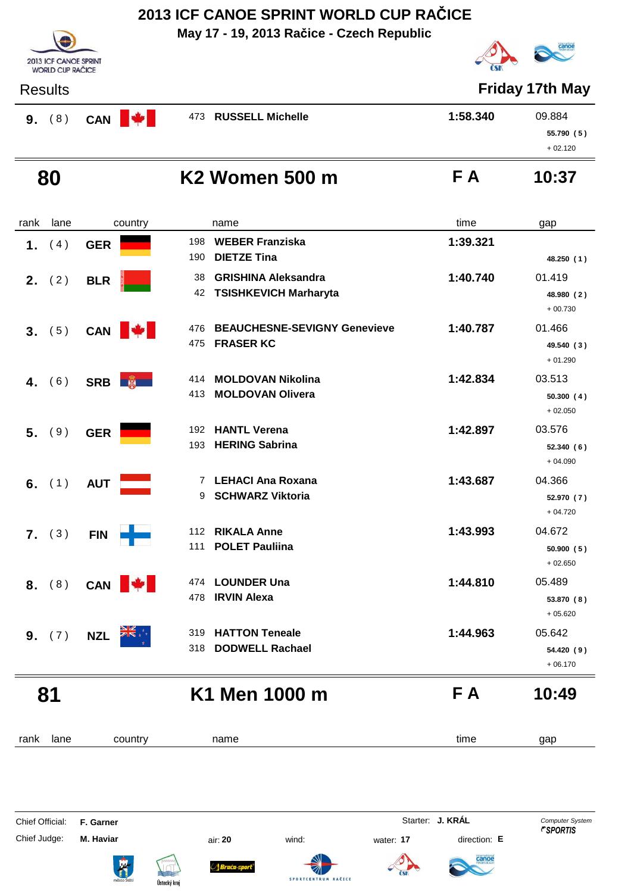# 2013 ICF CANOE SPRINT WORLD CUP RAČICE

**May 17 - 19, 2013 Račice - Czech Republic**

Results — **Friday 17th May**

| rank | lane | country | name | time | gap |
|---|---|---|---|---|---|
| **9.** | ( 8 ) | **CAN** | 473 **RUSSELL Michelle** | **1:58.340** | 09.884 **55.790 ( 5 )** + 02.120 |

## 80 — K2 Women 500 m — F A — 10:37

| rank | lane | country | name | time | gap |
|---|---|---|---|---|---|
| **1.** | ( 4 ) | **GER** | 198 **WEBER Franziska**<br>190 **DIETZE Tina** | **1:39.321** | **48.250 ( 1 )** |
| **2.** | ( 2 ) | **BLR** | 38 **GRISHINA Aleksandra**<br>42 **TSISHKEVICH Marharyta** | **1:40.740** | 01.419 **48.980 ( 2 )** + 00.730 |
| **3.** | ( 5 ) | **CAN** | 476 **BEAUCHESNE-SEVIGNY Genevieve**<br>475 **FRASER KC** | **1:40.787** | 01.466 **49.540 ( 3 )** + 01.290 |
| **4.** | ( 6 ) | **SRB** | 414 **MOLDOVAN Nikolina**<br>413 **MOLDOVAN Olivera** | **1:42.834** | 03.513 **50.300 ( 4 )** + 02.050 |
| **5.** | ( 9 ) | **GER** | 192 **HANTL Verena**<br>193 **HERING Sabrina** | **1:42.897** | 03.576 **52.340 ( 6 )** + 04.090 |
| **6.** | ( 1 ) | **AUT** | 7 **LEHACI Ana Roxana**<br>9 **SCHWARZ Viktoria** | **1:43.687** | 04.366 **52.970 ( 7 )** + 04.720 |
| **7.** | ( 3 ) | **FIN** | 112 **RIKALA Anne**<br>111 **POLET Pauliina** | **1:43.993** | 04.672 **50.900 ( 5 )** + 02.650 |
| **8.** | ( 8 ) | **CAN** | 474 **LOUNDER Una**<br>478 **IRVIN Alexa** | **1:44.810** | 05.489 **53.870 ( 8 )** + 05.620 |
| **9.** | ( 7 ) | **NZL** | 319 **HATTON Teneale**<br>318 **DODWELL Rachael** | **1:44.963** | 05.642 **54.420 ( 9 )** + 06.170 |

## 81 — K1 Men 1000 m — F A — 10:49

| rank | lane | country | name | time | gap |
|---|---|---|---|---|---|

Chief Official: **F. Garner** — Starter: **J. KRÁL** — Computer System SPORTIS

Chief Judge: **M. Haviar** — air: **20** — wind: — water: **17** — direction: **E**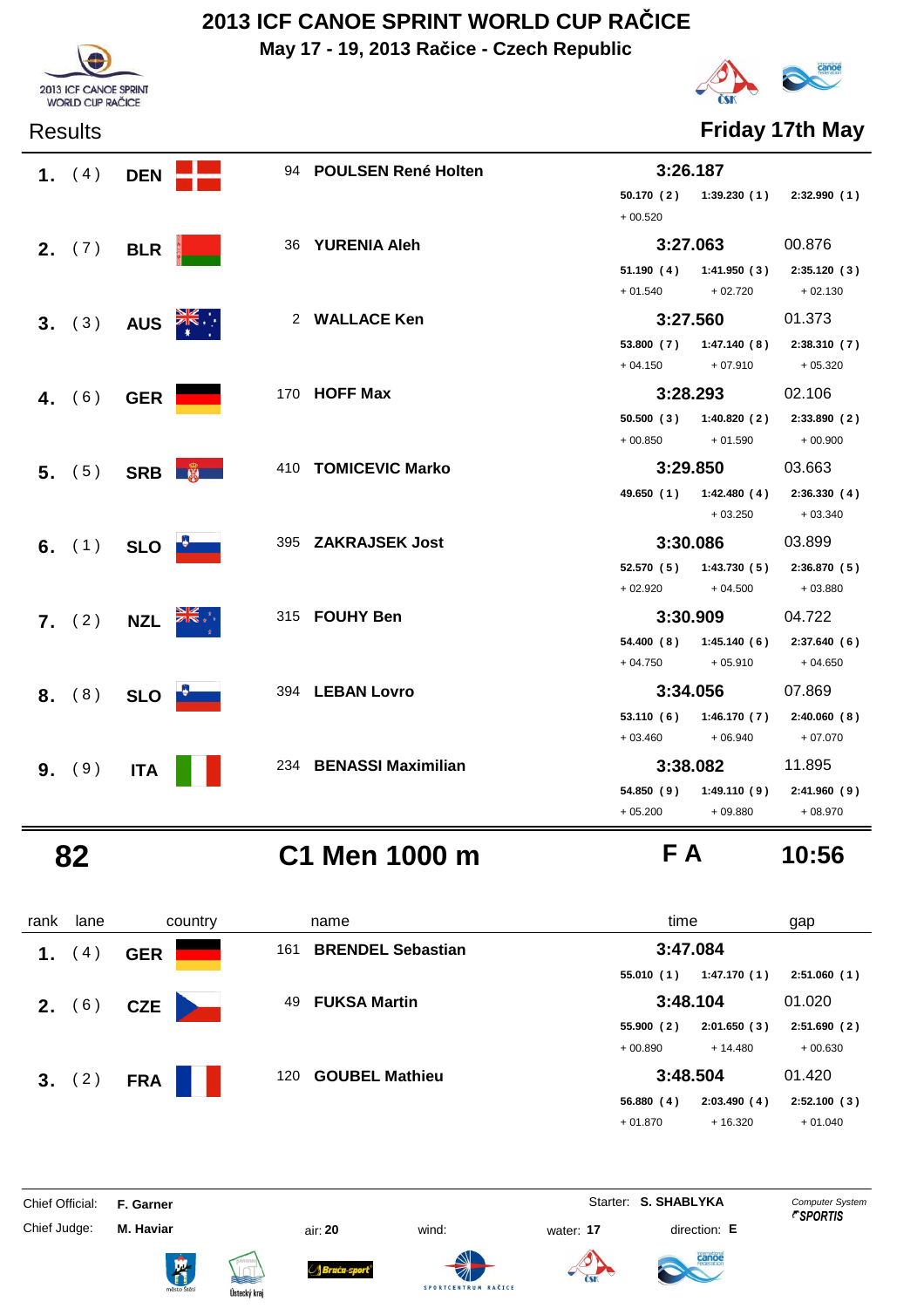# 2013 ICF CANOE SPRINT WORLD CUP RAČICE

**May 17 - 19, 2013 Račice - Czech Republic**

Results **Friday 17th May**

| rank | lane | country | | name | time | | | gap |
|---|---|---|---|---|---|---|---|---|
| 1. | (4) | DEN | 94 | POULSEN René Holten | 3:26.187 | | | |
| | | | | | 50.170 (2) | 1:39.230 (1) | 2:32.990 (1) | |
| | | | | | + 00.520 | | | |
| 2. | (7) | BLR | 36 | YURENIA Aleh | 3:27.063 | | | 00.876 |
| | | | | | 51.190 (4) | 1:41.950 (3) | 2:35.120 (3) | |
| | | | | | + 01.540 | + 02.720 | + 02.130 | |
| 3. | (3) | AUS | 2 | WALLACE Ken | 3:27.560 | | | 01.373 |
| | | | | | 53.800 (7) | 1:47.140 (8) | 2:38.310 (7) | |
| | | | | | + 04.150 | + 07.910 | + 05.320 | |
| 4. | (6) | GER | 170 | HOFF Max | 3:28.293 | | | 02.106 |
| | | | | | 50.500 (3) | 1:40.820 (2) | 2:33.890 (2) | |
| | | | | | + 00.850 | + 01.590 | + 00.900 | |
| 5. | (5) | SRB | 410 | TOMICEVIC Marko | 3:29.850 | | | 03.663 |
| | | | | | 49.650 (1) | 1:42.480 (4) | 2:36.330 (4) | |
| | | | | | | + 03.250 | + 03.340 | |
| 6. | (1) | SLO | 395 | ZAKRAJSEK Jost | 3:30.086 | | | 03.899 |
| | | | | | 52.570 (5) | 1:43.730 (5) | 2:36.870 (5) | |
| | | | | | + 02.920 | + 04.500 | + 03.880 | |
| 7. | (2) | NZL | 315 | FOUHY Ben | 3:30.909 | | | 04.722 |
| | | | | | 54.400 (8) | 1:45.140 (6) | 2:37.640 (6) | |
| | | | | | + 04.750 | + 05.910 | + 04.650 | |
| 8. | (8) | SLO | 394 | LEBAN Lovro | 3:34.056 | | | 07.869 |
| | | | | | 53.110 (6) | 1:46.170 (7) | 2:40.060 (8) | |
| | | | | | + 03.460 | + 06.940 | + 07.070 | |
| 9. | (9) | ITA | 234 | BENASSI Maximilian | 3:38.082 | | | 11.895 |
| | | | | | 54.850 (9) | 1:49.110 (9) | 2:41.960 (9) | |
| | | | | | + 05.200 | + 09.880 | + 08.970 | |

## 82 C1 Men 1000 m F A 10:56

| rank | lane | country | | name | time | | | gap |
|---|---|---|---|---|---|---|---|---|
| 1. | (4) | GER | 161 | BRENDEL Sebastian | 3:47.084 | | | |
| | | | | | 55.010 (1) | 1:47.170 (1) | 2:51.060 (1) | |
| 2. | (6) | CZE | 49 | FUKSA Martin | 3:48.104 | | | 01.020 |
| | | | | | 55.900 (2) | 2:01.650 (3) | 2:51.690 (2) | |
| | | | | | + 00.890 | + 14.480 | + 00.630 | |
| 3. | (2) | FRA | 120 | GOUBEL Mathieu | 3:48.504 | | | 01.420 |
| | | | | | 56.880 (4) | 2:03.490 (4) | 2:52.100 (3) | |
| | | | | | + 01.870 | + 16.320 | + 01.040 | |

Chief Official: **F. Garner** Starter: **S. SHABLYKA**

Chief Judge: **M. Haviar** air: **20** wind: water: **17** direction: **E**

Computer System SPORTIS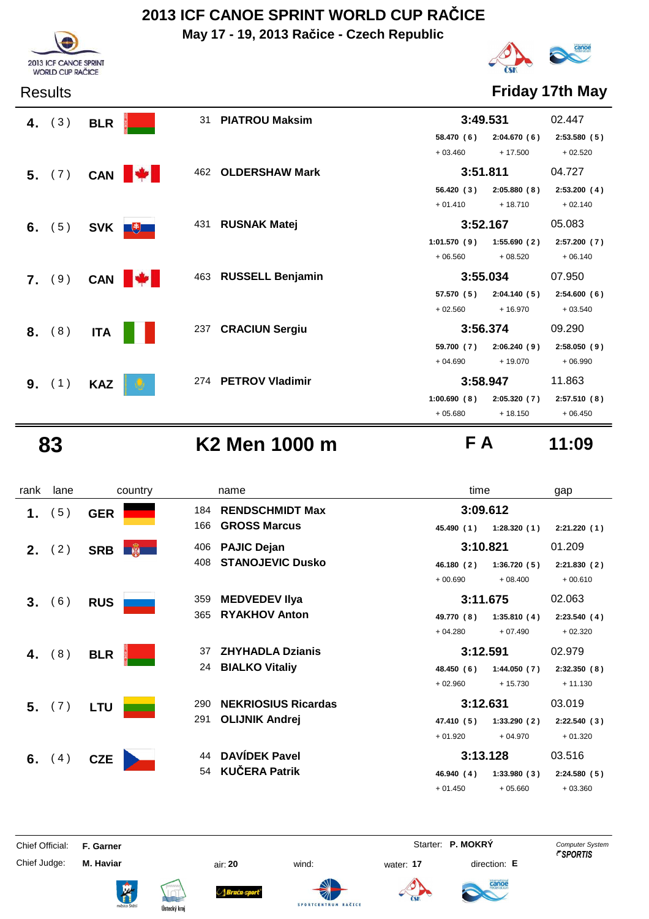# 2013 ICF CANOE SPRINT WORLD CUP RAČICE

**May 17 - 19, 2013 Račice - Czech Republic**

2013 ICF CANOE SPRINT WORLD CUP RAČICE

Results — **Friday 17th May**

| rank | lane | country | no. | name | time | gap |
|---|---|---|---|---|---|---|
| 4. | (3) | BLR | 31 | PIATROU Maksim | 3:49.531 | 02.447 |
| | | | | | 58.470 (6) / 2:04.670 (6) / 2:53.580 (5) | |
| | | | | | + 03.460 / + 17.500 / + 02.520 | |
| 5. | (7) | CAN | 462 | OLDERSHAW Mark | 3:51.811 | 04.727 |
| | | | | | 56.420 (3) / 2:05.880 (8) / 2:53.200 (4) | |
| | | | | | + 01.410 / + 18.710 / + 02.140 | |
| 6. | (5) | SVK | 431 | RUSNAK Matej | 3:52.167 | 05.083 |
| | | | | | 1:01.570 (9) / 1:55.690 (2) / 2:57.200 (7) | |
| | | | | | + 06.560 / + 08.520 / + 06.140 | |
| 7. | (9) | CAN | 463 | RUSSELL Benjamin | 3:55.034 | 07.950 |
| | | | | | 57.570 (5) / 2:04.140 (5) / 2:54.600 (6) | |
| | | | | | + 02.560 / + 16.970 / + 03.540 | |
| 8. | (8) | ITA | 237 | CRACIUN Sergiu | 3:56.374 | 09.290 |
| | | | | | 59.700 (7) / 2:06.240 (9) / 2:58.050 (9) | |
| | | | | | + 04.690 / + 19.070 / + 06.990 | |
| 9. | (1) | KAZ | 274 | PETROV Vladimir | 3:58.947 | 11.863 |
| | | | | | 1:00.690 (8) / 2:05.320 (7) / 2:57.510 (8) | |
| | | | | | + 05.680 / + 18.150 / + 06.450 | |

## 83 — K2 Men 1000 m — F A — 11:09

| rank | lane | country | no. | name | time | gap |
|---|---|---|---|---|---|---|
| 1. | (5) | GER | 184 / 166 | RENDSCHMIDT Max / GROSS Marcus | 3:09.612 | |
| | | | | | 45.490 (1) / 1:28.320 (1) / 2:21.220 (1) | |
| 2. | (2) | SRB | 406 / 408 | PAJIC Dejan / STANOJEVIC Dusko | 3:10.821 | 01.209 |
| | | | | | 46.180 (2) / 1:36.720 (5) / 2:21.830 (2) | |
| | | | | | + 00.690 / + 08.400 / + 00.610 | |
| 3. | (6) | RUS | 359 / 365 | MEDVEDEV Ilya / RYAKHOV Anton | 3:11.675 | 02.063 |
| | | | | | 49.770 (8) / 1:35.810 (4) / 2:23.540 (4) | |
| | | | | | + 04.280 / + 07.490 / + 02.320 | |
| 4. | (8) | BLR | 37 / 24 | ZHYHADLA Dzianis / BIALKO Vitaliy | 3:12.591 | 02.979 |
| | | | | | 48.450 (6) / 1:44.050 (7) / 2:32.350 (8) | |
| | | | | | + 02.960 / + 15.730 / + 11.130 | |
| 5. | (7) | LTU | 290 / 291 | NEKRIOSIUS Ricardas / OLIJNIK Andrej | 3:12.631 | 03.019 |
| | | | | | 47.410 (5) / 1:33.290 (2) / 2:22.540 (3) | |
| | | | | | + 01.920 / + 04.970 / + 01.320 | |
| 6. | (4) | CZE | 44 / 54 | DAVÍDEK Pavel / KUČERA Patrik | 3:13.128 | 03.516 |
| | | | | | 46.940 (4) / 1:33.980 (3) / 2:24.580 (5) | |
| | | | | | + 01.450 / + 05.660 / + 03.360 | |

Chief Official: **F. Garner** — Starter: **P. MOKRÝ** — Computer System SPORTIS

Chief Judge: **M. Haviar** — air: **20** — wind: — water: **17** — direction: **E**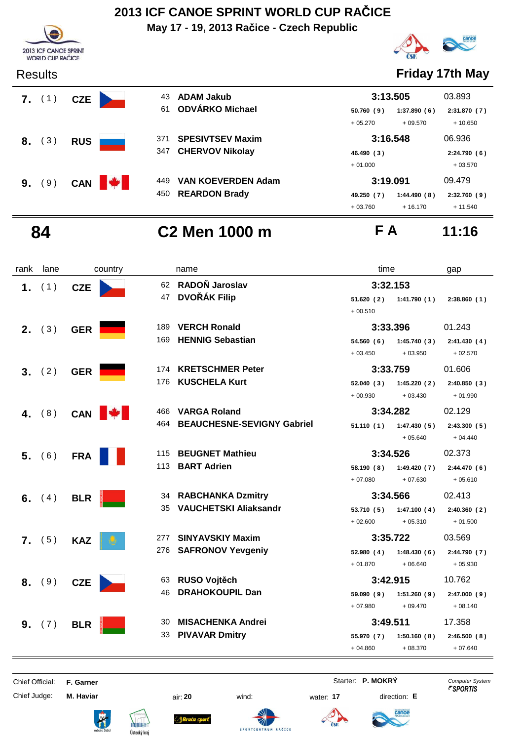# 2013 ICF CANOE SPRINT WORLD CUP RAČICE

**May 17 - 19, 2013 Račice - Czech Republic**

## Results

**Friday 17th May**

| rank | lane | country | no. | name | time | | | gap |
|---|---|---|---|---|---|---|---|---|
| 7. | ( 1 ) | CZE | 43 | ADAM Jakub | 3:13.505 | | | 03.893 |
| | | | 61 | ODVÁRKO Michael | 50.760 ( 9 ) | 1:37.890 ( 6 ) | 2:31.870 ( 7 ) | |
| | | | | | + 05.270 | + 09.570 | + 10.650 | |
| 8. | ( 3 ) | RUS | 371 | SPESIVTSEV Maxim | 3:16.548 | | | 06.936 |
| | | | 347 | CHERVOV Nikolay | 46.490 ( 3 ) | | 2:24.790 ( 6 ) | |
| | | | | | + 01.000 | | + 03.570 | |
| 9. | ( 9 ) | CAN | 449 | VAN KOEVERDEN Adam | 3:19.091 | | | 09.479 |
| | | | 450 | REARDON Brady | 49.250 ( 7 ) | 1:44.490 ( 8 ) | 2:32.760 ( 9 ) | |
| | | | | | + 03.760 | + 16.170 | + 11.540 | |

## 84 — C2 Men 1000 m — F A — 11:16

| rank | lane | country | no. | name | time | | | gap |
|---|---|---|---|---|---|---|---|---|
| 1. | ( 1 ) | CZE | 62 | RADOŇ Jaroslav | 3:32.153 | | | |
| | | | 47 | DVOŘÁK Filip | 51.620 ( 2 ) | 1:41.790 ( 1 ) | 2:38.860 ( 1 ) | |
| | | | | | + 00.510 | | | |
| 2. | ( 3 ) | GER | 189 | VERCH Ronald | 3:33.396 | | | 01.243 |
| | | | 169 | HENNIG Sebastian | 54.560 ( 6 ) | 1:45.740 ( 3 ) | 2:41.430 ( 4 ) | |
| | | | | | + 03.450 | + 03.950 | + 02.570 | |
| 3. | ( 2 ) | GER | 174 | KRETSCHMER Peter | 3:33.759 | | | 01.606 |
| | | | 176 | KUSCHELA Kurt | 52.040 ( 3 ) | 1:45.220 ( 2 ) | 2:40.850 ( 3 ) | |
| | | | | | + 00.930 | + 03.430 | + 01.990 | |
| 4. | ( 8 ) | CAN | 466 | VARGA Roland | 3:34.282 | | | 02.129 |
| | | | 464 | BEAUCHESNE-SEVIGNY Gabriel | 51.110 ( 1 ) | 1:47.430 ( 5 ) | 2:43.300 ( 5 ) | |
| | | | | | | + 05.640 | + 04.440 | |
| 5. | ( 6 ) | FRA | 115 | BEUGNET Mathieu | 3:34.526 | | | 02.373 |
| | | | 113 | BART Adrien | 58.190 ( 8 ) | 1:49.420 ( 7 ) | 2:44.470 ( 6 ) | |
| | | | | | + 07.080 | + 07.630 | + 05.610 | |
| 6. | ( 4 ) | BLR | 34 | RABCHANKA Dzmitry | 3:34.566 | | | 02.413 |
| | | | 35 | VAUCHETSKI Aliaksandr | 53.710 ( 5 ) | 1:47.100 ( 4 ) | 2:40.360 ( 2 ) | |
| | | | | | + 02.600 | + 05.310 | + 01.500 | |
| 7. | ( 5 ) | KAZ | 277 | SINYAVSKIY Maxim | 3:35.722 | | | 03.569 |
| | | | 276 | SAFRONOV Yevgeniy | 52.980 ( 4 ) | 1:48.430 ( 6 ) | 2:44.790 ( 7 ) | |
| | | | | | + 01.870 | + 06.640 | + 05.930 | |
| 8. | ( 9 ) | CZE | 63 | RUSO Vojtěch | 3:42.915 | | | 10.762 |
| | | | 46 | DRAHOKOUPIL Dan | 59.090 ( 9 ) | 1:51.260 ( 9 ) | 2:47.000 ( 9 ) | |
| | | | | | + 07.980 | + 09.470 | + 08.140 | |
| 9. | ( 7 ) | BLR | 30 | MISACHENKA Andrei | 3:49.511 | | | 17.358 |
| | | | 33 | PIVAVAR Dmitry | 55.970 ( 7 ) | 1:50.160 ( 8 ) | 2:46.500 ( 8 ) | |
| | | | | | + 04.860 | + 08.370 | + 07.640 | |

Chief Official: **F. Garner**  
Chief Judge: **M. Haviar**  
Starter: **P. MOKRÝ**  
air: **20** wind: water: **17** direction: **E**  
Computer System SPORTIS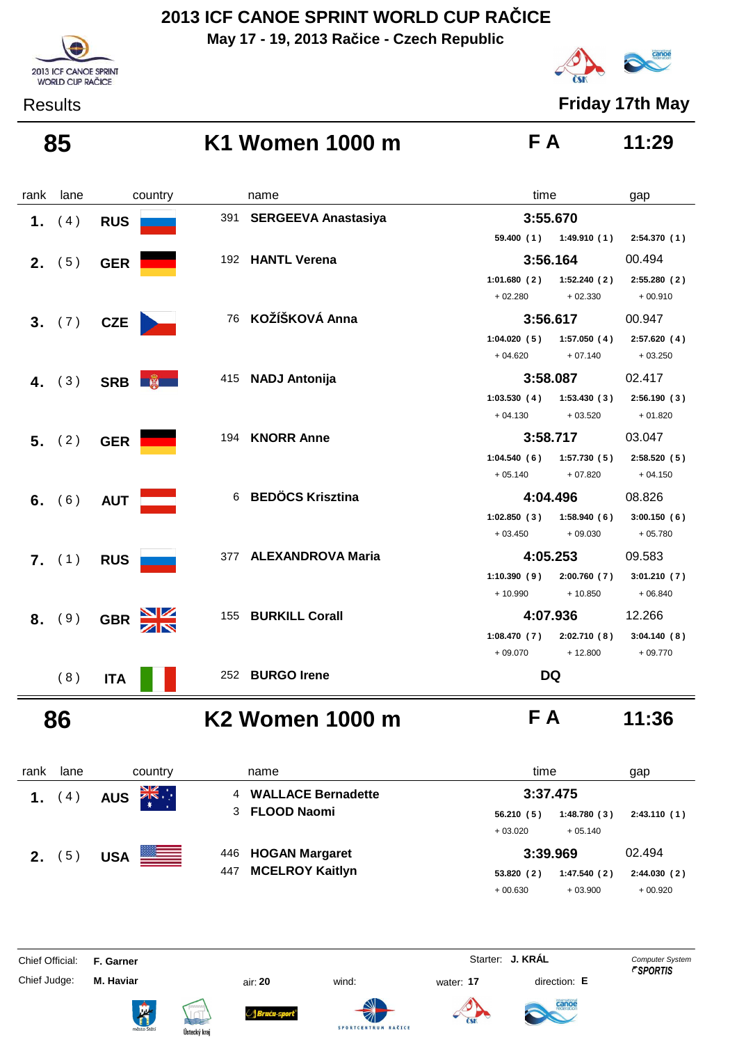# 2013 ICF CANOE SPRINT WORLD CUP RAČICE

**May 17 - 19, 2013 Račice - Czech Republic**

Results — **Friday 17th May**

## 85 — K1 Women 1000 m — F A — 11:29

| rank | lane | country | | name | time | | | gap |
|---|---|---|---|---|---|---|---|---|
| 1. | (4) | RUS | 391 | **SERGEEVA Anastasiya** | **3:55.670** | | | |
| | | | | | 59.400 (1) | 1:49.910 (1) | 2:54.370 (1) | |
| 2. | (5) | GER | 192 | **HANTL Verena** | **3:56.164** | | | 00.494 |
| | | | | | 1:01.680 (2) | 1:52.240 (2) | 2:55.280 (2) | |
| | | | | | + 02.280 | + 02.330 | + 00.910 | |
| 3. | (7) | CZE | 76 | **KOŽÍŠKOVÁ Anna** | **3:56.617** | | | 00.947 |
| | | | | | 1:04.020 (5) | 1:57.050 (4) | 2:57.620 (4) | |
| | | | | | + 04.620 | + 07.140 | + 03.250 | |
| 4. | (3) | SRB | 415 | **NADJ Antonija** | **3:58.087** | | | 02.417 |
| | | | | | 1:03.530 (4) | 1:53.430 (3) | 2:56.190 (3) | |
| | | | | | + 04.130 | + 03.520 | + 01.820 | |
| 5. | (2) | GER | 194 | **KNORR Anne** | **3:58.717** | | | 03.047 |
| | | | | | 1:04.540 (6) | 1:57.730 (5) | 2:58.520 (5) | |
| | | | | | + 05.140 | + 07.820 | + 04.150 | |
| 6. | (6) | AUT | 6 | **BEDÖCS Krisztina** | **4:04.496** | | | 08.826 |
| | | | | | 1:02.850 (3) | 1:58.940 (6) | 3:00.150 (6) | |
| | | | | | + 03.450 | + 09.030 | + 05.780 | |
| 7. | (1) | RUS | 377 | **ALEXANDROVA Maria** | **4:05.253** | | | 09.583 |
| | | | | | 1:10.390 (9) | 2:00.760 (7) | 3:01.210 (7) | |
| | | | | | + 10.990 | + 10.850 | + 06.840 | |
| 8. | (9) | GBR | 155 | **BURKILL Corall** | **4:07.936** | | | 12.266 |
| | | | | | 1:08.470 (7) | 2:02.710 (8) | 3:04.140 (8) | |
| | | | | | + 09.070 | + 12.800 | + 09.770 | |
| | (8) | ITA | 252 | **BURGO Irene** | **DQ** | | | |

## 86 — K2 Women 1000 m — F A — 11:36

| rank | lane | country | | name | time | | | gap |
|---|---|---|---|---|---|---|---|---|
| 1. | (4) | AUS | 4 | **WALLACE Bernadette** | **3:37.475** | | | |
| | | | 3 | **FLOOD Naomi** | 56.210 (5) | 1:48.780 (3) | 2:43.110 (1) | |
| | | | | | + 03.020 | + 05.140 | | |
| 2. | (5) | USA | 446 | **HOGAN Margaret** | **3:39.969** | | | 02.494 |
| | | | 447 | **MCELROY Kaitlyn** | 53.820 (2) | 1:47.540 (2) | 2:44.030 (2) | |
| | | | | | + 00.630 | + 03.900 | + 00.920 | |

Chief Official: **F. Garner** — Starter: **J. KRÁL**

Chief Judge: **M. Haviar** — air: **20** — wind: — water: **17** — direction: **E**

Computer System SPORTIS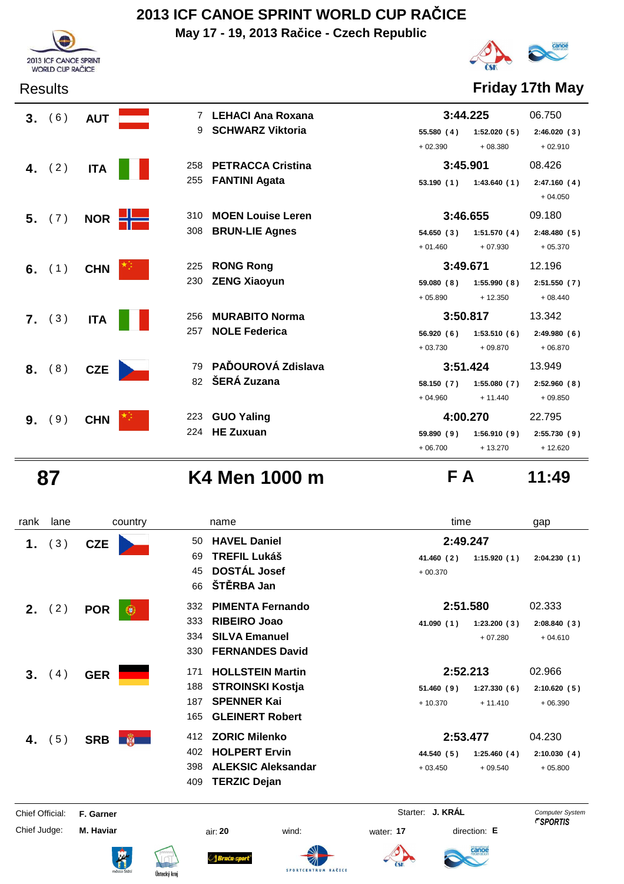# 2013 ICF CANOE SPRINT WORLD CUP RAČICE

**May 17 - 19, 2013 Račice - Czech Republic**

Results **Friday 17th May**

| rank | lane | country | name | time | | | gap |
|---|---|---|---|---|---|---|---|
| **3.** | ( 6 ) | **AUT** | 7 **LEHACI Ana Roxana**<br>9 **SCHWARZ Viktoria** | **3:44.225** | | | 06.750 |
| | | | | 55.580 ( 4 ) | 1:52.020 ( 5 ) | 2:46.020 ( 3 ) | |
| | | | | + 02.390 | + 08.380 | + 02.910 | |
| **4.** | ( 2 ) | **ITA** | 258 **PETRACCA Cristina**<br>255 **FANTINI Agata** | **3:45.901** | | | 08.426 |
| | | | | 53.190 ( 1 ) | 1:43.640 ( 1 ) | 2:47.160 ( 4 ) | |
| | | | | | | + 04.050 | |
| **5.** | ( 7 ) | **NOR** | 310 **MOEN Louise Leren**<br>308 **BRUN-LIE Agnes** | **3:46.655** | | | 09.180 |
| | | | | 54.650 ( 3 ) | 1:51.570 ( 4 ) | 2:48.480 ( 5 ) | |
| | | | | + 01.460 | + 07.930 | + 05.370 | |
| **6.** | ( 1 ) | **CHN** | 225 **RONG Rong**<br>230 **ZENG Xiaoyun** | **3:49.671** | | | 12.196 |
| | | | | 59.080 ( 8 ) | 1:55.990 ( 8 ) | 2:51.550 ( 7 ) | |
| | | | | + 05.890 | + 12.350 | + 08.440 | |
| **7.** | ( 3 ) | **ITA** | 256 **MURABITO Norma**<br>257 **NOLE Federica** | **3:50.817** | | | 13.342 |
| | | | | 56.920 ( 6 ) | 1:53.510 ( 6 ) | 2:49.980 ( 6 ) | |
| | | | | + 03.730 | + 09.870 | + 06.870 | |
| **8.** | ( 8 ) | **CZE** | 79 **PAĎOUROVÁ Zdislava**<br>82 **ŠERÁ Zuzana** | **3:51.424** | | | 13.949 |
| | | | | 58.150 ( 7 ) | 1:55.080 ( 7 ) | 2:52.960 ( 8 ) | |
| | | | | + 04.960 | + 11.440 | + 09.850 | |
| **9.** | ( 9 ) | **CHN** | 223 **GUO Yaling**<br>224 **HE Zuxuan** | **4:00.270** | | | 22.795 |
| | | | | 59.890 ( 9 ) | 1:56.910 ( 9 ) | 2:55.730 ( 9 ) | |
| | | | | + 06.700 | + 13.270 | + 12.620 | |

## 87 K4 Men 1000 m F A 11:49

| rank | lane | country | name | time | | | gap |
|---|---|---|---|---|---|---|---|
| **1.** | ( 3 ) | **CZE** | 50 **HAVEL Daniel**<br>69 **TREFIL Lukáš**<br>45 **DOSTÁL Josef**<br>66 **ŠTĚRBA Jan** | **2:49.247** | | | |
| | | | | 41.460 ( 2 ) | 1:15.920 ( 1 ) | 2:04.230 ( 1 ) | |
| | | | | + 00.370 | | | |
| **2.** | ( 2 ) | **POR** | 332 **PIMENTA Fernando**<br>333 **RIBEIRO Joao**<br>334 **SILVA Emanuel**<br>330 **FERNANDES David** | **2:51.580** | | | 02.333 |
| | | | | 41.090 ( 1 ) | 1:23.200 ( 3 ) | 2:08.840 ( 3 ) | |
| | | | | | + 07.280 | + 04.610 | |
| **3.** | ( 4 ) | **GER** | 171 **HOLLSTEIN Martin**<br>188 **STROINSKI Kostja**<br>187 **SPENNER Kai**<br>165 **GLEINERT Robert** | **2:52.213** | | | 02.966 |
| | | | | 51.460 ( 9 ) | 1:27.330 ( 6 ) | 2:10.620 ( 5 ) | |
| | | | | + 10.370 | + 11.410 | + 06.390 | |
| **4.** | ( 5 ) | **SRB** | 412 **ZORIC Milenko**<br>402 **HOLPERT Ervin**<br>398 **ALEKSIC Aleksandar**<br>409 **TERZIC Dejan** | **2:53.477** | | | 04.230 |
| | | | | 44.540 ( 5 ) | 1:25.460 ( 4 ) | 2:10.030 ( 4 ) | |
| | | | | + 03.450 | + 09.540 | + 05.800 | |

Chief Official: **F. Garner** Starter: **J. KRÁL**

Chief Judge: **M. Haviar** air: **20** wind: water: **17** direction: **E**

Computer System SPORTIS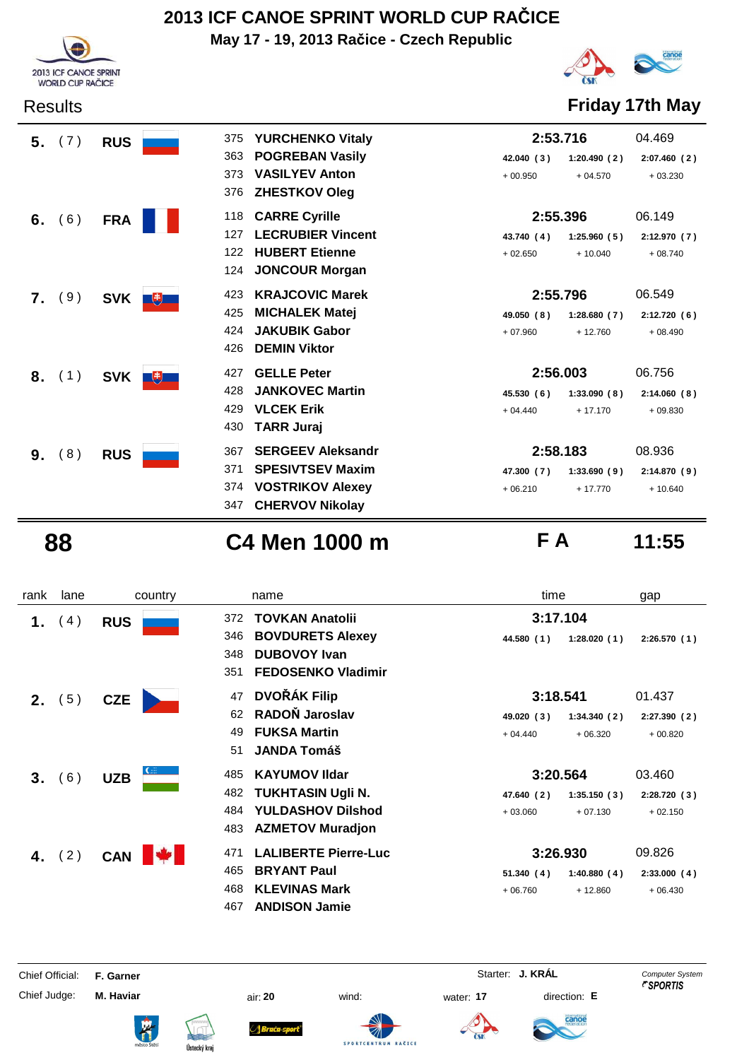# 2013 ICF CANOE SPRINT WORLD CUP RAČICE

**May 17 - 19, 2013 Račice - Czech Republic**

Results **Friday 17th May**

| rank | lane | country | No. | name | time | gap |
|---|---|---|---|---|---|---|
| 5. | ( 7 ) | RUS | 375 | **YURCHENKO Vitaly** | **2:53.716** | 04.469 |
| | | | 363 | **POGREBAN Vasily** | 42.040 ( 3 ) / 1:20.490 ( 2 ) / 2:07.460 ( 2 ) | |
| | | | 373 | **VASILYEV Anton** | + 00.950 / + 04.570 / + 03.230 | |
| | | | 376 | **ZHESTKOV Oleg** | | |
| 6. | ( 6 ) | FRA | 118 | **CARRE Cyrille** | **2:55.396** | 06.149 |
| | | | 127 | **LECRUBIER Vincent** | 43.740 ( 4 ) / 1:25.960 ( 5 ) / 2:12.970 ( 7 ) | |
| | | | 122 | **HUBERT Etienne** | + 02.650 / + 10.040 / + 08.740 | |
| | | | 124 | **JONCOUR Morgan** | | |
| 7. | ( 9 ) | SVK | 423 | **KRAJCOVIC Marek** | **2:55.796** | 06.549 |
| | | | 425 | **MICHALEK Matej** | 49.050 ( 8 ) / 1:28.680 ( 7 ) / 2:12.720 ( 6 ) | |
| | | | 424 | **JAKUBIK Gabor** | + 07.960 / + 12.760 / + 08.490 | |
| | | | 426 | **DEMIN Viktor** | | |
| 8. | ( 1 ) | SVK | 427 | **GELLE Peter** | **2:56.003** | 06.756 |
| | | | 428 | **JANKOVEC Martin** | 45.530 ( 6 ) / 1:33.090 ( 8 ) / 2:14.060 ( 8 ) | |
| | | | 429 | **VLCEK Erik** | + 04.440 / + 17.170 / + 09.830 | |
| | | | 430 | **TARR Juraj** | | |
| 9. | ( 8 ) | RUS | 367 | **SERGEEV Aleksandr** | **2:58.183** | 08.936 |
| | | | 371 | **SPESIVTSEV Maxim** | 47.300 ( 7 ) / 1:33.690 ( 9 ) / 2:14.870 ( 9 ) | |
| | | | 374 | **VOSTRIKOV Alexey** | + 06.210 / + 17.770 / + 10.640 | |
| | | | 347 | **CHERVOV Nikolay** | | |

## 88 — C4 Men 1000 m — F A — 11:55

| rank | lane | country | No. | name | time | gap |
|---|---|---|---|---|---|---|
| 1. | ( 4 ) | RUS | 372 | **TOVKAN Anatolii** | **3:17.104** | |
| | | | 346 | **BOVDURETS Alexey** | 44.580 ( 1 ) / 1:28.020 ( 1 ) / 2:26.570 ( 1 ) | |
| | | | 348 | **DUBOVOY Ivan** | | |
| | | | 351 | **FEDOSENKO Vladimir** | | |
| 2. | ( 5 ) | CZE | 47 | **DVOŘÁK Filip** | **3:18.541** | 01.437 |
| | | | 62 | **RADOŇ Jaroslav** | 49.020 ( 3 ) / 1:34.340 ( 2 ) / 2:27.390 ( 2 ) | |
| | | | 49 | **FUKSA Martin** | + 04.440 / + 06.320 / + 00.820 | |
| | | | 51 | **JANDA Tomáš** | | |
| 3. | ( 6 ) | UZB | 485 | **KAYUMOV Ildar** | **3:20.564** | 03.460 |
| | | | 482 | **TUKHTASIN Ugli N.** | 47.640 ( 2 ) / 1:35.150 ( 3 ) / 2:28.720 ( 3 ) | |
| | | | 484 | **YULDASHOV Dilshod** | + 03.060 / + 07.130 / + 02.150 | |
| | | | 483 | **AZMETOV Muradjon** | | |
| 4. | ( 2 ) | CAN | 471 | **LALIBERTE Pierre-Luc** | **3:26.930** | 09.826 |
| | | | 465 | **BRYANT Paul** | 51.340 ( 4 ) / 1:40.880 ( 4 ) / 2:33.000 ( 4 ) | |
| | | | 468 | **KLEVINAS Mark** | + 06.760 / + 12.860 / + 06.430 | |
| | | | 467 | **ANDISON Jamie** | | |

Chief Official: **F. Garner** — Starter: **J. KRÁL**

Chief Judge: **M. Haviar** — air: **20** — wind: — water: **17** — direction: **E**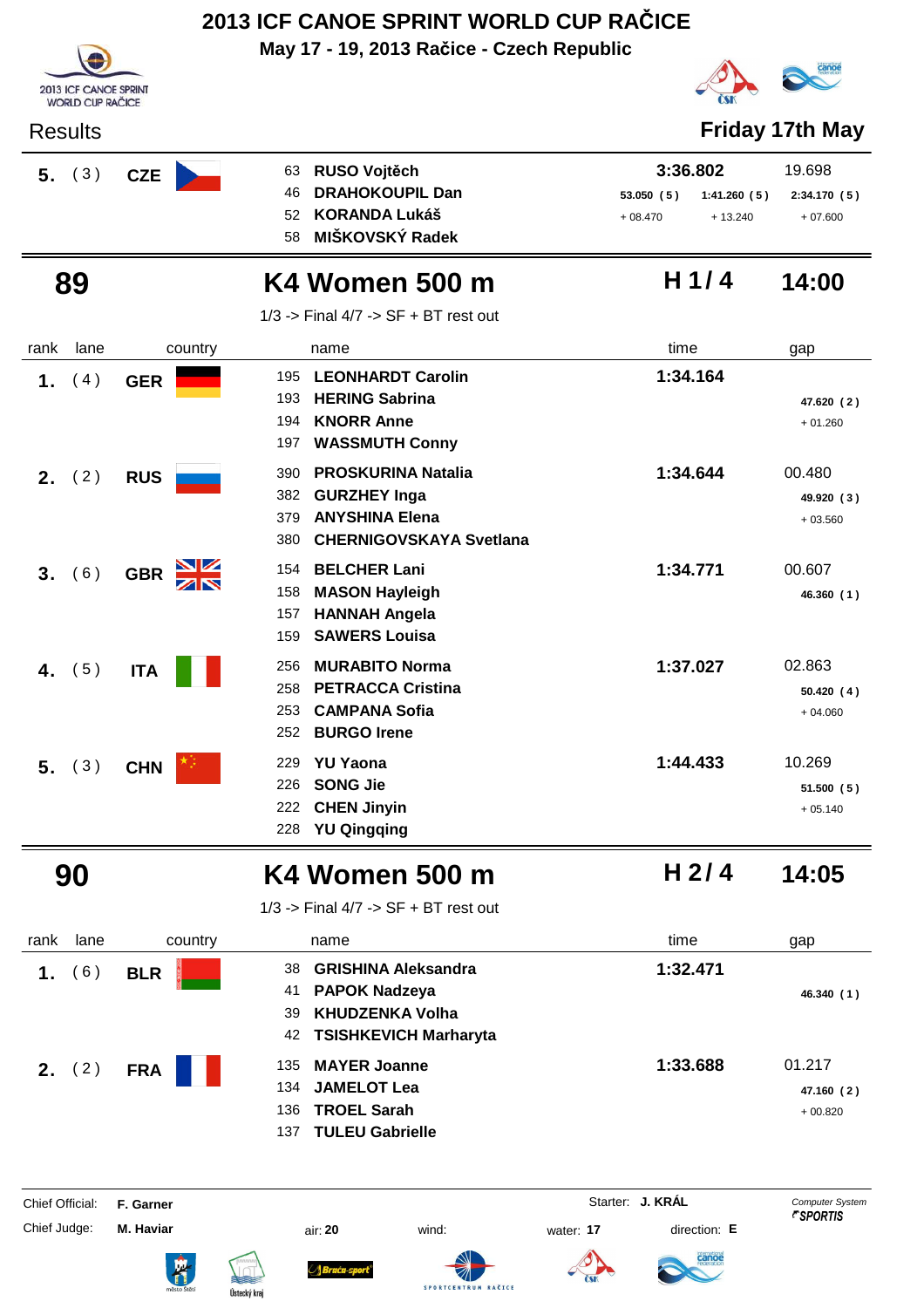# 2013 ICF CANOE SPRINT WORLD CUP RAČICE

**May 17 - 19, 2013 Račice - Czech Republic**

2013 ICF CANOE SPRINT WORLD CUP RAČICE

Results — **Friday 17th May**

| rank | lane | country | name | time | | gap |
|---|---|---|---|---|---|---|
| **5.** | ( 3 ) | **CZE** | 63 **RUSO Vojtěch**<br>46 **DRAHOKOUPIL Dan**<br>52 **KORANDA Lukáš**<br>58 **MIŠKOVSKÝ Radek** | **3:36.802**<br>53.050 ( 5 ) + 08.470 | 1:41.260 ( 5 ) + 13.240 | 19.698<br>2:34.170 ( 5 ) + 07.600 |

## 89 — K4 Women 500 m — H 1 / 4 — 14:00

1/3 -> Final 4/7 -> SF + BT rest out

| rank | lane | country | name | time | gap |
|---|---|---|---|---|---|
| **1.** | ( 4 ) | **GER** | 195 **LEONHARDT Carolin**<br>193 **HERING Sabrina**<br>194 **KNORR Anne**<br>197 **WASSMUTH Conny** | **1:34.164** | 47.620 ( 2 )<br>+ 01.260 |
| **2.** | ( 2 ) | **RUS** | 390 **PROSKURINA Natalia**<br>382 **GURZHEY Inga**<br>379 **ANYSHINA Elena**<br>380 **CHERNIGOVSKAYA Svetlana** | **1:34.644** | 00.480<br>49.920 ( 3 )<br>+ 03.560 |
| **3.** | ( 6 ) | **GBR** | 154 **BELCHER Lani**<br>158 **MASON Hayleigh**<br>157 **HANNAH Angela**<br>159 **SAWERS Louisa** | **1:34.771** | 00.607<br>46.360 ( 1 ) |
| **4.** | ( 5 ) | **ITA** | 256 **MURABITO Norma**<br>258 **PETRACCA Cristina**<br>253 **CAMPANA Sofia**<br>252 **BURGO Irene** | **1:37.027** | 02.863<br>50.420 ( 4 )<br>+ 04.060 |
| **5.** | ( 3 ) | **CHN** | 229 **YU Yaona**<br>226 **SONG Jie**<br>222 **CHEN Jinyin**<br>228 **YU Qingqing** | **1:44.433** | 10.269<br>51.500 ( 5 )<br>+ 05.140 |

## 90 — K4 Women 500 m — H 2 / 4 — 14:05

1/3 -> Final 4/7 -> SF + BT rest out

| rank | lane | country | name | time | gap |
|---|---|---|---|---|---|
| **1.** | ( 6 ) | **BLR** | 38 **GRISHINA Aleksandra**<br>41 **PAPOK Nadzeya**<br>39 **KHUDZENKA Volha**<br>42 **TSISHKEVICH Marharyta** | **1:32.471** | 46.340 ( 1 ) |
| **2.** | ( 2 ) | **FRA** | 135 **MAYER Joanne**<br>134 **JAMELOT Lea**<br>136 **TROEL Sarah**<br>137 **TULEU Gabrielle** | **1:33.688** | 01.217<br>47.160 ( 2 )<br>+ 00.820 |

Chief Official: **F. Garner** — Starter: **J. KRÁL** — Computer System SPORTIS

Chief Judge: **M. Haviar** — air: **20** — wind: — water: **17** — direction: **E**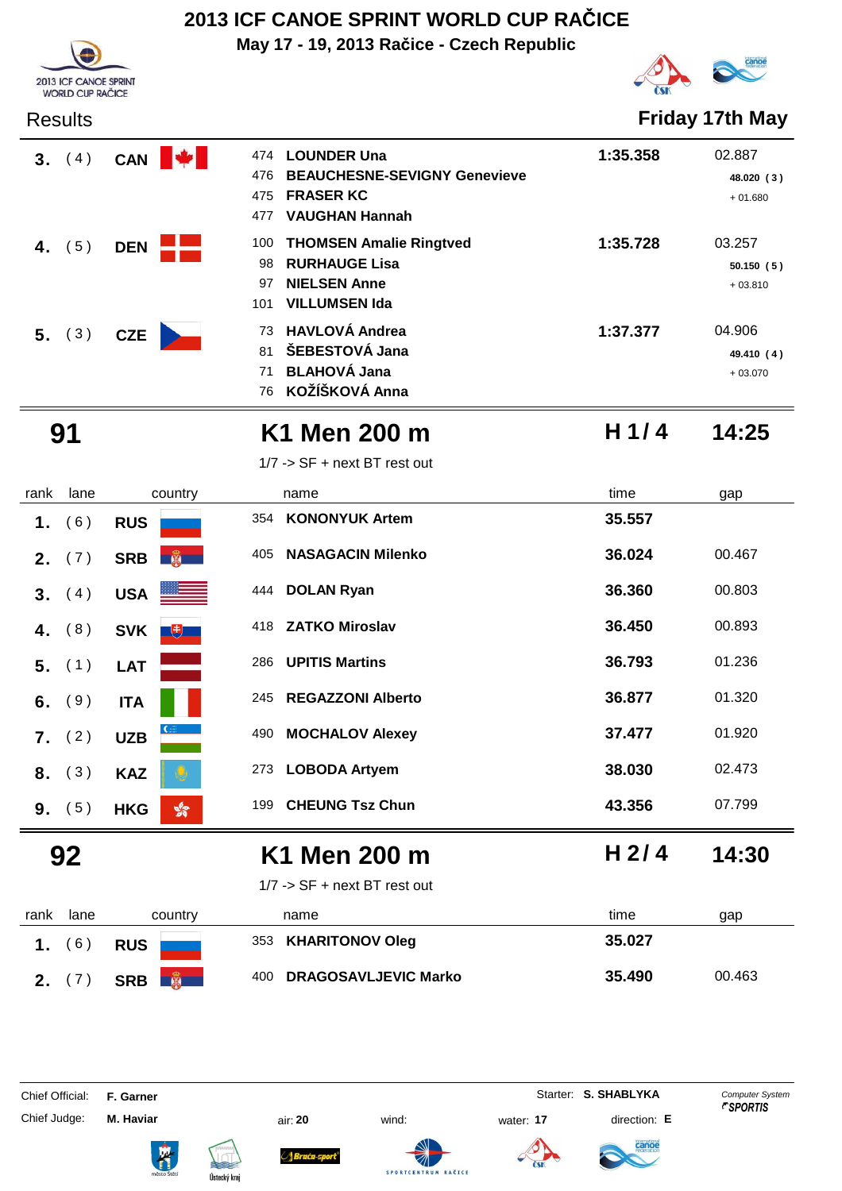# 2013 ICF CANOE SPRINT WORLD CUP RAČICE

**May 17 - 19, 2013 Račice - Czech Republic**

Results **Friday 17th May**

| rank | lane | country | no. | name | time | gap |
|---|---|---|---|---|---|---|
| 3. | (4) | CAN | 474 | LOUNDER Una | 1:35.358 | 02.887 |
| | | | 476 | BEAUCHESNE-SEVIGNY Genevieve | | 48.020 (3) |
| | | | 475 | FRASER KC | | + 01.680 |
| | | | 477 | VAUGHAN Hannah | | |
| 4. | (5) | DEN | 100 | THOMSEN Amalie Ringtved | 1:35.728 | 03.257 |
| | | | 98 | RURHAUGE Lisa | | 50.150 (5) |
| | | | 97 | NIELSEN Anne | | + 03.810 |
| | | | 101 | VILLUMSEN Ida | | |
| 5. | (3) | CZE | 73 | HAVLOVÁ Andrea | 1:37.377 | 04.906 |
| | | | 81 | ŠEBESTOVÁ Jana | | 49.410 (4) |
| | | | 71 | BLAHOVÁ Jana | | + 03.070 |
| | | | 76 | KOŽÍŠKOVÁ Anna | | |

## 91 K1 Men 200 m — H 1/ 4 — 14:25

1/7 -> SF + next BT rest out

| rank | lane | country | no. | name | time | gap |
|---|---|---|---|---|---|---|
| 1. | (6) | RUS | 354 | KONONYUK Artem | 35.557 | |
| 2. | (7) | SRB | 405 | NASAGACIN Milenko | 36.024 | 00.467 |
| 3. | (4) | USA | 444 | DOLAN Ryan | 36.360 | 00.803 |
| 4. | (8) | SVK | 418 | ZATKO Miroslav | 36.450 | 00.893 |
| 5. | (1) | LAT | 286 | UPITIS Martins | 36.793 | 01.236 |
| 6. | (9) | ITA | 245 | REGAZZONI Alberto | 36.877 | 01.320 |
| 7. | (2) | UZB | 490 | MOCHALOV Alexey | 37.477 | 01.920 |
| 8. | (3) | KAZ | 273 | LOBODA Artyem | 38.030 | 02.473 |
| 9. | (5) | HKG | 199 | CHEUNG Tsz Chun | 43.356 | 07.799 |

## 92 K1 Men 200 m — H 2/ 4 — 14:30

1/7 -> SF + next BT rest out

| rank | lane | country | no. | name | time | gap |
|---|---|---|---|---|---|---|
| 1. | (6) | RUS | 353 | KHARITONOV Oleg | 35.027 | |
| 2. | (7) | SRB | 400 | DRAGOSAVLJEVIC Marko | 35.490 | 00.463 |

Chief Official: **F. Garner** Starter: **S. SHABLYKA** Computer System SPORTIS

Chief Judge: **M. Haviar** air: **20** wind: water: **17** direction: **E**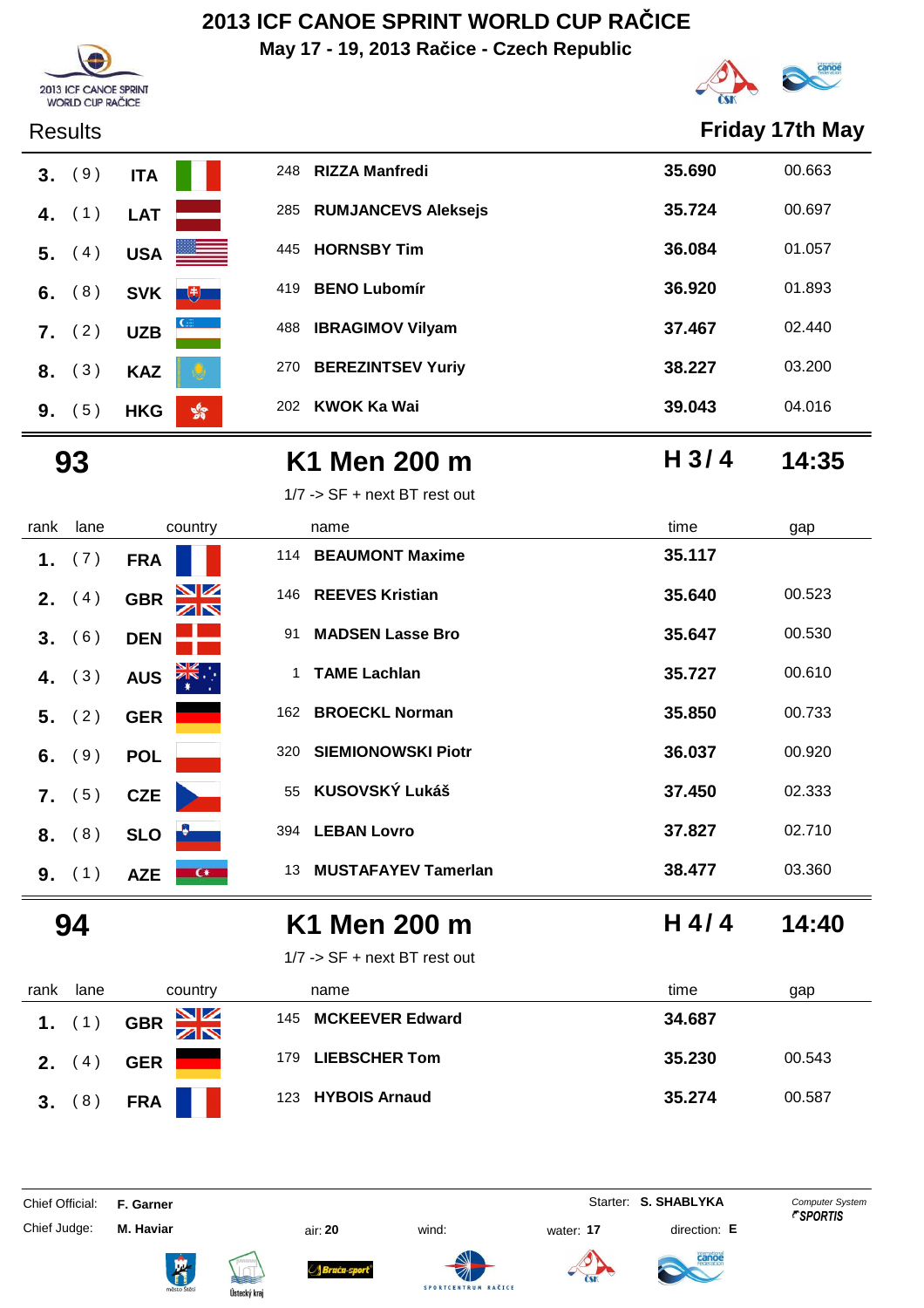# 2013 ICF CANOE SPRINT WORLD CUP RAČICE

**May 17 - 19, 2013 Račice - Czech Republic**

Results **Friday 17th May**

| rank | lane | country | | name | time | gap |
|---|---|---|---|---|---|---|
| 3. | ( 9 ) | ITA | 248 | RIZZA Manfredi | 35.690 | 00.663 |
| 4. | ( 1 ) | LAT | 285 | RUMJANCEVS Aleksejs | 35.724 | 00.697 |
| 5. | ( 4 ) | USA | 445 | HORNSBY Tim | 36.084 | 01.057 |
| 6. | ( 8 ) | SVK | 419 | BENO Lubomír | 36.920 | 01.893 |
| 7. | ( 2 ) | UZB | 488 | IBRAGIMOV Vilyam | 37.467 | 02.440 |
| 8. | ( 3 ) | KAZ | 270 | BEREZINTSEV Yuriy | 38.227 | 03.200 |
| 9. | ( 5 ) | HKG | 202 | KWOK Ka Wai | 39.043 | 04.016 |

## 93 K1 Men 200 m H 3 / 4 14:35

1/7 -> SF + next BT rest out

| rank | lane | country | | name | time | gap |
|---|---|---|---|---|---|---|
| 1. | ( 7 ) | FRA | 114 | BEAUMONT Maxime | 35.117 | |
| 2. | ( 4 ) | GBR | 146 | REEVES Kristian | 35.640 | 00.523 |
| 3. | ( 6 ) | DEN | 91 | MADSEN Lasse Bro | 35.647 | 00.530 |
| 4. | ( 3 ) | AUS | 1 | TAME Lachlan | 35.727 | 00.610 |
| 5. | ( 2 ) | GER | 162 | BROECKL Norman | 35.850 | 00.733 |
| 6. | ( 9 ) | POL | 320 | SIEMIONOWSKI Piotr | 36.037 | 00.920 |
| 7. | ( 5 ) | CZE | 55 | KUSOVSKÝ Lukáš | 37.450 | 02.333 |
| 8. | ( 8 ) | SLO | 394 | LEBAN Lovro | 37.827 | 02.710 |
| 9. | ( 1 ) | AZE | 13 | MUSTAFAYEV Tamerlan | 38.477 | 03.360 |

## 94 K1 Men 200 m H 4 / 4 14:40

1/7 -> SF + next BT rest out

| rank | lane | country | | name | time | gap |
|---|---|---|---|---|---|---|
| 1. | ( 1 ) | GBR | 145 | MCKEEVER Edward | 34.687 | |
| 2. | ( 4 ) | GER | 179 | LIEBSCHER Tom | 35.230 | 00.543 |
| 3. | ( 8 ) | FRA | 123 | HYBOIS Arnaud | 35.274 | 00.587 |

Chief Official: **F. Garner** Starter: **S. SHABLYKA**

Chief Judge: **M. Haviar** air: **20** wind: water: **17** direction: **E**

Computer System SPORTIS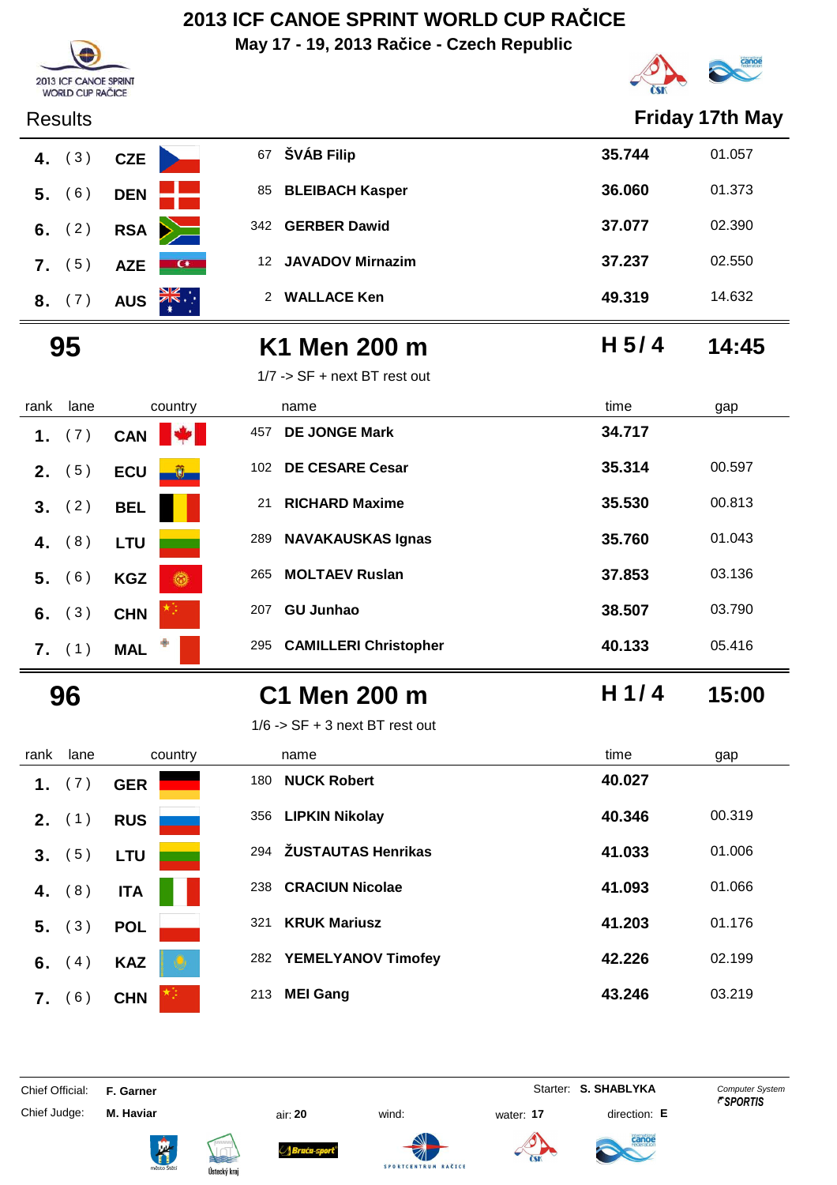# 2013 ICF CANOE SPRINT WORLD CUP RAČICE

**May 17 - 19, 2013 Račice - Czech Republic**

Results — **Friday 17th May**

| rank | lane | country | | name | time | gap |
|---|---|---|---|---|---|---|
| **4.** | ( 3 ) | **CZE** | 67 | **ŠVÁB Filip** | **35.744** | 01.057 |
| **5.** | ( 6 ) | **DEN** | 85 | **BLEIBACH Kasper** | **36.060** | 01.373 |
| **6.** | ( 2 ) | **RSA** | 342 | **GERBER Dawid** | **37.077** | 02.390 |
| **7.** | ( 5 ) | **AZE** | 12 | **JAVADOV Mirnazim** | **37.237** | 02.550 |
| **8.** | ( 7 ) | **AUS** | 2 | **WALLACE Ken** | **49.319** | 14.632 |

## 95 — K1 Men 200 m — H 5 / 4 — 14:45

1/7 -> SF + next BT rest out

| rank | lane | country | | name | time | gap |
|---|---|---|---|---|---|---|
| **1.** | ( 7 ) | **CAN** | 457 | **DE JONGE Mark** | **34.717** | |
| **2.** | ( 5 ) | **ECU** | 102 | **DE CESARE Cesar** | **35.314** | 00.597 |
| **3.** | ( 2 ) | **BEL** | 21 | **RICHARD Maxime** | **35.530** | 00.813 |
| **4.** | ( 8 ) | **LTU** | 289 | **NAVAKAUSKAS Ignas** | **35.760** | 01.043 |
| **5.** | ( 6 ) | **KGZ** | 265 | **MOLTAEV Ruslan** | **37.853** | 03.136 |
| **6.** | ( 3 ) | **CHN** | 207 | **GU Junhao** | **38.507** | 03.790 |
| **7.** | ( 1 ) | **MAL** | 295 | **CAMILLERI Christopher** | **40.133** | 05.416 |

## 96 — C1 Men 200 m — H 1 / 4 — 15:00

1/6 -> SF + 3 next BT rest out

| rank | lane | country | | name | time | gap |
|---|---|---|---|---|---|---|
| **1.** | ( 7 ) | **GER** | 180 | **NUCK Robert** | **40.027** | |
| **2.** | ( 1 ) | **RUS** | 356 | **LIPKIN Nikolay** | **40.346** | 00.319 |
| **3.** | ( 5 ) | **LTU** | 294 | **ŽUSTAUTAS Henrikas** | **41.033** | 01.006 |
| **4.** | ( 8 ) | **ITA** | 238 | **CRACIUN Nicolae** | **41.093** | 01.066 |
| **5.** | ( 3 ) | **POL** | 321 | **KRUK Mariusz** | **41.203** | 01.176 |
| **6.** | ( 4 ) | **KAZ** | 282 | **YEMELYANOV Timofey** | **42.226** | 02.199 |
| **7.** | ( 6 ) | **CHN** | 213 | **MEI Gang** | **43.246** | 03.219 |

Chief Official: **F. Garner** — Starter: **S. SHABLYKA** — Computer System SPORTIS

Chief Judge: **M. Haviar** — air: **20** — wind: — water: **17** — direction: **E**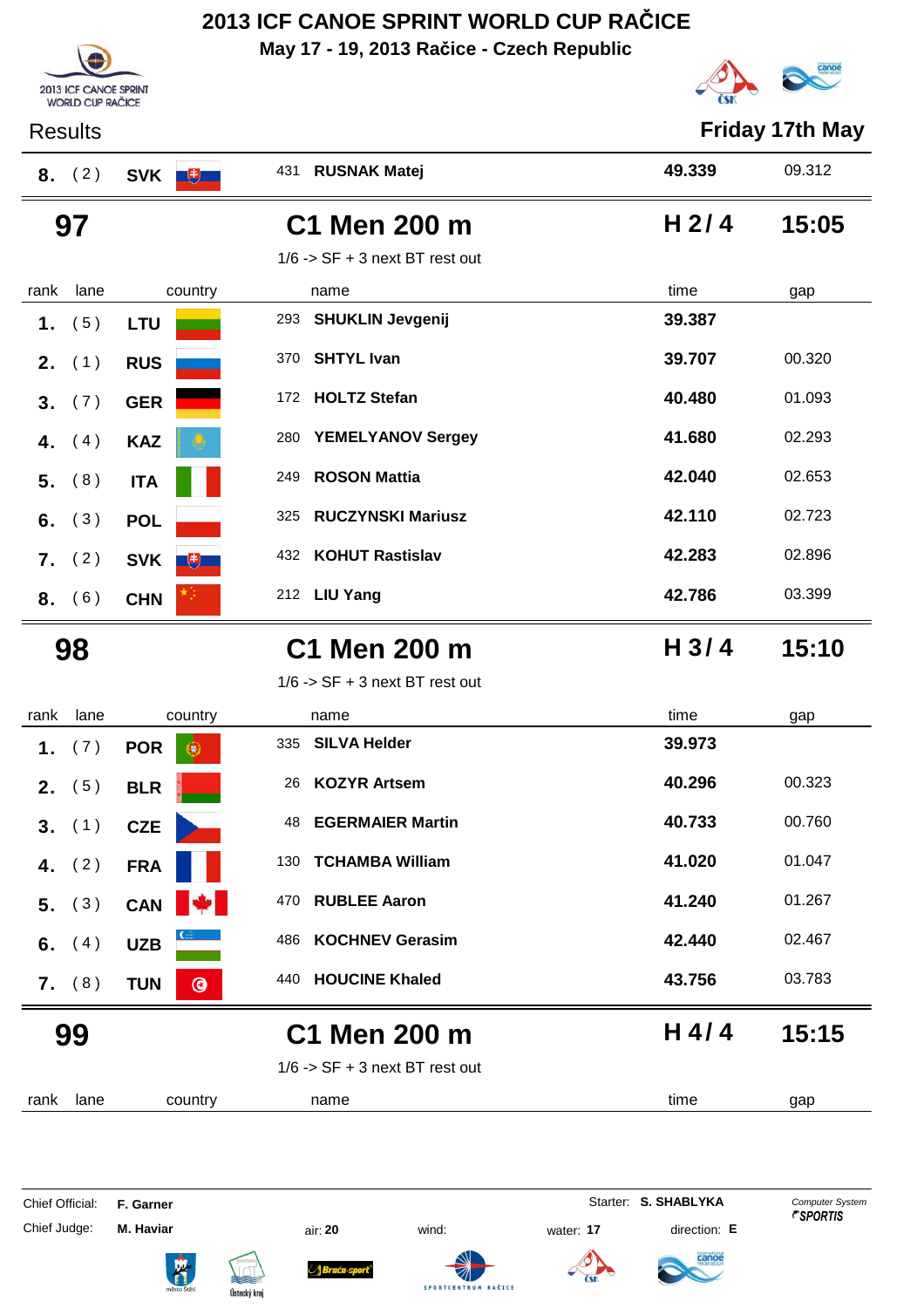# 2013 ICF CANOE SPRINT WORLD CUP RAČICE

**May 17 - 19, 2013 Račice - Czech Republic**

Results — **Friday 17th May**

| rank | lane | country | name | time | gap |
|---|---|---|---|---|---|
| 8. | (2) | SVK | 431 RUSNAK Matej | 49.339 | 09.312 |

## 97 — C1 Men 200 m — H 2 / 4 — 15:05

1/6 -> SF + 3 next BT rest out

| rank | lane | country | name | time | gap |
|---|---|---|---|---|---|
| 1. | (5) | LTU | 293 SHUKLIN Jevgenij | 39.387 | |
| 2. | (1) | RUS | 370 SHTYL Ivan | 39.707 | 00.320 |
| 3. | (7) | GER | 172 HOLTZ Stefan | 40.480 | 01.093 |
| 4. | (4) | KAZ | 280 YEMELYANOV Sergey | 41.680 | 02.293 |
| 5. | (8) | ITA | 249 ROSON Mattia | 42.040 | 02.653 |
| 6. | (3) | POL | 325 RUCZYNSKI Mariusz | 42.110 | 02.723 |
| 7. | (2) | SVK | 432 KOHUT Rastislav | 42.283 | 02.896 |
| 8. | (6) | CHN | 212 LIU Yang | 42.786 | 03.399 |

## 98 — C1 Men 200 m — H 3 / 4 — 15:10

1/6 -> SF + 3 next BT rest out

| rank | lane | country | name | time | gap |
|---|---|---|---|---|---|
| 1. | (7) | POR | 335 SILVA Helder | 39.973 | |
| 2. | (5) | BLR | 26 KOZYR Artsem | 40.296 | 00.323 |
| 3. | (1) | CZE | 48 EGERMAIER Martin | 40.733 | 00.760 |
| 4. | (2) | FRA | 130 TCHAMBA William | 41.020 | 01.047 |
| 5. | (3) | CAN | 470 RUBLEE Aaron | 41.240 | 01.267 |
| 6. | (4) | UZB | 486 KOCHNEV Gerasim | 42.440 | 02.467 |
| 7. | (8) | TUN | 440 HOUCINE Khaled | 43.756 | 03.783 |

## 99 — C1 Men 200 m — H 4 / 4 — 15:15

1/6 -> SF + 3 next BT rest out

| rank | lane | country | name | time | gap |
|---|---|---|---|---|---|

Chief Official: **F. Garner** — Starter: **S. SHABLYKA**

Chief Judge: **M. Haviar** — air: **20** — wind: — water: **17** — direction: **E**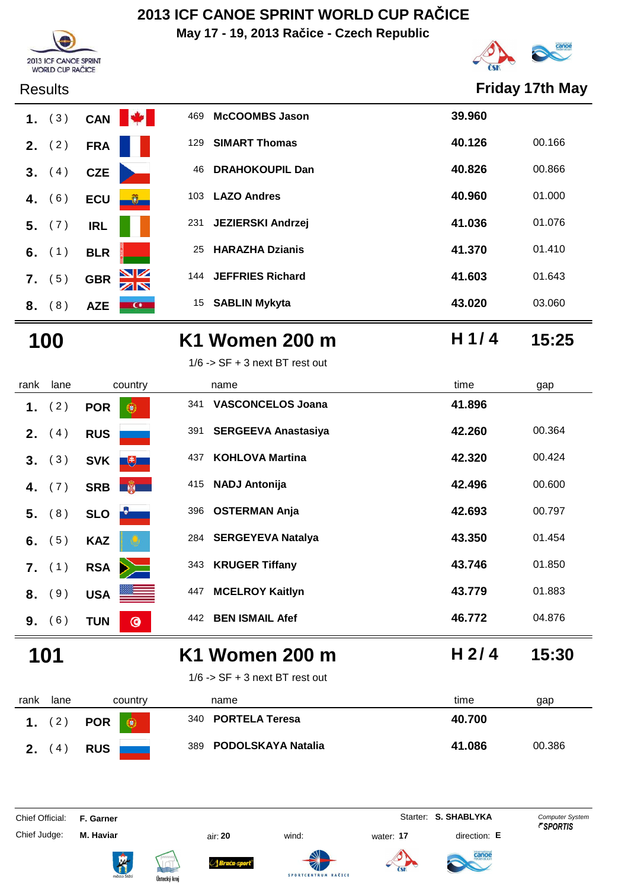# 2013 ICF CANOE SPRINT WORLD CUP RAČICE

**May 17 - 19, 2013 Račice - Czech Republic**

Results — **Friday 17th May**

| rank | lane | country | | name | time | gap |
|---|---|---|---|---|---|---|
| 1. | (3) | CAN | 469 | McCOOMBS Jason | 39.960 | |
| 2. | (2) | FRA | 129 | SIMART Thomas | 40.126 | 00.166 |
| 3. | (4) | CZE | 46 | DRAHOKOUPIL Dan | 40.826 | 00.866 |
| 4. | (6) | ECU | 103 | LAZO Andres | 40.960 | 01.000 |
| 5. | (7) | IRL | 231 | JEZIERSKI Andrzej | 41.036 | 01.076 |
| 6. | (1) | BLR | 25 | HARAZHA Dzianis | 41.370 | 01.410 |
| 7. | (5) | GBR | 144 | JEFFRIES Richard | 41.603 | 01.643 |
| 8. | (8) | AZE | 15 | SABLIN Mykyta | 43.020 | 03.060 |

## 100 — K1 Women 200 m — H 1 / 4 — 15:25

1/6 -> SF + 3 next BT rest out

| rank | lane | country | | name | time | gap |
|---|---|---|---|---|---|---|
| 1. | (2) | POR | 341 | VASCONCELOS Joana | 41.896 | |
| 2. | (4) | RUS | 391 | SERGEEVA Anastasiya | 42.260 | 00.364 |
| 3. | (3) | SVK | 437 | KOHLOVA Martina | 42.320 | 00.424 |
| 4. | (7) | SRB | 415 | NADJ Antonija | 42.496 | 00.600 |
| 5. | (8) | SLO | 396 | OSTERMAN Anja | 42.693 | 00.797 |
| 6. | (5) | KAZ | 284 | SERGEYEVA Natalya | 43.350 | 01.454 |
| 7. | (1) | RSA | 343 | KRUGER Tiffany | 43.746 | 01.850 |
| 8. | (9) | USA | 447 | MCELROY Kaitlyn | 43.779 | 01.883 |
| 9. | (6) | TUN | 442 | BEN ISMAIL Afef | 46.772 | 04.876 |

## 101 — K1 Women 200 m — H 2 / 4 — 15:30

1/6 -> SF + 3 next BT rest out

| rank | lane | country | | name | time | gap |
|---|---|---|---|---|---|---|
| 1. | (2) | POR | 340 | PORTELA Teresa | 40.700 | |
| 2. | (4) | RUS | 389 | PODOLSKAYA Natalia | 41.086 | 00.386 |

Chief Official: **F. Garner** — Starter: **S. SHABLYKA** — Computer System SPORTIS

Chief Judge: **M. Haviar** — air: **20** — wind: — water: **17** — direction: **E**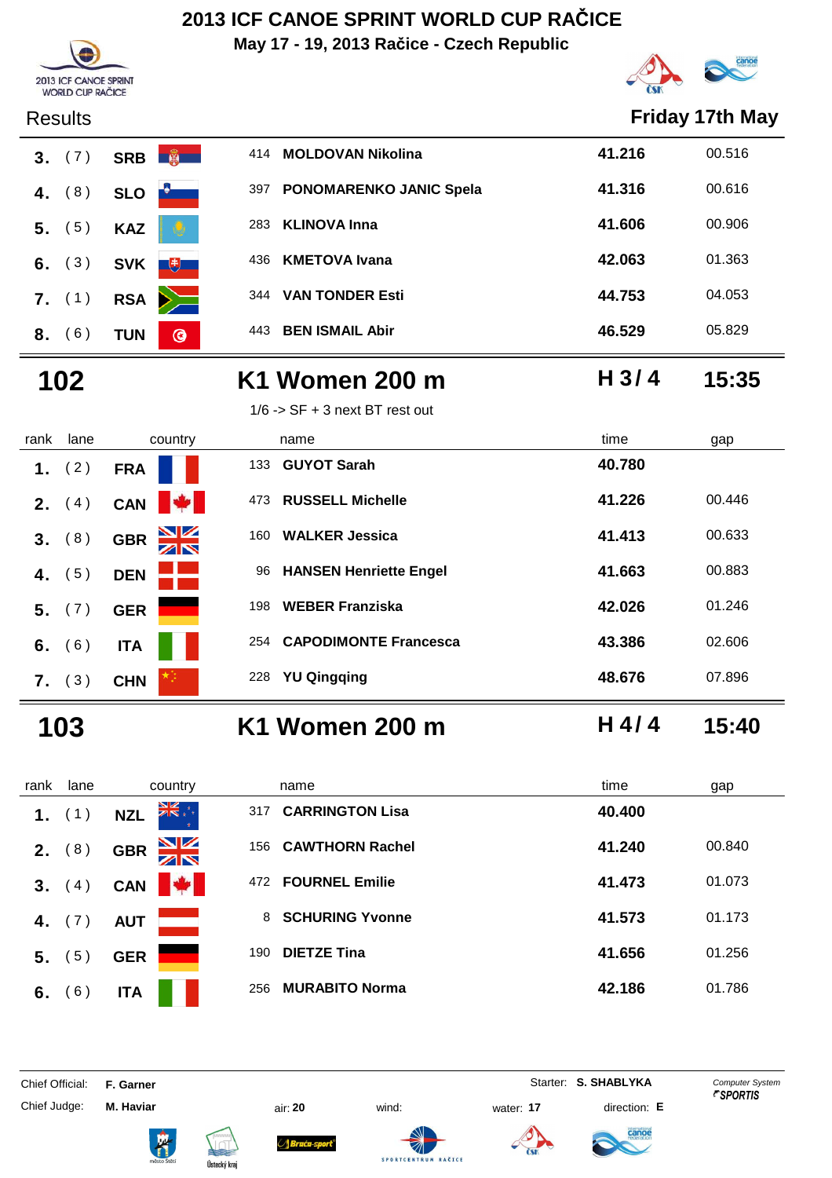# 2013 ICF CANOE SPRINT WORLD CUP RAČICE

**May 17 - 19, 2013 Račice - Czech Republic**

Results — **Friday 17th May**

| rank | lane | country | name | time | gap |
|---|---|---|---|---|---|
| 3. | (7) | SRB | 414 MOLDOVAN Nikolina | 41.216 | 00.516 |
| 4. | (8) | SLO | 397 PONOMARENKO JANIC Spela | 41.316 | 00.616 |
| 5. | (5) | KAZ | 283 KLINOVA Inna | 41.606 | 00.906 |
| 6. | (3) | SVK | 436 KMETOVA Ivana | 42.063 | 01.363 |
| 7. | (1) | RSA | 344 VAN TONDER Esti | 44.753 | 04.053 |
| 8. | (6) | TUN | 443 BEN ISMAIL Abir | 46.529 | 05.829 |

## 102 — K1 Women 200 m — H 3 / 4 — 15:35

1/6 -> SF + 3 next BT rest out

| rank | lane | country | name | time | gap |
|---|---|---|---|---|---|
| 1. | (2) | FRA | 133 GUYOT Sarah | 40.780 | |
| 2. | (4) | CAN | 473 RUSSELL Michelle | 41.226 | 00.446 |
| 3. | (8) | GBR | 160 WALKER Jessica | 41.413 | 00.633 |
| 4. | (5) | DEN | 96 HANSEN Henriette Engel | 41.663 | 00.883 |
| 5. | (7) | GER | 198 WEBER Franziska | 42.026 | 01.246 |
| 6. | (6) | ITA | 254 CAPODIMONTE Francesca | 43.386 | 02.606 |
| 7. | (3) | CHN | 228 YU Qingqing | 48.676 | 07.896 |

## 103 — K1 Women 200 m — H 4 / 4 — 15:40

| rank | lane | country | name | time | gap |
|---|---|---|---|---|---|
| 1. | (1) | NZL | 317 CARRINGTON Lisa | 40.400 | |
| 2. | (8) | GBR | 156 CAWTHORN Rachel | 41.240 | 00.840 |
| 3. | (4) | CAN | 472 FOURNEL Emilie | 41.473 | 01.073 |
| 4. | (7) | AUT | 8 SCHURING Yvonne | 41.573 | 01.173 |
| 5. | (5) | GER | 190 DIETZE Tina | 41.656 | 01.256 |
| 6. | (6) | ITA | 256 MURABITO Norma | 42.186 | 01.786 |

Chief Official: **F. Garner** — Starter: **S. SHABLYKA** — Computer System SPORTIS

Chief Judge: **M. Haviar** — air: **20** — wind: — water: **17** — direction: **E**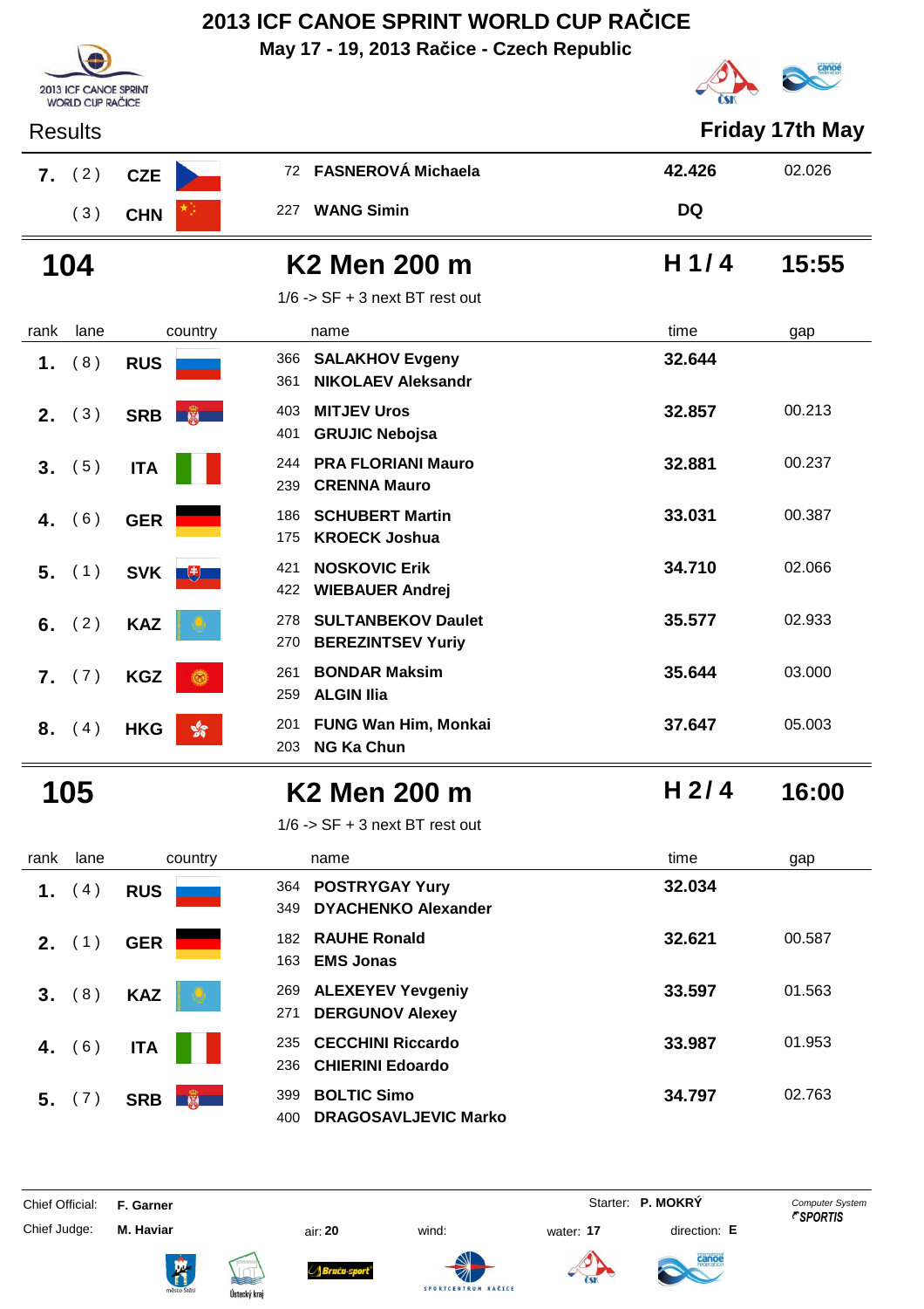# 2013 ICF CANOE SPRINT WORLD CUP RAČICE

**May 17 - 19, 2013 Račice - Czech Republic**

Results — **Friday 17th May**

| rank | lane | country | | name | time | gap |
|---|---|---|---|---|---|---|
| **7.** | ( 2 ) | **CZE** | 72 | **FASNEROVÁ Michaela** | **42.426** | 02.026 |
| | ( 3 ) | **CHN** | 227 | **WANG Simin** | **DQ** | |

## 104 — K2 Men 200 m — H 1 / 4 — 15:55

1/6 -> SF + 3 next BT rest out

| rank | lane | country | | name | time | gap |
|---|---|---|---|---|---|---|
| **1.** | ( 8 ) | **RUS** | 366<br>361 | **SALAKHOV Evgeny**<br>**NIKOLAEV Aleksandr** | **32.644** | |
| **2.** | ( 3 ) | **SRB** | 403<br>401 | **MITJEV Uros**<br>**GRUJIC Nebojsa** | **32.857** | 00.213 |
| **3.** | ( 5 ) | **ITA** | 244<br>239 | **PRA FLORIANI Mauro**<br>**CRENNA Mauro** | **32.881** | 00.237 |
| **4.** | ( 6 ) | **GER** | 186<br>175 | **SCHUBERT Martin**<br>**KROECK Joshua** | **33.031** | 00.387 |
| **5.** | ( 1 ) | **SVK** | 421<br>422 | **NOSKOVIC Erik**<br>**WIEBAUER Andrej** | **34.710** | 02.066 |
| **6.** | ( 2 ) | **KAZ** | 278<br>270 | **SULTANBEKOV Daulet**<br>**BEREZINTSEV Yuriy** | **35.577** | 02.933 |
| **7.** | ( 7 ) | **KGZ** | 261<br>259 | **BONDAR Maksim**<br>**ALGIN Ilia** | **35.644** | 03.000 |
| **8.** | ( 4 ) | **HKG** | 201<br>203 | **FUNG Wan Him, Monkai**<br>**NG Ka Chun** | **37.647** | 05.003 |

## 105 — K2 Men 200 m — H 2 / 4 — 16:00

1/6 -> SF + 3 next BT rest out

| rank | lane | country | | name | time | gap |
|---|---|---|---|---|---|---|
| **1.** | ( 4 ) | **RUS** | 364<br>349 | **POSTRYGAY Yury**<br>**DYACHENKO Alexander** | **32.034** | |
| **2.** | ( 1 ) | **GER** | 182<br>163 | **RAUHE Ronald**<br>**EMS Jonas** | **32.621** | 00.587 |
| **3.** | ( 8 ) | **KAZ** | 269<br>271 | **ALEXEYEV Yevgeniy**<br>**DERGUNOV Alexey** | **33.597** | 01.563 |
| **4.** | ( 6 ) | **ITA** | 235<br>236 | **CECCHINI Riccardo**<br>**CHIERINI Edoardo** | **33.987** | 01.953 |
| **5.** | ( 7 ) | **SRB** | 399<br>400 | **BOLTIC Simo**<br>**DRAGOSAVLJEVIC Marko** | **34.797** | 02.763 |

Chief Official: **F. Garner** — Starter: **P. MOKRÝ**

Chief Judge: **M. Haviar** — air: **20** — wind: — water: **17** — direction: **E**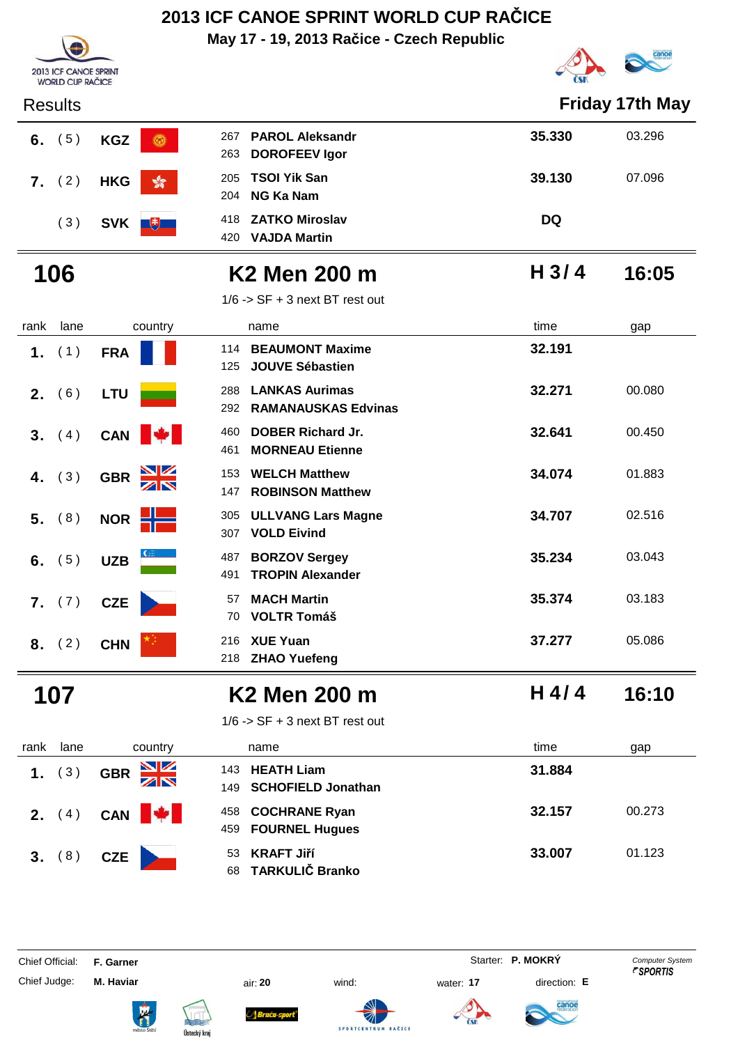# 2013 ICF CANOE SPRINT WORLD CUP RAČICE

**May 17 - 19, 2013 Račice - Czech Republic**

Results **Friday 17th May**

| rank | lane | country | name | time | gap |
|---|---|---|---|---|---|
| 6. | (5) | KGZ | 267 **PAROL Aleksandr** / 263 **DOROFEEV Igor** | **35.330** | 03.296 |
| 7. | (2) | HKG | 205 **TSOI Yik San** / 204 **NG Ka Nam** | **39.130** | 07.096 |
| | (3) | SVK | 418 **ZATKO Miroslav** / 420 **VAJDA Martin** | **DQ** | |

## 106 K2 Men 200 m — H 3 / 4 — 16:05

1/6 -> SF + 3 next BT rest out

| rank | lane | country | name | time | gap |
|---|---|---|---|---|---|
| 1. | (1) | FRA | 114 **BEAUMONT Maxime** / 125 **JOUVE Sébastien** | **32.191** | |
| 2. | (6) | LTU | 288 **LANKAS Aurimas** / 292 **RAMANAUSKAS Edvinas** | **32.271** | 00.080 |
| 3. | (4) | CAN | 460 **DOBER Richard Jr.** / 461 **MORNEAU Etienne** | **32.641** | 00.450 |
| 4. | (3) | GBR | 153 **WELCH Matthew** / 147 **ROBINSON Matthew** | **34.074** | 01.883 |
| 5. | (8) | NOR | 305 **ULLVANG Lars Magne** / 307 **VOLD Eivind** | **34.707** | 02.516 |
| 6. | (5) | UZB | 487 **BORZOV Sergey** / 491 **TROPIN Alexander** | **35.234** | 03.043 |
| 7. | (7) | CZE | 57 **MACH Martin** / 70 **VOLTR Tomáš** | **35.374** | 03.183 |
| 8. | (2) | CHN | 216 **XUE Yuan** / 218 **ZHAO Yuefeng** | **37.277** | 05.086 |

## 107 K2 Men 200 m — H 4 / 4 — 16:10

1/6 -> SF + 3 next BT rest out

| rank | lane | country | name | time | gap |
|---|---|---|---|---|---|
| 1. | (3) | GBR | 143 **HEATH Liam** / 149 **SCHOFIELD Jonathan** | **31.884** | |
| 2. | (4) | CAN | 458 **COCHRANE Ryan** / 459 **FOURNEL Hugues** | **32.157** | 00.273 |
| 3. | (8) | CZE | 53 **KRAFT Jiří** / 68 **TARKULIČ Branko** | **33.007** | 01.123 |

Chief Official: **F. Garner** — Starter: **P. MOKRÝ**

Chief Judge: **M. Haviar** — air: **20** — wind: — water: **17** — direction: **E**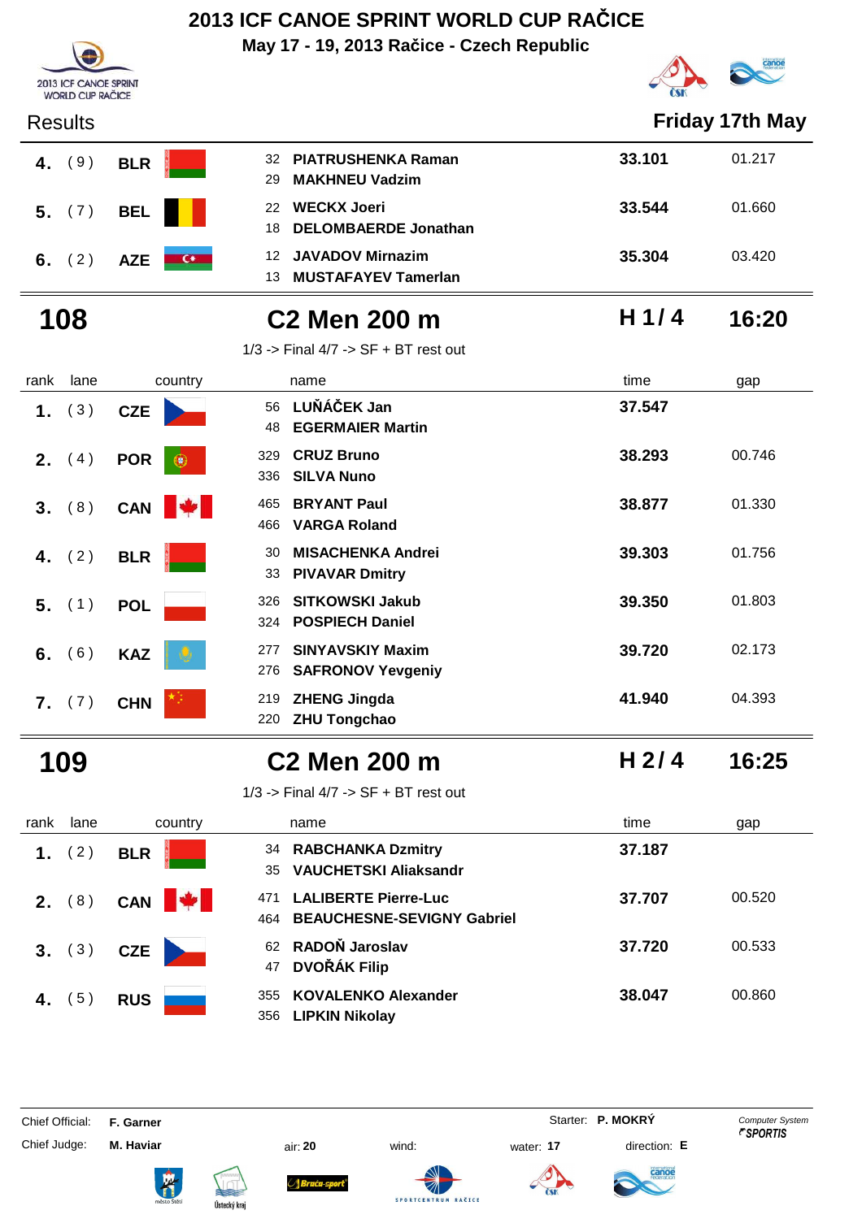# 2013 ICF CANOE SPRINT WORLD CUP RAČICE

**May 17 - 19, 2013 Račice - Czech Republic**

Results

**Friday 17th May**

| rank | lane | country | | name | time | gap |
|---|---|---|---|---|---|---|
| **4.** | (9) | **BLR** | 32<br>29 | **PIATRUSHENKA Raman**<br>**MAKHNEU Vadzim** | **33.101** | 01.217 |
| **5.** | (7) | **BEL** | 22<br>18 | **WECKX Joeri**<br>**DELOMBAERDE Jonathan** | **33.544** | 01.660 |
| **6.** | (2) | **AZE** | 12<br>13 | **JAVADOV Mirnazim**<br>**MUSTAFAYEV Tamerlan** | **35.304** | 03.420 |

## 108 — C2 Men 200 m — H 1/ 4 — 16:20

1/3 -> Final 4/7 -> SF + BT rest out

| rank | lane | country | | name | time | gap |
|---|---|---|---|---|---|---|
| **1.** | (3) | **CZE** | 56<br>48 | **LUŇÁČEK Jan**<br>**EGERMAIER Martin** | **37.547** | |
| **2.** | (4) | **POR** | 329<br>336 | **CRUZ Bruno**<br>**SILVA Nuno** | **38.293** | 00.746 |
| **3.** | (8) | **CAN** | 465<br>466 | **BRYANT Paul**<br>**VARGA Roland** | **38.877** | 01.330 |
| **4.** | (2) | **BLR** | 30<br>33 | **MISACHENKA Andrei**<br>**PIVAVAR Dmitry** | **39.303** | 01.756 |
| **5.** | (1) | **POL** | 326<br>324 | **SITKOWSKI Jakub**<br>**POSPIECH Daniel** | **39.350** | 01.803 |
| **6.** | (6) | **KAZ** | 277<br>276 | **SINYAVSKIY Maxim**<br>**SAFRONOV Yevgeniy** | **39.720** | 02.173 |
| **7.** | (7) | **CHN** | 219<br>220 | **ZHENG Jingda**<br>**ZHU Tongchao** | **41.940** | 04.393 |

## 109 — C2 Men 200 m — H 2/ 4 — 16:25

1/3 -> Final 4/7 -> SF + BT rest out

| rank | lane | country | | name | time | gap |
|---|---|---|---|---|---|---|
| **1.** | (2) | **BLR** | 34<br>35 | **RABCHANKA Dzmitry**<br>**VAUCHETSKI Aliaksandr** | **37.187** | |
| **2.** | (8) | **CAN** | 471<br>464 | **LALIBERTE Pierre-Luc**<br>**BEAUCHESNE-SEVIGNY Gabriel** | **37.707** | 00.520 |
| **3.** | (3) | **CZE** | 62<br>47 | **RADOŇ Jaroslav**<br>**DVOŘÁK Filip** | **37.720** | 00.533 |
| **4.** | (5) | **RUS** | 355<br>356 | **KOVALENKO Alexander**<br>**LIPKIN Nikolay** | **38.047** | 00.860 |

Chief Official: **F. Garner** — Starter: **P. MOKRÝ** — Computer System SPORTIS

Chief Judge: **M. Haviar** — air: **20** — wind: — water: **17** — direction: **E**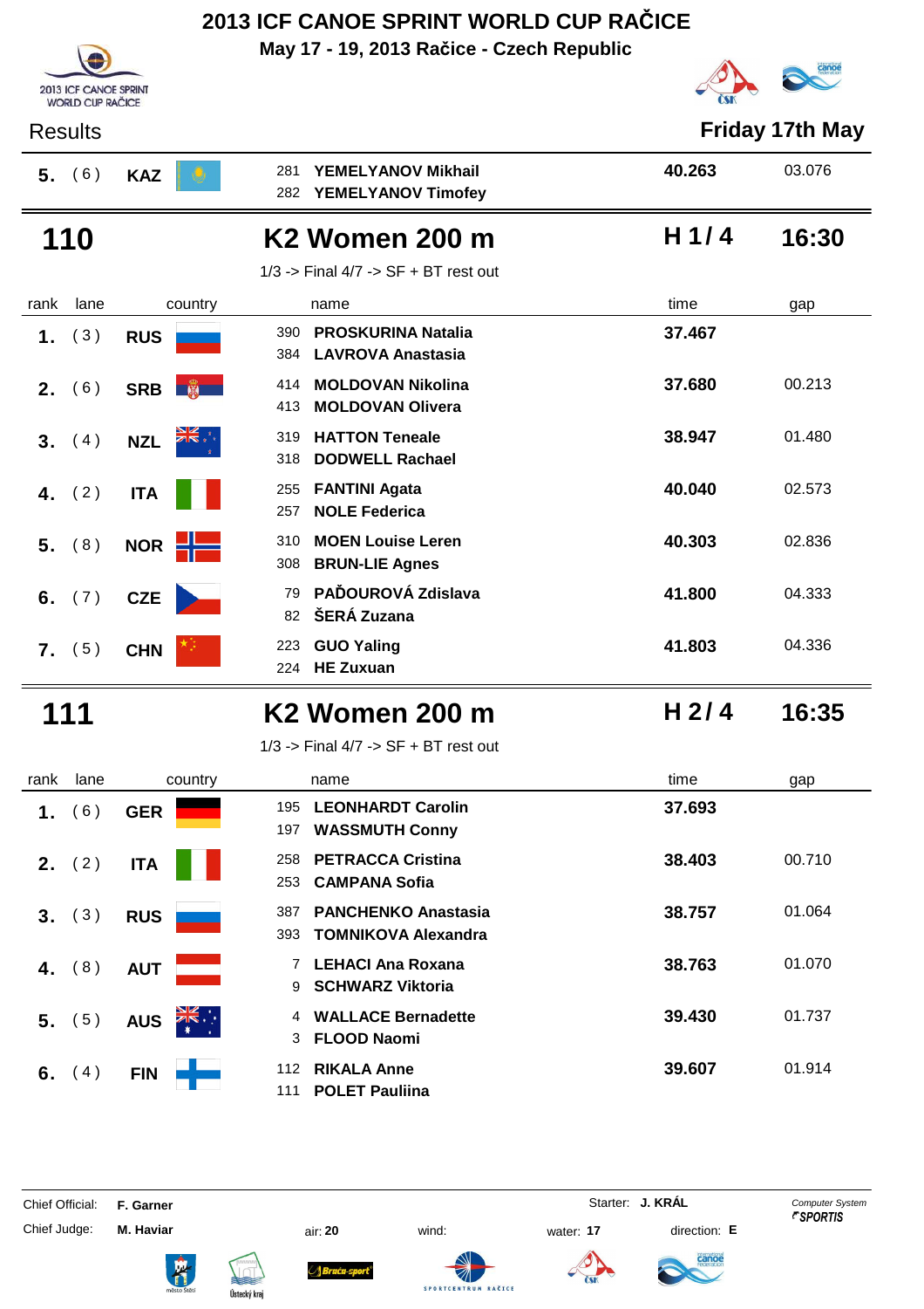# 2013 ICF CANOE SPRINT WORLD CUP RAČICE

**May 17 - 19, 2013 Račice - Czech Republic**

Results — **Friday 17th May**

| rank | lane | country | name | time | gap |
|---|---|---|---|---|---|
| 5. | (6) | KAZ | 281 YEMELYANOV Mikhail<br>282 YEMELYANOV Timofey | 40.263 | 03.076 |

## 110 — K2 Women 200 m — H 1/4 — 16:30

1/3 -> Final 4/7 -> SF + BT rest out

| rank | lane | country | name | time | gap |
|---|---|---|---|---|---|
| 1. | (3) | RUS | 390 PROSKURINA Natalia<br>384 LAVROVA Anastasia | 37.467 | |
| 2. | (6) | SRB | 414 MOLDOVAN Nikolina<br>413 MOLDOVAN Olivera | 37.680 | 00.213 |
| 3. | (4) | NZL | 319 HATTON Teneale<br>318 DODWELL Rachael | 38.947 | 01.480 |
| 4. | (2) | ITA | 255 FANTINI Agata<br>257 NOLE Federica | 40.040 | 02.573 |
| 5. | (8) | NOR | 310 MOEN Louise Leren<br>308 BRUN-LIE Agnes | 40.303 | 02.836 |
| 6. | (7) | CZE | 79 PAĎOUROVÁ Zdislava<br>82 ŠERÁ Zuzana | 41.800 | 04.333 |
| 7. | (5) | CHN | 223 GUO Yaling<br>224 HE Zuxuan | 41.803 | 04.336 |

## 111 — K2 Women 200 m — H 2/4 — 16:35

1/3 -> Final 4/7 -> SF + BT rest out

| rank | lane | country | name | time | gap |
|---|---|---|---|---|---|
| 1. | (6) | GER | 195 LEONHARDT Carolin<br>197 WASSMUTH Conny | 37.693 | |
| 2. | (2) | ITA | 258 PETRACCA Cristina<br>253 CAMPANA Sofia | 38.403 | 00.710 |
| 3. | (3) | RUS | 387 PANCHENKO Anastasia<br>393 TOMNIKOVA Alexandra | 38.757 | 01.064 |
| 4. | (8) | AUT | 7 LEHACI Ana Roxana<br>9 SCHWARZ Viktoria | 38.763 | 01.070 |
| 5. | (5) | AUS | 4 WALLACE Bernadette<br>3 FLOOD Naomi | 39.430 | 01.737 |
| 6. | (4) | FIN | 112 RIKALA Anne<br>111 POLET Pauliina | 39.607 | 01.914 |

Chief Official: **F. Garner** — Starter: **J. KRÁL**
Chief Judge: **M. Haviar** — air: **20** — wind: — water: **17** — direction: **E**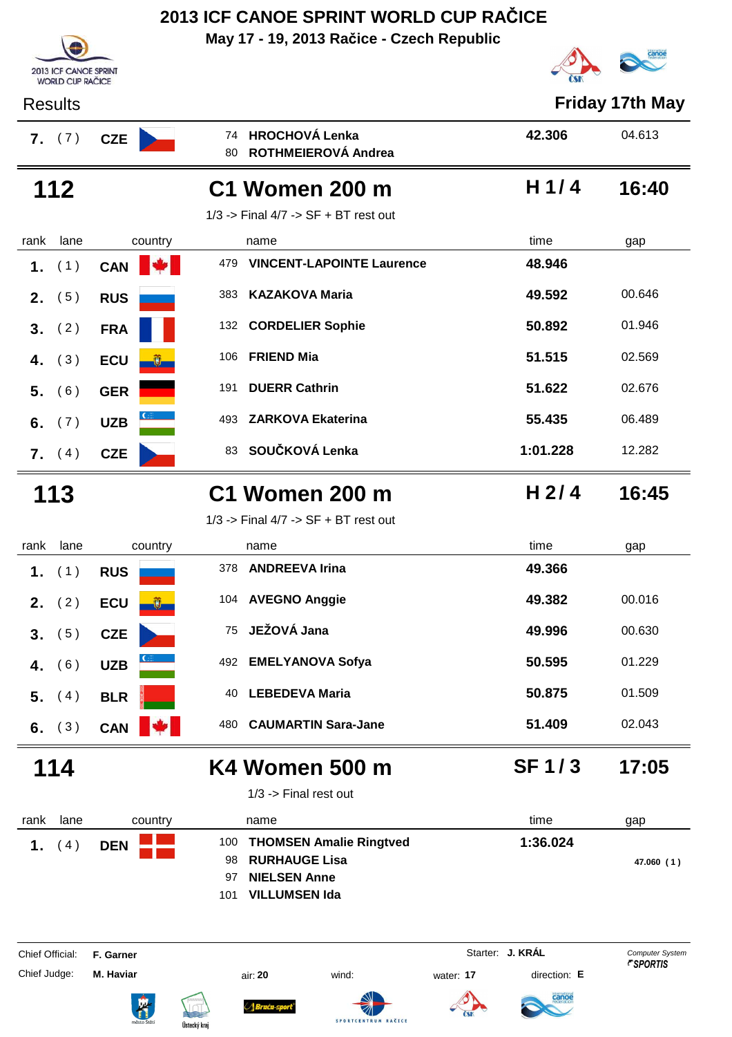# 2013 ICF CANOE SPRINT WORLD CUP RAČICE

**May 17 - 19, 2013 Račice - Czech Republic**

Results **Friday 17th May**

| rank | lane | country | | name | time | gap |
|---|---|---|---|---|---|---|
| 7. | (7) | CZE | 74<br>80 | HROCHOVÁ Lenka<br>ROTHMEIEROVÁ Andrea | 42.306 | 04.613 |

## 112 C1 Women 200 m — H 1 / 4 — 16:40

1/3 -> Final 4/7 -> SF + BT rest out

| rank | lane | country | | name | time | gap |
|---|---|---|---|---|---|---|
| 1. | (1) | CAN | 479 | VINCENT-LAPOINTE Laurence | 48.946 | |
| 2. | (5) | RUS | 383 | KAZAKOVA Maria | 49.592 | 00.646 |
| 3. | (2) | FRA | 132 | CORDELIER Sophie | 50.892 | 01.946 |
| 4. | (3) | ECU | 106 | FRIEND Mia | 51.515 | 02.569 |
| 5. | (6) | GER | 191 | DUERR Cathrin | 51.622 | 02.676 |
| 6. | (7) | UZB | 493 | ZARKOVA Ekaterina | 55.435 | 06.489 |
| 7. | (4) | CZE | 83 | SOUČKOVÁ Lenka | 1:01.228 | 12.282 |

## 113 C1 Women 200 m — H 2 / 4 — 16:45

1/3 -> Final 4/7 -> SF + BT rest out

| rank | lane | country | | name | time | gap |
|---|---|---|---|---|---|---|
| 1. | (1) | RUS | 378 | ANDREEVA Irina | 49.366 | |
| 2. | (2) | ECU | 104 | AVEGNO Anggie | 49.382 | 00.016 |
| 3. | (5) | CZE | 75 | JEŽOVÁ Jana | 49.996 | 00.630 |
| 4. | (6) | UZB | 492 | EMELYANOVA Sofya | 50.595 | 01.229 |
| 5. | (4) | BLR | 40 | LEBEDEVA Maria | 50.875 | 01.509 |
| 6. | (3) | CAN | 480 | CAUMARTIN Sara-Jane | 51.409 | 02.043 |

## 114 K4 Women 500 m — SF 1 / 3 — 17:05

1/3 -> Final rest out

| rank | lane | country | | name | time | gap |
|---|---|---|---|---|---|---|
| 1. | (4) | DEN | 100<br>98<br>97<br>101 | THOMSEN Amalie Ringtved<br>RURHAUGE Lisa<br>NIELSEN Anne<br>VILLUMSEN Ida | 1:36.024 | 47.060 (1) |

Chief Official: **F. Garner** Starter: **J. KRÁL** Computer System SPORTIS

Chief Judge: **M. Haviar** air: **20** wind: water: **17** direction: **E**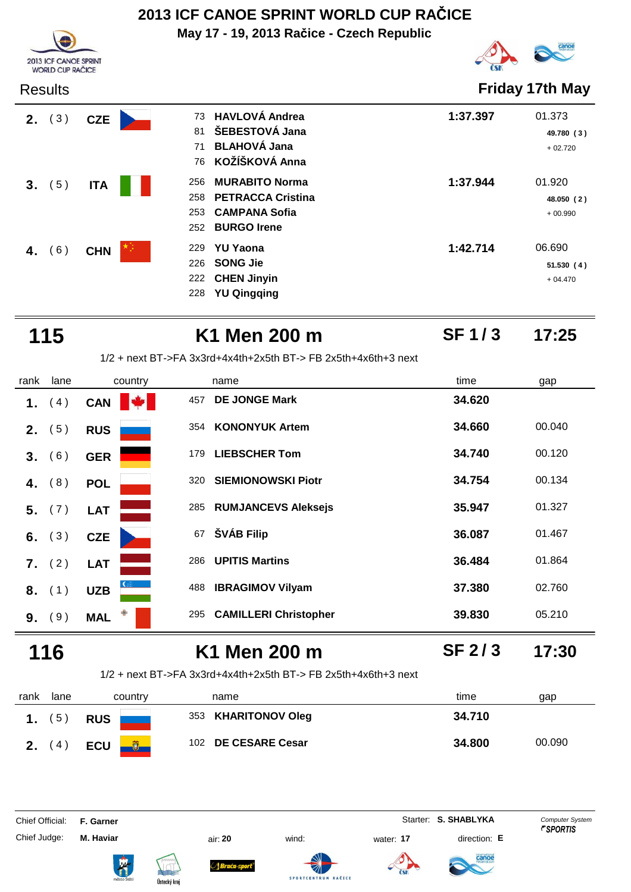# 2013 ICF CANOE SPRINT WORLD CUP RAČICE

**May 17 - 19, 2013 Račice - Czech Republic**

2013 ICF CANOE SPRINT WORLD CUP RAČICE

Results — **Friday 17th May**

| rank | lane | country | name | time | gap |
|---|---|---|---|---|---|
| **2.** | (3) | **CZE** | 73 **HAVLOVÁ Andrea**<br>81 **ŠEBESTOVÁ Jana**<br>71 **BLAHOVÁ Jana**<br>76 **KOŽÍŠKOVÁ Anna** | **1:37.397** | 01.373<br>**49.780 (3)**<br>+ 02.720 |
| **3.** | (5) | **ITA** | 256 **MURABITO Norma**<br>258 **PETRACCA Cristina**<br>253 **CAMPANA Sofia**<br>252 **BURGO Irene** | **1:37.944** | 01.920<br>**48.050 (2)**<br>+ 00.990 |
| **4.** | (6) | **CHN** | 229 **YU Yaona**<br>226 **SONG Jie**<br>222 **CHEN Jinyin**<br>228 **YU Qingqing** | **1:42.714** | 06.690<br>**51.530 (4)**<br>+ 04.470 |

## 115 K1 Men 200 m — SF 1 / 3 — 17:25

1/2 + next BT->FA 3x3rd+4x4th+2x5th BT-> FB 2x5th+4x6th+3 next

| rank | lane | country | name | time | gap |
|---|---|---|---|---|---|
| **1.** | (4) | **CAN** | 457 **DE JONGE Mark** | **34.620** | |
| **2.** | (5) | **RUS** | 354 **KONONYUK Artem** | **34.660** | 00.040 |
| **3.** | (6) | **GER** | 179 **LIEBSCHER Tom** | **34.740** | 00.120 |
| **4.** | (8) | **POL** | 320 **SIEMIONOWSKI Piotr** | **34.754** | 00.134 |
| **5.** | (7) | **LAT** | 285 **RUMJANCEVS Aleksejs** | **35.947** | 01.327 |
| **6.** | (3) | **CZE** | 67 **ŠVÁB Filip** | **36.087** | 01.467 |
| **7.** | (2) | **LAT** | 286 **UPITIS Martins** | **36.484** | 01.864 |
| **8.** | (1) | **UZB** | 488 **IBRAGIMOV Vilyam** | **37.380** | 02.760 |
| **9.** | (9) | **MAL** | 295 **CAMILLERI Christopher** | **39.830** | 05.210 |

## 116 K1 Men 200 m — SF 2 / 3 — 17:30

1/2 + next BT->FA 3x3rd+4x4th+2x5th BT-> FB 2x5th+4x6th+3 next

| rank | lane | country | name | time | gap |
|---|---|---|---|---|---|
| **1.** | (5) | **RUS** | 353 **KHARITONOV Oleg** | **34.710** | |
| **2.** | (4) | **ECU** | 102 **DE CESARE Cesar** | **34.800** | 00.090 |

Chief Official: **F. Garner** — Starter: **S. SHABLYKA** — Computer System SPORTIS

Chief Judge: **M. Haviar** — air: **20** — wind: — water: **17** — direction: **E**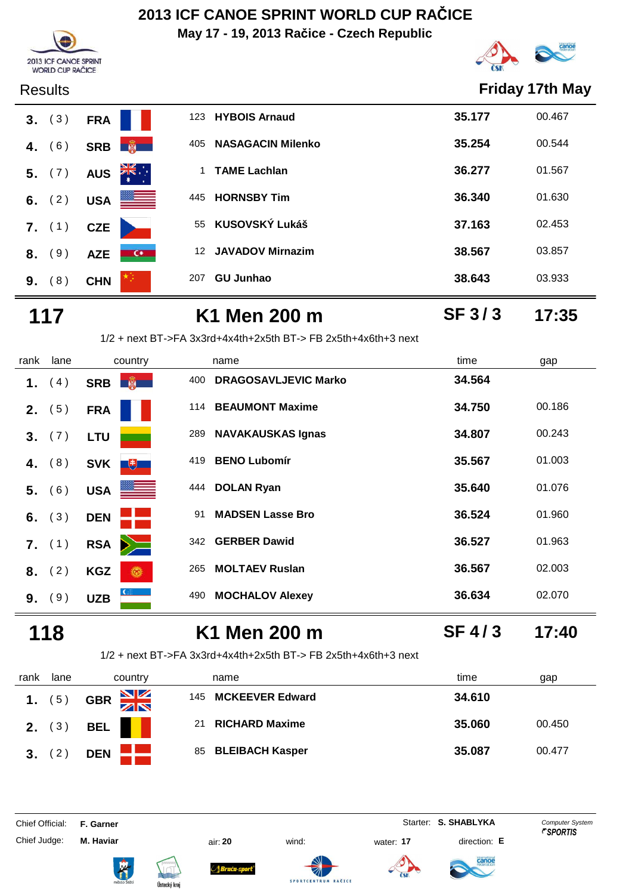# 2013 ICF CANOE SPRINT WORLD CUP RAČICE

**May 17 - 19, 2013 Račice - Czech Republic**

Results **Friday 17th May**

| rank | lane | country | | name | time | gap |
|---|---|---|---|---|---|---|
| 3. | (3) | FRA | 123 | HYBOIS Arnaud | 35.177 | 00.467 |
| 4. | (6) | SRB | 405 | NASAGACIN Milenko | 35.254 | 00.544 |
| 5. | (7) | AUS | 1 | TAME Lachlan | 36.277 | 01.567 |
| 6. | (2) | USA | 445 | HORNSBY Tim | 36.340 | 01.630 |
| 7. | (1) | CZE | 55 | KUSOVSKÝ Lukáš | 37.163 | 02.453 |
| 8. | (9) | AZE | 12 | JAVADOV Mirnazim | 38.567 | 03.857 |
| 9. | (8) | CHN | 207 | GU Junhao | 38.643 | 03.933 |

## 117 K1 Men 200 m SF 3 / 3 17:35

1/2 + next BT->FA 3x3rd+4x4th+2x5th BT-> FB 2x5th+4x6th+3 next

| rank | lane | country | | name | time | gap |
|---|---|---|---|---|---|---|
| 1. | (4) | SRB | 400 | DRAGOSAVLJEVIC Marko | 34.564 | |
| 2. | (5) | FRA | 114 | BEAUMONT Maxime | 34.750 | 00.186 |
| 3. | (7) | LTU | 289 | NAVAKAUSKAS Ignas | 34.807 | 00.243 |
| 4. | (8) | SVK | 419 | BENO Lubomír | 35.567 | 01.003 |
| 5. | (6) | USA | 444 | DOLAN Ryan | 35.640 | 01.076 |
| 6. | (3) | DEN | 91 | MADSEN Lasse Bro | 36.524 | 01.960 |
| 7. | (1) | RSA | 342 | GERBER Dawid | 36.527 | 01.963 |
| 8. | (2) | KGZ | 265 | MOLTAEV Ruslan | 36.567 | 02.003 |
| 9. | (9) | UZB | 490 | MOCHALOV Alexey | 36.634 | 02.070 |

## 118 K1 Men 200 m SF 4 / 3 17:40

1/2 + next BT->FA 3x3rd+4x4th+2x5th BT-> FB 2x5th+4x6th+3 next

| rank | lane | country | | name | time | gap |
|---|---|---|---|---|---|---|
| 1. | (5) | GBR | 145 | MCKEEVER Edward | 34.610 | |
| 2. | (3) | BEL | 21 | RICHARD Maxime | 35.060 | 00.450 |
| 3. | (2) | DEN | 85 | BLEIBACH Kasper | 35.087 | 00.477 |

Chief Official: **F. Garner** Starter: **S. SHABLYKA** Computer System SPORTIS

Chief Judge: **M. Haviar** air: **20** wind: water: **17** direction: **E**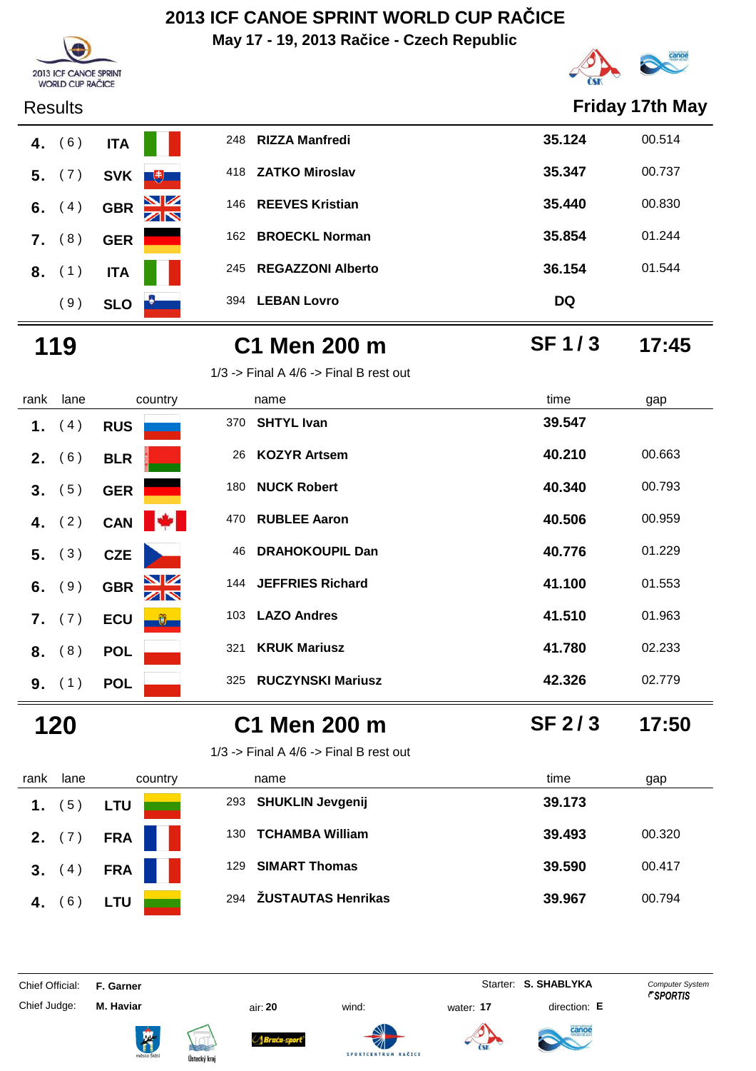# 2013 ICF CANOE SPRINT WORLD CUP RAČICE

**May 17 - 19, 2013 Račice - Czech Republic**

Results **Friday 17th May**

| rank | lane | country | | name | time | gap |
|---|---|---|---|---|---|---|
| 4. | (6) | ITA | 248 | RIZZA Manfredi | 35.124 | 00.514 |
| 5. | (7) | SVK | 418 | ZATKO Miroslav | 35.347 | 00.737 |
| 6. | (4) | GBR | 146 | REEVES Kristian | 35.440 | 00.830 |
| 7. | (8) | GER | 162 | BROECKL Norman | 35.854 | 01.244 |
| 8. | (1) | ITA | 245 | REGAZZONI Alberto | 36.154 | 01.544 |
| | (9) | SLO | 394 | LEBAN Lovro | DQ | |

## 119 C1 Men 200 m SF 1 / 3 17:45

1/3 -> Final A 4/6 -> Final B rest out

| rank | lane | country | | name | time | gap |
|---|---|---|---|---|---|---|
| 1. | (4) | RUS | 370 | SHTYL Ivan | 39.547 | |
| 2. | (6) | BLR | 26 | KOZYR Artsem | 40.210 | 00.663 |
| 3. | (5) | GER | 180 | NUCK Robert | 40.340 | 00.793 |
| 4. | (2) | CAN | 470 | RUBLEE Aaron | 40.506 | 00.959 |
| 5. | (3) | CZE | 46 | DRAHOKOUPIL Dan | 40.776 | 01.229 |
| 6. | (9) | GBR | 144 | JEFFRIES Richard | 41.100 | 01.553 |
| 7. | (7) | ECU | 103 | LAZO Andres | 41.510 | 01.963 |
| 8. | (8) | POL | 321 | KRUK Mariusz | 41.780 | 02.233 |
| 9. | (1) | POL | 325 | RUCZYNSKI Mariusz | 42.326 | 02.779 |

## 120 C1 Men 200 m SF 2 / 3 17:50

1/3 -> Final A 4/6 -> Final B rest out

| rank | lane | country | | name | time | gap |
|---|---|---|---|---|---|---|
| 1. | (5) | LTU | 293 | SHUKLIN Jevgenij | 39.173 | |
| 2. | (7) | FRA | 130 | TCHAMBA William | 39.493 | 00.320 |
| 3. | (4) | FRA | 129 | SIMART Thomas | 39.590 | 00.417 |
| 4. | (6) | LTU | 294 | ŽUSTAUTAS Henrikas | 39.967 | 00.794 |

Chief Official: **F. Garner** Starter: **S. SHABLYKA**

Chief Judge: **M. Haviar** air: **20** wind: water: **17** direction: **E**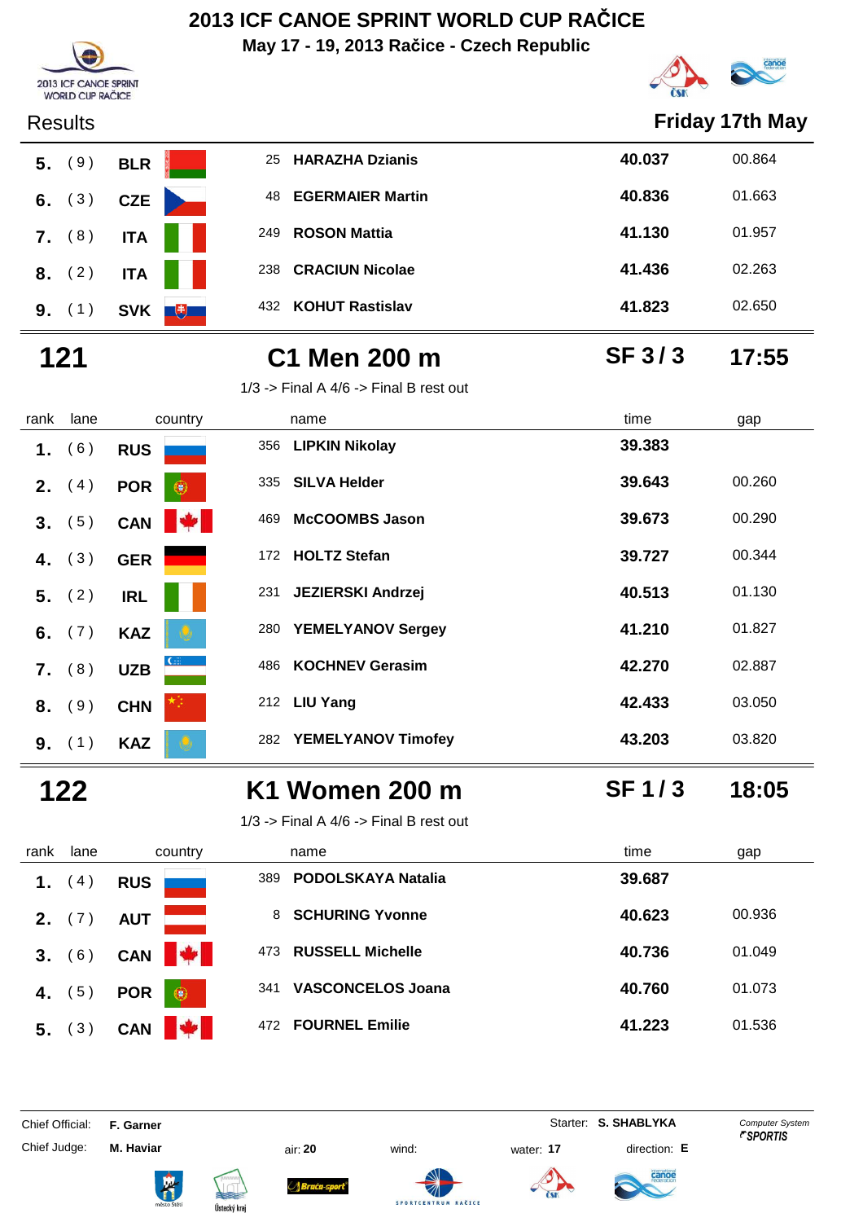# 2013 ICF CANOE SPRINT WORLD CUP RAČICE

**May 17 - 19, 2013 Račice - Czech Republic**

Results — **Friday 17th May**

| rank | lane | country | | name | time | gap |
|---|---|---|---|---|---|---|
| 5. | (9) | BLR | 25 | HARAZHA Dzianis | 40.037 | 00.864 |
| 6. | (3) | CZE | 48 | EGERMAIER Martin | 40.836 | 01.663 |
| 7. | (8) | ITA | 249 | ROSON Mattia | 41.130 | 01.957 |
| 8. | (2) | ITA | 238 | CRACIUN Nicolae | 41.436 | 02.263 |
| 9. | (1) | SVK | 432 | KOHUT Rastislav | 41.823 | 02.650 |

## 121 — C1 Men 200 m — SF 3 / 3 — 17:55

1/3 -> Final A 4/6 -> Final B rest out

| rank | lane | country | | name | time | gap |
|---|---|---|---|---|---|---|
| 1. | (6) | RUS | 356 | LIPKIN Nikolay | 39.383 | |
| 2. | (4) | POR | 335 | SILVA Helder | 39.643 | 00.260 |
| 3. | (5) | CAN | 469 | McCOOMBS Jason | 39.673 | 00.290 |
| 4. | (3) | GER | 172 | HOLTZ Stefan | 39.727 | 00.344 |
| 5. | (2) | IRL | 231 | JEZIERSKI Andrzej | 40.513 | 01.130 |
| 6. | (7) | KAZ | 280 | YEMELYANOV Sergey | 41.210 | 01.827 |
| 7. | (8) | UZB | 486 | KOCHNEV Gerasim | 42.270 | 02.887 |
| 8. | (9) | CHN | 212 | LIU Yang | 42.433 | 03.050 |
| 9. | (1) | KAZ | 282 | YEMELYANOV Timofey | 43.203 | 03.820 |

## 122 — K1 Women 200 m — SF 1 / 3 — 18:05

1/3 -> Final A 4/6 -> Final B rest out

| rank | lane | country | | name | time | gap |
|---|---|---|---|---|---|---|
| 1. | (4) | RUS | 389 | PODOLSKAYA Natalia | 39.687 | |
| 2. | (7) | AUT | 8 | SCHURING Yvonne | 40.623 | 00.936 |
| 3. | (6) | CAN | 473 | RUSSELL Michelle | 40.736 | 01.049 |
| 4. | (5) | POR | 341 | VASCONCELOS Joana | 40.760 | 01.073 |
| 5. | (3) | CAN | 472 | FOURNEL Emilie | 41.223 | 01.536 |

Chief Official: F. Garner — Starter: S. SHABLYKA

Chief Judge: M. Haviar — air: 20 — wind: — water: 17 — direction: E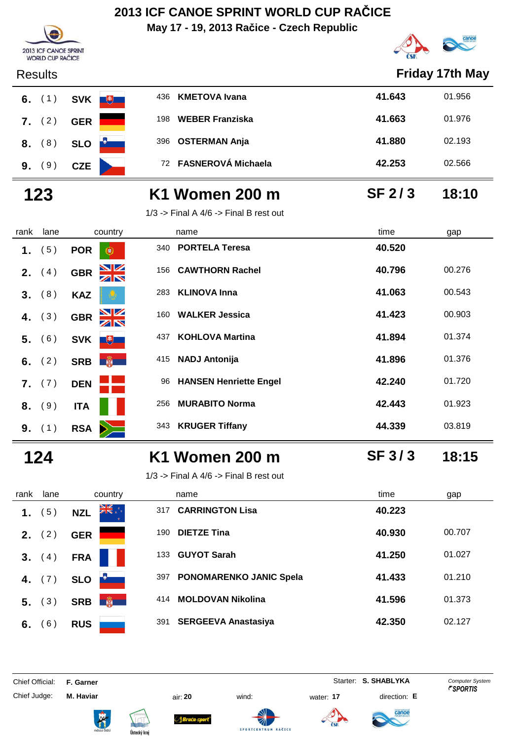# 2013 ICF CANOE SPRINT WORLD CUP RAČICE

**May 17 - 19, 2013 Račice - Czech Republic**

Results **Friday 17th May**

| rank | lane | country | | name | time | gap |
|---|---|---|---|---|---|---|
| 6. | (1) | SVK | 436 | KMETOVA Ivana | 41.643 | 01.956 |
| 7. | (2) | GER | 198 | WEBER Franziska | 41.663 | 01.976 |
| 8. | (8) | SLO | 396 | OSTERMAN Anja | 41.880 | 02.193 |
| 9. | (9) | CZE | 72 | FASNEROVÁ Michaela | 42.253 | 02.566 |

## 123 K1 Women 200 m SF 2 / 3 18:10

1/3 -> Final A 4/6 -> Final B rest out

| rank | lane | country | | name | time | gap |
|---|---|---|---|---|---|---|
| 1. | (5) | POR | 340 | PORTELA Teresa | 40.520 | |
| 2. | (4) | GBR | 156 | CAWTHORN Rachel | 40.796 | 00.276 |
| 3. | (8) | KAZ | 283 | KLINOVA Inna | 41.063 | 00.543 |
| 4. | (3) | GBR | 160 | WALKER Jessica | 41.423 | 00.903 |
| 5. | (6) | SVK | 437 | KOHLOVA Martina | 41.894 | 01.374 |
| 6. | (2) | SRB | 415 | NADJ Antonija | 41.896 | 01.376 |
| 7. | (7) | DEN | 96 | HANSEN Henriette Engel | 42.240 | 01.720 |
| 8. | (9) | ITA | 256 | MURABITO Norma | 42.443 | 01.923 |
| 9. | (1) | RSA | 343 | KRUGER Tiffany | 44.339 | 03.819 |

## 124 K1 Women 200 m SF 3 / 3 18:15

1/3 -> Final A 4/6 -> Final B rest out

| rank | lane | country | | name | time | gap |
|---|---|---|---|---|---|---|
| 1. | (5) | NZL | 317 | CARRINGTON Lisa | 40.223 | |
| 2. | (2) | GER | 190 | DIETZE Tina | 40.930 | 00.707 |
| 3. | (4) | FRA | 133 | GUYOT Sarah | 41.250 | 01.027 |
| 4. | (7) | SLO | 397 | PONOMARENKO JANIC Spela | 41.433 | 01.210 |
| 5. | (3) | SRB | 414 | MOLDOVAN Nikolina | 41.596 | 01.373 |
| 6. | (6) | RUS | 391 | SERGEEVA Anastasiya | 42.350 | 02.127 |

Chief Official: **F. Garner** Starter: **S. SHABLYKA**

Chief Judge: **M. Haviar** air: **20** wind: water: **17** direction: **E**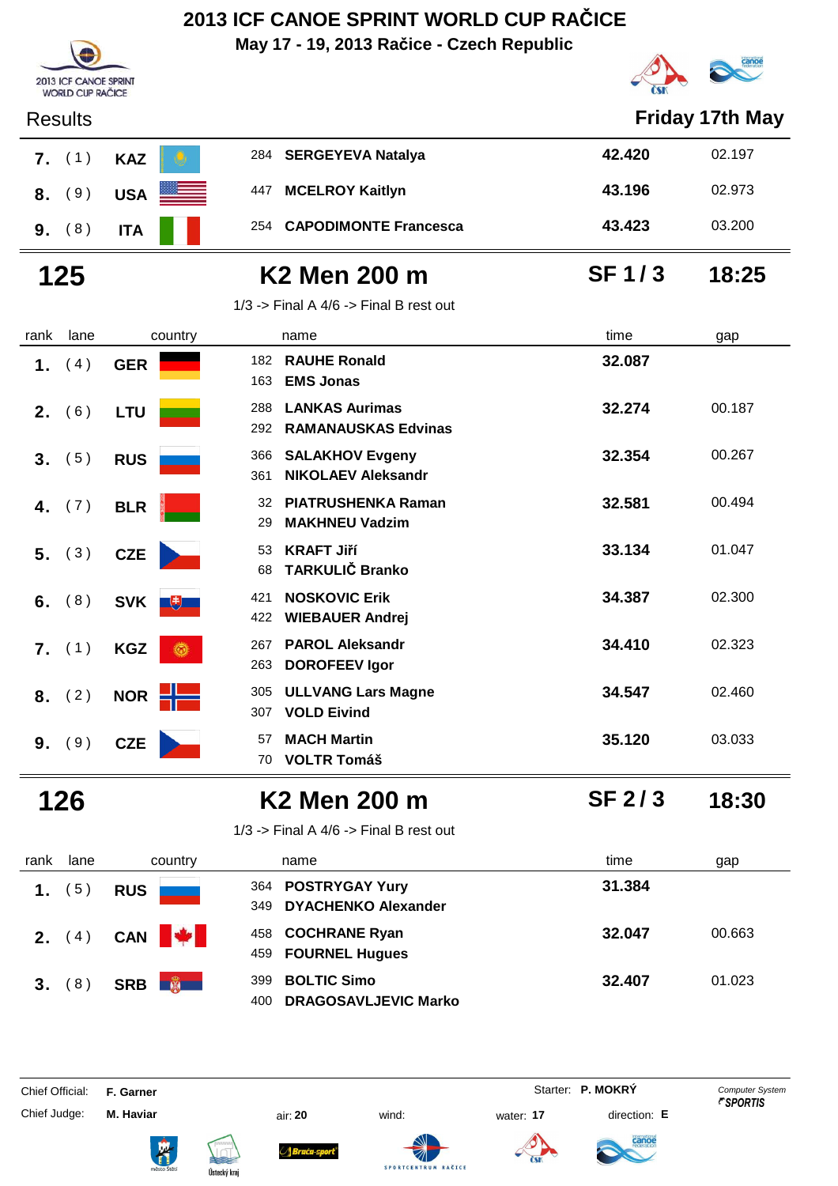# 2013 ICF CANOE SPRINT WORLD CUP RAČICE

**May 17 - 19, 2013 Račice - Czech Republic**

Results — **Friday 17th May**

| rank | lane | country | | name | time | gap |
|---|---|---|---|---|---|---|
| 7. | (1) | KAZ | 284 | SERGEYEVA Natalya | 42.420 | 02.197 |
| 8. | (9) | USA | 447 | MCELROY Kaitlyn | 43.196 | 02.973 |
| 9. | (8) | ITA | 254 | CAPODIMONTE Francesca | 43.423 | 03.200 |

## 125 — K2 Men 200 m — SF 1 / 3 — 18:25

1/3 -> Final A 4/6 -> Final B rest out

| rank | lane | country | | name | time | gap |
|---|---|---|---|---|---|---|
| 1. | (4) | GER | 182<br>163 | RAUHE Ronald<br>EMS Jonas | 32.087 | |
| 2. | (6) | LTU | 288<br>292 | LANKAS Aurimas<br>RAMANAUSKAS Edvinas | 32.274 | 00.187 |
| 3. | (5) | RUS | 366<br>361 | SALAKHOV Evgeny<br>NIKOLAEV Aleksandr | 32.354 | 00.267 |
| 4. | (7) | BLR | 32<br>29 | PIATRUSHENKA Raman<br>MAKHNEU Vadzim | 32.581 | 00.494 |
| 5. | (3) | CZE | 53<br>68 | KRAFT Jiří<br>TARKULIČ Branko | 33.134 | 01.047 |
| 6. | (8) | SVK | 421<br>422 | NOSKOVIC Erik<br>WIEBAUER Andrej | 34.387 | 02.300 |
| 7. | (1) | KGZ | 267<br>263 | PAROL Aleksandr<br>DOROFEEV Igor | 34.410 | 02.323 |
| 8. | (2) | NOR | 305<br>307 | ULLVANG Lars Magne<br>VOLD Eivind | 34.547 | 02.460 |
| 9. | (9) | CZE | 57<br>70 | MACH Martin<br>VOLTR Tomáš | 35.120 | 03.033 |

## 126 — K2 Men 200 m — SF 2 / 3 — 18:30

1/3 -> Final A 4/6 -> Final B rest out

| rank | lane | country | | name | time | gap |
|---|---|---|---|---|---|---|
| 1. | (5) | RUS | 364<br>349 | POSTRYGAY Yury<br>DYACHENKO Alexander | 31.384 | |
| 2. | (4) | CAN | 458<br>459 | COCHRANE Ryan<br>FOURNEL Hugues | 32.047 | 00.663 |
| 3. | (8) | SRB | 399<br>400 | BOLTIC Simo<br>DRAGOSAVLJEVIC Marko | 32.407 | 01.023 |

Chief Official: **F. Garner** — Starter: **P. MOKRÝ** — Computer System SPORTIS

Chief Judge: **M. Haviar** — air: **20** — wind: — water: **17** — direction: **E**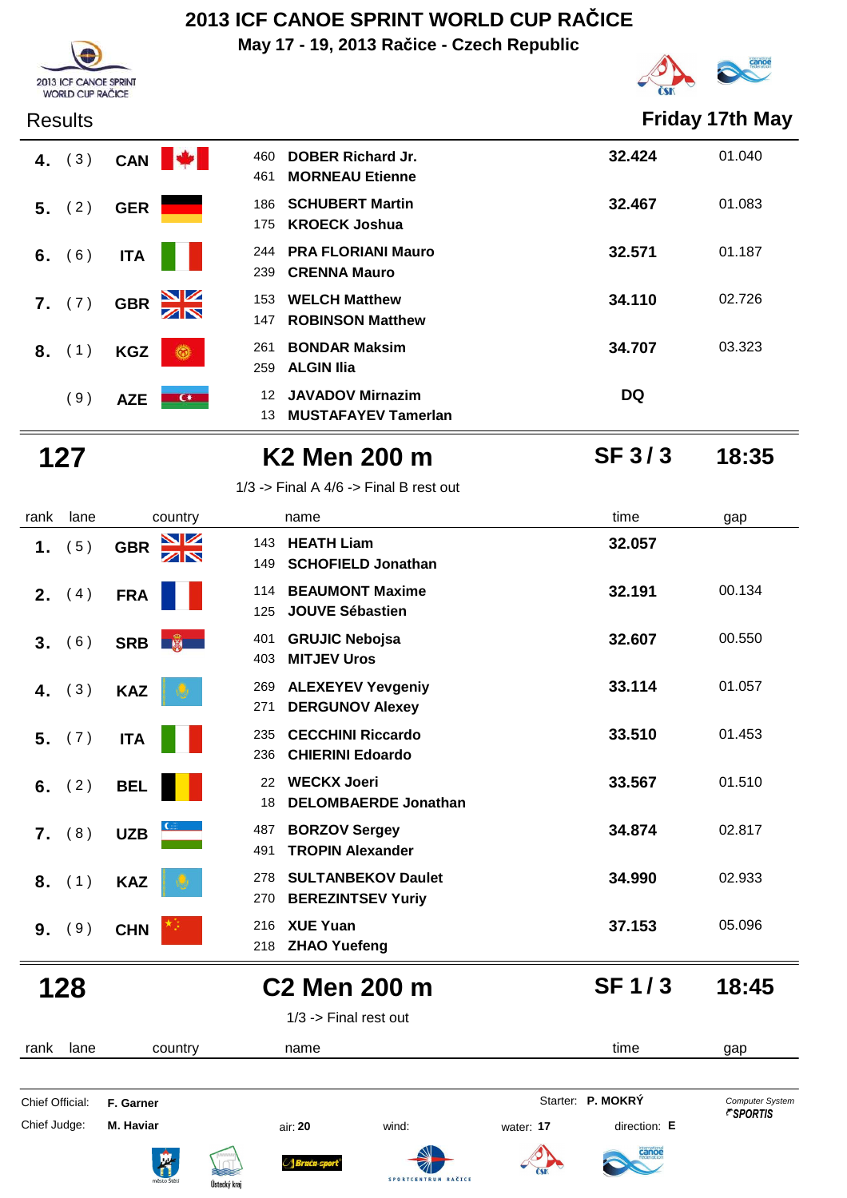# 2013 ICF CANOE SPRINT WORLD CUP RAČICE

**May 17 - 19, 2013 Račice - Czech Republic**

Results **Friday 17th May**

| rank | lane | country | name | time | gap |
|---|---|---|---|---|---|
| 4. | (3) | CAN | 460 DOBER Richard Jr.<br>461 MORNEAU Etienne | 32.424 | 01.040 |
| 5. | (2) | GER | 186 SCHUBERT Martin<br>175 KROECK Joshua | 32.467 | 01.083 |
| 6. | (6) | ITA | 244 PRA FLORIANI Mauro<br>239 CRENNA Mauro | 32.571 | 01.187 |
| 7. | (7) | GBR | 153 WELCH Matthew<br>147 ROBINSON Matthew | 34.110 | 02.726 |
| 8. | (1) | KGZ | 261 BONDAR Maksim<br>259 ALGIN Ilia | 34.707 | 03.323 |
| | (9) | AZE | 12 JAVADOV Mirnazim<br>13 MUSTAFAYEV Tamerlan | DQ | |

## 127 K2 Men 200 m SF 3 / 3 18:35

1/3 -> Final A 4/6 -> Final B rest out

| rank | lane | country | name | time | gap |
|---|---|---|---|---|---|
| 1. | (5) | GBR | 143 HEATH Liam<br>149 SCHOFIELD Jonathan | 32.057 | |
| 2. | (4) | FRA | 114 BEAUMONT Maxime<br>125 JOUVE Sébastien | 32.191 | 00.134 |
| 3. | (6) | SRB | 401 GRUJIC Nebojsa<br>403 MITJEV Uros | 32.607 | 00.550 |
| 4. | (3) | KAZ | 269 ALEXEYEV Yevgeniy<br>271 DERGUNOV Alexey | 33.114 | 01.057 |
| 5. | (7) | ITA | 235 CECCHINI Riccardo<br>236 CHIERINI Edoardo | 33.510 | 01.453 |
| 6. | (2) | BEL | 22 WECKX Joeri<br>18 DELOMBAERDE Jonathan | 33.567 | 01.510 |
| 7. | (8) | UZB | 487 BORZOV Sergey<br>491 TROPIN Alexander | 34.874 | 02.817 |
| 8. | (1) | KAZ | 278 SULTANBEKOV Daulet<br>270 BEREZINTSEV Yuriy | 34.990 | 02.933 |
| 9. | (9) | CHN | 216 XUE Yuan<br>218 ZHAO Yuefeng | 37.153 | 05.096 |

## 128 C2 Men 200 m SF 1 / 3 18:45

1/3 -> Final rest out

| rank | lane | country | name | time | gap |
|---|---|---|---|---|---|

Chief Official: F. Garner Starter: P. MOKRÝ Computer System SPORTIS

Chief Judge: M. Haviar air: 20 wind: water: 17 direction: E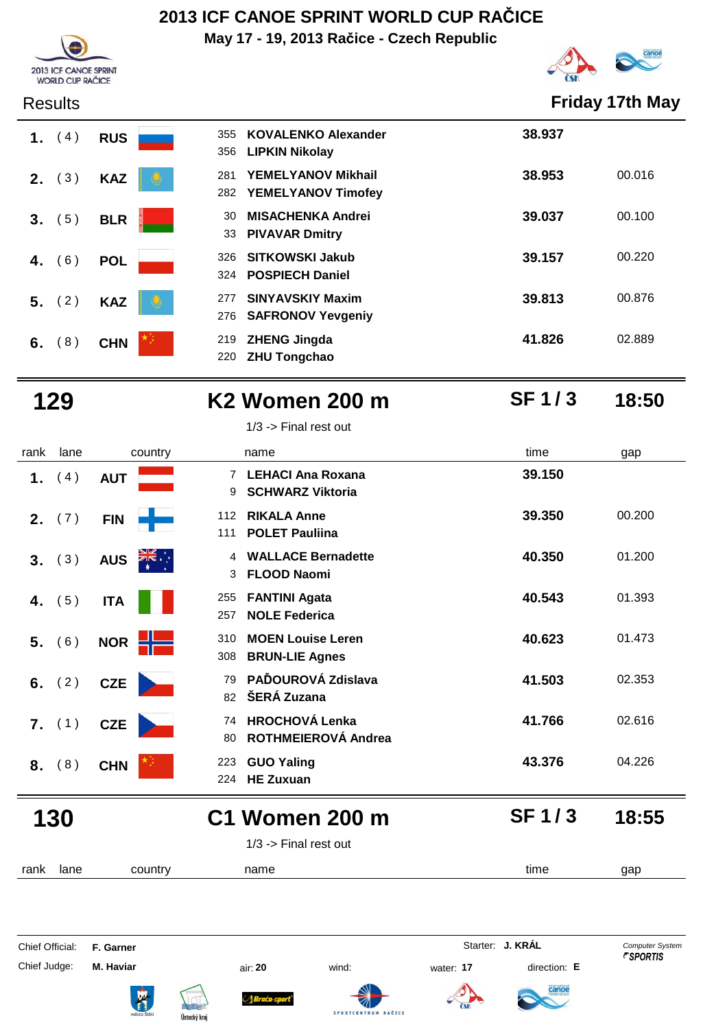# 2013 ICF CANOE SPRINT WORLD CUP RAČICE

**May 17 - 19, 2013 Račice - Czech Republic**

Results — **Friday 17th May**

| rank | lane | country | name | time | gap |
|---|---|---|---|---|---|
| 1. | (4) | RUS | 355 KOVALENKO Alexander<br>356 LIPKIN Nikolay | 38.937 | |
| 2. | (3) | KAZ | 281 YEMELYANOV Mikhail<br>282 YEMELYANOV Timofey | 38.953 | 00.016 |
| 3. | (5) | BLR | 30 MISACHENKA Andrei<br>33 PIVAVAR Dmitry | 39.037 | 00.100 |
| 4. | (6) | POL | 326 SITKOWSKI Jakub<br>324 POSPIECH Daniel | 39.157 | 00.220 |
| 5. | (2) | KAZ | 277 SINYAVSKIY Maxim<br>276 SAFRONOV Yevgeniy | 39.813 | 00.876 |
| 6. | (8) | CHN | 219 ZHENG Jingda<br>220 ZHU Tongchao | 41.826 | 02.889 |

## 129 K2 Women 200 m — SF 1 / 3 — 18:50

1/3 -> Final rest out

| rank | lane | country | name | time | gap |
|---|---|---|---|---|---|
| 1. | (4) | AUT | 7 LEHACI Ana Roxana<br>9 SCHWARZ Viktoria | 39.150 | |
| 2. | (7) | FIN | 112 RIKALA Anne<br>111 POLET Pauliina | 39.350 | 00.200 |
| 3. | (3) | AUS | 4 WALLACE Bernadette<br>3 FLOOD Naomi | 40.350 | 01.200 |
| 4. | (5) | ITA | 255 FANTINI Agata<br>257 NOLE Federica | 40.543 | 01.393 |
| 5. | (6) | NOR | 310 MOEN Louise Leren<br>308 BRUN-LIE Agnes | 40.623 | 01.473 |
| 6. | (2) | CZE | 79 PAĎOUROVÁ Zdislava<br>82 ŠERÁ Zuzana | 41.503 | 02.353 |
| 7. | (1) | CZE | 74 HROCHOVÁ Lenka<br>80 ROTHMEIEROVÁ Andrea | 41.766 | 02.616 |
| 8. | (8) | CHN | 223 GUO Yaling<br>224 HE Zuxuan | 43.376 | 04.226 |

## 130 C1 Women 200 m — SF 1 / 3 — 18:55

1/3 -> Final rest out

| rank | lane | country | name | time | gap |
|---|---|---|---|---|---|

Chief Official: **F. Garner** — Starter: **J. KRÁL** — Computer System SPORTIS

Chief Judge: **M. Haviar** — air: **20** — wind: — water: **17** — direction: **E**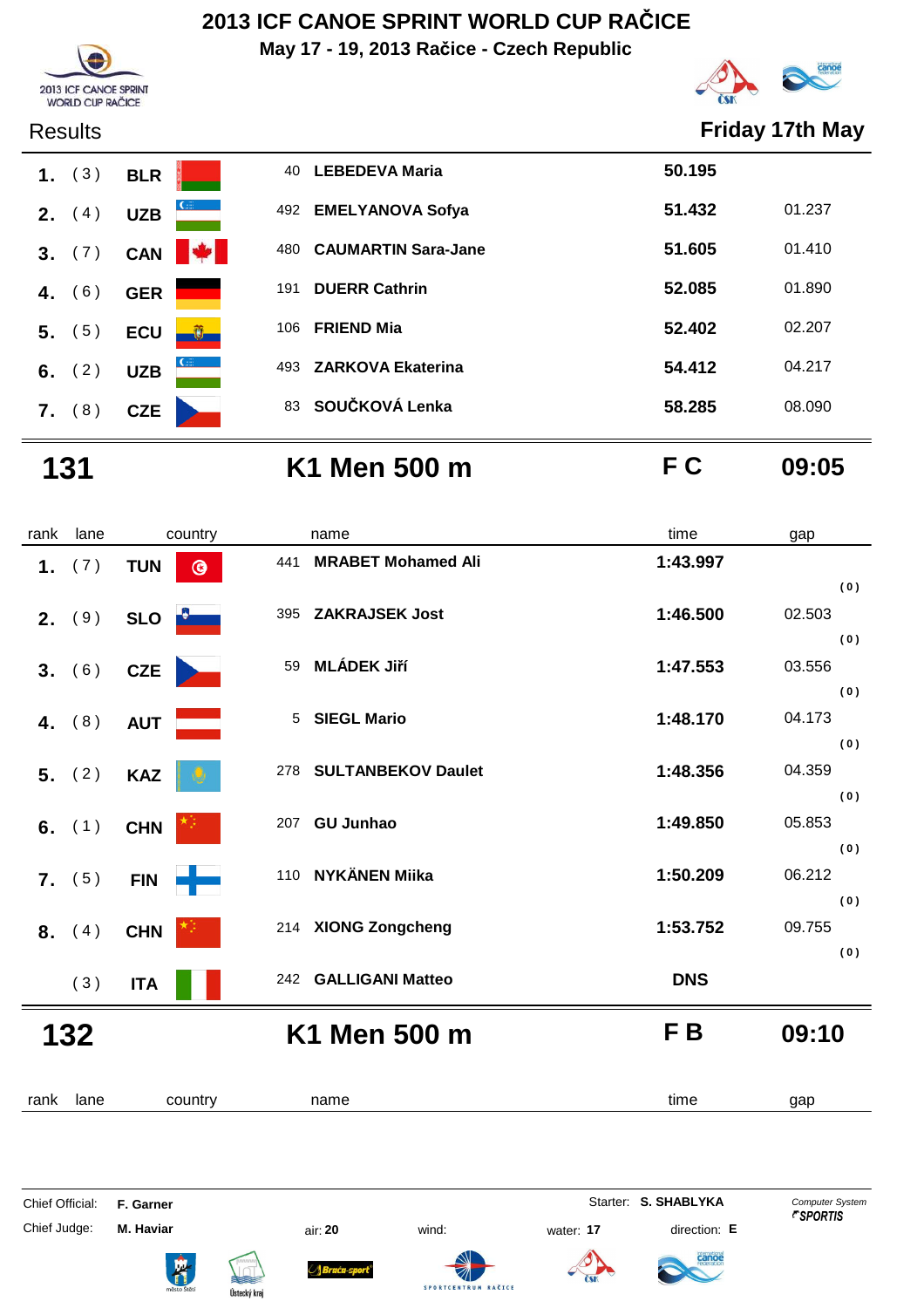# 2013 ICF CANOE SPRINT WORLD CUP RAČICE

**May 17 - 19, 2013 Račice - Czech Republic**

Results — **Friday 17th May**

| rank | lane | country | | name | time | gap |
|---|---|---|---|---|---|---|
| 1. | (3) | BLR | 40 | LEBEDEVA Maria | 50.195 | |
| 2. | (4) | UZB | 492 | EMELYANOVA Sofya | 51.432 | 01.237 |
| 3. | (7) | CAN | 480 | CAUMARTIN Sara-Jane | 51.605 | 01.410 |
| 4. | (6) | GER | 191 | DUERR Cathrin | 52.085 | 01.890 |
| 5. | (5) | ECU | 106 | FRIEND Mia | 52.402 | 02.207 |
| 6. | (2) | UZB | 493 | ZARKOVA Ekaterina | 54.412 | 04.217 |
| 7. | (8) | CZE | 83 | SOUČKOVÁ Lenka | 58.285 | 08.090 |

## 131 — K1 Men 500 m — F C — 09:05

| rank | lane | country | | name | time | gap |
|---|---|---|---|---|---|---|
| 1. | (7) | TUN | 441 | MRABET Mohamed Ali | 1:43.997 | (0) |
| 2. | (9) | SLO | 395 | ZAKRAJSEK Jost | 1:46.500 | 02.503 (0) |
| 3. | (6) | CZE | 59 | MLÁDEK Jiří | 1:47.553 | 03.556 (0) |
| 4. | (8) | AUT | 5 | SIEGL Mario | 1:48.170 | 04.173 (0) |
| 5. | (2) | KAZ | 278 | SULTANBEKOV Daulet | 1:48.356 | 04.359 (0) |
| 6. | (1) | CHN | 207 | GU Junhao | 1:49.850 | 05.853 (0) |
| 7. | (5) | FIN | 110 | NYKÄNEN Miika | 1:50.209 | 06.212 (0) |
| 8. | (4) | CHN | 214 | XIONG Zongcheng | 1:53.752 | 09.755 (0) |
| | (3) | ITA | 242 | GALLIGANI Matteo | DNS | |

## 132 — K1 Men 500 m — F B — 09:10

| rank | lane | country | name | time | gap |
|---|---|---|---|---|---|

Chief Official: **F. Garner** — Starter: **S. SHABLYKA** — Computer System SPORTIS

Chief Judge: **M. Haviar** — air: **20** — wind: — water: **17** — direction: **E**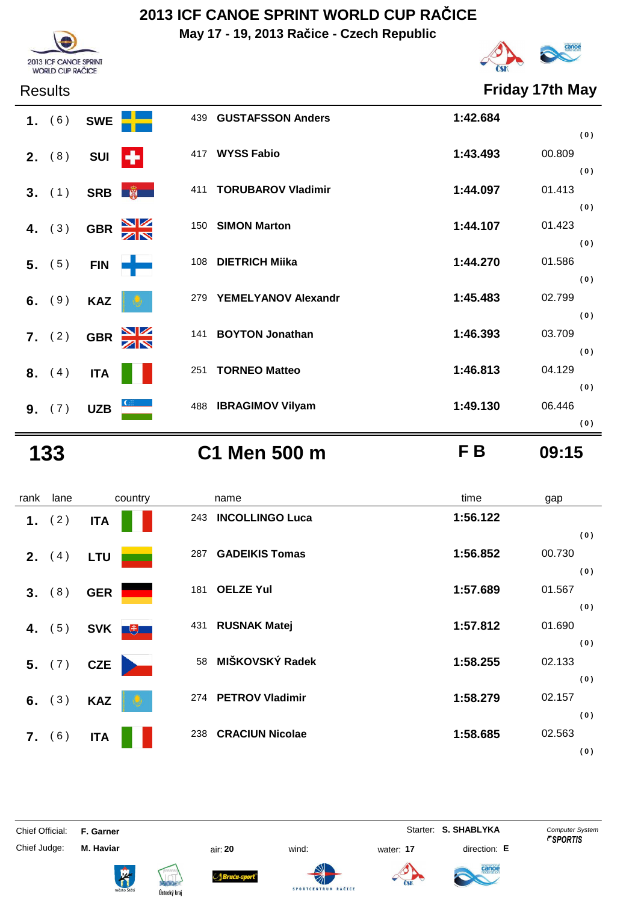# 2013 ICF CANOE SPRINT WORLD CUP RAČICE

**May 17 - 19, 2013 Račice - Czech Republic**

Results

**Friday 17th May**

| rank | lane | country | | name | time | gap |
|---|---|---|---|---|---|---|
| 1. | ( 6 ) | SWE | 439 | GUSTAFSSON Anders | 1:42.684 | ( 0 ) |
| 2. | ( 8 ) | SUI | 417 | WYSS Fabio | 1:43.493 | 00.809 ( 0 ) |
| 3. | ( 1 ) | SRB | 411 | TORUBAROV Vladimir | 1:44.097 | 01.413 ( 0 ) |
| 4. | ( 3 ) | GBR | 150 | SIMON Marton | 1:44.107 | 01.423 ( 0 ) |
| 5. | ( 5 ) | FIN | 108 | DIETRICH Miika | 1:44.270 | 01.586 ( 0 ) |
| 6. | ( 9 ) | KAZ | 279 | YEMELYANOV Alexandr | 1:45.483 | 02.799 ( 0 ) |
| 7. | ( 2 ) | GBR | 141 | BOYTON Jonathan | 1:46.393 | 03.709 ( 0 ) |
| 8. | ( 4 ) | ITA | 251 | TORNEO Matteo | 1:46.813 | 04.129 ( 0 ) |
| 9. | ( 7 ) | UZB | 488 | IBRAGIMOV Vilyam | 1:49.130 | 06.446 ( 0 ) |

## 133 C1 Men 500 m F B 09:15

| rank | lane | country | | name | time | gap |
|---|---|---|---|---|---|---|
| 1. | ( 2 ) | ITA | 243 | INCOLLINGO Luca | 1:56.122 | ( 0 ) |
| 2. | ( 4 ) | LTU | 287 | GADEIKIS Tomas | 1:56.852 | 00.730 ( 0 ) |
| 3. | ( 8 ) | GER | 181 | OELZE Yul | 1:57.689 | 01.567 ( 0 ) |
| 4. | ( 5 ) | SVK | 431 | RUSNAK Matej | 1:57.812 | 01.690 ( 0 ) |
| 5. | ( 7 ) | CZE | 58 | MIŠKOVSKÝ Radek | 1:58.255 | 02.133 ( 0 ) |
| 6. | ( 3 ) | KAZ | 274 | PETROV Vladimir | 1:58.279 | 02.157 ( 0 ) |
| 7. | ( 6 ) | ITA | 238 | CRACIUN Nicolae | 1:58.685 | 02.563 ( 0 ) |

Chief Official: **F. Garner** Starter: **S. SHABLYKA**

Chief Judge: **M. Haviar** air: **20** wind: water: **17** direction: **E**

Computer System SPORTIS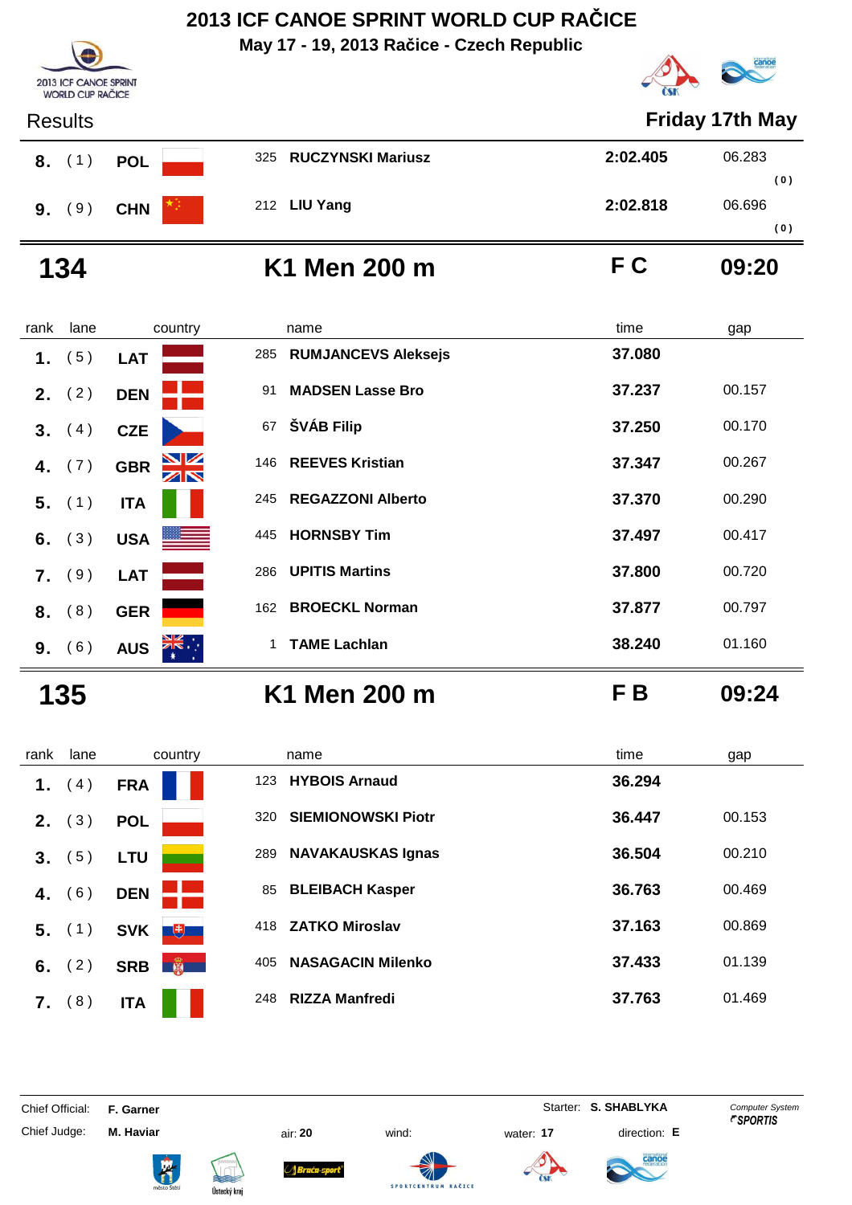# 2013 ICF CANOE SPRINT WORLD CUP RAČICE

**May 17 - 19, 2013 Račice - Czech Republic**

Results **Friday 17th May**

| rank | lane | country | | name | time | gap |
|---|---|---|---|---|---|---|
| 8. | (1) | POL | 325 | RUCZYNSKI Mariusz | 2:02.405 | 06.283 (0) |
| 9. | (9) | CHN | 212 | LIU Yang | 2:02.818 | 06.696 (0) |

## 134 K1 Men 200 m F C 09:20

| rank | lane | country | | name | time | gap |
|---|---|---|---|---|---|---|
| 1. | (5) | LAT | 285 | RUMJANCEVS Aleksejs | 37.080 | |
| 2. | (2) | DEN | 91 | MADSEN Lasse Bro | 37.237 | 00.157 |
| 3. | (4) | CZE | 67 | ŠVÁB Filip | 37.250 | 00.170 |
| 4. | (7) | GBR | 146 | REEVES Kristian | 37.347 | 00.267 |
| 5. | (1) | ITA | 245 | REGAZZONI Alberto | 37.370 | 00.290 |
| 6. | (3) | USA | 445 | HORNSBY Tim | 37.497 | 00.417 |
| 7. | (9) | LAT | 286 | UPITIS Martins | 37.800 | 00.720 |
| 8. | (8) | GER | 162 | BROECKL Norman | 37.877 | 00.797 |
| 9. | (6) | AUS | 1 | TAME Lachlan | 38.240 | 01.160 |

## 135 K1 Men 200 m F B 09:24

| rank | lane | country | | name | time | gap |
|---|---|---|---|---|---|---|
| 1. | (4) | FRA | 123 | HYBOIS Arnaud | 36.294 | |
| 2. | (3) | POL | 320 | SIEMIONOWSKI Piotr | 36.447 | 00.153 |
| 3. | (5) | LTU | 289 | NAVAKAUSKAS Ignas | 36.504 | 00.210 |
| 4. | (6) | DEN | 85 | BLEIBACH Kasper | 36.763 | 00.469 |
| 5. | (1) | SVK | 418 | ZATKO Miroslav | 37.163 | 00.869 |
| 6. | (2) | SRB | 405 | NASAGACIN Milenko | 37.433 | 01.139 |
| 7. | (8) | ITA | 248 | RIZZA Manfredi | 37.763 | 01.469 |

Chief Official: **F. Garner** Starter: **S. SHABLYKA**

Chief Judge: **M. Haviar** air: **20** wind: water: **17** direction: **E**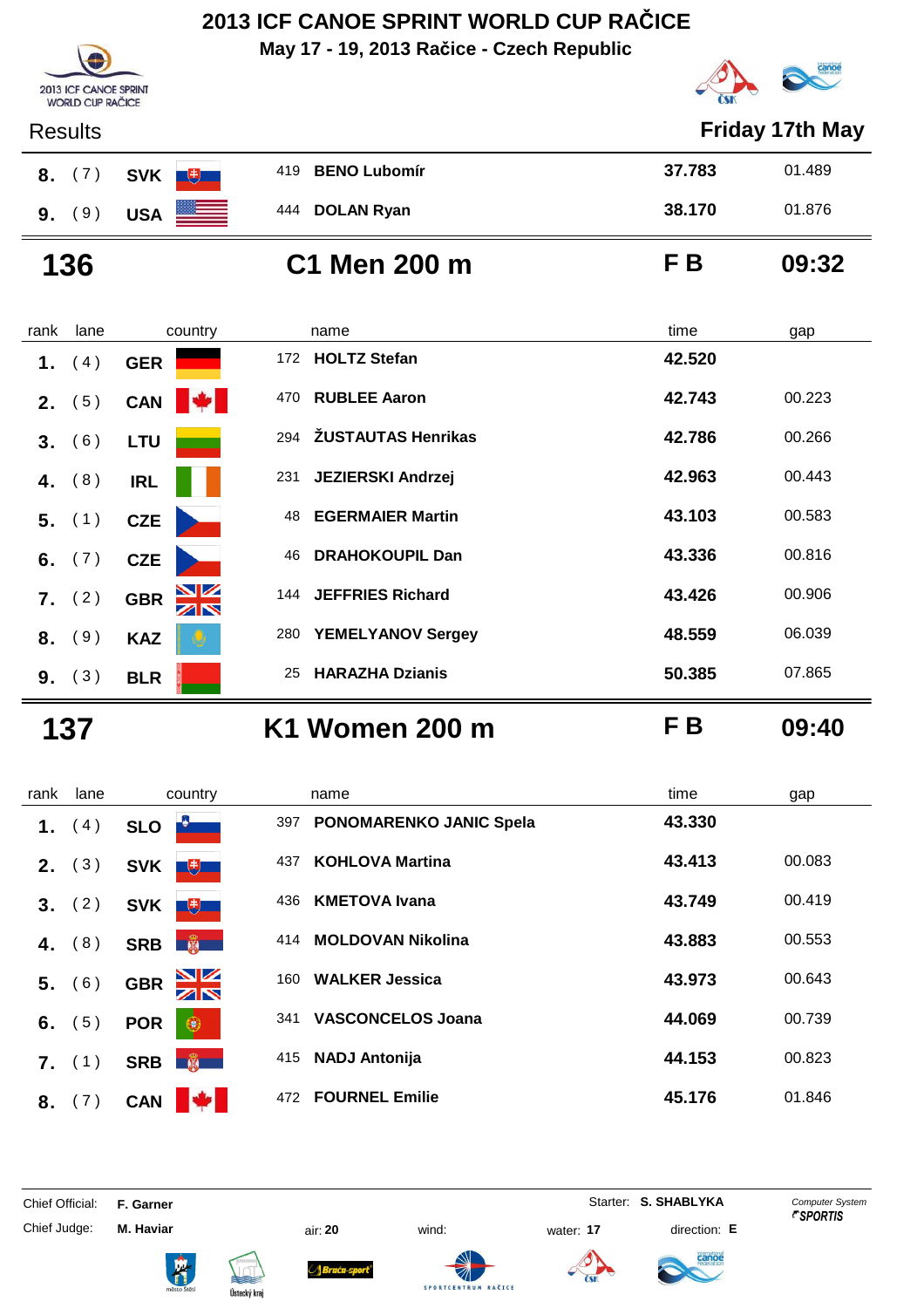# 2013 ICF CANOE SPRINT WORLD CUP RAČICE

May 17 - 19, 2013 Račice - Czech Republic

Results — Friday 17th May

| rank | lane | country | | name | time | gap |
|---|---|---|---|---|---|---|
| 8. | (7) | SVK | 419 | BENO Lubomír | 37.783 | 01.489 |
| 9. | (9) | USA | 444 | DOLAN Ryan | 38.170 | 01.876 |

## 136 — C1 Men 200 m — F B — 09:32

| rank | lane | country | | name | time | gap |
|---|---|---|---|---|---|---|
| 1. | (4) | GER | 172 | HOLTZ Stefan | 42.520 | |
| 2. | (5) | CAN | 470 | RUBLEE Aaron | 42.743 | 00.223 |
| 3. | (6) | LTU | 294 | ŽUSTAUTAS Henrikas | 42.786 | 00.266 |
| 4. | (8) | IRL | 231 | JEZIERSKI Andrzej | 42.963 | 00.443 |
| 5. | (1) | CZE | 48 | EGERMAIER Martin | 43.103 | 00.583 |
| 6. | (7) | CZE | 46 | DRAHOKOUPIL Dan | 43.336 | 00.816 |
| 7. | (2) | GBR | 144 | JEFFRIES Richard | 43.426 | 00.906 |
| 8. | (9) | KAZ | 280 | YEMELYANOV Sergey | 48.559 | 06.039 |
| 9. | (3) | BLR | 25 | HARAZHA Dzianis | 50.385 | 07.865 |

## 137 — K1 Women 200 m — F B — 09:40

| rank | lane | country | | name | time | gap |
|---|---|---|---|---|---|---|
| 1. | (4) | SLO | 397 | PONOMARENKO JANIC Spela | 43.330 | |
| 2. | (3) | SVK | 437 | KOHLOVA Martina | 43.413 | 00.083 |
| 3. | (2) | SVK | 436 | KMETOVA Ivana | 43.749 | 00.419 |
| 4. | (8) | SRB | 414 | MOLDOVAN Nikolina | 43.883 | 00.553 |
| 5. | (6) | GBR | 160 | WALKER Jessica | 43.973 | 00.643 |
| 6. | (5) | POR | 341 | VASCONCELOS Joana | 44.069 | 00.739 |
| 7. | (1) | SRB | 415 | NADJ Antonija | 44.153 | 00.823 |
| 8. | (7) | CAN | 472 | FOURNEL Emilie | 45.176 | 01.846 |

Chief Official: F. Garner — Starter: S. SHABLYKA — Computer System SPORTIS

Chief Judge: M. Haviar — air: 20 — wind: — water: 17 — direction: E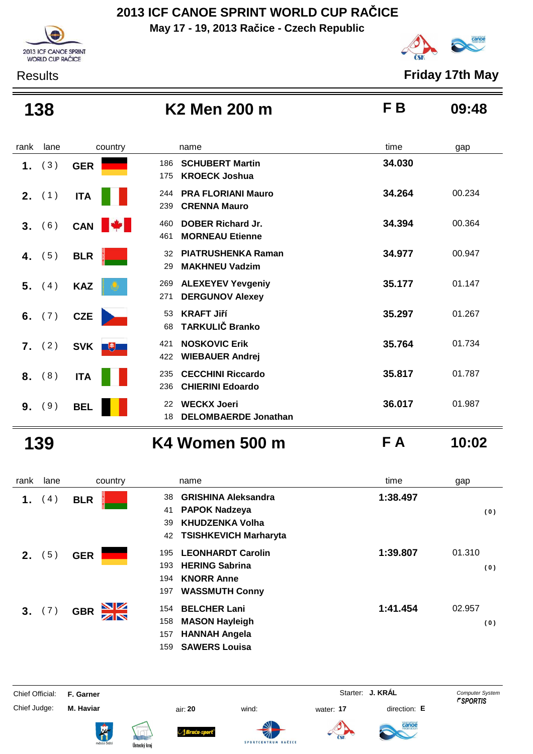# 2013 ICF CANOE SPRINT WORLD CUP RAČICE

**May 17 - 19, 2013 Račice - Czech Republic**

Results

**Friday 17th May**

## 138 K2 Men 200 m F B 09:48

| rank | lane | country | | name | time | gap |
|---|---|---|---|---|---|---|
| 1. | (3) | GER | 186 | SCHUBERT Martin | 34.030 | |
| | | | 175 | KROECK Joshua | | |
| 2. | (1) | ITA | 244 | PRA FLORIANI Mauro | 34.264 | 00.234 |
| | | | 239 | CRENNA Mauro | | |
| 3. | (6) | CAN | 460 | DOBER Richard Jr. | 34.394 | 00.364 |
| | | | 461 | MORNEAU Etienne | | |
| 4. | (5) | BLR | 32 | PIATRUSHENKA Raman | 34.977 | 00.947 |
| | | | 29 | MAKHNEU Vadzim | | |
| 5. | (4) | KAZ | 269 | ALEXEYEV Yevgeniy | 35.177 | 01.147 |
| | | | 271 | DERGUNOV Alexey | | |
| 6. | (7) | CZE | 53 | KRAFT Jiří | 35.297 | 01.267 |
| | | | 68 | TARKULIČ Branko | | |
| 7. | (2) | SVK | 421 | NOSKOVIC Erik | 35.764 | 01.734 |
| | | | 422 | WIEBAUER Andrej | | |
| 8. | (8) | ITA | 235 | CECCHINI Riccardo | 35.817 | 01.787 |
| | | | 236 | CHIERINI Edoardo | | |
| 9. | (9) | BEL | 22 | WECKX Joeri | 36.017 | 01.987 |
| | | | 18 | DELOMBAERDE Jonathan | | |

## 139 K4 Women 500 m F A 10:02

| rank | lane | country | | name | time | gap |
|---|---|---|---|---|---|---|
| 1. | (4) | BLR | 38 | GRISHINA Aleksandra | 1:38.497 | |
| | | | 41 | PAPOK Nadzeya | | (0) |
| | | | 39 | KHUDZENKA Volha | | |
| | | | 42 | TSISHKEVICH Marharyta | | |
| 2. | (5) | GER | 195 | LEONHARDT Carolin | 1:39.807 | 01.310 |
| | | | 193 | HERING Sabrina | | (0) |
| | | | 194 | KNORR Anne | | |
| | | | 197 | WASSMUTH Conny | | |
| 3. | (7) | GBR | 154 | BELCHER Lani | 1:41.454 | 02.957 |
| | | | 158 | MASON Hayleigh | | (0) |
| | | | 157 | HANNAH Angela | | |
| | | | 159 | SAWERS Louisa | | |

Chief Official: **F. Garner** Starter: **J. KRÁL**

Chief Judge: **M. Haviar** air: **20** wind: water: **17** direction: **E**

Computer System SPORTIS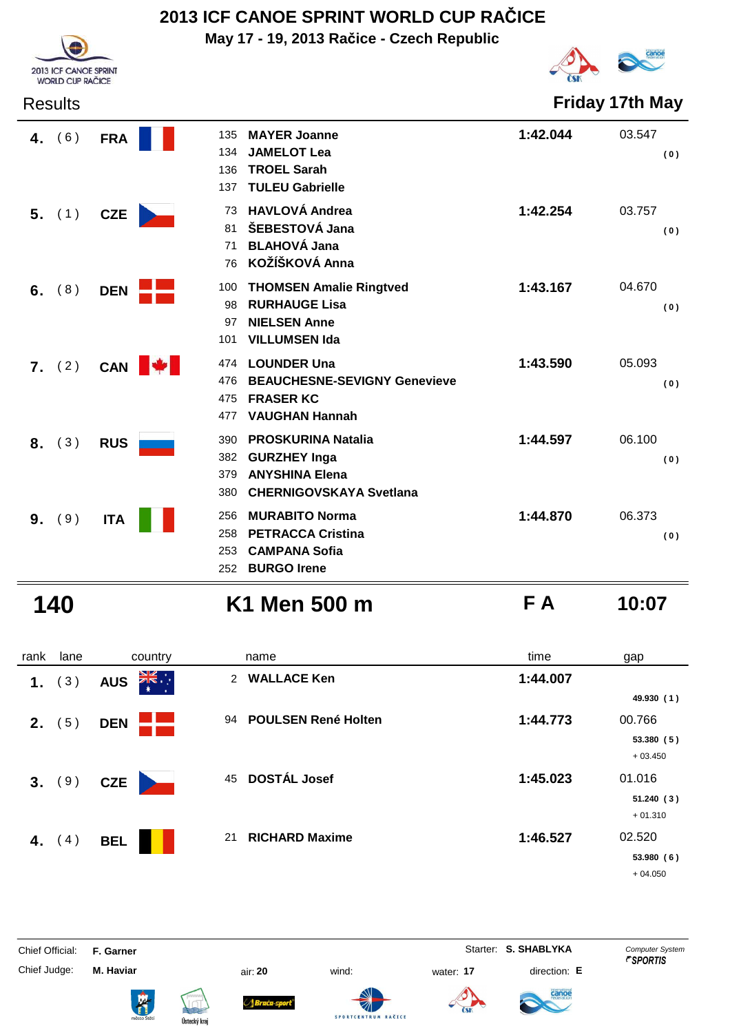# 2013 ICF CANOE SPRINT WORLD CUP RAČICE

**May 17 - 19, 2013 Račice - Czech Republic**

Results **Friday 17th May**

| rank | lane | country | | name | time | gap |
|---|---|---|---|---|---|---|
| 4. | ( 6 ) | FRA | 135 | MAYER Joanne | 1:42.044 | 03.547 |
| | | | 134 | JAMELOT Lea | | ( 0 ) |
| | | | 136 | TROEL Sarah | | |
| | | | 137 | TULEU Gabrielle | | |
| 5. | ( 1 ) | CZE | 73 | HAVLOVÁ Andrea | 1:42.254 | 03.757 |
| | | | 81 | ŠEBESTOVÁ Jana | | ( 0 ) |
| | | | 71 | BLAHOVÁ Jana | | |
| | | | 76 | KOŽÍŠKOVÁ Anna | | |
| 6. | ( 8 ) | DEN | 100 | THOMSEN Amalie Ringtved | 1:43.167 | 04.670 |
| | | | 98 | RURHAUGE Lisa | | ( 0 ) |
| | | | 97 | NIELSEN Anne | | |
| | | | 101 | VILLUMSEN Ida | | |
| 7. | ( 2 ) | CAN | 474 | LOUNDER Una | 1:43.590 | 05.093 |
| | | | 476 | BEAUCHESNE-SEVIGNY Genevieve | | ( 0 ) |
| | | | 475 | FRASER KC | | |
| | | | 477 | VAUGHAN Hannah | | |
| 8. | ( 3 ) | RUS | 390 | PROSKURINA Natalia | 1:44.597 | 06.100 |
| | | | 382 | GURZHEY Inga | | ( 0 ) |
| | | | 379 | ANYSHINA Elena | | |
| | | | 380 | CHERNIGOVSKAYA Svetlana | | |
| 9. | ( 9 ) | ITA | 256 | MURABITO Norma | 1:44.870 | 06.373 |
| | | | 258 | PETRACCA Cristina | | ( 0 ) |
| | | | 253 | CAMPANA Sofia | | |
| | | | 252 | BURGO Irene | | |

## 140 — K1 Men 500 m — F A — 10:07

| rank | lane | country | | name | time | gap |
|---|---|---|---|---|---|---|
| 1. | ( 3 ) | AUS | 2 | WALLACE Ken | 1:44.007 | |
| | | | | | | 49.930 ( 1 ) |
| 2. | ( 5 ) | DEN | 94 | POULSEN René Holten | 1:44.773 | 00.766 |
| | | | | | | 53.380 ( 5 ) |
| | | | | | | + 03.450 |
| 3. | ( 9 ) | CZE | 45 | DOSTÁL Josef | 1:45.023 | 01.016 |
| | | | | | | 51.240 ( 3 ) |
| | | | | | | + 01.310 |
| 4. | ( 4 ) | BEL | 21 | RICHARD Maxime | 1:46.527 | 02.520 |
| | | | | | | 53.980 ( 6 ) |
| | | | | | | + 04.050 |

Chief Official: **F. Garner** Starter: **S. SHABLYKA**

Chief Judge: **M. Haviar** air: **20** wind: water: **17** direction: **E**

Computer System SPORTIS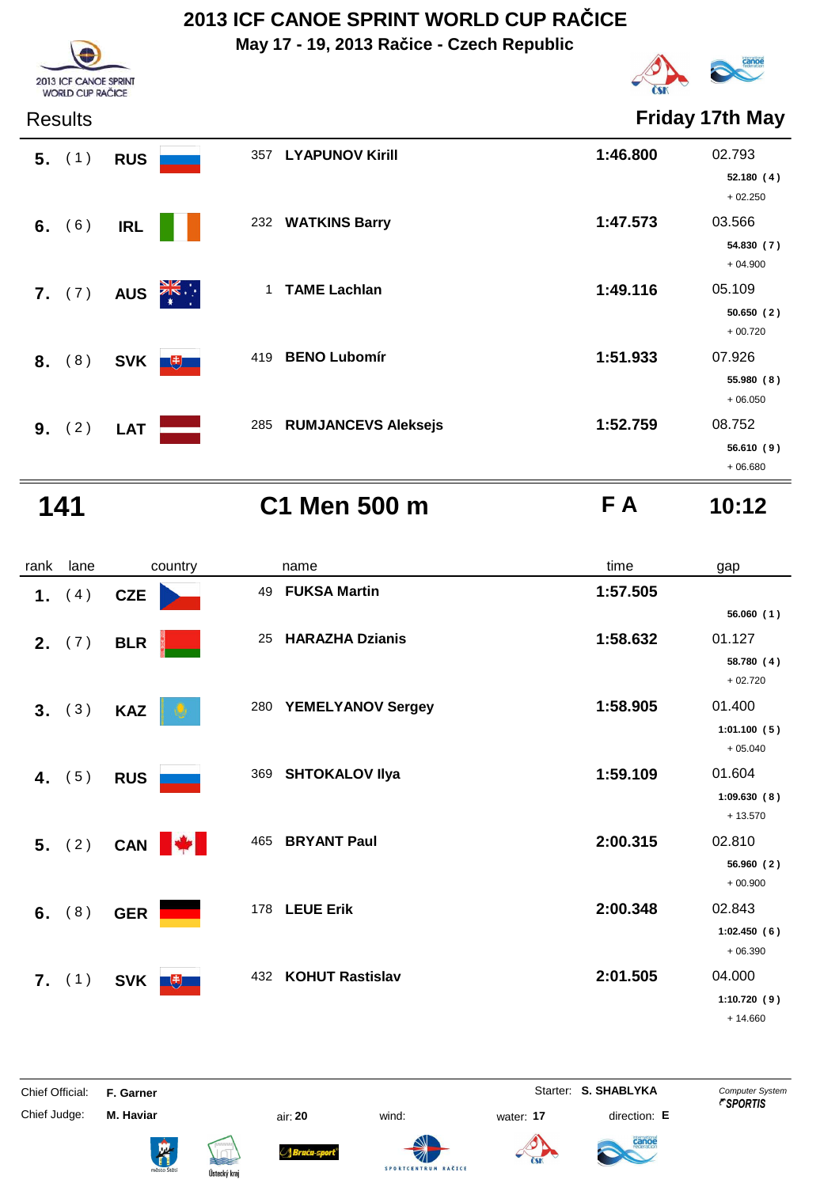# 2013 ICF CANOE SPRINT WORLD CUP RAČICE

**May 17 - 19, 2013 Račice - Czech Republic**

2013 ICF CANOE SPRINT WORLD CUP RAČICE

Results — **Friday 17th May**

| rank | lane | country | no. | name | time | gap | split |
|---|---|---|---|---|---|---|---|
| 5. | (1) | RUS | 357 | LYAPUNOV Kirill | 1:46.800 | 02.793 | 52.180 (4) + 02.250 |
| 6. | (6) | IRL | 232 | WATKINS Barry | 1:47.573 | 03.566 | 54.830 (7) + 04.900 |
| 7. | (7) | AUS | 1 | TAME Lachlan | 1:49.116 | 05.109 | 50.650 (2) + 00.720 |
| 8. | (8) | SVK | 419 | BENO Lubomír | 1:51.933 | 07.926 | 55.980 (8) + 06.050 |
| 9. | (2) | LAT | 285 | RUMJANCEVS Aleksejs | 1:52.759 | 08.752 | 56.610 (9) + 06.680 |

## 141 — C1 Men 500 m — F A — 10:12

| rank | lane | country | no. | name | time | gap | split |
|---|---|---|---|---|---|---|---|
| 1. | (4) | CZE | 49 | FUKSA Martin | 1:57.505 | | 56.060 (1) |
| 2. | (7) | BLR | 25 | HARAZHA Dzianis | 1:58.632 | 01.127 | 58.780 (4) + 02.720 |
| 3. | (3) | KAZ | 280 | YEMELYANOV Sergey | 1:58.905 | 01.400 | 1:01.100 (5) + 05.040 |
| 4. | (5) | RUS | 369 | SHTOKALOV Ilya | 1:59.109 | 01.604 | 1:09.630 (8) + 13.570 |
| 5. | (2) | CAN | 465 | BRYANT Paul | 2:00.315 | 02.810 | 56.960 (2) + 00.900 |
| 6. | (8) | GER | 178 | LEUE Erik | 2:00.348 | 02.843 | 1:02.450 (6) + 06.390 |
| 7. | (1) | SVK | 432 | KOHUT Rastislav | 2:01.505 | 04.000 | 1:10.720 (9) + 14.660 |

Chief Official: **F. Garner**
Chief Judge: **M. Haviar**
Starter: **S. SHABLYKA**
air: **20** wind: water: **17** direction: **E**

Computer System SPORTIS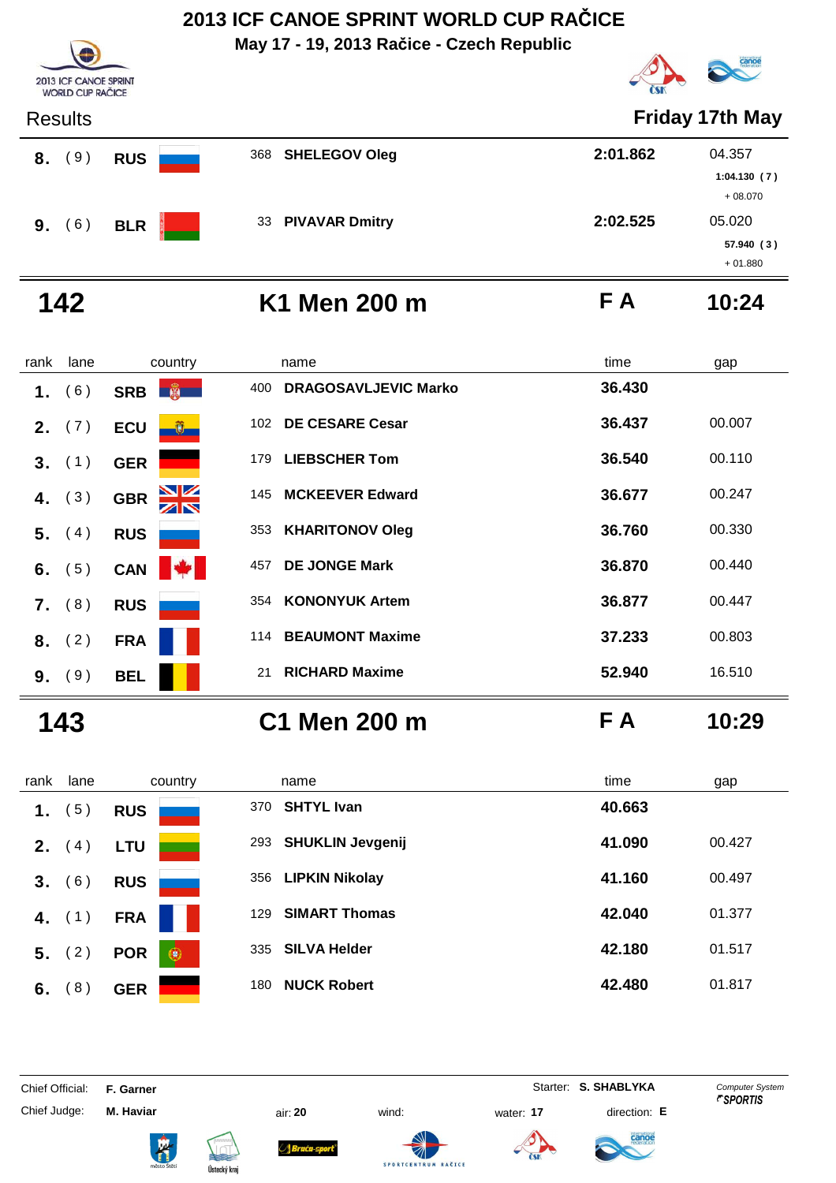# 2013 ICF CANOE SPRINT WORLD CUP RAČICE

**May 17 - 19, 2013 Račice - Czech Republic**

2013 ICF CANOE SPRINT WORLD CUP RAČICE

Results

**Friday 17th May**

| rank | lane | country | | name | time | gap |
|---|---|---|---|---|---|---|
| **8.** | ( 9 ) | **RUS** | 368 | **SHELEGOV Oleg** | **2:01.862** | 04.357 **1:04.130 ( 7 )** + 08.070 |
| **9.** | ( 6 ) | **BLR** | 33 | **PIVAVAR Dmitry** | **2:02.525** | 05.020 **57.940 ( 3 )** + 01.880 |

## 142 K1 Men 200 m F A 10:24

| rank | lane | country | | name | time | gap |
|---|---|---|---|---|---|---|
| **1.** | ( 6 ) | **SRB** | 400 | **DRAGOSAVLJEVIC Marko** | **36.430** | |
| **2.** | ( 7 ) | **ECU** | 102 | **DE CESARE Cesar** | **36.437** | 00.007 |
| **3.** | ( 1 ) | **GER** | 179 | **LIEBSCHER Tom** | **36.540** | 00.110 |
| **4.** | ( 3 ) | **GBR** | 145 | **MCKEEVER Edward** | **36.677** | 00.247 |
| **5.** | ( 4 ) | **RUS** | 353 | **KHARITONOV Oleg** | **36.760** | 00.330 |
| **6.** | ( 5 ) | **CAN** | 457 | **DE JONGE Mark** | **36.870** | 00.440 |
| **7.** | ( 8 ) | **RUS** | 354 | **KONONYUK Artem** | **36.877** | 00.447 |
| **8.** | ( 2 ) | **FRA** | 114 | **BEAUMONT Maxime** | **37.233** | 00.803 |
| **9.** | ( 9 ) | **BEL** | 21 | **RICHARD Maxime** | **52.940** | 16.510 |

## 143 C1 Men 200 m F A 10:29

| rank | lane | country | | name | time | gap |
|---|---|---|---|---|---|---|
| **1.** | ( 5 ) | **RUS** | 370 | **SHTYL Ivan** | **40.663** | |
| **2.** | ( 4 ) | **LTU** | 293 | **SHUKLIN Jevgenij** | **41.090** | 00.427 |
| **3.** | ( 6 ) | **RUS** | 356 | **LIPKIN Nikolay** | **41.160** | 00.497 |
| **4.** | ( 1 ) | **FRA** | 129 | **SIMART Thomas** | **42.040** | 01.377 |
| **5.** | ( 2 ) | **POR** | 335 | **SILVA Helder** | **42.180** | 01.517 |
| **6.** | ( 8 ) | **GER** | 180 | **NUCK Robert** | **42.480** | 01.817 |

Chief Official: **F. Garner** Starter: **S. SHABLYKA** *Computer System SPORTIS*

Chief Judge: **M. Haviar** air: **20** wind: water: **17** direction: **E**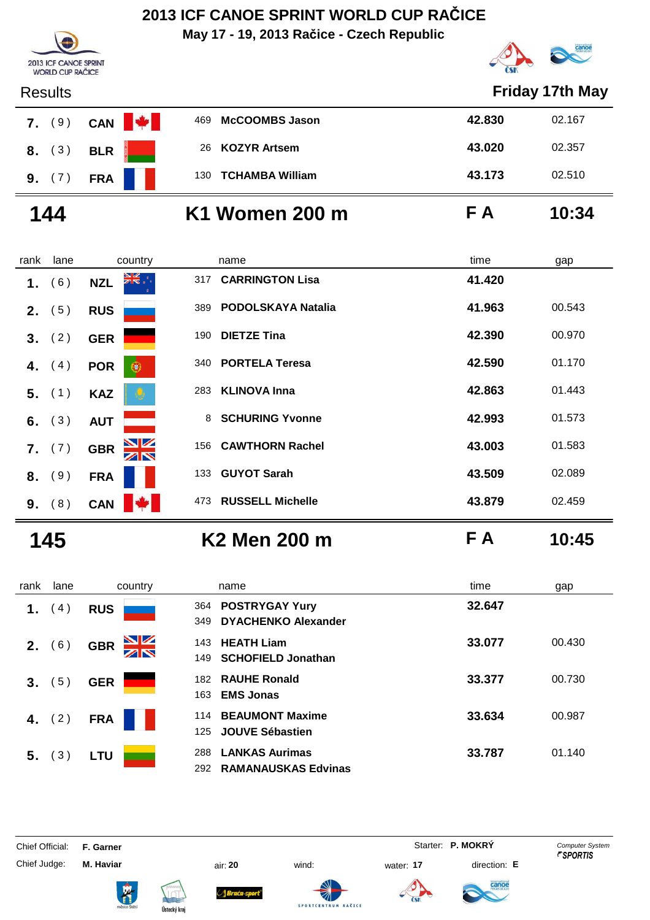# 2013 ICF CANOE SPRINT WORLD CUP RAČICE

**May 17 - 19, 2013 Račice - Czech Republic**

Results — **Friday 17th May**

| rank | lane | country | no. | name | time | gap |
|---|---|---|---|---|---|---|
| 7. | (9) | CAN | 469 | **McCOOMBS Jason** | **42.830** | 02.167 |
| 8. | (3) | BLR | 26 | **KOZYR Artsem** | **43.020** | 02.357 |
| 9. | (7) | FRA | 130 | **TCHAMBA William** | **43.173** | 02.510 |

## 144 — K1 Women 200 m — F A — 10:34

| rank | lane | country | no. | name | time | gap |
|---|---|---|---|---|---|---|
| 1. | (6) | NZL | 317 | **CARRINGTON Lisa** | **41.420** | |
| 2. | (5) | RUS | 389 | **PODOLSKAYA Natalia** | **41.963** | 00.543 |
| 3. | (2) | GER | 190 | **DIETZE Tina** | **42.390** | 00.970 |
| 4. | (4) | POR | 340 | **PORTELA Teresa** | **42.590** | 01.170 |
| 5. | (1) | KAZ | 283 | **KLINOVA Inna** | **42.863** | 01.443 |
| 6. | (3) | AUT | 8 | **SCHURING Yvonne** | **42.993** | 01.573 |
| 7. | (7) | GBR | 156 | **CAWTHORN Rachel** | **43.003** | 01.583 |
| 8. | (9) | FRA | 133 | **GUYOT Sarah** | **43.509** | 02.089 |
| 9. | (8) | CAN | 473 | **RUSSELL Michelle** | **43.879** | 02.459 |

## 145 — K2 Men 200 m — F A — 10:45

| rank | lane | country | no. | name | time | gap |
|---|---|---|---|---|---|---|
| 1. | (4) | RUS | 364<br>349 | **POSTRYGAY Yury**<br>**DYACHENKO Alexander** | **32.647** | |
| 2. | (6) | GBR | 143<br>149 | **HEATH Liam**<br>**SCHOFIELD Jonathan** | **33.077** | 00.430 |
| 3. | (5) | GER | 182<br>163 | **RAUHE Ronald**<br>**EMS Jonas** | **33.377** | 00.730 |
| 4. | (2) | FRA | 114<br>125 | **BEAUMONT Maxime**<br>**JOUVE Sébastien** | **33.634** | 00.987 |
| 5. | (3) | LTU | 288<br>292 | **LANKAS Aurimas**<br>**RAMANAUSKAS Edvinas** | **33.787** | 01.140 |

Chief Official: **F. Garner** — Starter: **P. MOKRÝ** — Computer System SPORTIS

Chief Judge: **M. Haviar** — air: **20** — wind: — water: **17** — direction: **E**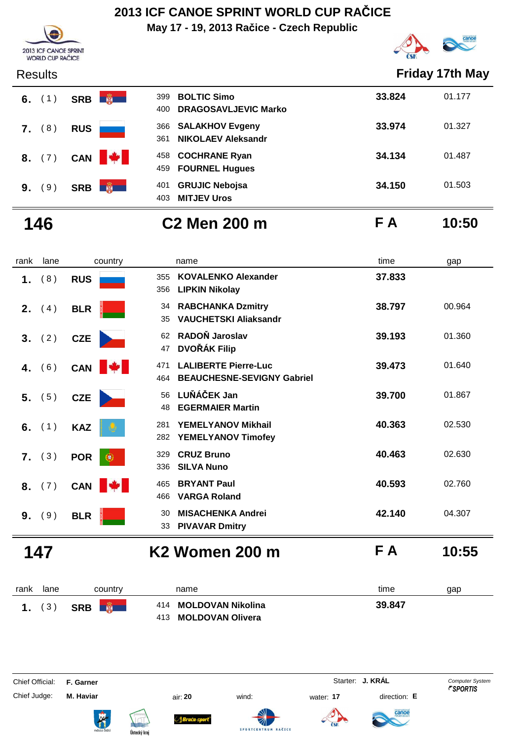# 2013 ICF CANOE SPRINT WORLD CUP RAČICE

**May 17 - 19, 2013 Račice - Czech Republic**

Results **Friday 17th May**

| rank | lane | country | name | time | gap |
|---|---|---|---|---|---|
| 6. | (1) | SRB | 399 BOLTIC Simo<br>400 DRAGOSAVLJEVIC Marko | 33.824 | 01.177 |
| 7. | (8) | RUS | 366 SALAKHOV Evgeny<br>361 NIKOLAEV Aleksandr | 33.974 | 01.327 |
| 8. | (7) | CAN | 458 COCHRANE Ryan<br>459 FOURNEL Hugues | 34.134 | 01.487 |
| 9. | (9) | SRB | 401 GRUJIC Nebojsa<br>403 MITJEV Uros | 34.150 | 01.503 |

## 146 C2 Men 200 m F A 10:50

| rank | lane | country | name | time | gap |
|---|---|---|---|---|---|
| 1. | (8) | RUS | 355 KOVALENKO Alexander<br>356 LIPKIN Nikolay | 37.833 | |
| 2. | (4) | BLR | 34 RABCHANKA Dzmitry<br>35 VAUCHETSKI Aliaksandr | 38.797 | 00.964 |
| 3. | (2) | CZE | 62 RADOŇ Jaroslav<br>47 DVOŘÁK Filip | 39.193 | 01.360 |
| 4. | (6) | CAN | 471 LALIBERTE Pierre-Luc<br>464 BEAUCHESNE-SEVIGNY Gabriel | 39.473 | 01.640 |
| 5. | (5) | CZE | 56 LUŇÁČEK Jan<br>48 EGERMAIER Martin | 39.700 | 01.867 |
| 6. | (1) | KAZ | 281 YEMELYANOV Mikhail<br>282 YEMELYANOV Timofey | 40.363 | 02.530 |
| 7. | (3) | POR | 329 CRUZ Bruno<br>336 SILVA Nuno | 40.463 | 02.630 |
| 8. | (7) | CAN | 465 BRYANT Paul<br>466 VARGA Roland | 40.593 | 02.760 |
| 9. | (9) | BLR | 30 MISACHENKA Andrei<br>33 PIVAVAR Dmitry | 42.140 | 04.307 |

## 147 K2 Women 200 m F A 10:55

| rank | lane | country | name | time | gap |
|---|---|---|---|---|---|
| 1. | (3) | SRB | 414 MOLDOVAN Nikolina<br>413 MOLDOVAN Olivera | 39.847 | |

Chief Official: **F. Garner** | Starter: **J. KRÁL** | Computer System SPORTIS

Chief Judge: **M. Haviar** | air: **20** | wind: | water: **17** | direction: **E**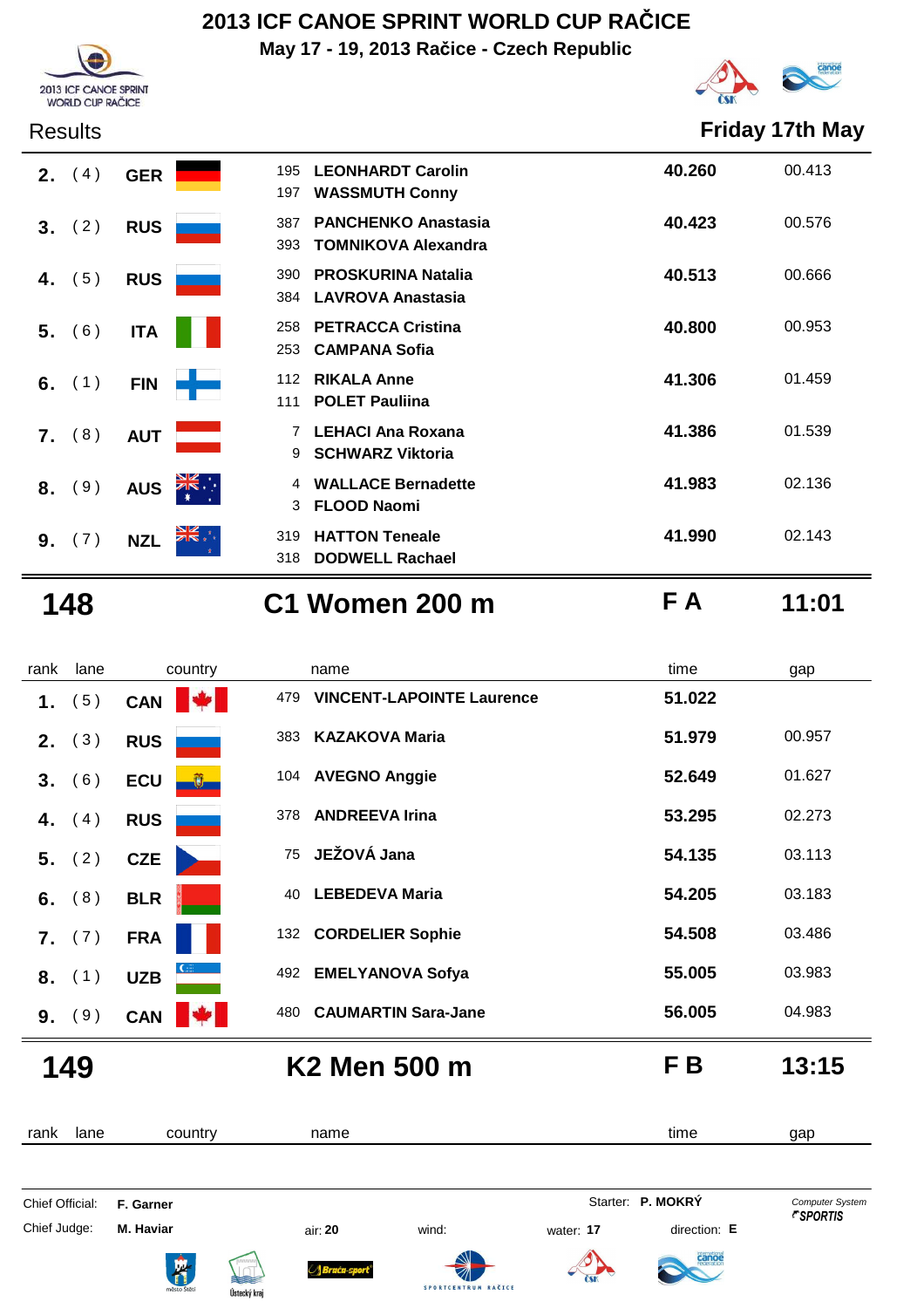# 2013 ICF CANOE SPRINT WORLD CUP RAČICE

**May 17 - 19, 2013 Račice - Czech Republic**

Results — **Friday 17th May**

| rank | lane | country | name | time | gap |
|---|---|---|---|---|---|
| **2.** | (4) | **GER** | 195 **LEONHARDT Carolin**<br>197 **WASSMUTH Conny** | **40.260** | 00.413 |
| **3.** | (2) | **RUS** | 387 **PANCHENKO Anastasia**<br>393 **TOMNIKOVA Alexandra** | **40.423** | 00.576 |
| **4.** | (5) | **RUS** | 390 **PROSKURINA Natalia**<br>384 **LAVROVA Anastasia** | **40.513** | 00.666 |
| **5.** | (6) | **ITA** | 258 **PETRACCA Cristina**<br>253 **CAMPANA Sofia** | **40.800** | 00.953 |
| **6.** | (1) | **FIN** | 112 **RIKALA Anne**<br>111 **POLET Pauliina** | **41.306** | 01.459 |
| **7.** | (8) | **AUT** | 7 **LEHACI Ana Roxana**<br>9 **SCHWARZ Viktoria** | **41.386** | 01.539 |
| **8.** | (9) | **AUS** | 4 **WALLACE Bernadette**<br>3 **FLOOD Naomi** | **41.983** | 02.136 |
| **9.** | (7) | **NZL** | 319 **HATTON Teneale**<br>318 **DODWELL Rachael** | **41.990** | 02.143 |

## 148 — C1 Women 200 m — F A — 11:01

| rank | lane | country | name | time | gap |
|---|---|---|---|---|---|
| **1.** | (5) | **CAN** | 479 **VINCENT-LAPOINTE Laurence** | **51.022** | |
| **2.** | (3) | **RUS** | 383 **KAZAKOVA Maria** | **51.979** | 00.957 |
| **3.** | (6) | **ECU** | 104 **AVEGNO Anggie** | **52.649** | 01.627 |
| **4.** | (4) | **RUS** | 378 **ANDREEVA Irina** | **53.295** | 02.273 |
| **5.** | (2) | **CZE** | 75 **JEŽOVÁ Jana** | **54.135** | 03.113 |
| **6.** | (8) | **BLR** | 40 **LEBEDEVA Maria** | **54.205** | 03.183 |
| **7.** | (7) | **FRA** | 132 **CORDELIER Sophie** | **54.508** | 03.486 |
| **8.** | (1) | **UZB** | 492 **EMELYANOVA Sofya** | **55.005** | 03.983 |
| **9.** | (9) | **CAN** | 480 **CAUMARTIN Sara-Jane** | **56.005** | 04.983 |

## 149 — K2 Men 500 m — F B — 13:15

| rank | lane | country | name | time | gap |
|---|---|---|---|---|---|

Chief Official: **F. Garner** — Starter: **P. MOKRÝ** — Computer System SPORTIS

Chief Judge: **M. Haviar** — air: **20** — wind: — water: **17** — direction: **E**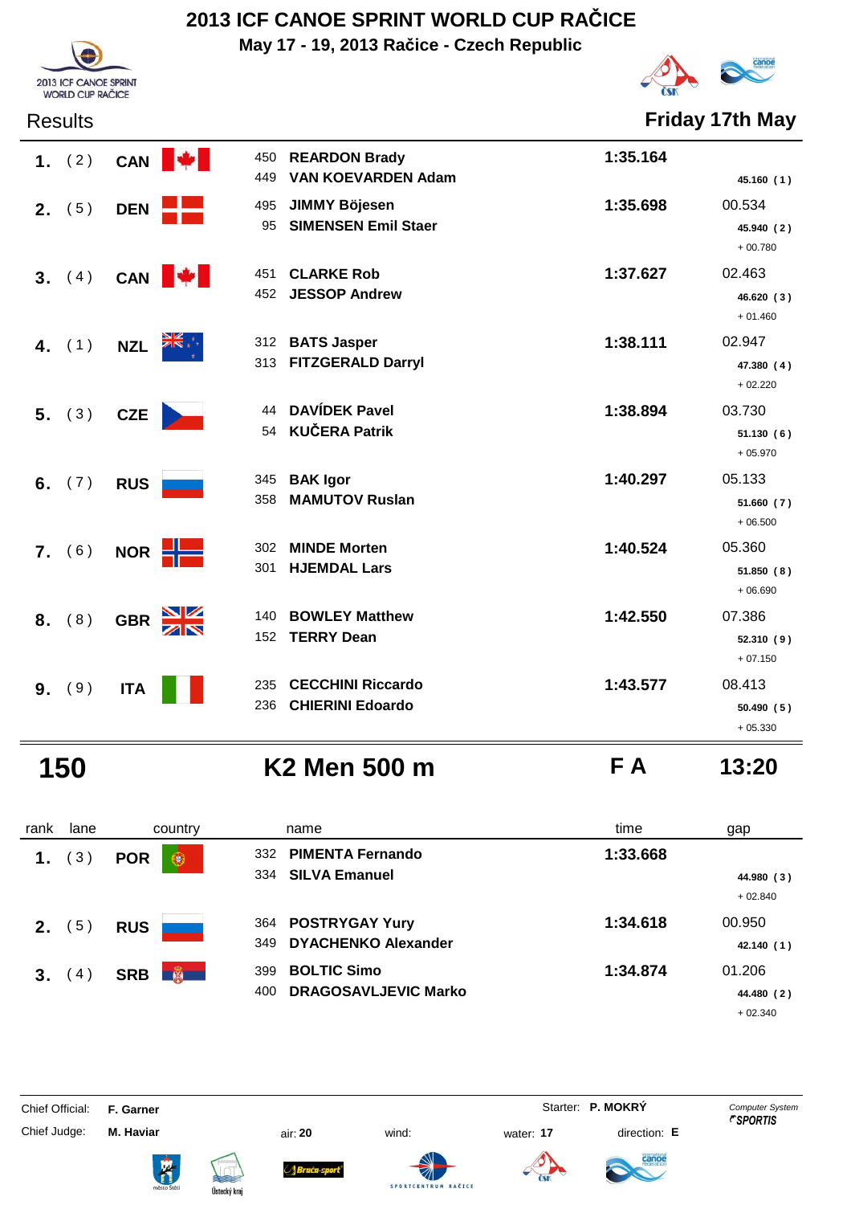# 2013 ICF CANOE SPRINT WORLD CUP RAČICE

**May 17 - 19, 2013 Račice - Czech Republic**

2013 ICF CANOE SPRINT WORLD CUP RAČICE

## Results

**Friday 17th May**

| rank | lane | country | name | time | gap |
|---|---|---|---|---|---|
| **1.** | ( 2 ) | **CAN** | 450 **REARDON Brady**<br>449 **VAN KOEVARDEN Adam** | **1:35.164** | **45.160 ( 1 )** |
| **2.** | ( 5 ) | **DEN** | 495 **JIMMY Böjesen**<br>95 **SIMENSEN Emil Staer** | **1:35.698** | 00.534<br>**45.940 ( 2 )**<br>+ 00.780 |
| **3.** | ( 4 ) | **CAN** | 451 **CLARKE Rob**<br>452 **JESSOP Andrew** | **1:37.627** | 02.463<br>**46.620 ( 3 )**<br>+ 01.460 |
| **4.** | ( 1 ) | **NZL** | 312 **BATS Jasper**<br>313 **FITZGERALD Darryl** | **1:38.111** | 02.947<br>**47.380 ( 4 )**<br>+ 02.220 |
| **5.** | ( 3 ) | **CZE** | 44 **DAVÍDEK Pavel**<br>54 **KUČERA Patrik** | **1:38.894** | 03.730<br>**51.130 ( 6 )**<br>+ 05.970 |
| **6.** | ( 7 ) | **RUS** | 345 **BAK Igor**<br>358 **MAMUTOV Ruslan** | **1:40.297** | 05.133<br>**51.660 ( 7 )**<br>+ 06.500 |
| **7.** | ( 6 ) | **NOR** | 302 **MINDE Morten**<br>301 **HJEMDAL Lars** | **1:40.524** | 05.360<br>**51.850 ( 8 )**<br>+ 06.690 |
| **8.** | ( 8 ) | **GBR** | 140 **BOWLEY Matthew**<br>152 **TERRY Dean** | **1:42.550** | 07.386<br>**52.310 ( 9 )**<br>+ 07.150 |
| **9.** | ( 9 ) | **ITA** | 235 **CECCHINI Riccardo**<br>236 **CHIERINI Edoardo** | **1:43.577** | 08.413<br>**50.490 ( 5 )**<br>+ 05.330 |

## 150 — K2 Men 500 m — F A — 13:20

| rank | lane | country | name | time | gap |
|---|---|---|---|---|---|
| **1.** | ( 3 ) | **POR** | 332 **PIMENTA Fernando**<br>334 **SILVA Emanuel** | **1:33.668** | **44.980 ( 3 )**<br>+ 02.840 |
| **2.** | ( 5 ) | **RUS** | 364 **POSTRYGAY Yury**<br>349 **DYACHENKO Alexander** | **1:34.618** | 00.950<br>**42.140 ( 1 )** |
| **3.** | ( 4 ) | **SRB** | 399 **BOLTIC Simo**<br>400 **DRAGOSAVLJEVIC Marko** | **1:34.874** | 01.206<br>**44.480 ( 2 )**<br>+ 02.340 |

Chief Official: **F. Garner** | Starter: **P. MOKRÝ** | Computer System SPORTIS

Chief Judge: **M. Haviar** | air: **20** | wind: | water: **17** | direction: **E**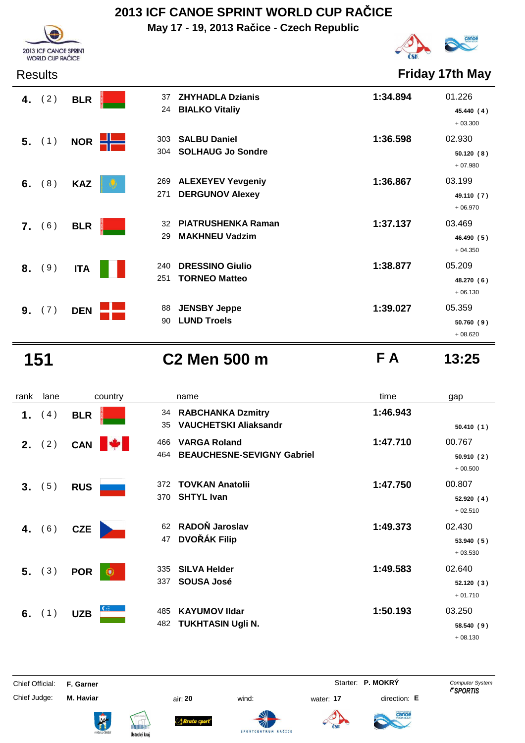# 2013 ICF CANOE SPRINT WORLD CUP RAČICE

**May 17 - 19, 2013 Račice - Czech Republic**

Results — **Friday 17th May**

| rank | lane | country | no. | name | time | gap |
|---|---|---|---|---|---|---|
| **4.** | (2) | **BLR** | 37 | **ZHYHADLA Dzianis** | **1:34.894** | 01.226 |
| | | | 24 | **BIALKO Vitaliy** | | **45.440 (4)** |
| | | | | | | + 03.300 |
| **5.** | (1) | **NOR** | 303 | **SALBU Daniel** | **1:36.598** | 02.930 |
| | | | 304 | **SOLHAUG Jo Sondre** | | **50.120 (8)** |
| | | | | | | + 07.980 |
| **6.** | (8) | **KAZ** | 269 | **ALEXEYEV Yevgeniy** | **1:36.867** | 03.199 |
| | | | 271 | **DERGUNOV Alexey** | | **49.110 (7)** |
| | | | | | | + 06.970 |
| **7.** | (6) | **BLR** | 32 | **PIATRUSHENKA Raman** | **1:37.137** | 03.469 |
| | | | 29 | **MAKHNEU Vadzim** | | **46.490 (5)** |
| | | | | | | + 04.350 |
| **8.** | (9) | **ITA** | 240 | **DRESSINO Giulio** | **1:38.877** | 05.209 |
| | | | 251 | **TORNEO Matteo** | | **48.270 (6)** |
| | | | | | | + 06.130 |
| **9.** | (7) | **DEN** | 88 | **JENSBY Jeppe** | **1:39.027** | 05.359 |
| | | | 90 | **LUND Troels** | | **50.760 (9)** |
| | | | | | | + 08.620 |

## 151 — C2 Men 500 m — F A — 13:25

| rank | lane | country | no. | name | time | gap |
|---|---|---|---|---|---|---|
| **1.** | (4) | **BLR** | 34 | **RABCHANKA Dzmitry** | **1:46.943** | |
| | | | 35 | **VAUCHETSKI Aliaksandr** | | **50.410 (1)** |
| **2.** | (2) | **CAN** | 466 | **VARGA Roland** | **1:47.710** | 00.767 |
| | | | 464 | **BEAUCHESNE-SEVIGNY Gabriel** | | **50.910 (2)** |
| | | | | | | + 00.500 |
| **3.** | (5) | **RUS** | 372 | **TOVKAN Anatolii** | **1:47.750** | 00.807 |
| | | | 370 | **SHTYL Ivan** | | **52.920 (4)** |
| | | | | | | + 02.510 |
| **4.** | (6) | **CZE** | 62 | **RADOŇ Jaroslav** | **1:49.373** | 02.430 |
| | | | 47 | **DVOŘÁK Filip** | | **53.940 (5)** |
| | | | | | | + 03.530 |
| **5.** | (3) | **POR** | 335 | **SILVA Helder** | **1:49.583** | 02.640 |
| | | | 337 | **SOUSA José** | | **52.120 (3)** |
| | | | | | | + 01.710 |
| **6.** | (1) | **UZB** | 485 | **KAYUMOV Ildar** | **1:50.193** | 03.250 |
| | | | 482 | **TUKHTASIN Ugli N.** | | **58.540 (9)** |
| | | | | | | + 08.130 |

Chief Official: **F. Garner** — Starter: **P. MOKRÝ** — Computer System SPORTIS

Chief Judge: **M. Haviar** — air: **20** — wind: — water: **17** — direction: **E**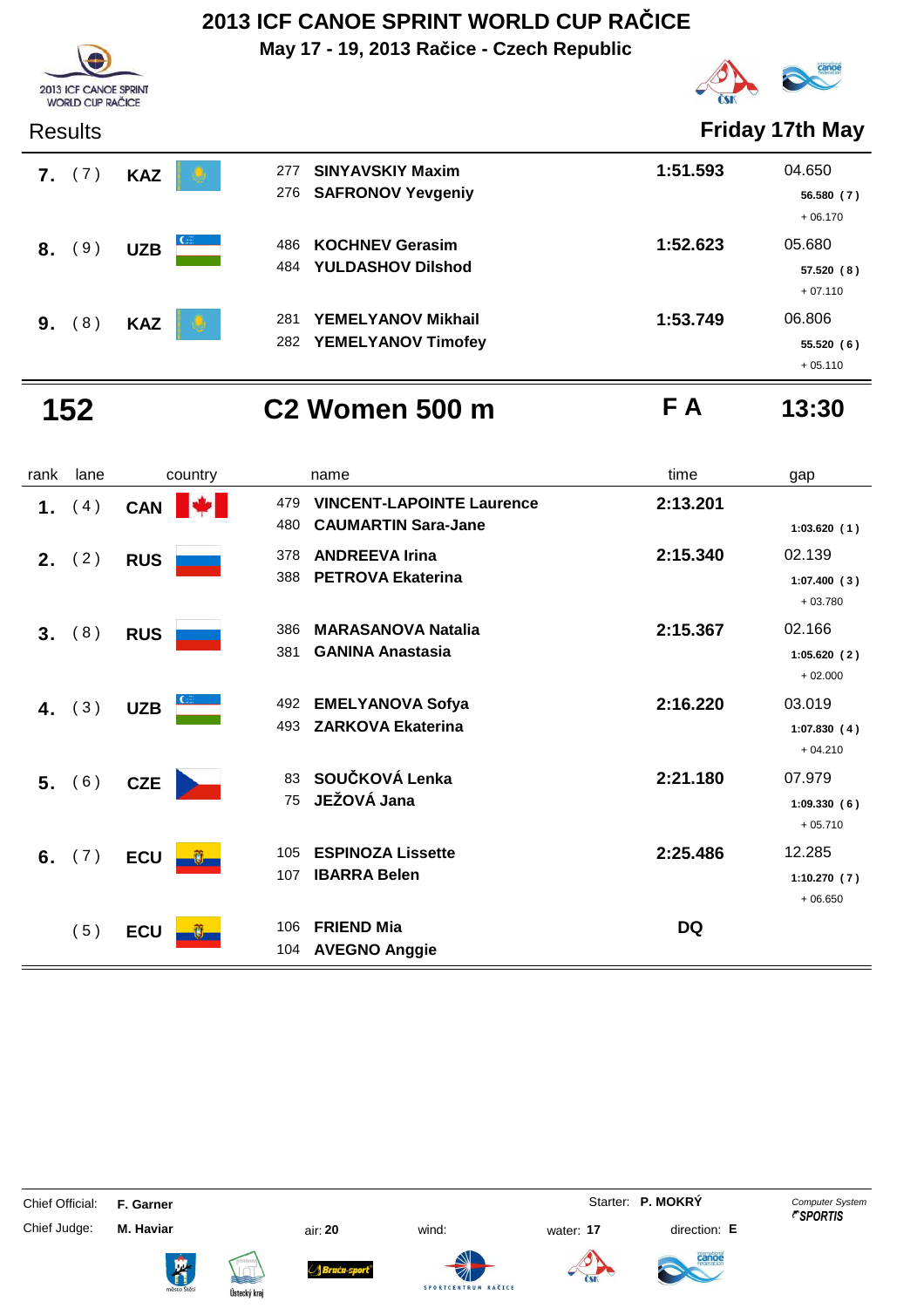# 2013 ICF CANOE SPRINT WORLD CUP RAČICE

**May 17 - 19, 2013 Račice - Czech Republic**

Results **Friday 17th May**

| rank | lane | country | name | time | gap |
|---|---|---|---|---|---|
| **7.** | ( 7 ) | **KAZ** | 277 **SINYAVSKIY Maxim**<br>276 **SAFRONOV Yevgeniy** | **1:51.593** | 04.650<br>**56.580 ( 7 )**<br>+ 06.170 |
| **8.** | ( 9 ) | **UZB** | 486 **KOCHNEV Gerasim**<br>484 **YULDASHOV Dilshod** | **1:52.623** | 05.680<br>**57.520 ( 8 )**<br>+ 07.110 |
| **9.** | ( 8 ) | **KAZ** | 281 **YEMELYANOV Mikhail**<br>282 **YEMELYANOV Timofey** | **1:53.749** | 06.806<br>**55.520 ( 6 )**<br>+ 05.110 |

## 152 — C2 Women 500 m — F A — 13:30

| rank | lane | country | name | time | gap |
|---|---|---|---|---|---|
| **1.** | ( 4 ) | **CAN** | 479 **VINCENT-LAPOINTE Laurence**<br>480 **CAUMARTIN Sara-Jane** | **2:13.201** | **1:03.620 ( 1 )** |
| **2.** | ( 2 ) | **RUS** | 378 **ANDREEVA Irina**<br>388 **PETROVA Ekaterina** | **2:15.340** | 02.139<br>**1:07.400 ( 3 )**<br>+ 03.780 |
| **3.** | ( 8 ) | **RUS** | 386 **MARASANOVA Natalia**<br>381 **GANINA Anastasia** | **2:15.367** | 02.166<br>**1:05.620 ( 2 )**<br>+ 02.000 |
| **4.** | ( 3 ) | **UZB** | 492 **EMELYANOVA Sofya**<br>493 **ZARKOVA Ekaterina** | **2:16.220** | 03.019<br>**1:07.830 ( 4 )**<br>+ 04.210 |
| **5.** | ( 6 ) | **CZE** | 83 **SOUČKOVÁ Lenka**<br>75 **JEŽOVÁ Jana** | **2:21.180** | 07.979<br>**1:09.330 ( 6 )**<br>+ 05.710 |
| **6.** | ( 7 ) | **ECU** | 105 **ESPINOZA Lissette**<br>107 **IBARRA Belen** | **2:25.486** | 12.285<br>**1:10.270 ( 7 )**<br>+ 06.650 |
| | ( 5 ) | **ECU** | 106 **FRIEND Mia**<br>104 **AVEGNO Anggie** | **DQ** | |

Chief Official: **F. Garner** Starter: **P. MOKRÝ** *Computer System SPORTIS*

Chief Judge: **M. Haviar** air: **20** wind: water: **17** direction: **E**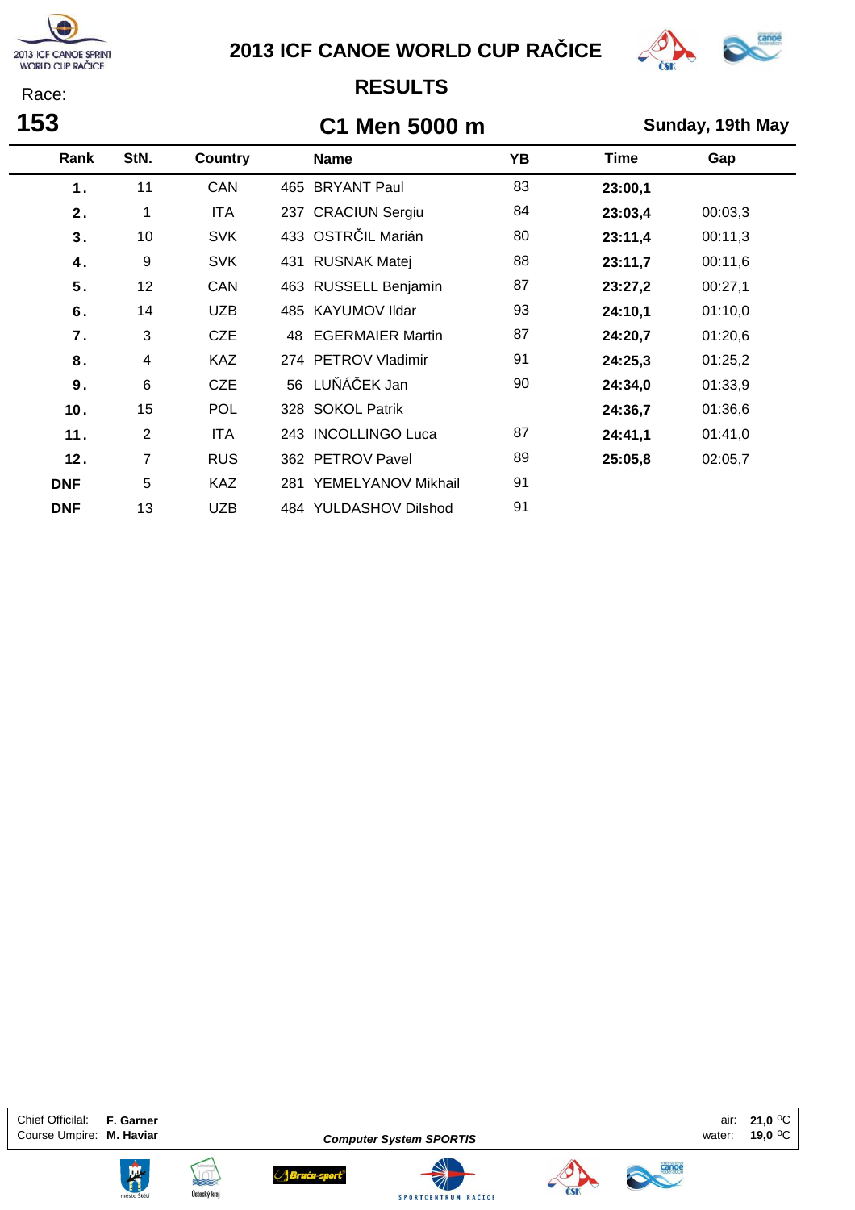# 2013 ICF CANOE WORLD CUP RAČICE

## RESULTS

Race: **153**

## C1 Men 5000 m

**Sunday, 19th May**

| Rank | StN. | Country | Name | YB | Time | Gap |
|---|---|---|---|---|---|---|
| 1. | 11 | CAN | 465 BRYANT Paul | 83 | 23:00,1 | |
| 2. | 1 | ITA | 237 CRACIUN Sergiu | 84 | 23:03,4 | 00:03,3 |
| 3. | 10 | SVK | 433 OSTRČIL Marián | 80 | 23:11,4 | 00:11,3 |
| 4. | 9 | SVK | 431 RUSNAK Matej | 88 | 23:11,7 | 00:11,6 |
| 5. | 12 | CAN | 463 RUSSELL Benjamin | 87 | 23:27,2 | 00:27,1 |
| 6. | 14 | UZB | 485 KAYUMOV Ildar | 93 | 24:10,1 | 01:10,0 |
| 7. | 3 | CZE | 48 EGERMAIER Martin | 87 | 24:20,7 | 01:20,6 |
| 8. | 4 | KAZ | 274 PETROV Vladimir | 91 | 24:25,3 | 01:25,2 |
| 9. | 6 | CZE | 56 LUŇÁČEK Jan | 90 | 24:34,0 | 01:33,9 |
| 10. | 15 | POL | 328 SOKOL Patrik | | 24:36,7 | 01:36,6 |
| 11. | 2 | ITA | 243 INCOLLINGO Luca | 87 | 24:41,1 | 01:41,0 |
| 12. | 7 | RUS | 362 PETROV Pavel | 89 | 25:05,8 | 02:05,7 |
| DNF | 5 | KAZ | 281 YEMELYANOV Mikhail | 91 | | |
| DNF | 13 | UZB | 484 YULDASHOV Dilshod | 91 | | |

Chief Official: **F. Garner**
Course Umpire: **M. Haviar**

***Computer System SPORTIS***

air: **21,0 °C**
water: **19,0 °C**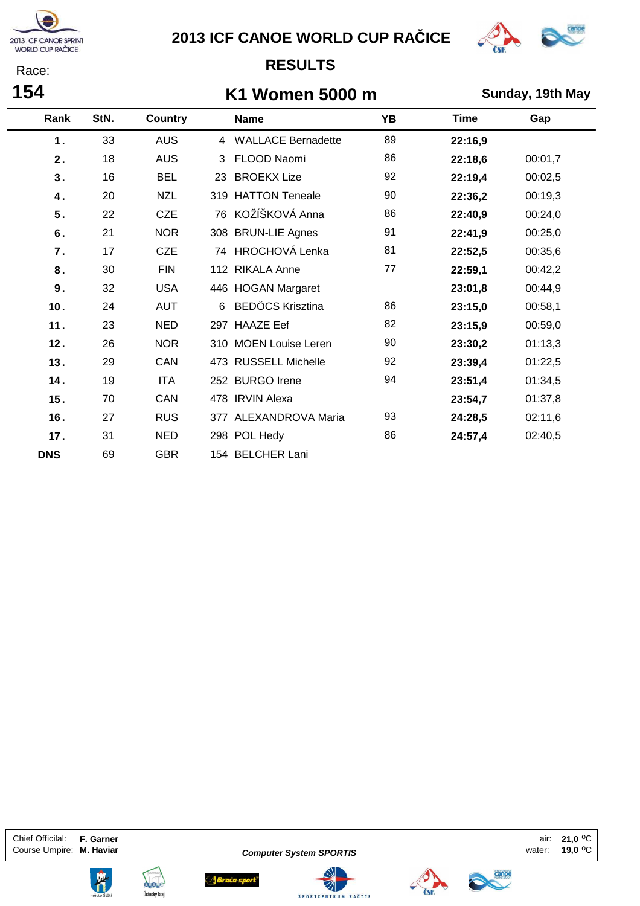# 2013 ICF CANOE WORLD CUP RAČICE

## RESULTS

Race: **154**

## K1 Women 5000 m

**Sunday, 19th May**

| Rank | StN. | Country | | Name | YB | Time | Gap |
|---|---|---|---|---|---|---|---|
| 1. | 33 | AUS | 4 | WALLACE Bernadette | 89 | 22:16,9 | |
| 2. | 18 | AUS | 3 | FLOOD Naomi | 86 | 22:18,6 | 00:01,7 |
| 3. | 16 | BEL | 23 | BROEKX Lize | 92 | 22:19,4 | 00:02,5 |
| 4. | 20 | NZL | 319 | HATTON Teneale | 90 | 22:36,2 | 00:19,3 |
| 5. | 22 | CZE | 76 | KOŽÍŠKOVÁ Anna | 86 | 22:40,9 | 00:24,0 |
| 6. | 21 | NOR | 308 | BRUN-LIE Agnes | 91 | 22:41,9 | 00:25,0 |
| 7. | 17 | CZE | 74 | HROCHOVÁ Lenka | 81 | 22:52,5 | 00:35,6 |
| 8. | 30 | FIN | 112 | RIKALA Anne | 77 | 22:59,1 | 00:42,2 |
| 9. | 32 | USA | 446 | HOGAN Margaret | | 23:01,8 | 00:44,9 |
| 10. | 24 | AUT | 6 | BEDÖCS Krisztina | 86 | 23:15,0 | 00:58,1 |
| 11. | 23 | NED | 297 | HAAZE Eef | 82 | 23:15,9 | 00:59,0 |
| 12. | 26 | NOR | 310 | MOEN Louise Leren | 90 | 23:30,2 | 01:13,3 |
| 13. | 29 | CAN | 473 | RUSSELL Michelle | 92 | 23:39,4 | 01:22,5 |
| 14. | 19 | ITA | 252 | BURGO Irene | 94 | 23:51,4 | 01:34,5 |
| 15. | 70 | CAN | 478 | IRVIN Alexa | | 23:54,7 | 01:37,8 |
| 16. | 27 | RUS | 377 | ALEXANDROVA Maria | 93 | 24:28,5 | 02:11,6 |
| 17. | 31 | NED | 298 | POL Hedy | 86 | 24:57,4 | 02:40,5 |
| DNS | 69 | GBR | 154 | BELCHER Lani | | | |

Chief Official: **F. Garner**
Course Umpire: **M. Haviar**

*Computer System SPORTIS*

air: **21,0 °C**
water: **19,0 °C**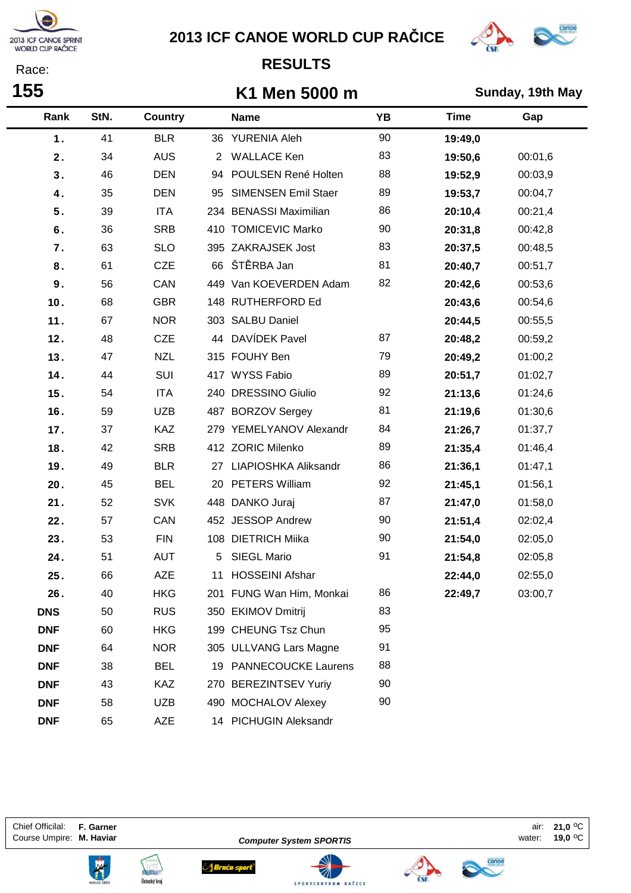# 2013 ICF CANOE WORLD CUP RAČICE

## RESULTS

Race:

**155**

## K1 Men 5000 m

**Sunday, 19th May**

| Rank | StN. | Country | | Name | YB | Time | Gap |
|---|---|---|---|---|---|---|---|
| 1. | 41 | BLR | 36 | YURENIA Aleh | 90 | 19:49,0 | |
| 2. | 34 | AUS | 2 | WALLACE Ken | 83 | 19:50,6 | 00:01,6 |
| 3. | 46 | DEN | 94 | POULSEN René Holten | 88 | 19:52,9 | 00:03,9 |
| 4. | 35 | DEN | 95 | SIMENSEN Emil Staer | 89 | 19:53,7 | 00:04,7 |
| 5. | 39 | ITA | 234 | BENASSI Maximilian | 86 | 20:10,4 | 00:21,4 |
| 6. | 36 | SRB | 410 | TOMICEVIC Marko | 90 | 20:31,8 | 00:42,8 |
| 7. | 63 | SLO | 395 | ZAKRAJSEK Jost | 83 | 20:37,5 | 00:48,5 |
| 8. | 61 | CZE | 66 | ŠTĚRBA Jan | 81 | 20:40,7 | 00:51,7 |
| 9. | 56 | CAN | 449 | Van KOEVERDEN Adam | 82 | 20:42,6 | 00:53,6 |
| 10. | 68 | GBR | 148 | RUTHERFORD Ed | | 20:43,6 | 00:54,6 |
| 11. | 67 | NOR | 303 | SALBU Daniel | | 20:44,5 | 00:55,5 |
| 12. | 48 | CZE | 44 | DAVÍDEK Pavel | 87 | 20:48,2 | 00:59,2 |
| 13. | 47 | NZL | 315 | FOUHY Ben | 79 | 20:49,2 | 01:00,2 |
| 14. | 44 | SUI | 417 | WYSS Fabio | 89 | 20:51,7 | 01:02,7 |
| 15. | 54 | ITA | 240 | DRESSINO Giulio | 92 | 21:13,6 | 01:24,6 |
| 16. | 59 | UZB | 487 | BORZOV Sergey | 81 | 21:19,6 | 01:30,6 |
| 17. | 37 | KAZ | 279 | YEMELYANOV Alexandr | 84 | 21:26,7 | 01:37,7 |
| 18. | 42 | SRB | 412 | ZORIC Milenko | 89 | 21:35,4 | 01:46,4 |
| 19. | 49 | BLR | 27 | LIAPIOSHKA Aliksandr | 86 | 21:36,1 | 01:47,1 |
| 20. | 45 | BEL | 20 | PETERS William | 92 | 21:45,1 | 01:56,1 |
| 21. | 52 | SVK | 448 | DANKO Juraj | 87 | 21:47,0 | 01:58,0 |
| 22. | 57 | CAN | 452 | JESSOP Andrew | 90 | 21:51,4 | 02:02,4 |
| 23. | 53 | FIN | 108 | DIETRICH Miika | 90 | 21:54,0 | 02:05,0 |
| 24. | 51 | AUT | 5 | SIEGL Mario | 91 | 21:54,8 | 02:05,8 |
| 25. | 66 | AZE | 11 | HOSSEINI Afshar | | 22:44,0 | 02:55,0 |
| 26. | 40 | HKG | 201 | FUNG Wan Him, Monkai | 86 | 22:49,7 | 03:00,7 |
| DNS | 50 | RUS | 350 | EKIMOV Dmitrij | 83 | | |
| DNF | 60 | HKG | 199 | CHEUNG Tsz Chun | 95 | | |
| DNF | 64 | NOR | 305 | ULLVANG Lars Magne | 91 | | |
| DNF | 38 | BEL | 19 | PANNECOUCKE Laurens | 88 | | |
| DNF | 43 | KAZ | 270 | BEREZINTSEV Yuriy | 90 | | |
| DNF | 58 | UZB | 490 | MOCHALOV Alexey | 90 | | |
| DNF | 65 | AZE | 14 | PICHUGIN Aleksandr | | | |

Chief Official: **F. Garner**
Course Umpire: **M. Haviar**

***Computer System SPORTIS***

air: **21,0 °C**
water: **19,0 °C**